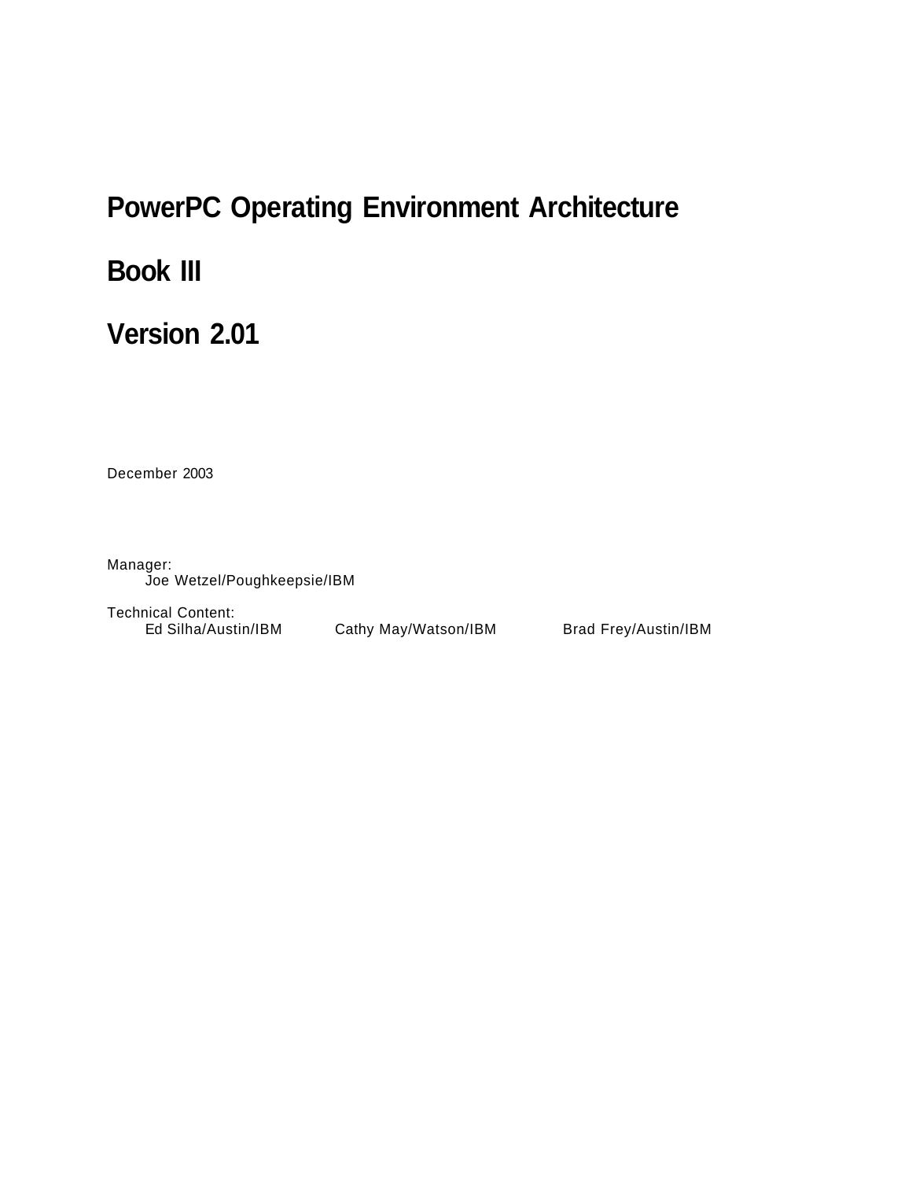# PowerPC Operating Environment Architecture

# Book III

# Version 2.01

December 2003

Manager:
Joe Wetzel/Poughkeepsie/IBM

Technical Content:
Ed Silha/Austin/IBM Cathy May/Watson/IBM Brad Frey/Austin/IBM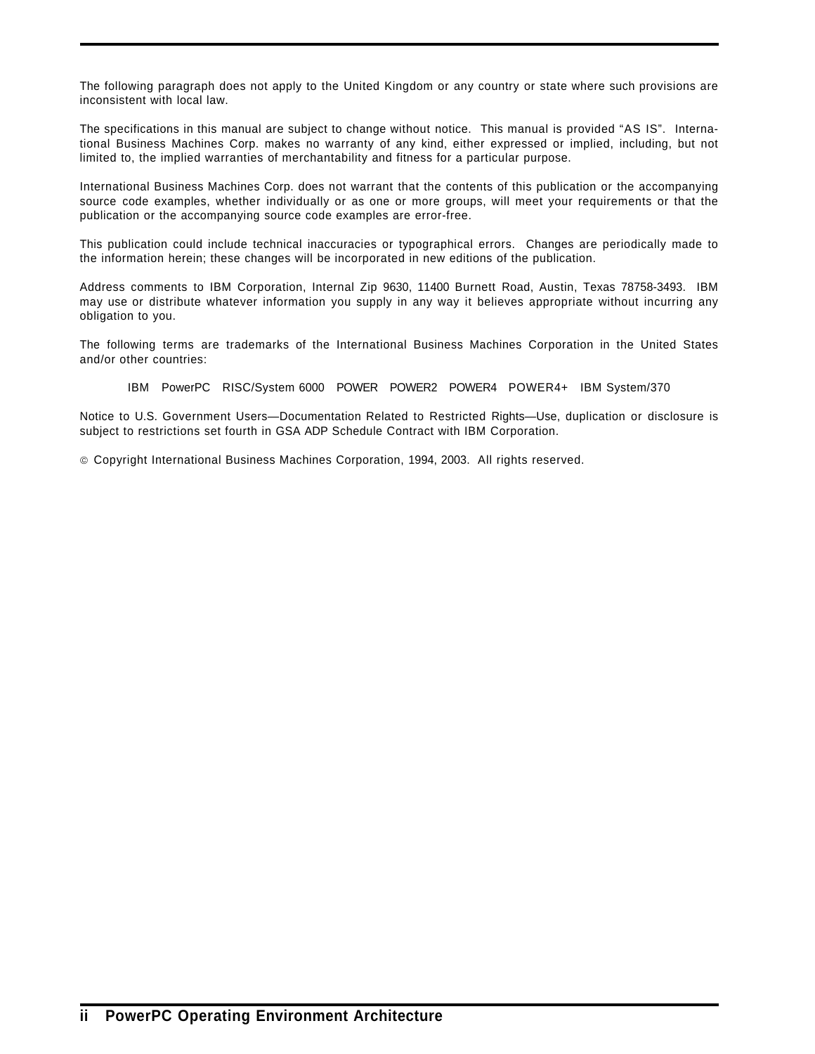The following paragraph does not apply to the United Kingdom or any country or state where such provisions are inconsistent with local law.

The specifications in this manual are subject to change without notice. This manual is provided "AS IS". International Business Machines Corp. makes no warranty of any kind, either expressed or implied, including, but not limited to, the implied warranties of merchantability and fitness for a particular purpose.

International Business Machines Corp. does not warrant that the contents of this publication or the accompanying source code examples, whether individually or as one or more groups, will meet your requirements or that the publication or the accompanying source code examples are error-free.

This publication could include technical inaccuracies or typographical errors. Changes are periodically made to the information herein; these changes will be incorporated in new editions of the publication.

Address comments to IBM Corporation, Internal Zip 9630, 11400 Burnett Road, Austin, Texas 78758-3493. IBM may use or distribute whatever information you supply in any way it believes appropriate without incurring any obligation to you.

The following terms are trademarks of the International Business Machines Corporation in the United States and/or other countries:

IBM PowerPC RISC/System 6000 POWER POWER2 POWER4 POWER4+ IBM System/370

Notice to U.S. Government Users—Documentation Related to Restricted Rights—Use, duplication or disclosure is subject to restrictions set fourth in GSA ADP Schedule Contract with IBM Corporation.

© Copyright International Business Machines Corporation, 1994, 2003. All rights reserved.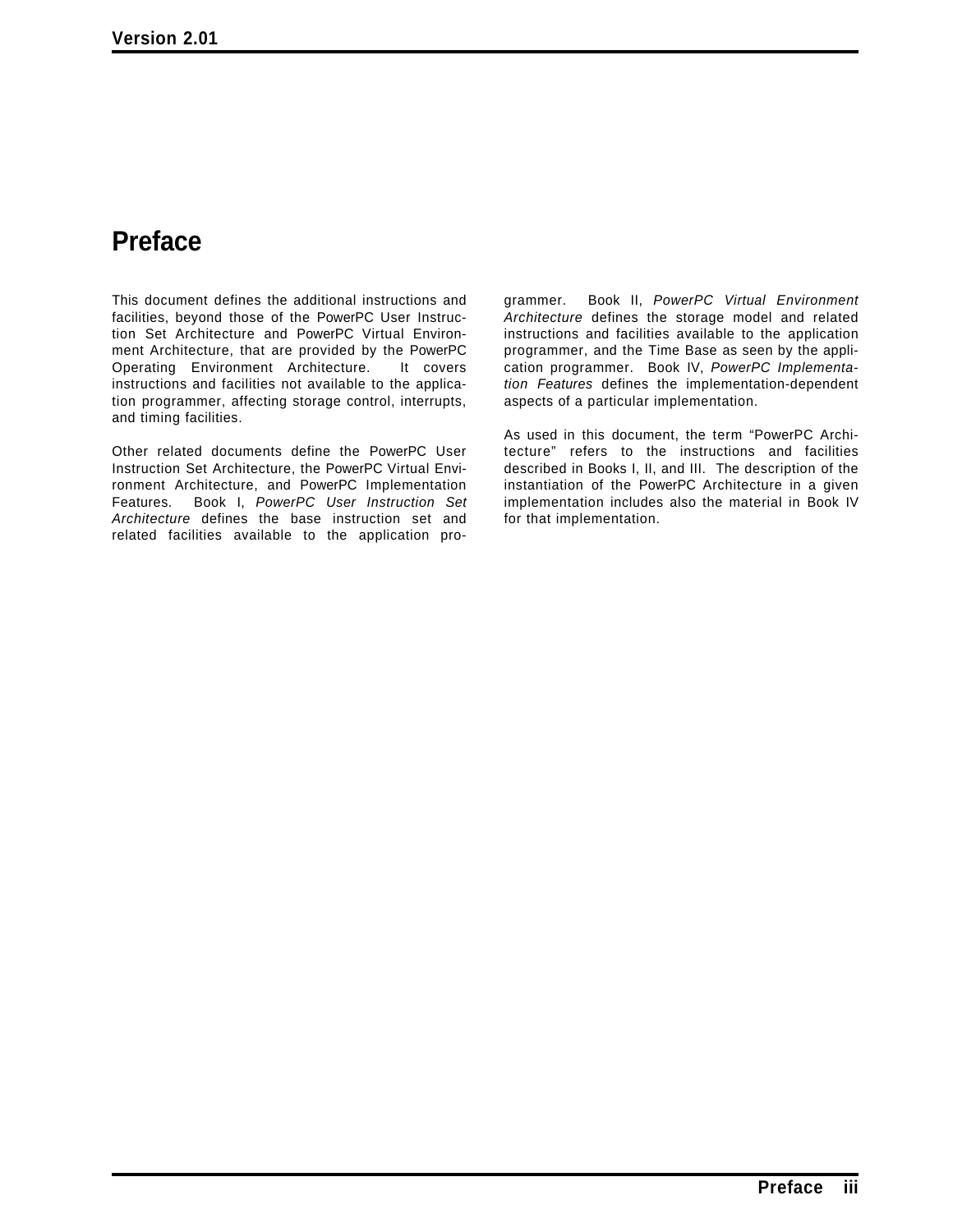# Preface

This document defines the additional instructions and facilities, beyond those of the PowerPC User Instruction Set Architecture and PowerPC Virtual Environment Architecture, that are provided by the PowerPC Operating Environment Architecture. It covers instructions and facilities not available to the application programmer, affecting storage control, interrupts, and timing facilities.

Other related documents define the PowerPC User Instruction Set Architecture, the PowerPC Virtual Environment Architecture, and PowerPC Implementation Features. Book I, *PowerPC User Instruction Set Architecture* defines the base instruction set and related facilities available to the application programmer. Book II, *PowerPC Virtual Environment Architecture* defines the storage model and related instructions and facilities available to the application programmer, and the Time Base as seen by the application programmer. Book IV, *PowerPC Implementation Features* defines the implementation-dependent aspects of a particular implementation.

As used in this document, the term "PowerPC Architecture" refers to the instructions and facilities described in Books I, II, and III. The description of the instantiation of the PowerPC Architecture in a given implementation includes also the material in Book IV for that implementation.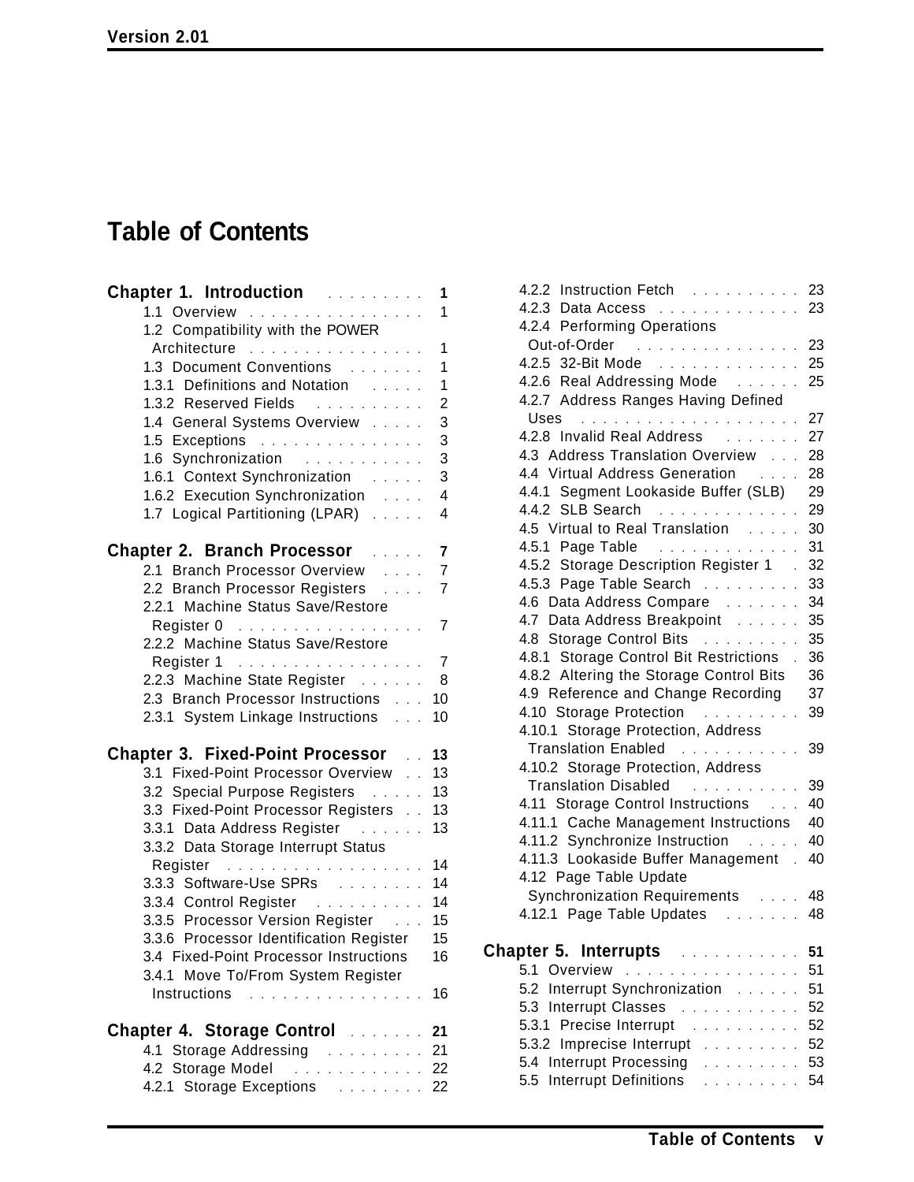# Table of Contents

**Chapter 1. Introduction** . . . . . . . . . 1
- 1.1 Overview . . . . . . . . . . . . . . . . 1
- 1.2 Compatibility with the POWER Architecture . . . . . . . . . . . . . . . . 1
- 1.3 Document Conventions . . . . . . . 1
- 1.3.1 Definitions and Notation . . . . . 1
- 1.3.2 Reserved Fields . . . . . . . . . . 2
- 1.4 General Systems Overview . . . . . 3
- 1.5 Exceptions . . . . . . . . . . . . . . . 3
- 1.6 Synchronization . . . . . . . . . . . 3
- 1.6.1 Context Synchronization . . . . . 3
- 1.6.2 Execution Synchronization . . . . 4
- 1.7 Logical Partitioning (LPAR) . . . . . 4

**Chapter 2. Branch Processor** . . . . . 7
- 2.1 Branch Processor Overview . . . . 7
- 2.2 Branch Processor Registers . . . . 7
- 2.2.1 Machine Status Save/Restore Register 0 . . . . . . . . . . . . . . . . . 7
- 2.2.2 Machine Status Save/Restore Register 1 . . . . . . . . . . . . . . . . . 7
- 2.2.3 Machine State Register . . . . . . 8
- 2.3 Branch Processor Instructions . . . 10
- 2.3.1 System Linkage Instructions . . . 10

**Chapter 3. Fixed-Point Processor** . . 13
- 3.1 Fixed-Point Processor Overview . . 13
- 3.2 Special Purpose Registers . . . . . 13
- 3.3 Fixed-Point Processor Registers . . 13
- 3.3.1 Data Address Register . . . . . . 13
- 3.3.2 Data Storage Interrupt Status Register . . . . . . . . . . . . . . . . . . 14
- 3.3.3 Software-Use SPRs . . . . . . . . 14
- 3.3.4 Control Register . . . . . . . . . . 14
- 3.3.5 Processor Version Register . . . 15
- 3.3.6 Processor Identification Register 15
- 3.4 Fixed-Point Processor Instructions 16
- 3.4.1 Move To/From System Register Instructions . . . . . . . . . . . . . . . . 16

**Chapter 4. Storage Control** . . . . . . 21
- 4.1 Storage Addressing . . . . . . . . . 21
- 4.2 Storage Model . . . . . . . . . . . . 22
- 4.2.1 Storage Exceptions . . . . . . . . 22
- 4.2.2 Instruction Fetch . . . . . . . . . . 23
- 4.2.3 Data Access . . . . . . . . . . . . . 23
- 4.2.4 Performing Operations Out-of-Order . . . . . . . . . . . . . . . 23
- 4.2.5 32-Bit Mode . . . . . . . . . . . . . 25
- 4.2.6 Real Addressing Mode . . . . . . 25
- 4.2.7 Address Ranges Having Defined Uses . . . . . . . . . . . . . . . . . . . . 27
- 4.2.8 Invalid Real Address . . . . . . . 27
- 4.3 Address Translation Overview . . . 28
- 4.4 Virtual Address Generation . . . . 28
- 4.4.1 Segment Lookaside Buffer (SLB) 29
- 4.4.2 SLB Search . . . . . . . . . . . . . 29
- 4.5 Virtual to Real Translation . . . . . 30
- 4.5.1 Page Table . . . . . . . . . . . . . 31
- 4.5.2 Storage Description Register 1 . 32
- 4.5.3 Page Table Search . . . . . . . . . 33
- 4.6 Data Address Compare . . . . . . . 34
- 4.7 Data Address Breakpoint . . . . . . 35
- 4.8 Storage Control Bits . . . . . . . . . 35
- 4.8.1 Storage Control Bit Restrictions . 36
- 4.8.2 Altering the Storage Control Bits 36
- 4.9 Reference and Change Recording 37
- 4.10 Storage Protection . . . . . . . . . 39
- 4.10.1 Storage Protection, Address Translation Enabled . . . . . . . . . . . 39
- 4.10.2 Storage Protection, Address Translation Disabled . . . . . . . . . . 39
- 4.11 Storage Control Instructions . . . 40
- 4.11.1 Cache Management Instructions 40
- 4.11.2 Synchronize Instruction . . . . . 40
- 4.11.3 Lookaside Buffer Management . 40
- 4.12 Page Table Update Synchronization Requirements . . . . 48
- 4.12.1 Page Table Updates . . . . . . . 48

**Chapter 5. Interrupts** . . . . . . . . . . . 51
- 5.1 Overview . . . . . . . . . . . . . . . . 51
- 5.2 Interrupt Synchronization . . . . . . 51
- 5.3 Interrupt Classes . . . . . . . . . . . 52
- 5.3.1 Precise Interrupt . . . . . . . . . . 52
- 5.3.2 Imprecise Interrupt . . . . . . . . . 52
- 5.4 Interrupt Processing . . . . . . . . . 53
- 5.5 Interrupt Definitions . . . . . . . . . 54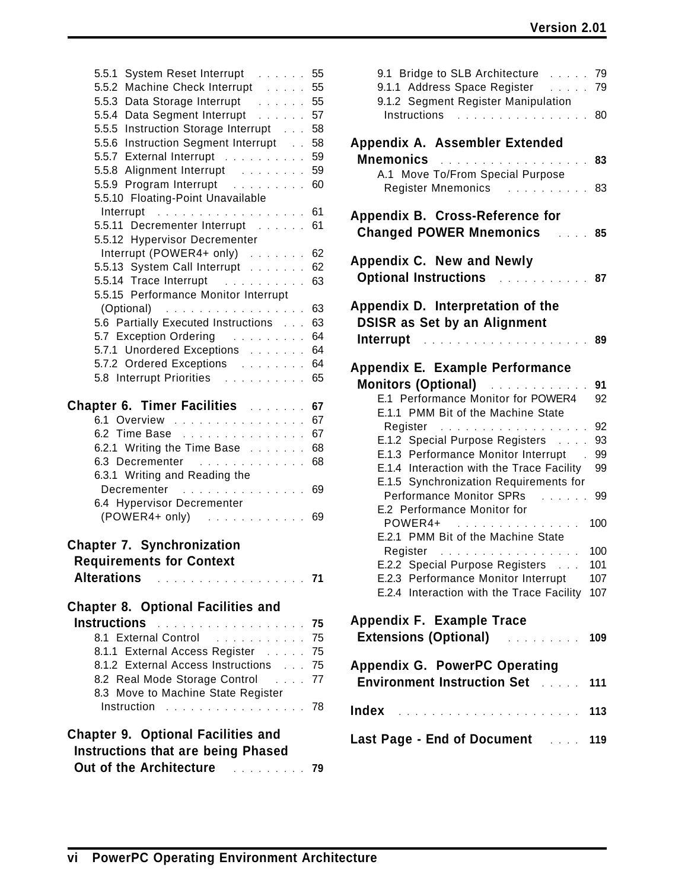5.5.1 System Reset Interrupt . . . . . . 55
5.5.2 Machine Check Interrupt . . . . . 55
5.5.3 Data Storage Interrupt . . . . . . 55
5.5.4 Data Segment Interrupt . . . . . . 57
5.5.5 Instruction Storage Interrupt . . . 58
5.5.6 Instruction Segment Interrupt . . 58
5.5.7 External Interrupt . . . . . . . . . . 59
5.5.8 Alignment Interrupt . . . . . . . . 59
5.5.9 Program Interrupt . . . . . . . . . 60
5.5.10 Floating-Point Unavailable Interrupt . . . . . . . . . . . . . . . . . . 61
5.5.11 Decrementer Interrupt . . . . . . 61
5.5.12 Hypervisor Decrementer Interrupt (POWER4+ only) . . . . . . . 62
5.5.13 System Call Interrupt . . . . . . . 62
5.5.14 Trace Interrupt . . . . . . . . . . 63
5.5.15 Performance Monitor Interrupt (Optional) . . . . . . . . . . . . . . . . . 63
5.6 Partially Executed Instructions . . . 63
5.7 Exception Ordering . . . . . . . . . 64
5.7.1 Unordered Exceptions . . . . . . . 64
5.7.2 Ordered Exceptions . . . . . . . . 64
5.8 Interrupt Priorities . . . . . . . . . . 65

**Chapter 6. Timer Facilities . . . . . . . 67**
6.1 Overview . . . . . . . . . . . . . . . . 67
6.2 Time Base . . . . . . . . . . . . . . . 67
6.2.1 Writing the Time Base . . . . . . . 68
6.3 Decrementer . . . . . . . . . . . . . 68
6.3.1 Writing and Reading the Decrementer . . . . . . . . . . . . . . . 69
6.4 Hypervisor Decrementer (POWER4+ only) . . . . . . . . . . . 69

**Chapter 7. Synchronization Requirements for Context Alterations . . . . . . . . . . . . . . . . . . 71**

**Chapter 8. Optional Facilities and Instructions . . . . . . . . . . . . . . . . . . 75**
8.1 External Control . . . . . . . . . . . 75
8.1.1 External Access Register . . . . . 75
8.1.2 External Access Instructions . . . 75
8.2 Real Mode Storage Control . . . . 77
8.3 Move to Machine State Register Instruction . . . . . . . . . . . . . . . . . 78

**Chapter 9. Optional Facilities and Instructions that are being Phased Out of the Architecture . . . . . . . . . 79**
9.1 Bridge to SLB Architecture . . . . . 79
9.1.1 Address Space Register . . . . . 79
9.1.2 Segment Register Manipulation Instructions . . . . . . . . . . . . . . . . 80

**Appendix A. Assembler Extended Mnemonics . . . . . . . . . . . . . . . . . . 83**
A.1 Move To/From Special Purpose Register Mnemonics . . . . . . . . . . 83

**Appendix B. Cross-Reference for Changed POWER Mnemonics . . . . 85**

**Appendix C. New and Newly Optional Instructions . . . . . . . . . . . 87**

**Appendix D. Interpretation of the DSISR as Set by an Alignment Interrupt . . . . . . . . . . . . . . . . . . . . 89**

**Appendix E. Example Performance Monitors (Optional) . . . . . . . . . . . . 91**
E.1 Performance Monitor for POWER4 92
E.1.1 PMM Bit of the Machine State Register . . . . . . . . . . . . . . . . . . 92
E.1.2 Special Purpose Registers . . . . 93
E.1.3 Performance Monitor Interrupt . 99
E.1.4 Interaction with the Trace Facility 99
E.1.5 Synchronization Requirements for Performance Monitor SPRs . . . . . . 99
E.2 Performance Monitor for POWER4+ . . . . . . . . . . . . . . . . 100
E.2.1 PMM Bit of the Machine State Register . . . . . . . . . . . . . . . . . 100
E.2.2 Special Purpose Registers . . . 101
E.2.3 Performance Monitor Interrupt 107
E.2.4 Interaction with the Trace Facility 107

**Appendix F. Example Trace Extensions (Optional) . . . . . . . . . 109**

**Appendix G. PowerPC Operating Environment Instruction Set . . . . . 111**

**Index . . . . . . . . . . . . . . . . . . . . . . 113**

**Last Page - End of Document . . . . 119**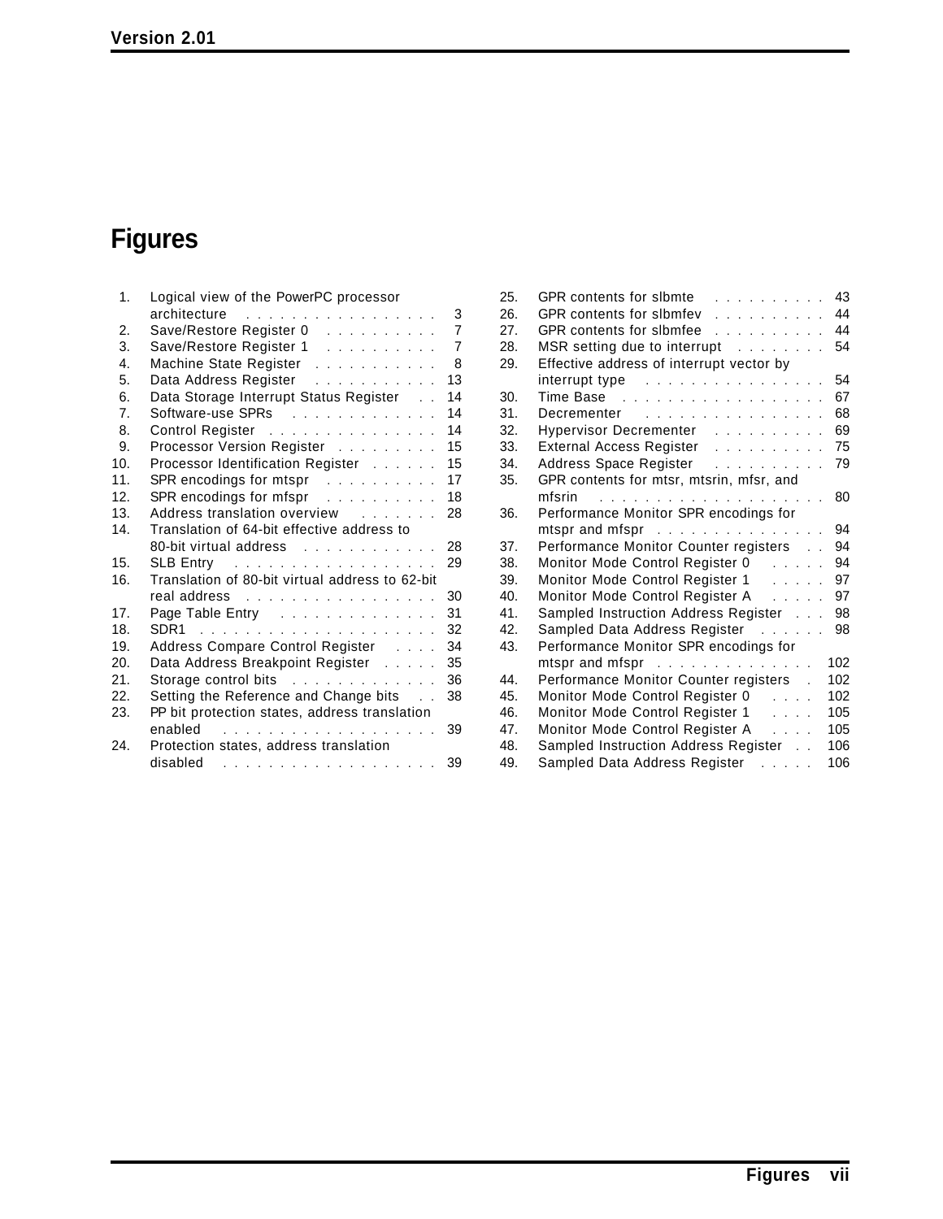# Figures

1. Logical view of the PowerPC processor architecture . . . 3
2. Save/Restore Register 0 . . . 7
3. Save/Restore Register 1 . . . 7
4. Machine State Register . . . 8
5. Data Address Register . . . 13
6. Data Storage Interrupt Status Register . . . 14
7. Software-use SPRs . . . 14
8. Control Register . . . 14
9. Processor Version Register . . . 15
10. Processor Identification Register . . . 15
11. SPR encodings for mtspr . . . 17
12. SPR encodings for mfspr . . . 18
13. Address translation overview . . . 28
14. Translation of 64-bit effective address to 80-bit virtual address . . . 28
15. SLB Entry . . . 29
16. Translation of 80-bit virtual address to 62-bit real address . . . 30
17. Page Table Entry . . . 31
18. SDR1 . . . 32
19. Address Compare Control Register . . . 34
20. Data Address Breakpoint Register . . . 35
21. Storage control bits . . . 36
22. Setting the Reference and Change bits . . . 38
23. PP bit protection states, address translation enabled . . . 39
24. Protection states, address translation disabled . . . 39
25. GPR contents for slbmte . . . 43
26. GPR contents for slbmfev . . . 44
27. GPR contents for slbmfee . . . 44
28. MSR setting due to interrupt . . . 54
29. Effective address of interrupt vector by interrupt type . . . 54
30. Time Base . . . 67
31. Decrementer . . . 68
32. Hypervisor Decrementer . . . 69
33. External Access Register . . . 75
34. Address Space Register . . . 79
35. GPR contents for mtsr, mtsrin, mfsr, and mfsrin . . . 80
36. Performance Monitor SPR encodings for mtspr and mfspr . . . 94
37. Performance Monitor Counter registers . . . 94
38. Monitor Mode Control Register 0 . . . 94
39. Monitor Mode Control Register 1 . . . 97
40. Monitor Mode Control Register A . . . 97
41. Sampled Instruction Address Register . . . 98
42. Sampled Data Address Register . . . 98
43. Performance Monitor SPR encodings for mtspr and mfspr . . . 102
44. Performance Monitor Counter registers . . . 102
45. Monitor Mode Control Register 0 . . . 102
46. Monitor Mode Control Register 1 . . . 105
47. Monitor Mode Control Register A . . . 105
48. Sampled Instruction Address Register . . . 106
49. Sampled Data Address Register . . . 106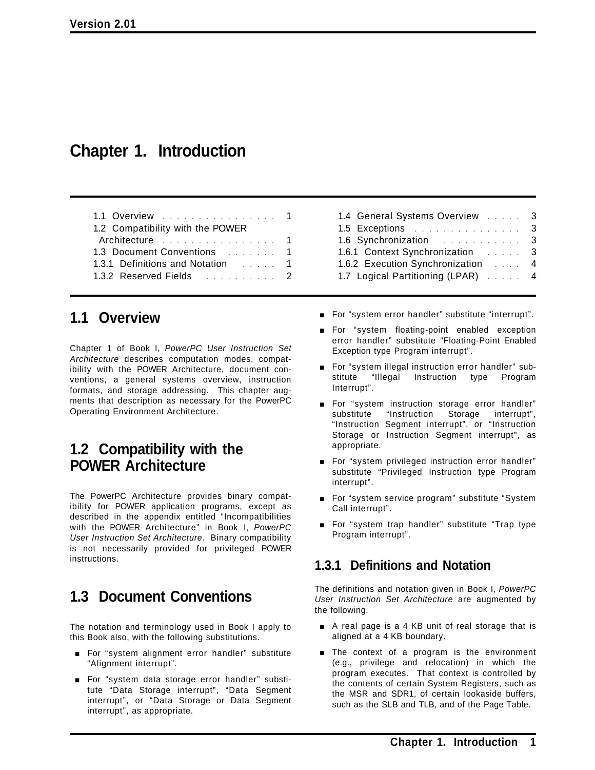# Chapter 1. Introduction

| | | | |
|---|---|---|---|
| 1.1 Overview | 1 | 1.4 General Systems Overview | 3 |
| 1.2 Compatibility with the POWER Architecture | 1 | 1.5 Exceptions | 3 |
| 1.3 Document Conventions | 1 | 1.6 Synchronization | 3 |
| 1.3.1 Definitions and Notation | 1 | 1.6.1 Context Synchronization | 3 |
| 1.3.2 Reserved Fields | 2 | 1.6.2 Execution Synchronization | 4 |
| | | 1.7 Logical Partitioning (LPAR) | 4 |

## 1.1 Overview

Chapter 1 of Book I, *PowerPC User Instruction Set Architecture* describes computation modes, compatibility with the POWER Architecture, document conventions, a general systems overview, instruction formats, and storage addressing. This chapter augments that description as necessary for the PowerPC Operating Environment Architecture.

## 1.2 Compatibility with the POWER Architecture

The PowerPC Architecture provides binary compatibility for POWER application programs, except as described in the appendix entitled "Incompatibilities with the POWER Architecture" in Book I, *PowerPC User Instruction Set Architecture*. Binary compatibility is not necessarily provided for privileged POWER instructions.

## 1.3 Document Conventions

The notation and terminology used in Book I apply to this Book also, with the following substitutions.

- For "system alignment error handler" substitute "Alignment interrupt".
- For "system data storage error handler" substitute "Data Storage interrupt", "Data Segment interrupt", or "Data Storage or Data Segment interrupt", as appropriate.
- For "system error handler" substitute "interrupt".
- For "system floating-point enabled exception error handler" substitute "Floating-Point Enabled Exception type Program interrupt".
- For "system illegal instruction error handler" substitute "Illegal Instruction type Program Interrupt".
- For "system instruction storage error handler" substitute "Instruction Storage interrupt", "Instruction Segment interrupt", or "Instruction Storage or Instruction Segment interrupt", as appropriate.
- For "system privileged instruction error handler" substitute "Privileged Instruction type Program interrupt".
- For "system service program" substitute "System Call interrupt".
- For "system trap handler" substitute "Trap type Program interrupt".

### 1.3.1 Definitions and Notation

The definitions and notation given in Book I, *PowerPC User Instruction Set Architecture* are augmented by the following.

- A real page is a 4 KB unit of real storage that is aligned at a 4 KB boundary.
- The context of a program is the environment (e.g., privilege and relocation) in which the program executes. That context is controlled by the contents of certain System Registers, such as the MSR and SDR1, of certain lookaside buffers, such as the SLB and TLB, and of the Page Table.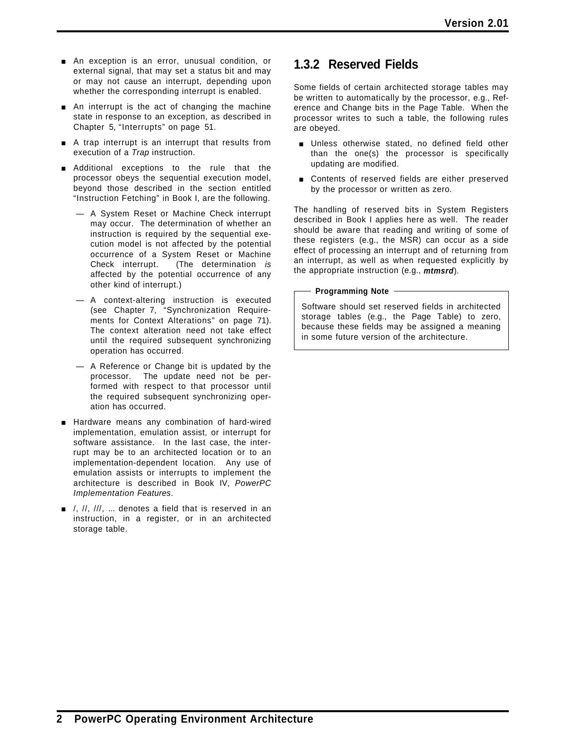- An exception is an error, unusual condition, or external signal, that may set a status bit and may or may not cause an interrupt, depending upon whether the corresponding interrupt is enabled.
- An interrupt is the act of changing the machine state in response to an exception, as described in Chapter 5, "Interrupts" on page 51.
- A trap interrupt is an interrupt that results from execution of a *Trap* instruction.
- Additional exceptions to the rule that the processor obeys the sequential execution model, beyond those described in the section entitled "Instruction Fetching" in Book I, are the following.
  - A System Reset or Machine Check interrupt may occur. The determination of whether an instruction is required by the sequential execution model is not affected by the potential occurrence of a System Reset or Machine Check interrupt. (The determination *is* affected by the potential occurrence of any other kind of interrupt.)
  - A context-altering instruction is executed (see Chapter 7, "Synchronization Requirements for Context Alterations" on page 71). The context alteration need not take effect until the required subsequent synchronizing operation has occurred.
  - A Reference or Change bit is updated by the processor. The update need not be performed with respect to that processor until the required subsequent synchronizing operation has occurred.
- Hardware means any combination of hard-wired implementation, emulation assist, or interrupt for software assistance. In the last case, the interrupt may be to an architected location or to an implementation-dependent location. Any use of emulation assists or interrupts to implement the architecture is described in Book IV, *PowerPC Implementation Features*.
- /, //, ///, ... denotes a field that is reserved in an instruction, in a register, or in an architected storage table.

## 1.3.2 Reserved Fields

Some fields of certain architected storage tables may be written to automatically by the processor, e.g., Reference and Change bits in the Page Table. When the processor writes to such a table, the following rules are obeyed.

- Unless otherwise stated, no defined field other than the one(s) the processor is specifically updating are modified.
- Contents of reserved fields are either preserved by the processor or written as zero.

The handling of reserved bits in System Registers described in Book I applies here as well. The reader should be aware that reading and writing of some of these registers (e.g., the MSR) can occur as a side effect of processing an interrupt and of returning from an interrupt, as well as when requested explicitly by the appropriate instruction (e.g., ***mtmsrd***).

**Programming Note**

Software should set reserved fields in architected storage tables (e.g., the Page Table) to zero, because these fields may be assigned a meaning in some future version of the architecture.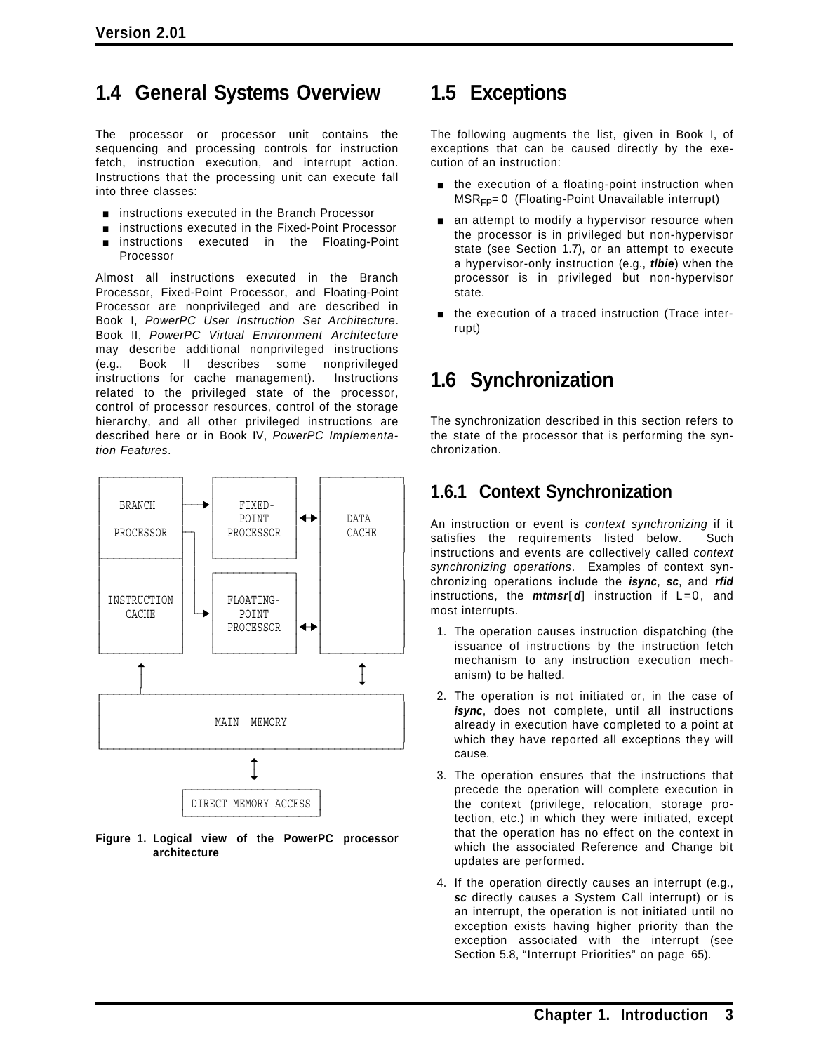## 1.4 General Systems Overview

The processor or processor unit contains the sequencing and processing controls for instruction fetch, instruction execution, and interrupt action. Instructions that the processing unit can execute fall into three classes:

- instructions executed in the Branch Processor
- instructions executed in the Fixed-Point Processor
- instructions executed in the Floating-Point Processor

Almost all instructions executed in the Branch Processor, Fixed-Point Processor, and Floating-Point Processor are nonprivileged and are described in Book I, *PowerPC User Instruction Set Architecture*. Book II, *PowerPC Virtual Environment Architecture* may describe additional nonprivileged instructions (e.g., Book II describes some nonprivileged instructions for cache management). Instructions related to the privileged state of the processor, control of processor resources, control of the storage hierarchy, and all other privileged instructions are described here or in Book IV, *PowerPC Implementation Features*.

```
+------------+     +------------+     +------------+
|  BRANCH    |---->|   FIXED-   |     |            |
|            |     |   POINT    |<--->|   DATA     |
| PROCESSOR  |--+  | PROCESSOR  |     |   CACHE    |
+------------+  |  +------------+     |            |
|            |  |  +------------+     |            |
|INSTRUCTION |  |  | FLOATING-  |     |            |
|   CACHE    |  +->|   POINT    |     |            |
|            |     | PROCESSOR  |<--->|            |
+------------+     +------------+     +------------+
      ^                                     ^
      |                                     |
      |                                     v
+--------------------------------------------------+
|                   MAIN  MEMORY                   |
+--------------------------------------------------+
                         ^
                         |
                         v
              +----------------------+
              | DIRECT MEMORY ACCESS |
              +----------------------+
```

**Figure 1. Logical view of the PowerPC processor architecture**

## 1.5 Exceptions

The following augments the list, given in Book I, of exceptions that can be caused directly by the execution of an instruction:

- the execution of a floating-point instruction when $MSR_{FP}=0$ (Floating-Point Unavailable interrupt)
- an attempt to modify a hypervisor resource when the processor is in privileged but non-hypervisor state (see Section 1.7), or an attempt to execute a hypervisor-only instruction (e.g., ***tlbie***) when the processor is in privileged but non-hypervisor state.
- the execution of a traced instruction (Trace interrupt)

## 1.6 Synchronization

The synchronization described in this section refers to the state of the processor that is performing the synchronization.

### 1.6.1 Context Synchronization

An instruction or event is *context synchronizing* if it satisfies the requirements listed below. Such instructions and events are collectively called *context synchronizing operations*. Examples of context synchronizing operations include the ***isync***, ***sc***, and ***rfid*** instructions, the ***mtmsr***[***d***] instruction if L=0, and most interrupts.

1. The operation causes instruction dispatching (the issuance of instructions by the instruction fetch mechanism to any instruction execution mechanism) to be halted.
2. The operation is not initiated or, in the case of ***isync***, does not complete, until all instructions already in execution have completed to a point at which they have reported all exceptions they will cause.
3. The operation ensures that the instructions that precede the operation will complete execution in the context (privilege, relocation, storage protection, etc.) in which they were initiated, except that the operation has no effect on the context in which the associated Reference and Change bit updates are performed.
4. If the operation directly causes an interrupt (e.g., ***sc*** directly causes a System Call interrupt) or is an interrupt, the operation is not initiated until no exception exists having higher priority than the exception associated with the interrupt (see Section 5.8, "Interrupt Priorities" on page 65).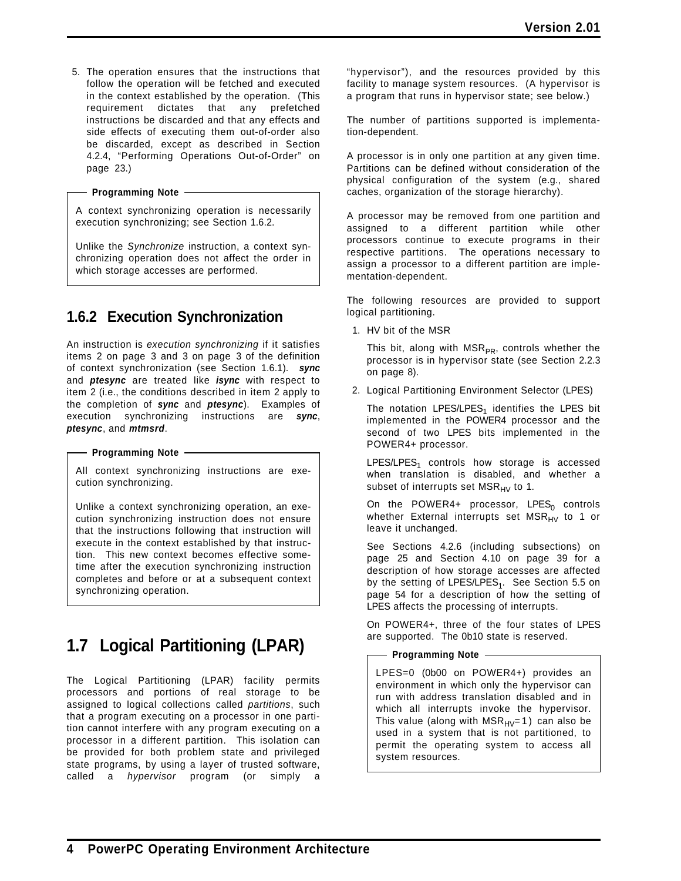5. The operation ensures that the instructions that follow the operation will be fetched and executed in the context established by the operation. (This requirement dictates that any prefetched instructions be discarded and that any effects and side effects of executing them out-of-order also be discarded, except as described in Section 4.2.4, “Performing Operations Out-of-Order” on page 23.)

> **Programming Note**
>
> A context synchronizing operation is necessarily execution synchronizing; see Section 1.6.2.
>
> Unlike the *Synchronize* instruction, a context synchronizing operation does not affect the order in which storage accesses are performed.

### 1.6.2 Execution Synchronization

An instruction is *execution synchronizing* if it satisfies items 2 on page 3 and 3 on page 3 of the definition of context synchronization (see Section 1.6.1). ***sync*** and ***ptesync*** are treated like ***isync*** with respect to item 2 (i.e., the conditions described in item 2 apply to the completion of ***sync*** and ***ptesync***). Examples of execution synchronizing instructions are ***sync***, ***ptesync***, and ***mtmsrd***.

> **Programming Note**
>
> All context synchronizing instructions are execution synchronizing.
>
> Unlike a context synchronizing operation, an execution synchronizing instruction does not ensure that the instructions following that instruction will execute in the context established by that instruction. This new context becomes effective sometime after the execution synchronizing instruction completes and before or at a subsequent context synchronizing operation.

## 1.7 Logical Partitioning (LPAR)

The Logical Partitioning (LPAR) facility permits processors and portions of real storage to be assigned to logical collections called *partitions*, such that a program executing on a processor in one partition cannot interfere with any program executing on a processor in a different partition. This isolation can be provided for both problem state and privileged state programs, by using a layer of trusted software, called a *hypervisor* program (or simply a “hypervisor”), and the resources provided by this facility to manage system resources. (A hypervisor is a program that runs in hypervisor state; see below.)

The number of partitions supported is implementation-dependent.

A processor is in only one partition at any given time. Partitions can be defined without consideration of the physical configuration of the system (e.g., shared caches, organization of the storage hierarchy).

A processor may be removed from one partition and assigned to a different partition while other processors continue to execute programs in their respective partitions. The operations necessary to assign a processor to a different partition are implementation-dependent.

The following resources are provided to support logical partitioning.

1. HV bit of the MSR

   This bit, along with $MSR_{PR}$, controls whether the processor is in hypervisor state (see Section 2.2.3 on page 8).

2. Logical Partitioning Environment Selector (LPES)

   The notation LPES/$LPES_1$ identifies the LPES bit implemented in the POWER4 processor and the second of two LPES bits implemented in the POWER4+ processor.

   LPES/$LPES_1$ controls how storage is accessed when translation is disabled, and whether a subset of interrupts set $MSR_{HV}$ to 1.

   On the POWER4+ processor, $LPES_0$ controls whether External interrupts set $MSR_{HV}$ to 1 or leave it unchanged.

   See Sections 4.2.6 (including subsections) on page 25 and Section 4.10 on page 39 for a description of how storage accesses are affected by the setting of LPES/$LPES_1$. See Section 5.5 on page 54 for a description of how the setting of LPES affects the processing of interrupts.

   On POWER4+, three of the four states of LPES are supported. The 0b10 state is reserved.

> **Programming Note**
>
> LPES=0 (0b00 on POWER4+) provides an environment in which only the hypervisor can run with address translation disabled and in which all interrupts invoke the hypervisor. This value (along with $MSR_{HV}$=1) can also be used in a system that is not partitioned, to permit the operating system to access all system resources.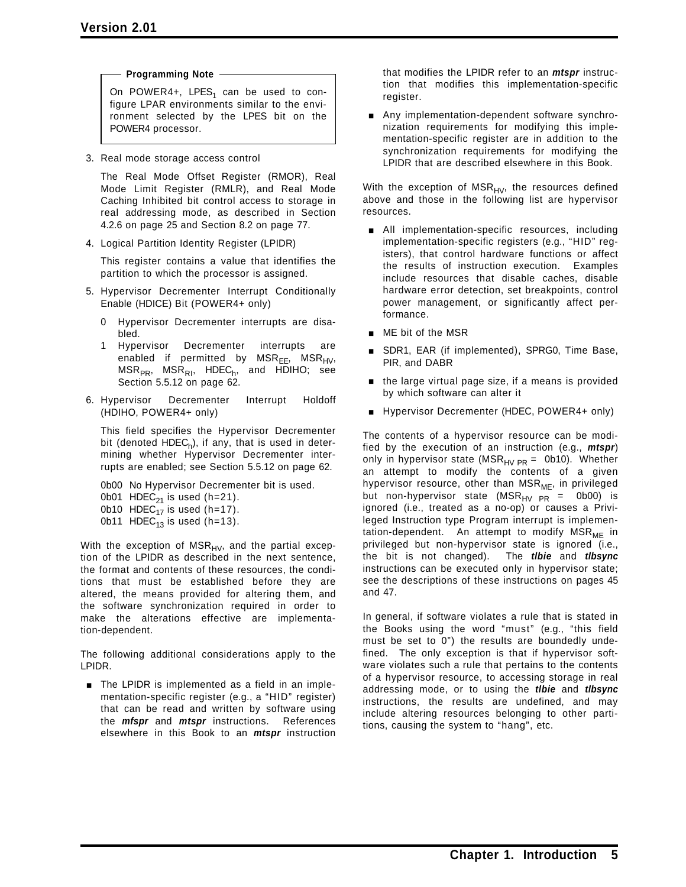> **Programming Note**
>
> On POWER4+, $LPES_1$ can be used to configure LPAR environments similar to the environment selected by the LPES bit on the POWER4 processor.

3. Real mode storage access control

   The Real Mode Offset Register (RMOR), Real Mode Limit Register (RMLR), and Real Mode Caching Inhibited bit control access to storage in real addressing mode, as described in Section 4.2.6 on page 25 and Section 8.2 on page 77.

4. Logical Partition Identity Register (LPIDR)

   This register contains a value that identifies the partition to which the processor is assigned.

5. Hypervisor Decrementer Interrupt Conditionally Enable (HDICE) Bit (POWER4+ only)

   0 Hypervisor Decrementer interrupts are disabled.
   1 Hypervisor Decrementer interrupts are enabled if permitted by $MSR_{EE}$, $MSR_{HV}$, $MSR_{PR}$, $MSR_{RI}$, $HDEC_h$, and HDIHO; see Section 5.5.12 on page 62.

6. Hypervisor Decrementer Interrupt Holdoff (HDIHO, POWER4+ only)

   This field specifies the Hypervisor Decrementer bit (denoted $HDEC_h$), if any, that is used in determining whether Hypervisor Decrementer interrupts are enabled; see Section 5.5.12 on page 62.

   0b00 No Hypervisor Decrementer bit is used.
   0b01 $HDEC_{21}$ is used (h=21).
   0b10 $HDEC_{17}$ is used (h=17).
   0b11 $HDEC_{13}$ is used (h=13).

With the exception of $MSR_{HV}$, and the partial exception of the LPIDR as described in the next sentence, the format and contents of these resources, the conditions that must be established before they are altered, the means provided for altering them, and the software synchronization required in order to make the alterations effective are implementation-dependent.

The following additional considerations apply to the LPIDR.

- The LPIDR is implemented as a field in an implementation-specific register (e.g., a "HID" register) that can be read and written by software using the ***mfspr*** and ***mtspr*** instructions. References elsewhere in this Book to an ***mtspr*** instruction that modifies the LPIDR refer to an ***mtspr*** instruction that modifies this implementation-specific register.
- Any implementation-dependent software synchronization requirements for modifying this implementation-specific register are in addition to the synchronization requirements for modifying the LPIDR that are described elsewhere in this Book.

With the exception of $MSR_{HV}$, the resources defined above and those in the following list are hypervisor resources.

- All implementation-specific resources, including implementation-specific registers (e.g., "HID" registers), that control hardware functions or affect the results of instruction execution. Examples include resources that disable caches, disable hardware error detection, set breakpoints, control power management, or significantly affect performance.
- ME bit of the MSR
- SDR1, EAR (if implemented), SPRG0, Time Base, PIR, and DABR
- the large virtual page size, if a means is provided by which software can alter it
- Hypervisor Decrementer (HDEC, POWER4+ only)

The contents of a hypervisor resource can be modified by the execution of an instruction (e.g., ***mtspr***) only in hypervisor state ($MSR_{HV\ PR}$ = 0b10). Whether an attempt to modify the contents of a given hypervisor resource, other than $MSR_{ME}$, in privileged but non-hypervisor state ($MSR_{HV\ PR}$ = 0b00) is ignored (i.e., treated as a no-op) or causes a Privileged Instruction type Program interrupt is implementation-dependent. An attempt to modify $MSR_{ME}$ in privileged but non-hypervisor state is ignored (i.e., the bit is not changed). The ***tlbie*** and ***tlbsync*** instructions can be executed only in hypervisor state; see the descriptions of these instructions on pages 45 and 47.

In general, if software violates a rule that is stated in the Books using the word "must" (e.g., "this field must be set to 0") the results are boundedly undefined. The only exception is that if hypervisor software violates such a rule that pertains to the contents of a hypervisor resource, to accessing storage in real addressing mode, or to using the ***tlbie*** and ***tlbsync*** instructions, the results are undefined, and may include altering resources belonging to other partitions, causing the system to "hang", etc.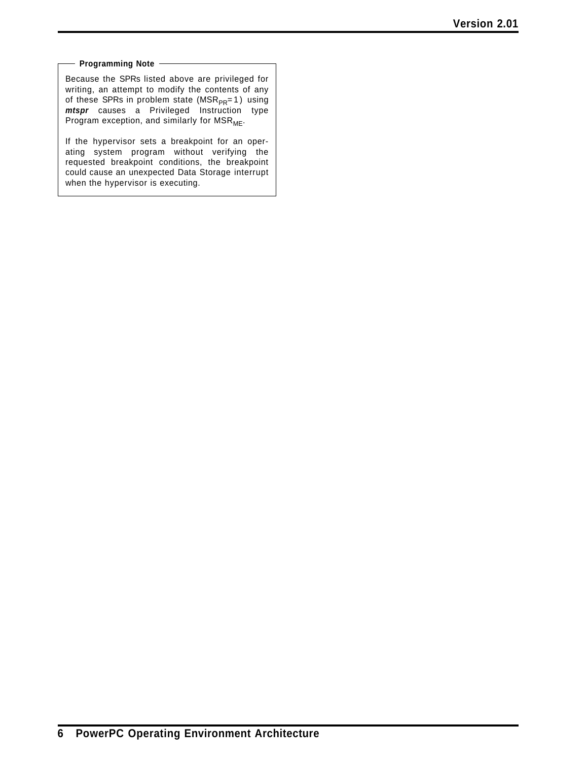**Programming Note**

Because the SPRs listed above are privileged for writing, an attempt to modify the contents of any of these SPRs in problem state ($MSR_{PR}$=1) using ***mtspr*** causes a Privileged Instruction type Program exception, and similarly for $MSR_{ME}$.

If the hypervisor sets a breakpoint for an operating system program without verifying the requested breakpoint conditions, the breakpoint could cause an unexpected Data Storage interrupt when the hypervisor is executing.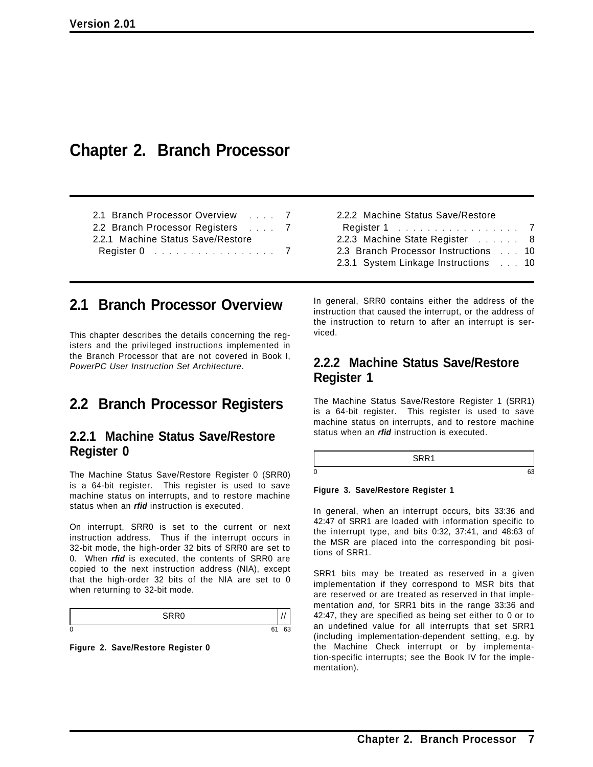# Chapter 2. Branch Processor

2.1 Branch Processor Overview . . . . 7
2.2 Branch Processor Registers . . . . 7
2.2.1 Machine Status Save/Restore Register 0 . . . . . . . . . . . . . . . . . 7
2.2.2 Machine Status Save/Restore Register 1 . . . . . . . . . . . . . . . . . 7
2.2.3 Machine State Register . . . . . . 8
2.3 Branch Processor Instructions . . . 10
2.3.1 System Linkage Instructions . . . 10

## 2.1 Branch Processor Overview

This chapter describes the details concerning the registers and the privileged instructions implemented in the Branch Processor that are not covered in Book I, *PowerPC User Instruction Set Architecture*.

## 2.2 Branch Processor Registers

### 2.2.1 Machine Status Save/Restore Register 0

The Machine Status Save/Restore Register 0 (SRR0) is a 64-bit register. This register is used to save machine status on interrupts, and to restore machine status when an ***rfid*** instruction is executed.

On interrupt, SRR0 is set to the current or next instruction address. Thus if the interrupt occurs in 32-bit mode, the high-order 32 bits of SRR0 are set to 0. When ***rfid*** is executed, the contents of SRR0 are copied to the next instruction address (NIA), except that the high-order 32 bits of the NIA are set to 0 when returning to 32-bit mode.

| SRR0 | // |
|---|---|
| 0 | 61 63 |

**Figure 2. Save/Restore Register 0**

In general, SRR0 contains either the address of the instruction that caused the interrupt, or the address of the instruction to return to after an interrupt is serviced.

### 2.2.2 Machine Status Save/Restore Register 1

The Machine Status Save/Restore Register 1 (SRR1) is a 64-bit register. This register is used to save machine status on interrupts, and to restore machine status when an ***rfid*** instruction is executed.

| SRR1 |
|---|
| 0 63 |

**Figure 3. Save/Restore Register 1**

In general, when an interrupt occurs, bits 33:36 and 42:47 of SRR1 are loaded with information specific to the interrupt type, and bits 0:32, 37:41, and 48:63 of the MSR are placed into the corresponding bit positions of SRR1.

SRR1 bits may be treated as reserved in a given implementation if they correspond to MSR bits that are reserved or are treated as reserved in that implementation *and*, for SRR1 bits in the range 33:36 and 42:47, they are specified as being set either to 0 or to an undefined value for all interrupts that set SRR1 (including implementation-dependent setting, e.g. by the Machine Check interrupt or by implementation-specific interrupts; see the Book IV for the implementation).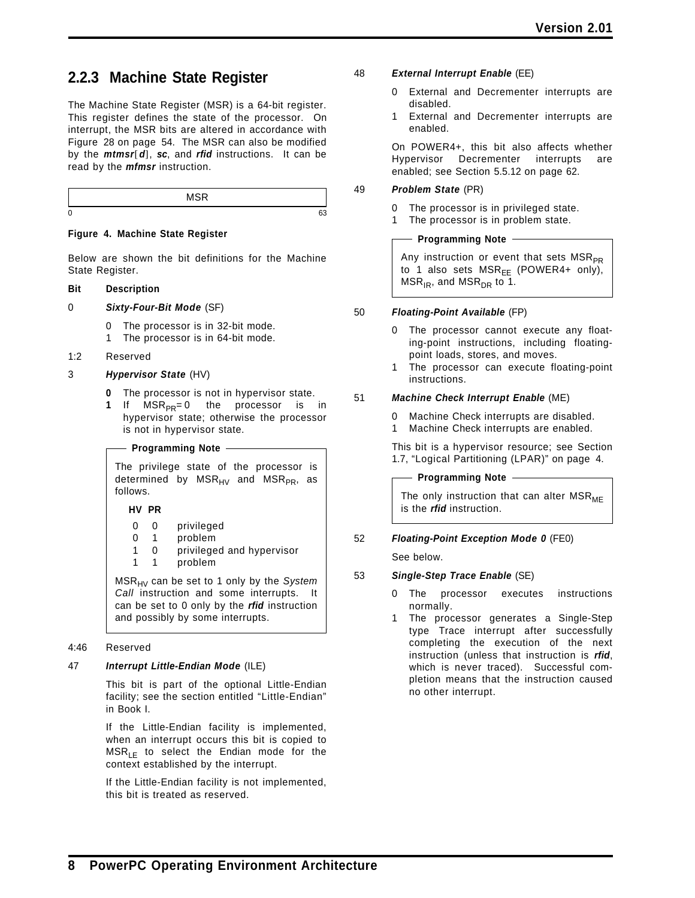## 2.2.3 Machine State Register

The Machine State Register (MSR) is a 64-bit register. This register defines the state of the processor. On interrupt, the MSR bits are altered in accordance with Figure 28 on page 54. The MSR can also be modified by the ***mtmsr***[***d***], ***sc***, and ***rfid*** instructions. It can be read by the ***mfmsr*** instruction.

| MSR |
|---|
| 0 ... 63 |

**Figure 4. Machine State Register**

Below are shown the bit definitions for the Machine State Register.

**Bit Description**

0 ***Sixty-Four-Bit Mode*** (SF)

- 0 The processor is in 32-bit mode.
- 1 The processor is in 64-bit mode.

1:2 Reserved

3 ***Hypervisor State*** (HV)

- **0** The processor is not in hypervisor state.
- **1** If $MSR_{PR}=0$ the processor is in hypervisor state; otherwise the processor is not in hypervisor state.

> **Programming Note**
>
> The privilege state of the processor is determined by $MSR_{HV}$ and $MSR_{PR}$, as follows.
>
> | HV | PR | |
> |---|---|---|
> | 0 | 0 | privileged |
> | 0 | 1 | problem |
> | 1 | 0 | privileged and hypervisor |
> | 1 | 1 | problem |
>
> $MSR_{HV}$ can be set to 1 only by the *System Call* instruction and some interrupts. It can be set to 0 only by the ***rfid*** instruction and possibly by some interrupts.

4:46 Reserved

47 ***Interrupt Little-Endian Mode*** (ILE)

This bit is part of the optional Little-Endian facility; see the section entitled "Little-Endian" in Book I.

If the Little-Endian facility is implemented, when an interrupt occurs this bit is copied to $MSR_{LE}$ to select the Endian mode for the context established by the interrupt.

If the Little-Endian facility is not implemented, this bit is treated as reserved.

48 ***External Interrupt Enable*** (EE)

- 0 External and Decrementer interrupts are disabled.
- 1 External and Decrementer interrupts are enabled.

On POWER4+, this bit also affects whether Hypervisor Decrementer interrupts are enabled; see Section 5.5.12 on page 62.

49 ***Problem State*** (PR)

- 0 The processor is in privileged state.
- 1 The processor is in problem state.

> **Programming Note**
>
> Any instruction or event that sets $MSR_{PR}$ to 1 also sets $MSR_{EE}$ (POWER4+ only), $MSR_{IR}$, and $MSR_{DR}$ to 1.

50 ***Floating-Point Available*** (FP)

- 0 The processor cannot execute any floating-point instructions, including floating-point loads, stores, and moves.
- 1 The processor can execute floating-point instructions.

51 ***Machine Check Interrupt Enable*** (ME)

- 0 Machine Check interrupts are disabled.
- 1 Machine Check interrupts are enabled.

This bit is a hypervisor resource; see Section 1.7, "Logical Partitioning (LPAR)" on page 4.

> **Programming Note**
>
> The only instruction that can alter $MSR_{ME}$ is the ***rfid*** instruction.

52 ***Floating-Point Exception Mode 0*** (FE0)

See below.

53 ***Single-Step Trace Enable*** (SE)

- 0 The processor executes instructions normally.
- 1 The processor generates a Single-Step type Trace interrupt after successfully completing the execution of the next instruction (unless that instruction is ***rfid***, which is never traced). Successful completion means that the instruction caused no other interrupt.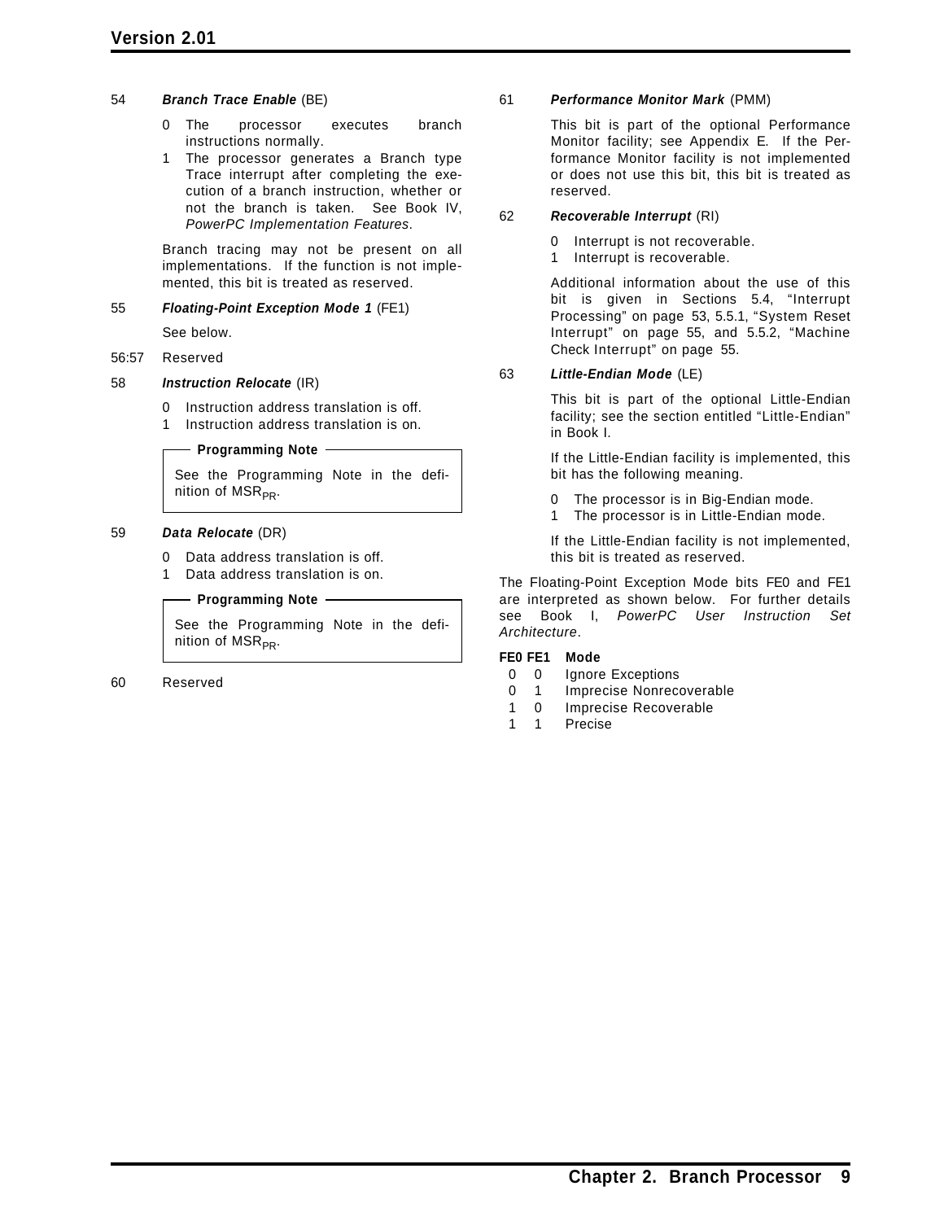54 ***Branch Trace Enable*** (BE)

- 0 The processor executes branch instructions normally.
- 1 The processor generates a Branch type Trace interrupt after completing the execution of a branch instruction, whether or not the branch is taken. See Book IV, *PowerPC Implementation Features*.

Branch tracing may not be present on all implementations. If the function is not implemented, this bit is treated as reserved.

55 ***Floating-Point Exception Mode 1*** (FE1)

See below.

56:57 Reserved

58 ***Instruction Relocate*** (IR)

- 0 Instruction address translation is off.
- 1 Instruction address translation is on.

> **Programming Note**
>
> See the Programming Note in the definition of $MSR_{PR}$.

59 ***Data Relocate*** (DR)

- 0 Data address translation is off.
- 1 Data address translation is on.

> **Programming Note**
>
> See the Programming Note in the definition of $MSR_{PR}$.

60 Reserved

61 ***Performance Monitor Mark*** (PMM)

This bit is part of the optional Performance Monitor facility; see Appendix E. If the Performance Monitor facility is not implemented or does not use this bit, this bit is treated as reserved.

62 ***Recoverable Interrupt*** (RI)

- 0 Interrupt is not recoverable.
- 1 Interrupt is recoverable.

Additional information about the use of this bit is given in Sections 5.4, "Interrupt Processing" on page 53, 5.5.1, "System Reset Interrupt" on page 55, and 5.5.2, "Machine Check Interrupt" on page 55.

63 ***Little-Endian Mode*** (LE)

This bit is part of the optional Little-Endian facility; see the section entitled "Little-Endian" in Book I.

If the Little-Endian facility is implemented, this bit has the following meaning.

- 0 The processor is in Big-Endian mode.
- 1 The processor is in Little-Endian mode.

If the Little-Endian facility is not implemented, this bit is treated as reserved.

The Floating-Point Exception Mode bits FE0 and FE1 are interpreted as shown below. For further details see Book I, *PowerPC User Instruction Set Architecture*.

| FE0 | FE1 | Mode |
|---|---|---|
| 0 | 0 | Ignore Exceptions |
| 0 | 1 | Imprecise Nonrecoverable |
| 1 | 0 | Imprecise Recoverable |
| 1 | 1 | Precise |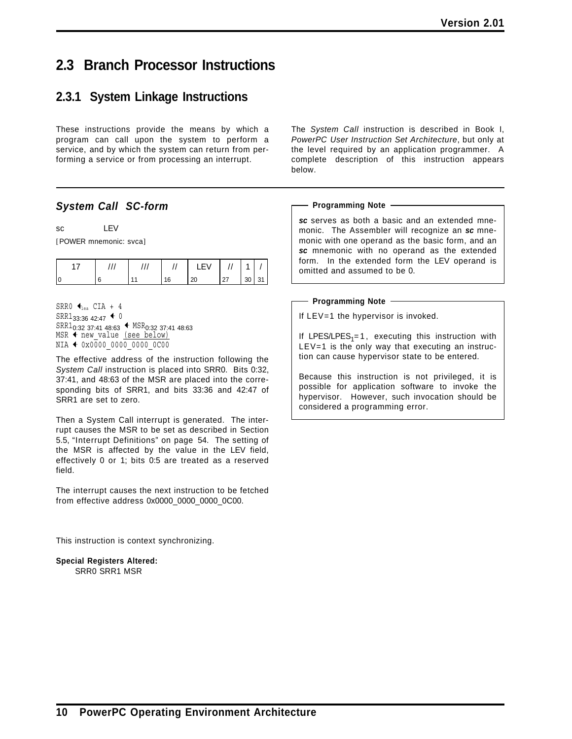## 2.3 Branch Processor Instructions

### 2.3.1 System Linkage Instructions

These instructions provide the means by which a program can call upon the system to perform a service, and by which the system can return from performing a service or from processing an interrupt.

The *System Call* instruction is described in Book I, *PowerPC User Instruction Set Architecture*, but only at the level required by an application programmer. A complete description of this instruction appears below.

---

### *System Call SC-form*

sc LEV

[POWER mnemonic: svca]

| 17 | /// | /// | // | LEV | // | 1 | / |
|---|---|---|---|---|---|---|---|
| 0 | 6 | 11 | 16 | 20 | 27 | 30 | 31 |

```
SRR0 ←iea CIA + 4
SRR1 33:36 42:47 ← 0
SRR1 0:32 37:41 48:63 ← MSR 0:32 37:41 48:63
MSR ← new_value (see below)
NIA ← 0x0000_0000_0000_0C00
```

The effective address of the instruction following the *System Call* instruction is placed into SRR0. Bits 0:32, 37:41, and 48:63 of the MSR are placed into the corresponding bits of SRR1, and bits 33:36 and 42:47 of SRR1 are set to zero.

Then a System Call interrupt is generated. The interrupt causes the MSR to be set as described in Section 5.5, "Interrupt Definitions" on page 54. The setting of the MSR is affected by the value in the LEV field, effectively 0 or 1; bits 0:5 are treated as a reserved field.

The interrupt causes the next instruction to be fetched from effective address 0x0000_0000_0000_0C00.

This instruction is context synchronizing.

**Special Registers Altered:**

SRR0 SRR1 MSR

> **Programming Note**
>
> ***sc*** serves as both a basic and an extended mnemonic. The Assembler will recognize an ***sc*** mnemonic with one operand as the basic form, and an ***sc*** mnemonic with no operand as the extended form. In the extended form the LEV operand is omitted and assumed to be 0.

> **Programming Note**
>
> If LEV=1 the hypervisor is invoked.
>
> If $LPES/LPES_1=1$, executing this instruction with LEV=1 is the only way that executing an instruction can cause hypervisor state to be entered.
>
> Because this instruction is not privileged, it is possible for application software to invoke the hypervisor. However, such invocation should be considered a programming error.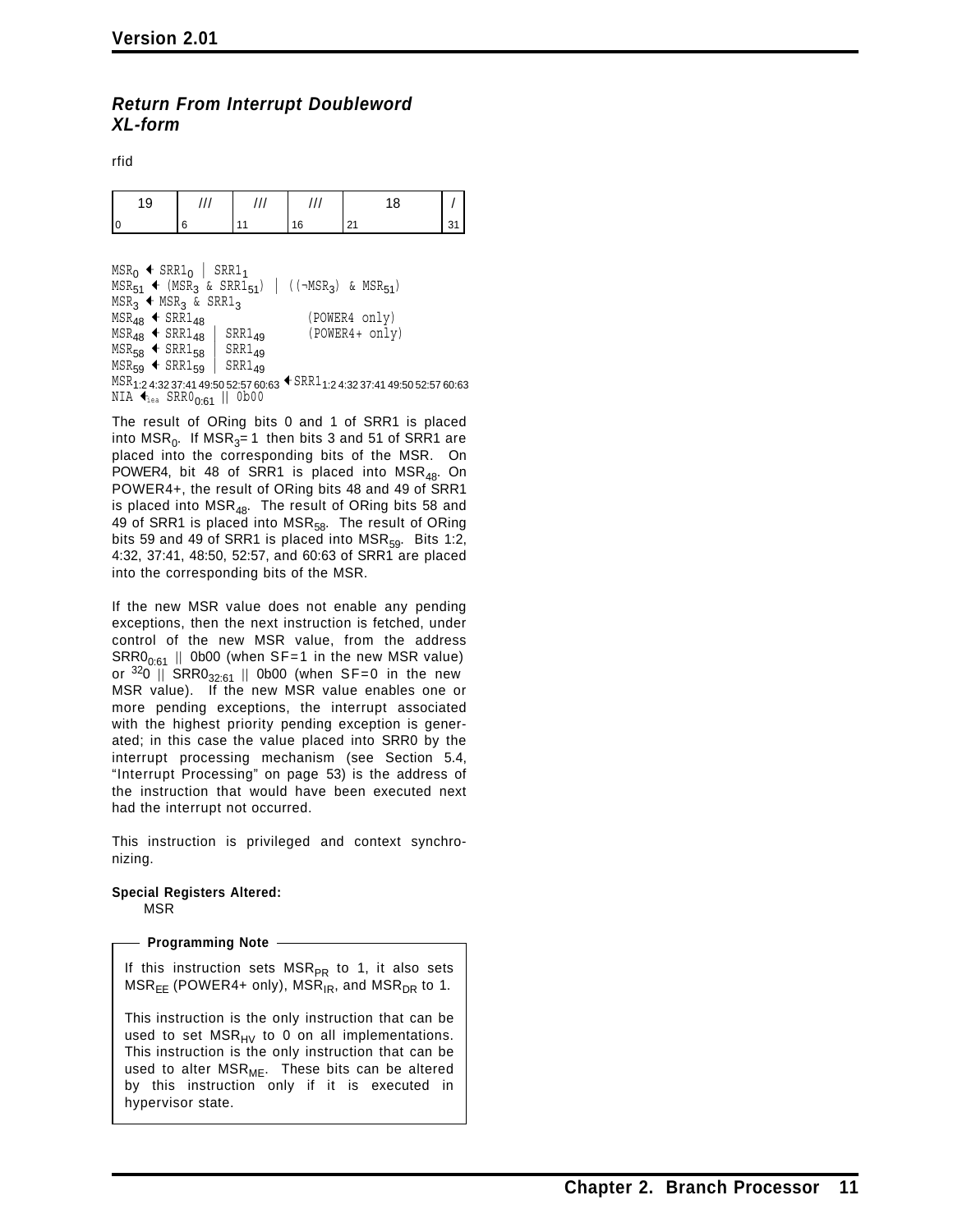## *Return From Interrupt Doubleword XL-form*

rfid

| 19 | /// | /// | /// | 18 | / |
|---|---|---|---|---|---|
| 0 | 6 | 11 | 16 | 21 | 31 |

$MSR_0 \leftarrow SRR1_0 \mid SRR1_1$
$MSR_{51} \leftarrow (MSR_3 \; \& \; SRR1_{51}) \mid ((\neg MSR_3) \; \& \; MSR_{51})$
$MSR_3 \leftarrow MSR_3 \; \& \; SRR1_3$
$MSR_{48} \leftarrow SRR1_{48}$ (POWER4 only)
$MSR_{48} \leftarrow SRR1_{48} \mid SRR1_{49}$ (POWER4+ only)
$MSR_{58} \leftarrow SRR1_{58} \mid SRR1_{49}$
$MSR_{59} \leftarrow SRR1_{59} \mid SRR1_{49}$
$MSR_{1:2\;4:32\;37:41\;49:50\;52:57\;60:63} \leftarrow SRR1_{1:2\;4:32\;37:41\;49:50\;52:57\;60:63}$
$NIA \leftarrow_{iea} SRR0_{0:61} \parallel 0b00$

The result of ORing bits 0 and 1 of SRR1 is placed into $MSR_0$. If $MSR_3 = 1$ then bits 3 and 51 of SRR1 are placed into the corresponding bits of the MSR. On POWER4, bit 48 of SRR1 is placed into $MSR_{48}$. On POWER4+, the result of ORing bits 48 and 49 of SRR1 is placed into $MSR_{48}$. The result of ORing bits 58 and 49 of SRR1 is placed into $MSR_{58}$. The result of ORing bits 59 and 49 of SRR1 is placed into $MSR_{59}$. Bits 1:2, 4:32, 37:41, 48:50, 52:57, and 60:63 of SRR1 are placed into the corresponding bits of the MSR.

If the new MSR value does not enable any pending exceptions, then the next instruction is fetched, under control of the new MSR value, from the address $SRR0_{0:61} \parallel 0b00$ (when SF=1 in the new MSR value) or ${}^{32}0 \parallel SRR0_{32:61} \parallel 0b00$ (when SF=0 in the new MSR value). If the new MSR value enables one or more pending exceptions, the interrupt associated with the highest priority pending exception is generated; in this case the value placed into SRR0 by the interrupt processing mechanism (see Section 5.4, “Interrupt Processing” on page 53) is the address of the instruction that would have been executed next had the interrupt not occurred.

This instruction is privileged and context synchronizing.

**Special Registers Altered:**
MSR

**Programming Note**

If this instruction sets $MSR_{PR}$ to 1, it also sets $MSR_{EE}$ (POWER4+ only), $MSR_{IR}$, and $MSR_{DR}$ to 1.

This instruction is the only instruction that can be used to set $MSR_{HV}$ to 0 on all implementations. This instruction is the only instruction that can be used to alter $MSR_{ME}$. These bits can be altered by this instruction only if it is executed in hypervisor state.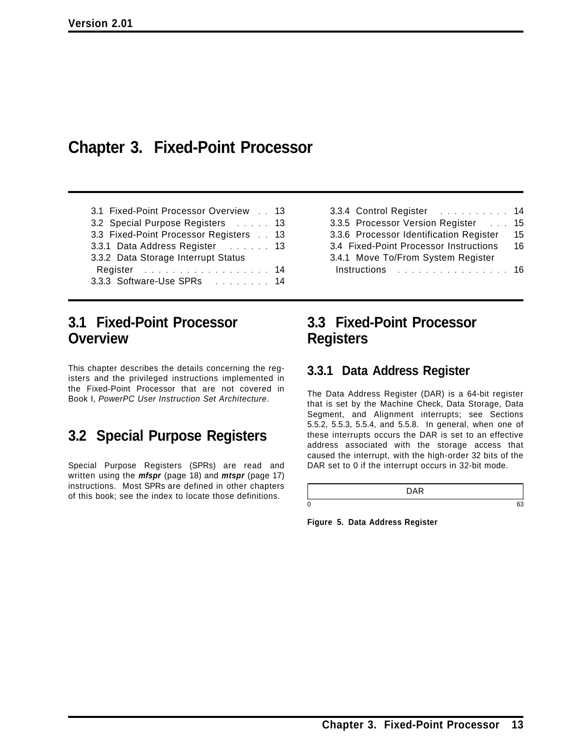# Chapter 3. Fixed-Point Processor

| | |
|---|---|
| 3.1 Fixed-Point Processor Overview . . 13 | 3.3.4 Control Register . . . . . . . . . . 14 |
| 3.2 Special Purpose Registers . . . . . 13 | 3.3.5 Processor Version Register . . . 15 |
| 3.3 Fixed-Point Processor Registers . . 13 | 3.3.6 Processor Identification Register 15 |
| 3.3.1 Data Address Register . . . . . . 13 | 3.4 Fixed-Point Processor Instructions 16 |
| 3.3.2 Data Storage Interrupt Status Register . . . . . . . . . . . . . . . . . . 14 | 3.4.1 Move To/From System Register Instructions . . . . . . . . . . . . . . . . 16 |
| 3.3.3 Software-Use SPRs . . . . . . . . 14 | |

## 3.1 Fixed-Point Processor Overview

This chapter describes the details concerning the registers and the privileged instructions implemented in the Fixed-Point Processor that are not covered in Book I, *PowerPC User Instruction Set Architecture*.

## 3.2 Special Purpose Registers

Special Purpose Registers (SPRs) are read and written using the ***mfspr*** (page 18) and ***mtspr*** (page 17) instructions. Most SPRs are defined in other chapters of this book; see the index to locate those definitions.

## 3.3 Fixed-Point Processor Registers

### 3.3.1 Data Address Register

The Data Address Register (DAR) is a 64-bit register that is set by the Machine Check, Data Storage, Data Segment, and Alignment interrupts; see Sections 5.5.2, 5.5.3, 5.5.4, and 5.5.8. In general, when one of these interrupts occurs the DAR is set to an effective address associated with the storage access that caused the interrupt, with the high-order 32 bits of the DAR set to 0 if the interrupt occurs in 32-bit mode.

| DAR |
|---|
| 0 ... 63 |

**Figure 5. Data Address Register**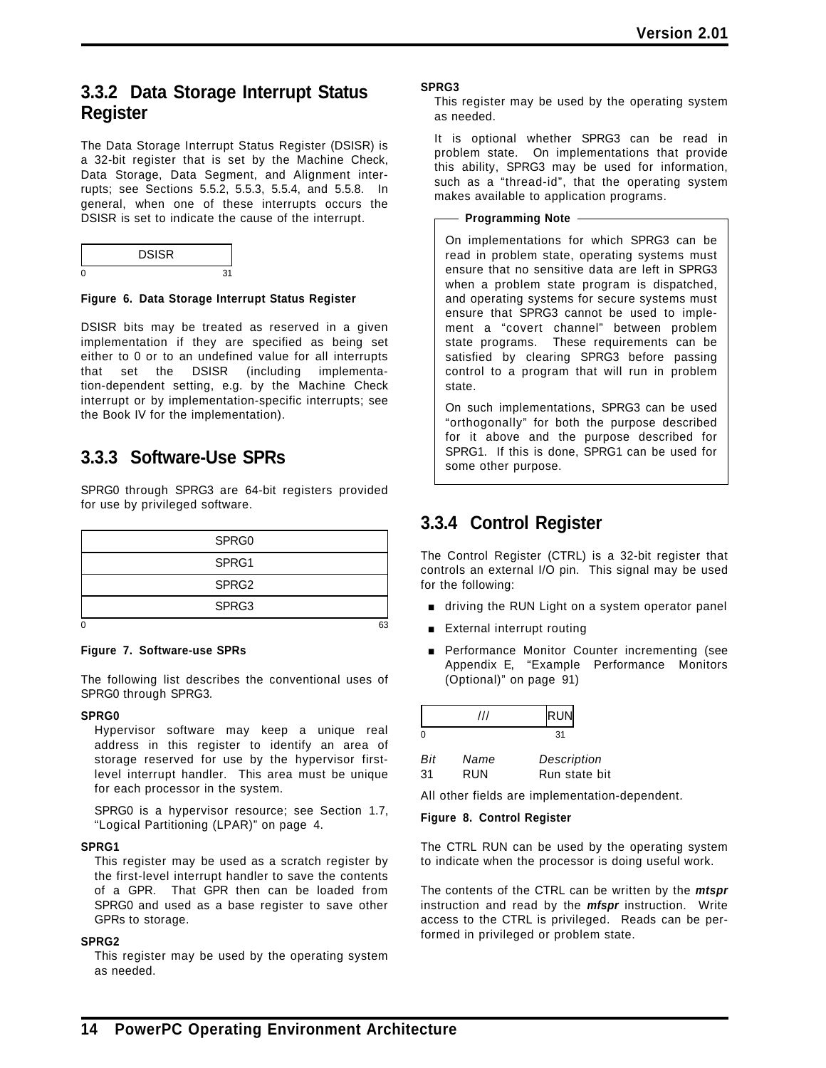### 3.3.2 Data Storage Interrupt Status Register

The Data Storage Interrupt Status Register (DSISR) is a 32-bit register that is set by the Machine Check, Data Storage, Data Segment, and Alignment interrupts; see Sections 5.5.2, 5.5.3, 5.5.4, and 5.5.8. In general, when one of these interrupts occurs the DSISR is set to indicate the cause of the interrupt.

| DSISR |
|---|
| 0 ... 31 |

**Figure 6. Data Storage Interrupt Status Register**

DSISR bits may be treated as reserved in a given implementation if they are specified as being set either to 0 or to an undefined value for all interrupts that set the DSISR (including implementation-dependent setting, e.g. by the Machine Check interrupt or by implementation-specific interrupts; see the Book IV for the implementation).

### 3.3.3 Software-Use SPRs

SPRG0 through SPRG3 are 64-bit registers provided for use by privileged software.

| |
|---|
| SPRG0 |
| SPRG1 |
| SPRG2 |
| SPRG3 |
| 0 ... 63 |

**Figure 7. Software-use SPRs**

The following list describes the conventional uses of SPRG0 through SPRG3.

**SPRG0**

Hypervisor software may keep a unique real address in this register to identify an area of storage reserved for use by the hypervisor first-level interrupt handler. This area must be unique for each processor in the system.

SPRG0 is a hypervisor resource; see Section 1.7, “Logical Partitioning (LPAR)” on page 4.

**SPRG1**

This register may be used as a scratch register by the first-level interrupt handler to save the contents of a GPR. That GPR then can be loaded from SPRG0 and used as a base register to save other GPRs to storage.

**SPRG2**

This register may be used by the operating system as needed.

**SPRG3**

This register may be used by the operating system as needed.

It is optional whether SPRG3 can be read in problem state. On implementations that provide this ability, SPRG3 may be used for information, such as a “thread-id”, that the operating system makes available to application programs.

> **Programming Note**
>
> On implementations for which SPRG3 can be read in problem state, operating systems must ensure that no sensitive data are left in SPRG3 when a problem state program is dispatched, and operating systems for secure systems must ensure that SPRG3 cannot be used to implement a “covert channel” between problem state programs. These requirements can be satisfied by clearing SPRG3 before passing control to a program that will run in problem state.
>
> On such implementations, SPRG3 can be used “orthogonally” for both the purpose described for it above and the purpose described for SPRG1. If this is done, SPRG1 can be used for some other purpose.

### 3.3.4 Control Register

The Control Register (CTRL) is a 32-bit register that controls an external I/O pin. This signal may be used for the following:

- driving the RUN Light on a system operator panel
- External interrupt routing
- Performance Monitor Counter incrementing (see Appendix E, “Example Performance Monitors (Optional)” on page 91)

| /// | RUN |
|---|---|
| 0 | 31 |

| *Bit* | *Name* | *Description* |
|---|---|---|
| 31 | RUN | Run state bit |

All other fields are implementation-dependent.

**Figure 8. Control Register**

The CTRL RUN can be used by the operating system to indicate when the processor is doing useful work.

The contents of the CTRL can be written by the ***mtspr*** instruction and read by the ***mfspr*** instruction. Write access to the CTRL is privileged. Reads can be performed in privileged or problem state.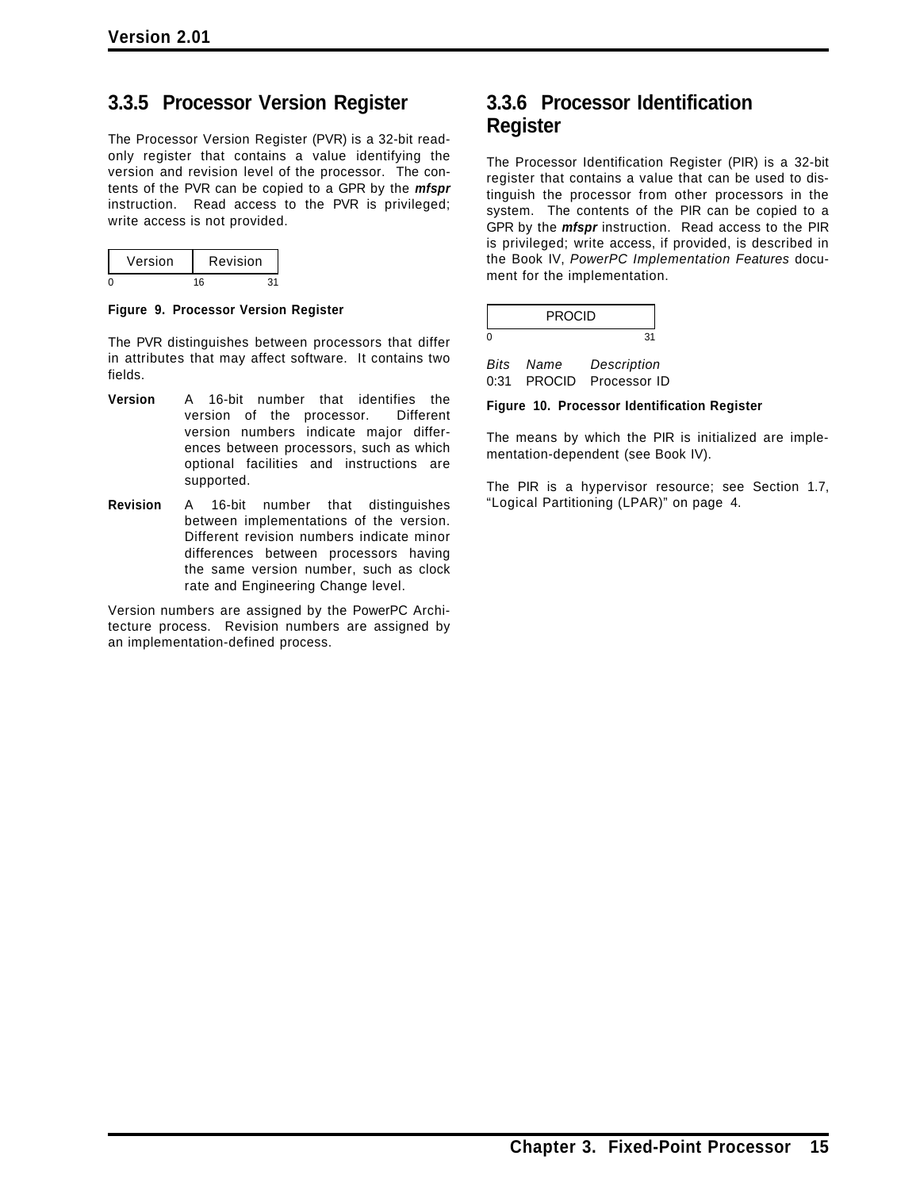### 3.3.5 Processor Version Register

The Processor Version Register (PVR) is a 32-bit read-only register that contains a value identifying the version and revision level of the processor. The contents of the PVR can be copied to a GPR by the ***mfspr*** instruction. Read access to the PVR is privileged; write access is not provided.

| Version | Revision |
|---|---|
| 0 | 16 &nbsp;&nbsp;&nbsp;&nbsp; 31 |

**Figure 9. Processor Version Register**

The PVR distinguishes between processors that differ in attributes that may affect software. It contains two fields.

**Version** A 16-bit number that identifies the version of the processor. Different version numbers indicate major differences between processors, such as which optional facilities and instructions are supported.

**Revision** A 16-bit number that distinguishes between implementations of the version. Different revision numbers indicate minor differences between processors having the same version number, such as clock rate and Engineering Change level.

Version numbers are assigned by the PowerPC Architecture process. Revision numbers are assigned by an implementation-defined process.

### 3.3.6 Processor Identification Register

The Processor Identification Register (PIR) is a 32-bit register that contains a value that can be used to distinguish the processor from other processors in the system. The contents of the PIR can be copied to a GPR by the ***mfspr*** instruction. Read access to the PIR is privileged; write access, if provided, is described in the Book IV, *PowerPC Implementation Features* document for the implementation.

| PROCID |
|---|
| 0 &nbsp;&nbsp;&nbsp;&nbsp; 31 |

| *Bits* | *Name* | *Description* |
|---|---|---|
| 0:31 | PROCID | Processor ID |

**Figure 10. Processor Identification Register**

The means by which the PIR is initialized are implementation-dependent (see Book IV).

The PIR is a hypervisor resource; see Section 1.7, "Logical Partitioning (LPAR)" on page 4.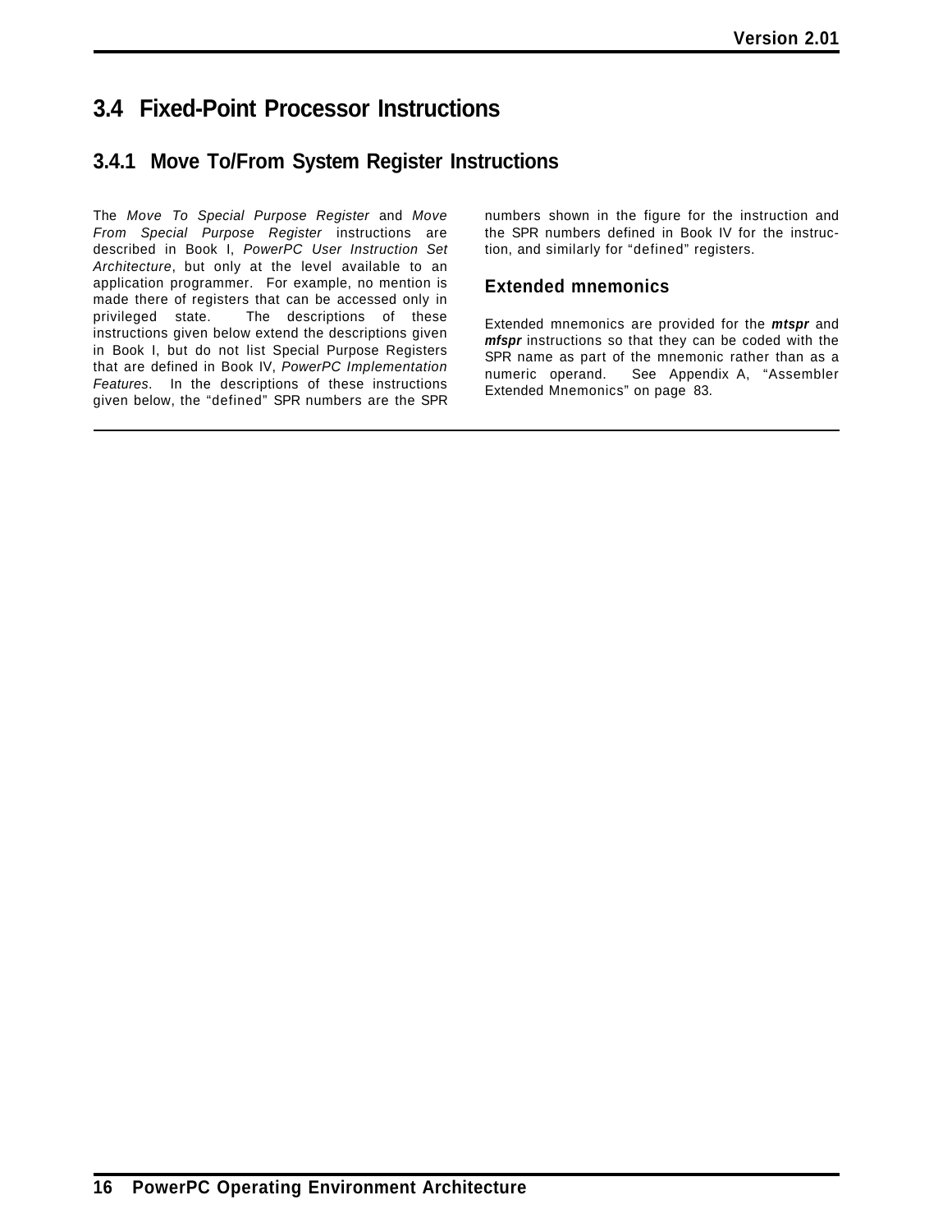## 3.4 Fixed-Point Processor Instructions

### 3.4.1 Move To/From System Register Instructions

The *Move To Special Purpose Register* and *Move From Special Purpose Register* instructions are described in Book I, *PowerPC User Instruction Set Architecture*, but only at the level available to an application programmer. For example, no mention is made there of registers that can be accessed only in privileged state. The descriptions of these instructions given below extend the descriptions given in Book I, but do not list Special Purpose Registers that are defined in Book IV, *PowerPC Implementation Features*. In the descriptions of these instructions given below, the "defined" SPR numbers are the SPR numbers shown in the figure for the instruction and the SPR numbers defined in Book IV for the instruction, and similarly for "defined" registers.

#### Extended mnemonics

Extended mnemonics are provided for the ***mtspr*** and ***mfspr*** instructions so that they can be coded with the SPR name as part of the mnemonic rather than as a numeric operand. See Appendix A, "Assembler Extended Mnemonics" on page 83.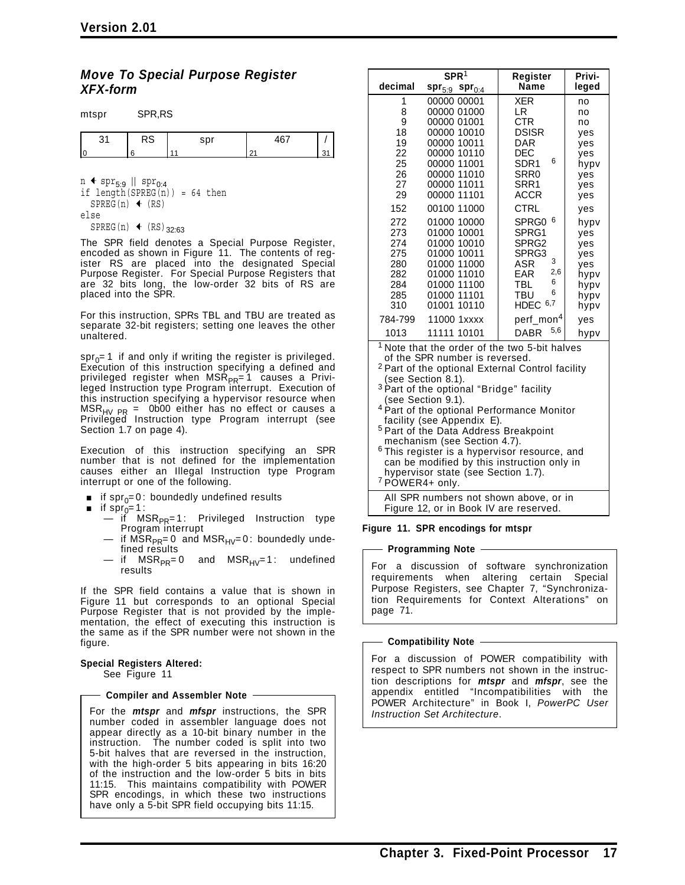### *Move To Special Purpose Register XFX-form*

mtspr SPR,RS

| 31 | RS | spr | 467 | / |
|---|---|---|---|---|
| 0 | 6 | 11 | 21 | 31 |

```
n ← spr5:9 || spr0:4
if length(SPREG(n)) = 64 then
  SPREG(n) ← (RS)
else
  SPREG(n) ← (RS)32:63
```

The SPR field denotes a Special Purpose Register, encoded as shown in Figure 11. The contents of register RS are placed into the designated Special Purpose Register. For Special Purpose Registers that are 32 bits long, the low-order 32 bits of RS are placed into the SPR.

For this instruction, SPRs TBL and TBU are treated as separate 32-bit registers; setting one leaves the other unaltered.

$spr_0$=1 if and only if writing the register is privileged. Execution of this instruction specifying a defined and privileged register when $MSR_{PR}$=1 causes a Privileged Instruction type Program interrupt. Execution of this instruction specifying a hypervisor resource when $MSR_{HV\ PR}$ = 0b00 either has no effect or causes a Privileged Instruction type Program interrupt (see Section 1.7 on page 4).

Execution of this instruction specifying an SPR number that is not defined for the implementation causes either an Illegal Instruction type Program interrupt or one of the following.

- if $spr_0$=0: boundedly undefined results
- if $spr_0$=1:
  - if $MSR_{PR}$=1: Privileged Instruction type Program interrupt
  - if $MSR_{PR}$=0 and $MSR_{HV}$=0: boundedly undefined results
  - if $MSR_{PR}$=0 and $MSR_{HV}$=1: undefined results

If the SPR field contains a value that is shown in Figure 11 but corresponds to an optional Special Purpose Register that is not provided by the implementation, the effect of executing this instruction is the same as if the SPR number were not shown in the figure.

**Special Registers Altered:**
See Figure 11

**Compiler and Assembler Note**

For the ***mtspr*** and ***mfspr*** instructions, the SPR number coded in assembler language does not appear directly as a 10-bit binary number in the instruction. The number coded is split into two 5-bit halves that are reversed in the instruction, with the high-order 5 bits appearing in bits 16:20 of the instruction and the low-order 5 bits in bits 11:15. This maintains compatibility with POWER SPR encodings, in which these two instructions have only a 5-bit SPR field occupying bits 11:15.

| SPR[1] decimal | $spr_{5:9}$ $spr_{0:4}$ | Register Name | Privileged |
|---|---|---|---|
| 1 | 00000 00001 | XER | no |
| 8 | 00000 01000 | LR | no |
| 9 | 00000 01001 | CTR | no |
| 18 | 00000 10010 | DSISR | yes |
| 19 | 00000 10011 | DAR | yes |
| 22 | 00000 10110 | DEC | yes |
| 25 | 00000 11001 | SDR1 [6] | hypv |
| 26 | 00000 11010 | SRR0 | yes |
| 27 | 00000 11011 | SRR1 | yes |
| 29 | 00000 11101 | ACCR | yes |
| 152 | 00100 11000 | CTRL | yes |
| 272 | 01000 10000 | SPRG0 [6] | hypv |
| 273 | 01000 10001 | SPRG1 | yes |
| 274 | 01000 10010 | SPRG2 | yes |
| 275 | 01000 10011 | SPRG3 | yes |
| 280 | 01000 11000 | ASR [3] | yes |
| 282 | 01000 11010 | EAR [2,6] | hypv |
| 284 | 01000 11100 | TBL [6] | hypv |
| 285 | 01000 11101 | TBU [6] | hypv |
| 310 | 01001 10110 | HDEC [6,7] | hypv |
| 784-799 | 11000 1xxxx | perf_mon[4] | yes |
| 1013 | 11111 10101 | DABR [5,6] | hypv |

[1] Note that the order of the two 5-bit halves of the SPR number is reversed.
[2] Part of the optional External Control facility (see Section 8.1).
[3] Part of the optional “Bridge” facility (see Section 9.1).
[4] Part of the optional Performance Monitor facility (see Appendix E).
[5] Part of the Data Address Breakpoint mechanism (see Section 4.7).
[6] This register is a hypervisor resource, and can be modified by this instruction only in hypervisor state (see Section 1.7).
[7] POWER4+ only.

All SPR numbers not shown above, or in Figure 12, or in Book IV are reserved.

**Figure 11. SPR encodings for mtspr**

**Programming Note**

For a discussion of software synchronization requirements when altering certain Special Purpose Registers, see Chapter 7, “Synchronization Requirements for Context Alterations” on page 71.

**Compatibility Note**

For a discussion of POWER compatibility with respect to SPR numbers not shown in the instruction descriptions for ***mtspr*** and ***mfspr***, see the appendix entitled “Incompatibilities with the POWER Architecture” in Book I, *PowerPC User Instruction Set Architecture*.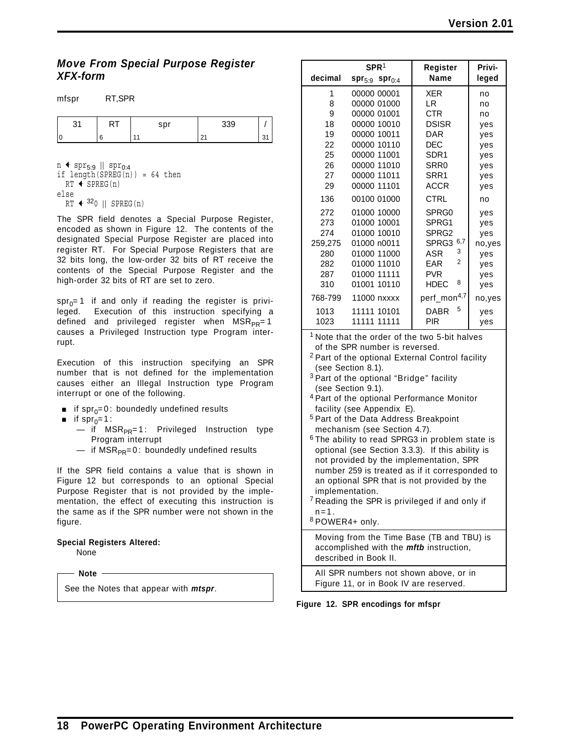### *Move From Special Purpose Register XFX-form*

mfspr RT,SPR

| 31 | RT | spr | 339 | / |
|---|---|---|---|---|
| 0 | 6 | 11 | 21 | 31 |

```
n ← spr5:9 || spr0:4
if length(SPREG(n)) = 64 then
  RT ← SPREG(n)
else
  RT ← 320 || SPREG(n)
```

The SPR field denotes a Special Purpose Register, encoded as shown in Figure 12. The contents of the designated Special Purpose Register are placed into register RT. For Special Purpose Registers that are 32 bits long, the low-order 32 bits of RT receive the contents of the Special Purpose Register and the high-order 32 bits of RT are set to zero.

$spr_0=1$ if and only if reading the register is privileged. Execution of this instruction specifying a defined and privileged register when $MSR_{PR}=1$ causes a Privileged Instruction type Program interrupt.

Execution of this instruction specifying an SPR number that is not defined for the implementation causes either an Illegal Instruction type Program interrupt or one of the following.

- if $spr_0=0$: boundedly undefined results
- if $spr_0=1$:
  - if $MSR_{PR}=1$: Privileged Instruction type Program interrupt
  - if $MSR_{PR}=0$: boundedly undefined results

If the SPR field contains a value that is shown in Figure 12 but corresponds to an optional Special Purpose Register that is not provided by the implementation, the effect of executing this instruction is the same as if the SPR number were not shown in the figure.

**Special Registers Altered:**
None

**Note**

See the Notes that appear with ***mtspr***.

| SPR[1] decimal | $spr_{5:9}$ $spr_{0:4}$ | Register Name | Privileged |
|---|---|---|---|
| 1 | 00000 00001 | XER | no |
| 8 | 00000 01000 | LR | no |
| 9 | 00000 01001 | CTR | no |
| 18 | 00000 10010 | DSISR | yes |
| 19 | 00000 10011 | DAR | yes |
| 22 | 00000 10110 | DEC | yes |
| 25 | 00000 11001 | SDR1 | yes |
| 26 | 00000 11010 | SRR0 | yes |
| 27 | 00000 11011 | SRR1 | yes |
| 29 | 00000 11101 | ACCR | yes |
| 136 | 00100 01000 | CTRL | no |
| 272 | 01000 10000 | SPRG0 | yes |
| 273 | 01000 10001 | SPRG1 | yes |
| 274 | 01000 10010 | SPRG2 | yes |
| 259,275 | 01000 n0011 | SPRG3 [6,7] | no,yes |
| 280 | 01000 11000 | ASR [3] | yes |
| 282 | 01000 11010 | EAR [2] | yes |
| 287 | 01000 11111 | PVR | yes |
| 310 | 01001 10110 | HDEC [8] | yes |
| 768-799 | 11000 nxxxx | perf_mon[4,7] | no,yes |
| 1013 | 11111 10101 | DABR [5] | yes |
| 1023 | 11111 11111 | PIR | yes |

[1] Note that the order of the two 5-bit halves of the SPR number is reversed.
[2] Part of the optional External Control facility (see Section 8.1).
[3] Part of the optional "Bridge" facility (see Section 9.1).
[4] Part of the optional Performance Monitor facility (see Appendix E).
[5] Part of the Data Address Breakpoint mechanism (see Section 4.7).
[6] The ability to read SPRG3 in problem state is optional (see Section 3.3.3). If this ability is not provided by the implementation, SPR number 259 is treated as if it corresponded to an optional SPR that is not provided by the implementation.
[7] Reading the SPR is privileged if and only if $n=1$.
[8] POWER4+ only.

Moving from the Time Base (TB and TBU) is accomplished with the ***mftb*** instruction, described in Book II.

All SPR numbers not shown above, or in Figure 11, or in Book IV are reserved.

**Figure 12. SPR encodings for mfspr**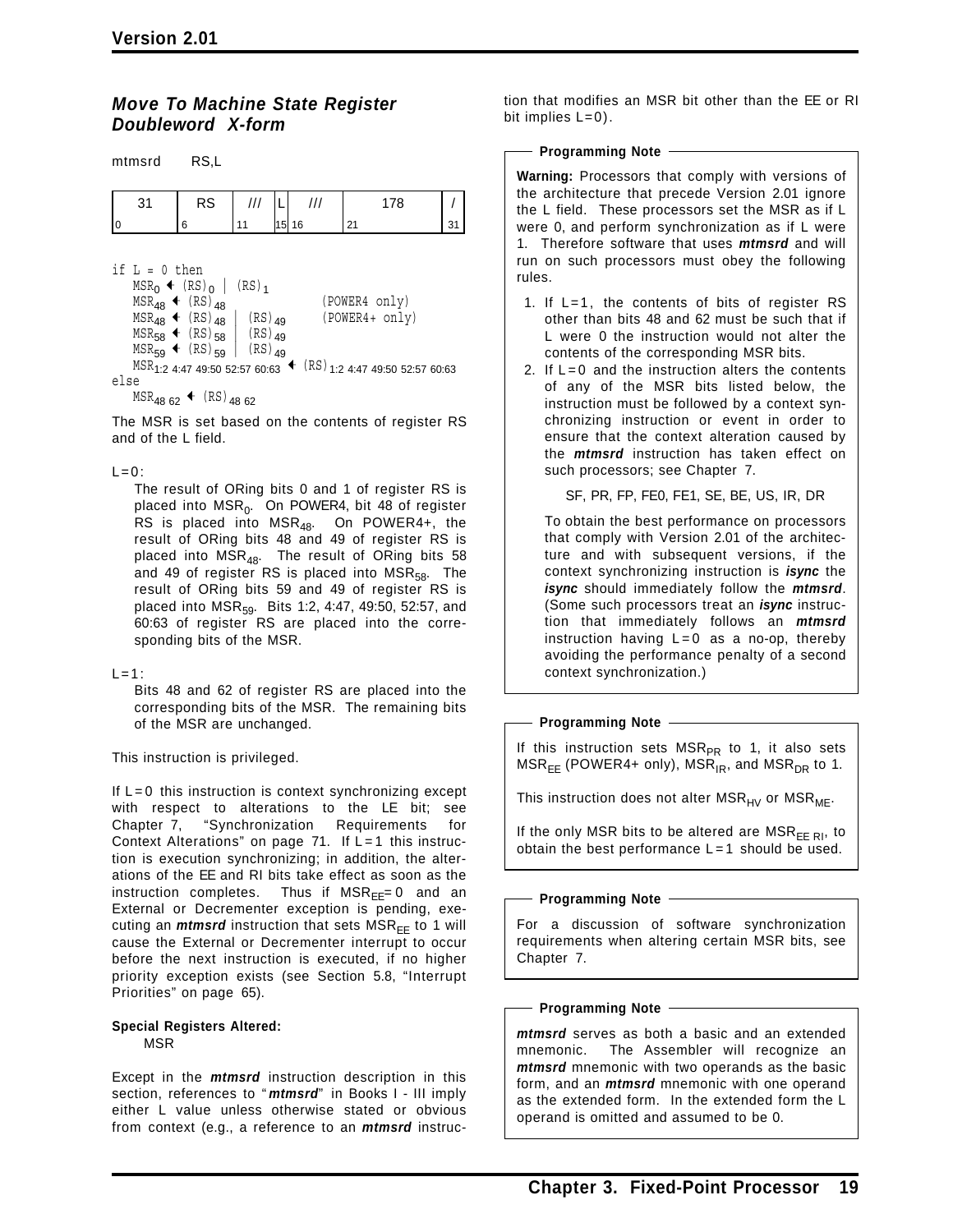### *Move To Machine State Register Doubleword X-form*

mtmsrd RS,L

| 31 | RS | /// | L | /// | 178 | / |
|---|---|---|---|---|---|---|
| 0 | 6 | 11 | 15 | 16 | 21 | 31 |

```
if L = 0 then
   MSR_0 ← (RS)_0 | (RS)_1
   MSR_48 ← (RS)_48                 (POWER4 only)
   MSR_48 ← (RS)_48 | (RS)_49       (POWER4+ only)
   MSR_58 ← (RS)_58 | (RS)_49
   MSR_59 ← (RS)_59 | (RS)_49
   MSR_1:2 4:47 49:50 52:57 60:63 ← (RS)_1:2 4:47 49:50 52:57 60:63
else
   MSR_48 62 ← (RS)_48 62
```

The MSR is set based on the contents of register RS and of the L field.

L=0:

The result of ORing bits 0 and 1 of register RS is placed into $MSR_0$. On POWER4, bit 48 of register RS is placed into $MSR_{48}$. On POWER4+, the result of ORing bits 48 and 49 of register RS is placed into $MSR_{48}$. The result of ORing bits 58 and 49 of register RS is placed into $MSR_{58}$. The result of ORing bits 59 and 49 of register RS is placed into $MSR_{59}$. Bits 1:2, 4:47, 49:50, 52:57, and 60:63 of register RS are placed into the corresponding bits of the MSR.

L=1:

Bits 48 and 62 of register RS are placed into the corresponding bits of the MSR. The remaining bits of the MSR are unchanged.

This instruction is privileged.

If L=0 this instruction is context synchronizing except with respect to alterations to the LE bit; see Chapter 7, "Synchronization Requirements for Context Alterations" on page 71. If L=1 this instruction is execution synchronizing; in addition, the alterations of the EE and RI bits take effect as soon as the instruction completes. Thus if $MSR_{EE}$=0 and an External or Decrementer exception is pending, executing an ***mtmsrd*** instruction that sets $MSR_{EE}$ to 1 will cause the External or Decrementer interrupt to occur before the next instruction is executed, if no higher priority exception exists (see Section 5.8, "Interrupt Priorities" on page 65).

**Special Registers Altered:**

MSR

Except in the ***mtmsrd*** instruction description in this section, references to "***mtmsrd***" in Books I - III imply either L value unless otherwise stated or obvious from context (e.g., a reference to an ***mtmsrd*** instruction that modifies an MSR bit other than the EE or RI bit implies L=0).

**Programming Note**

**Warning:** Processors that comply with versions of the architecture that precede Version 2.01 ignore the L field. These processors set the MSR as if L were 0, and perform synchronization as if L were 1. Therefore software that uses ***mtmsrd*** and will run on such processors must obey the following rules.

1. If L=1, the contents of bits of register RS other than bits 48 and 62 must be such that if L were 0 the instruction would not alter the contents of the corresponding MSR bits.
2. If L=0 and the instruction alters the contents of any of the MSR bits listed below, the instruction must be followed by a context synchronizing instruction or event in order to ensure that the context alteration caused by the ***mtmsrd*** instruction has taken effect on such processors; see Chapter 7.

   SF, PR, FP, FE0, FE1, SE, BE, US, IR, DR

   To obtain the best performance on processors that comply with Version 2.01 of the architecture and with subsequent versions, if the context synchronizing instruction is ***isync*** the ***isync*** should immediately follow the ***mtmsrd***. (Some such processors treat an ***isync*** instruction that immediately follows an ***mtmsrd*** instruction having L=0 as a no-op, thereby avoiding the performance penalty of a second context synchronization.)

**Programming Note**

If this instruction sets $MSR_{PR}$ to 1, it also sets $MSR_{EE}$ (POWER4+ only), $MSR_{IR}$, and $MSR_{DR}$ to 1.

This instruction does not alter $MSR_{HV}$ or $MSR_{ME}$.

If the only MSR bits to be altered are $MSR_{EE\ RI}$, to obtain the best performance L=1 should be used.

**Programming Note**

For a discussion of software synchronization requirements when altering certain MSR bits, see Chapter 7.

**Programming Note**

***mtmsrd*** serves as both a basic and an extended mnemonic. The Assembler will recognize an ***mtmsrd*** mnemonic with two operands as the basic form, and an ***mtmsrd*** mnemonic with one operand as the extended form. In the extended form the L operand is omitted and assumed to be 0.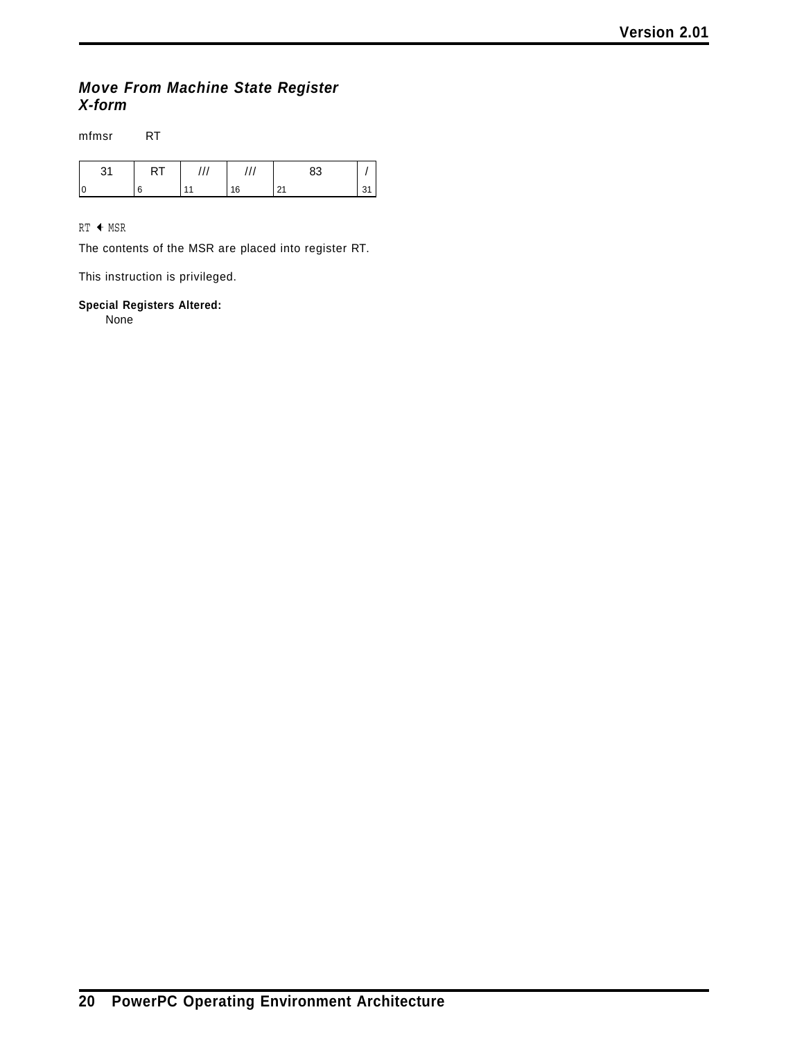### *Move From Machine State Register X-form*

mfmsr RT

| 31 | RT | /// | /// | 83 | / |
|---|---|---|---|---|---|
| 0 | 6 | 11 | 16 | 21 | 31 |

```
RT ← MSR
```

The contents of the MSR are placed into register RT.

This instruction is privileged.

**Special Registers Altered:**

None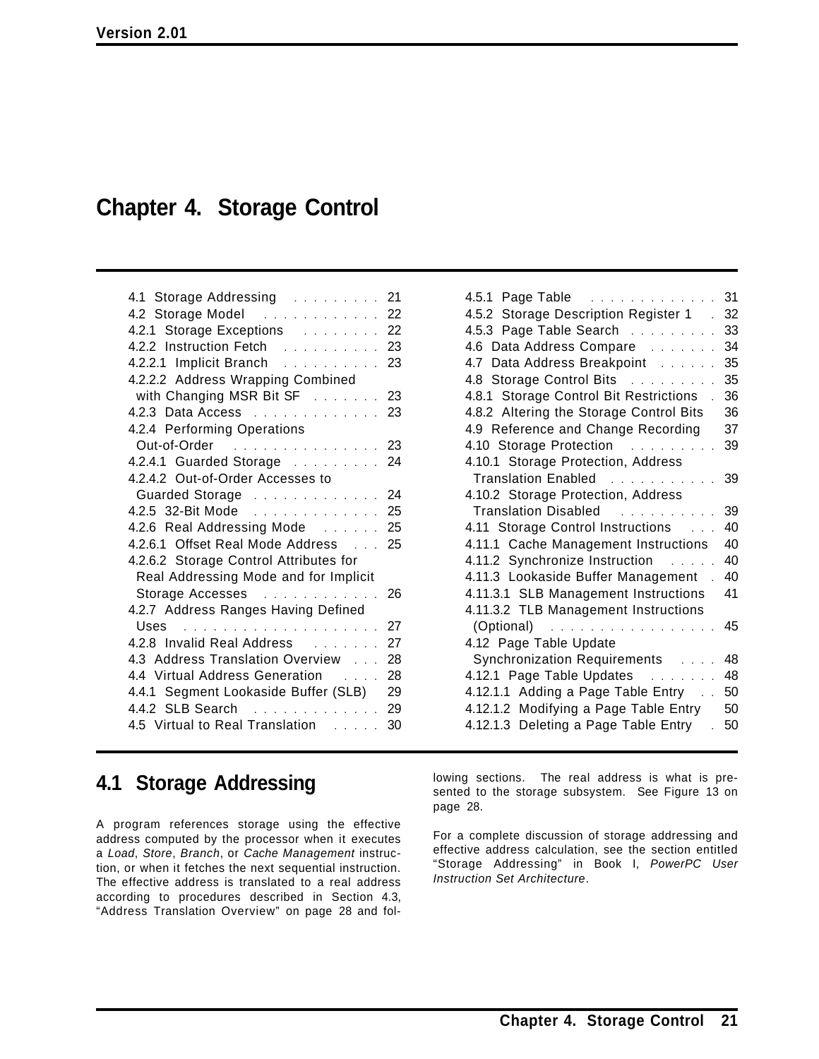# Chapter 4. Storage Control

4.1 Storage Addressing . . . . . . . . . 21
4.2 Storage Model . . . . . . . . . . . . 22
4.2.1 Storage Exceptions . . . . . . . . 22
4.2.2 Instruction Fetch . . . . . . . . . . 23
4.2.2.1 Implicit Branch . . . . . . . . . . 23
4.2.2.2 Address Wrapping Combined with Changing MSR Bit SF . . . . . . . 23
4.2.3 Data Access . . . . . . . . . . . . . 23
4.2.4 Performing Operations Out-of-Order . . . . . . . . . . . . . . . 23
4.2.4.1 Guarded Storage . . . . . . . . . 24
4.2.4.2 Out-of-Order Accesses to Guarded Storage . . . . . . . . . . . . . 24
4.2.5 32-Bit Mode . . . . . . . . . . . . . 25
4.2.6 Real Addressing Mode . . . . . . 25
4.2.6.1 Offset Real Mode Address . . . 25
4.2.6.2 Storage Control Attributes for Real Addressing Mode and for Implicit Storage Accesses . . . . . . . . . . . . 26
4.2.7 Address Ranges Having Defined Uses . . . . . . . . . . . . . . . . . . . . . 27
4.2.8 Invalid Real Address . . . . . . . 27
4.3 Address Translation Overview . . . 28
4.4 Virtual Address Generation . . . . 28
4.4.1 Segment Lookaside Buffer (SLB) 29
4.4.2 SLB Search . . . . . . . . . . . . . 29
4.5 Virtual to Real Translation . . . . . 30
4.5.1 Page Table . . . . . . . . . . . . . 31
4.5.2 Storage Description Register 1 . 32
4.5.3 Page Table Search . . . . . . . . . 33
4.6 Data Address Compare . . . . . . . 34
4.7 Data Address Breakpoint . . . . . . 35
4.8 Storage Control Bits . . . . . . . . . 35
4.8.1 Storage Control Bit Restrictions . 36
4.8.2 Altering the Storage Control Bits 36
4.9 Reference and Change Recording 37
4.10 Storage Protection . . . . . . . . . 39
4.10.1 Storage Protection, Address Translation Enabled . . . . . . . . . . . 39
4.10.2 Storage Protection, Address Translation Disabled . . . . . . . . . . 39
4.11 Storage Control Instructions . . . 40
4.11.1 Cache Management Instructions 40
4.11.2 Synchronize Instruction . . . . . 40
4.11.3 Lookaside Buffer Management . 40
4.11.3.1 SLB Management Instructions 41
4.11.3.2 TLB Management Instructions (Optional) . . . . . . . . . . . . . . . . . 45
4.12 Page Table Update Synchronization Requirements . . . . 48
4.12.1 Page Table Updates . . . . . . . 48
4.12.1.1 Adding a Page Table Entry . . 50
4.12.1.2 Modifying a Page Table Entry 50
4.12.1.3 Deleting a Page Table Entry . 50

## 4.1 Storage Addressing

A program references storage using the effective address computed by the processor when it executes a *Load*, *Store*, *Branch*, or *Cache Management* instruction, or when it fetches the next sequential instruction. The effective address is translated to a real address according to procedures described in Section 4.3, “Address Translation Overview” on page 28 and following sections. The real address is what is presented to the storage subsystem. See Figure 13 on page 28.

For a complete discussion of storage addressing and effective address calculation, see the section entitled “Storage Addressing” in Book I, *PowerPC User Instruction Set Architecture*.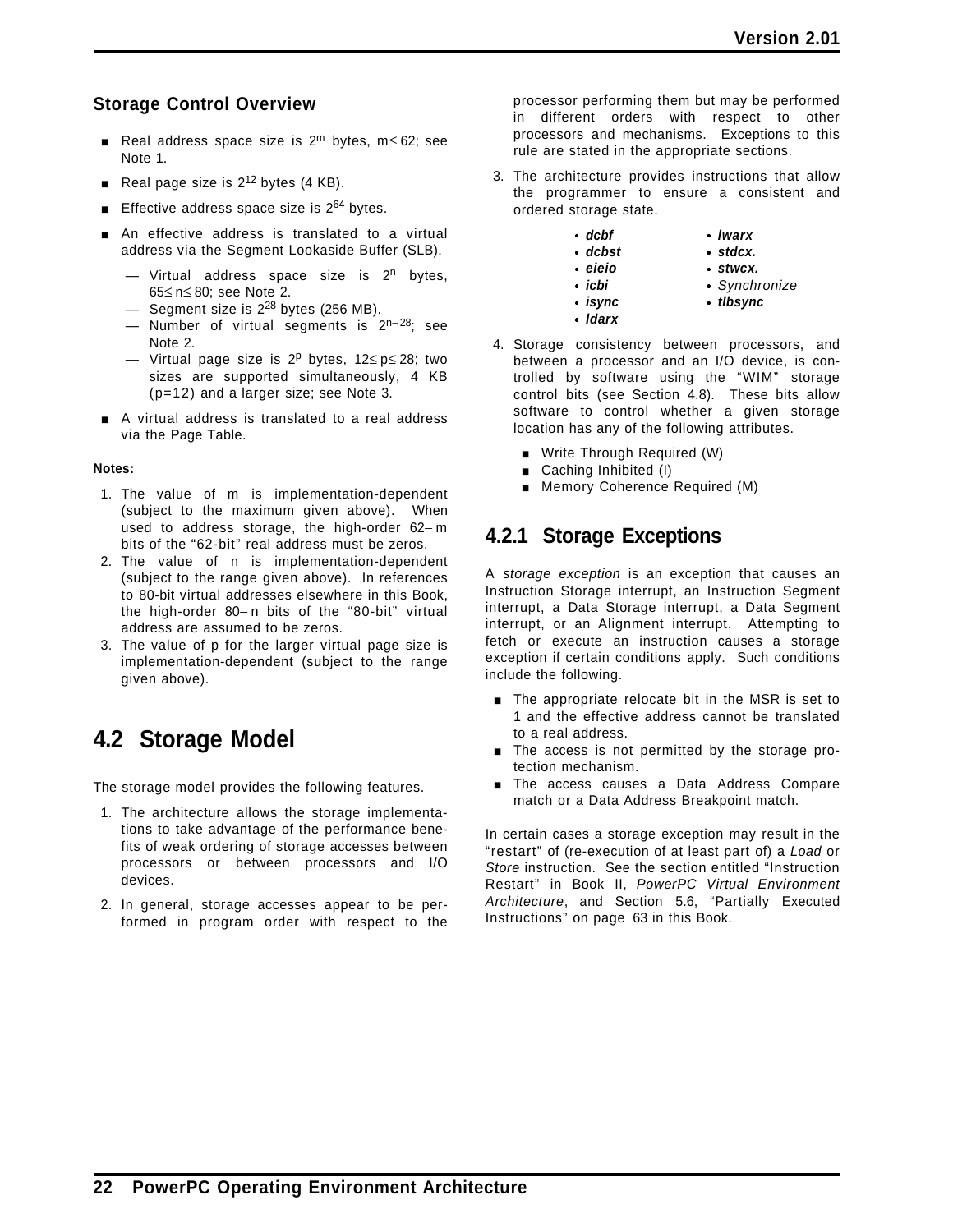### Storage Control Overview

- Real address space size is $2^m$ bytes, $m \le 62$; see Note 1.
- Real page size is $2^{12}$ bytes (4 KB).
- Effective address space size is $2^{64}$ bytes.
- An effective address is translated to a virtual address via the Segment Lookaside Buffer (SLB).
  - Virtual address space size is $2^n$ bytes, $65 \le n \le 80$; see Note 2.
  - Segment size is $2^{28}$ bytes (256 MB).
  - Number of virtual segments is $2^{n-28}$; see Note 2.
  - Virtual page size is $2^p$ bytes, $12 \le p \le 28$; two sizes are supported simultaneously, 4 KB (p=12) and a larger size; see Note 3.
- A virtual address is translated to a real address via the Page Table.

**Notes:**

1. The value of m is implementation-dependent (subject to the maximum given above). When used to address storage, the high-order $62-m$ bits of the "62-bit" real address must be zeros.
2. The value of n is implementation-dependent (subject to the range given above). In references to 80-bit virtual addresses elsewhere in this Book, the high-order $80-n$ bits of the "80-bit" virtual address are assumed to be zeros.
3. The value of p for the larger virtual page size is implementation-dependent (subject to the range given above).

## 4.2 Storage Model

The storage model provides the following features.

1. The architecture allows the storage implementations to take advantage of the performance benefits of weak ordering of storage accesses between processors or between processors and I/O devices.
2. In general, storage accesses appear to be performed in program order with respect to the processor performing them but may be performed in different orders with respect to other processors and mechanisms. Exceptions to this rule are stated in the appropriate sections.
3. The architecture provides instructions that allow the programmer to ensure a consistent and ordered storage state.
   - ***dcbf***
   - ***dcbst***
   - ***eieio***
   - ***icbi***
   - ***isync***
   - ***ldarx***
   - ***lwarx***
   - ***stdcx.***
   - ***stwcx.***
   - *Synchronize*
   - ***tlbsync***
4. Storage consistency between processors, and between a processor and an I/O device, is controlled by software using the "WIM" storage control bits (see Section 4.8). These bits allow software to control whether a given storage location has any of the following attributes.
   - Write Through Required (W)
   - Caching Inhibited (I)
   - Memory Coherence Required (M)

### 4.2.1 Storage Exceptions

A *storage exception* is an exception that causes an Instruction Storage interrupt, an Instruction Segment interrupt, a Data Storage interrupt, a Data Segment interrupt, or an Alignment interrupt. Attempting to fetch or execute an instruction causes a storage exception if certain conditions apply. Such conditions include the following.

- The appropriate relocate bit in the MSR is set to 1 and the effective address cannot be translated to a real address.
- The access is not permitted by the storage protection mechanism.
- The access causes a Data Address Compare match or a Data Address Breakpoint match.

In certain cases a storage exception may result in the "restart" of (re-execution of at least part of) a *Load* or *Store* instruction. See the section entitled "Instruction Restart" in Book II, *PowerPC Virtual Environment Architecture*, and Section 5.6, "Partially Executed Instructions" on page 63 in this Book.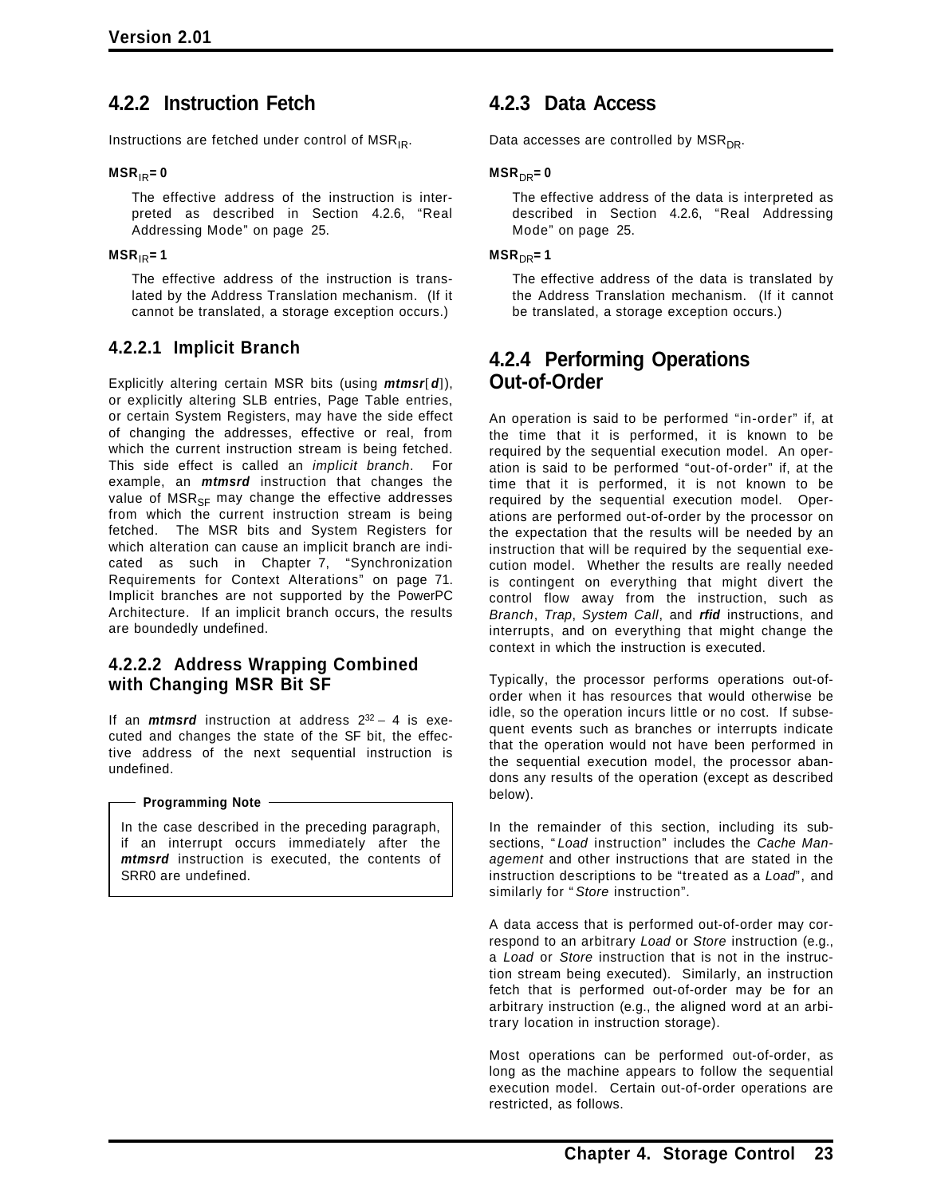### 4.2.2 Instruction Fetch

Instructions are fetched under control of $MSR_{IR}$.

**$MSR_{IR}$= 0**

The effective address of the instruction is interpreted as described in Section 4.2.6, “Real Addressing Mode” on page 25.

**$MSR_{IR}$= 1**

The effective address of the instruction is translated by the Address Translation mechanism. (If it cannot be translated, a storage exception occurs.)

#### 4.2.2.1 Implicit Branch

Explicitly altering certain MSR bits (using ***mtmsr***[***d***]), or explicitly altering SLB entries, Page Table entries, or certain System Registers, may have the side effect of changing the addresses, effective or real, from which the current instruction stream is being fetched. This side effect is called an *implicit branch*. For example, an ***mtmsrd*** instruction that changes the value of $MSR_{SF}$ may change the effective addresses from which the current instruction stream is being fetched. The MSR bits and System Registers for which alteration can cause an implicit branch are indicated as such in Chapter 7, “Synchronization Requirements for Context Alterations” on page 71. Implicit branches are not supported by the PowerPC Architecture. If an implicit branch occurs, the results are boundedly undefined.

#### 4.2.2.2 Address Wrapping Combined with Changing MSR Bit SF

If an ***mtmsrd*** instruction at address $2^{32} - 4$ is executed and changes the state of the SF bit, the effective address of the next sequential instruction is undefined.

**Programming Note**

In the case described in the preceding paragraph, if an interrupt occurs immediately after the ***mtmsrd*** instruction is executed, the contents of SRR0 are undefined.

### 4.2.3 Data Access

Data accesses are controlled by $MSR_{DR}$.

**$MSR_{DR}$= 0**

The effective address of the data is interpreted as described in Section 4.2.6, “Real Addressing Mode” on page 25.

**$MSR_{DR}$= 1**

The effective address of the data is translated by the Address Translation mechanism. (If it cannot be translated, a storage exception occurs.)

### 4.2.4 Performing Operations Out-of-Order

An operation is said to be performed “in-order” if, at the time that it is performed, it is known to be required by the sequential execution model. An operation is said to be performed “out-of-order” if, at the time that it is performed, it is not known to be required by the sequential execution model. Operations are performed out-of-order by the processor on the expectation that the results will be needed by an instruction that will be required by the sequential execution model. Whether the results are really needed is contingent on everything that might divert the control flow away from the instruction, such as *Branch*, *Trap*, *System Call*, and ***rfid*** instructions, and interrupts, and on everything that might change the context in which the instruction is executed.

Typically, the processor performs operations out-of-order when it has resources that would otherwise be idle, so the operation incurs little or no cost. If subsequent events such as branches or interrupts indicate that the operation would not have been performed in the sequential execution model, the processor abandons any results of the operation (except as described below).

In the remainder of this section, including its subsections, “*Load* instruction” includes the *Cache Management* and other instructions that are stated in the instruction descriptions to be “treated as a *Load*”, and similarly for “*Store* instruction”.

A data access that is performed out-of-order may correspond to an arbitrary *Load* or *Store* instruction (e.g., a *Load* or *Store* instruction that is not in the instruction stream being executed). Similarly, an instruction fetch that is performed out-of-order may be for an arbitrary instruction (e.g., the aligned word at an arbitrary location in instruction storage).

Most operations can be performed out-of-order, as long as the machine appears to follow the sequential execution model. Certain out-of-order operations are restricted, as follows.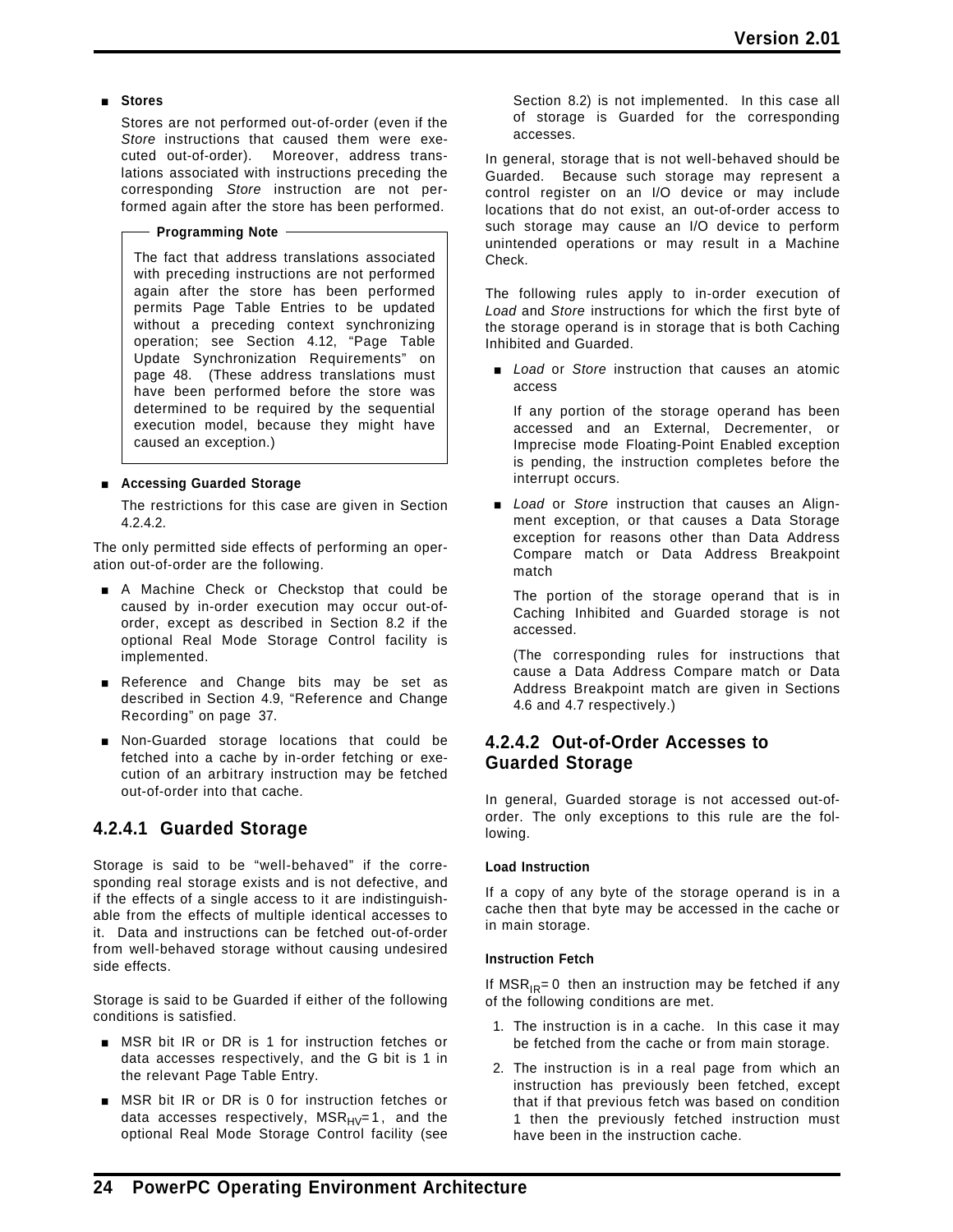- **Stores**

  Stores are not performed out-of-order (even if the *Store* instructions that caused them were executed out-of-order). Moreover, address translations associated with instructions preceding the corresponding *Store* instruction are not performed again after the store has been performed.

> **Programming Note**
>
> The fact that address translations associated with preceding instructions are not performed again after the store has been performed permits Page Table Entries to be updated without a preceding context synchronizing operation; see Section 4.12, "Page Table Update Synchronization Requirements" on page 48. (These address translations must have been performed before the store was determined to be required by the sequential execution model, because they might have caused an exception.)

- **Accessing Guarded Storage**

  The restrictions for this case are given in Section 4.2.4.2.

The only permitted side effects of performing an operation out-of-order are the following.

- A Machine Check or Checkstop that could be caused by in-order execution may occur out-of-order, except as described in Section 8.2 if the optional Real Mode Storage Control facility is implemented.
- Reference and Change bits may be set as described in Section 4.9, "Reference and Change Recording" on page 37.
- Non-Guarded storage locations that could be fetched into a cache by in-order fetching or execution of an arbitrary instruction may be fetched out-of-order into that cache.

### 4.2.4.1 Guarded Storage

Storage is said to be "well-behaved" if the corresponding real storage exists and is not defective, and if the effects of a single access to it are indistinguishable from the effects of multiple identical accesses to it. Data and instructions can be fetched out-of-order from well-behaved storage without causing undesired side effects.

Storage is said to be Guarded if either of the following conditions is satisfied.

- MSR bit IR or DR is 1 for instruction fetches or data accesses respectively, and the G bit is 1 in the relevant Page Table Entry.
- MSR bit IR or DR is 0 for instruction fetches or data accesses respectively, $MSR_{HV}=1$, and the optional Real Mode Storage Control facility (see Section 8.2) is not implemented. In this case all of storage is Guarded for the corresponding accesses.

In general, storage that is not well-behaved should be Guarded. Because such storage may represent a control register on an I/O device or may include locations that do not exist, an out-of-order access to such storage may cause an I/O device to perform unintended operations or may result in a Machine Check.

The following rules apply to in-order execution of *Load* and *Store* instructions for which the first byte of the storage operand is in storage that is both Caching Inhibited and Guarded.

- *Load* or *Store* instruction that causes an atomic access

  If any portion of the storage operand has been accessed and an External, Decrementer, or Imprecise mode Floating-Point Enabled exception is pending, the instruction completes before the interrupt occurs.

- *Load* or *Store* instruction that causes an Alignment exception, or that causes a Data Storage exception for reasons other than Data Address Compare match or Data Address Breakpoint match

  The portion of the storage operand that is in Caching Inhibited and Guarded storage is not accessed.

  (The corresponding rules for instructions that cause a Data Address Compare match or Data Address Breakpoint match are given in Sections 4.6 and 4.7 respectively.)

### 4.2.4.2 Out-of-Order Accesses to Guarded Storage

In general, Guarded storage is not accessed out-of-order. The only exceptions to this rule are the following.

**Load Instruction**

If a copy of any byte of the storage operand is in a cache then that byte may be accessed in the cache or in main storage.

**Instruction Fetch**

If $MSR_{IR}=0$ then an instruction may be fetched if any of the following conditions are met.

1. The instruction is in a cache. In this case it may be fetched from the cache or from main storage.
2. The instruction is in a real page from which an instruction has previously been fetched, except that if that previous fetch was based on condition 1 then the previously fetched instruction must have been in the instruction cache.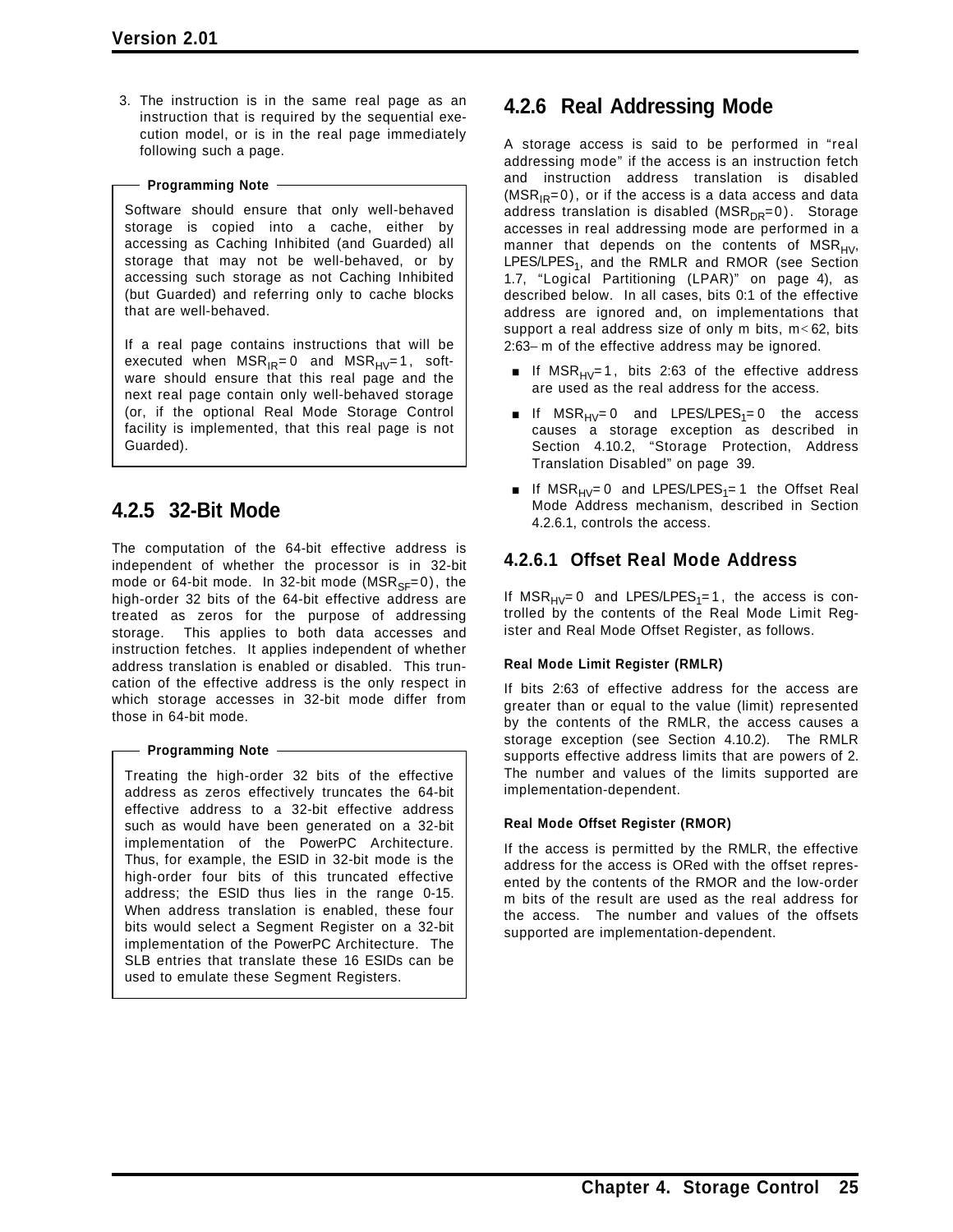3. The instruction is in the same real page as an instruction that is required by the sequential execution model, or is in the real page immediately following such a page.

**Programming Note**

Software should ensure that only well-behaved storage is copied into a cache, either by accessing as Caching Inhibited (and Guarded) all storage that may not be well-behaved, or by accessing such storage as not Caching Inhibited (but Guarded) and referring only to cache blocks that are well-behaved.

If a real page contains instructions that will be executed when $MSR_{IR}=0$ and $MSR_{HV}=1$, software should ensure that this real page and the next real page contain only well-behaved storage (or, if the optional Real Mode Storage Control facility is implemented, that this real page is not Guarded).

## 4.2.5 32-Bit Mode

The computation of the 64-bit effective address is independent of whether the processor is in 32-bit mode or 64-bit mode. In 32-bit mode ($MSR_{SF}=0$), the high-order 32 bits of the 64-bit effective address are treated as zeros for the purpose of addressing storage. This applies to both data accesses and instruction fetches. It applies independent of whether address translation is enabled or disabled. This truncation of the effective address is the only respect in which storage accesses in 32-bit mode differ from those in 64-bit mode.

**Programming Note**

Treating the high-order 32 bits of the effective address as zeros effectively truncates the 64-bit effective address to a 32-bit effective address such as would have been generated on a 32-bit implementation of the PowerPC Architecture. Thus, for example, the ESID in 32-bit mode is the high-order four bits of this truncated effective address; the ESID thus lies in the range 0-15. When address translation is enabled, these four bits would select a Segment Register on a 32-bit implementation of the PowerPC Architecture. The SLB entries that translate these 16 ESIDs can be used to emulate these Segment Registers.

## 4.2.6 Real Addressing Mode

A storage access is said to be performed in "real addressing mode" if the access is an instruction fetch and instruction address translation is disabled ($MSR_{IR}=0$), or if the access is a data access and data address translation is disabled ($MSR_{DR}=0$). Storage accesses in real addressing mode are performed in a manner that depends on the contents of $MSR_{HV}$, LPES/$LPES_1$, and the RMLR and RMOR (see Section 1.7, "Logical Partitioning (LPAR)" on page 4), as described below. In all cases, bits 0:1 of the effective address are ignored and, on implementations that support a real address size of only m bits, $m<62$, bits $2:63-m$ of the effective address may be ignored.

- If $MSR_{HV}=1$, bits 2:63 of the effective address are used as the real address for the access.
- If $MSR_{HV}=0$ and LPES/$LPES_1=0$ the access causes a storage exception as described in Section 4.10.2, "Storage Protection, Address Translation Disabled" on page 39.
- If $MSR_{HV}=0$ and LPES/$LPES_1=1$ the Offset Real Mode Address mechanism, described in Section 4.2.6.1, controls the access.

### 4.2.6.1 Offset Real Mode Address

If $MSR_{HV}=0$ and LPES/$LPES_1=1$, the access is controlled by the contents of the Real Mode Limit Register and Real Mode Offset Register, as follows.

**Real Mode Limit Register (RMLR)**

If bits 2:63 of effective address for the access are greater than or equal to the value (limit) represented by the contents of the RMLR, the access causes a storage exception (see Section 4.10.2). The RMLR supports effective address limits that are powers of 2. The number and values of the limits supported are implementation-dependent.

**Real Mode Offset Register (RMOR)**

If the access is permitted by the RMLR, the effective address for the access is ORed with the offset represented by the contents of the RMOR and the low-order m bits of the result are used as the real address for the access. The number and values of the offsets supported are implementation-dependent.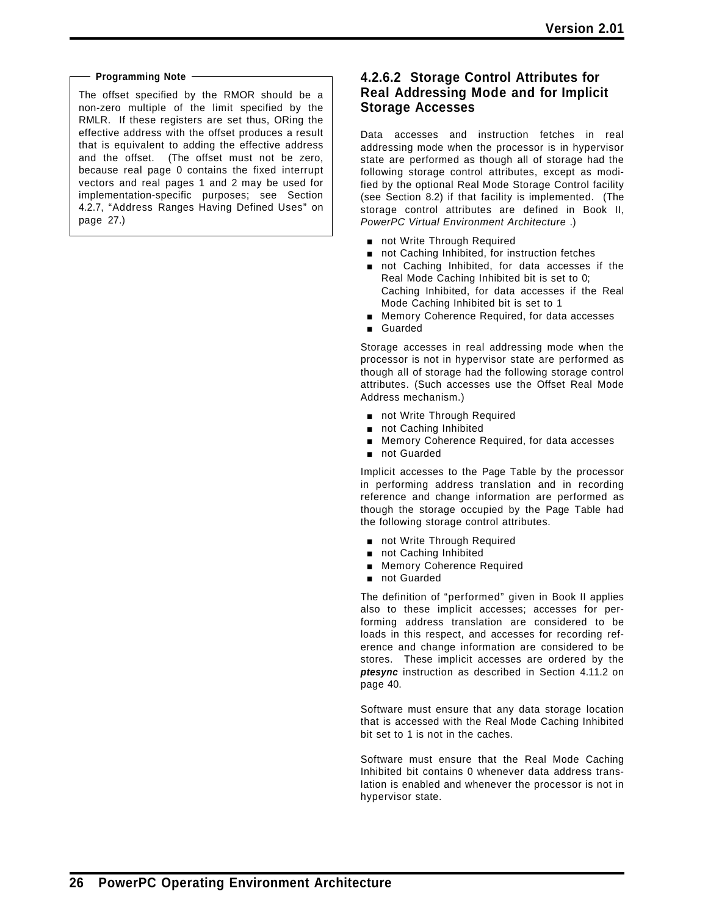**Programming Note**

The offset specified by the RMOR should be a non-zero multiple of the limit specified by the RMLR. If these registers are set thus, ORing the effective address with the offset produces a result that is equivalent to adding the effective address and the offset. (The offset must not be zero, because real page 0 contains the fixed interrupt vectors and real pages 1 and 2 may be used for implementation-specific purposes; see Section 4.2.7, "Address Ranges Having Defined Uses" on page 27.)

#### 4.2.6.2 Storage Control Attributes for Real Addressing Mode and for Implicit Storage Accesses

Data accesses and instruction fetches in real addressing mode when the processor is in hypervisor state are performed as though all of storage had the following storage control attributes, except as modified by the optional Real Mode Storage Control facility (see Section 8.2) if that facility is implemented. (The storage control attributes are defined in Book II, *PowerPC Virtual Environment Architecture* .)

- not Write Through Required
- not Caching Inhibited, for instruction fetches
- not Caching Inhibited, for data accesses if the Real Mode Caching Inhibited bit is set to 0; Caching Inhibited, for data accesses if the Real Mode Caching Inhibited bit is set to 1
- Memory Coherence Required, for data accesses
- Guarded

Storage accesses in real addressing mode when the processor is not in hypervisor state are performed as though all of storage had the following storage control attributes. (Such accesses use the Offset Real Mode Address mechanism.)

- not Write Through Required
- not Caching Inhibited
- Memory Coherence Required, for data accesses
- not Guarded

Implicit accesses to the Page Table by the processor in performing address translation and in recording reference and change information are performed as though the storage occupied by the Page Table had the following storage control attributes.

- not Write Through Required
- not Caching Inhibited
- Memory Coherence Required
- not Guarded

The definition of "performed" given in Book II applies also to these implicit accesses; accesses for performing address translation are considered to be loads in this respect, and accesses for recording reference and change information are considered to be stores. These implicit accesses are ordered by the ***ptesync*** instruction as described in Section 4.11.2 on page 40.

Software must ensure that any data storage location that is accessed with the Real Mode Caching Inhibited bit set to 1 is not in the caches.

Software must ensure that the Real Mode Caching Inhibited bit contains 0 whenever data address translation is enabled and whenever the processor is not in hypervisor state.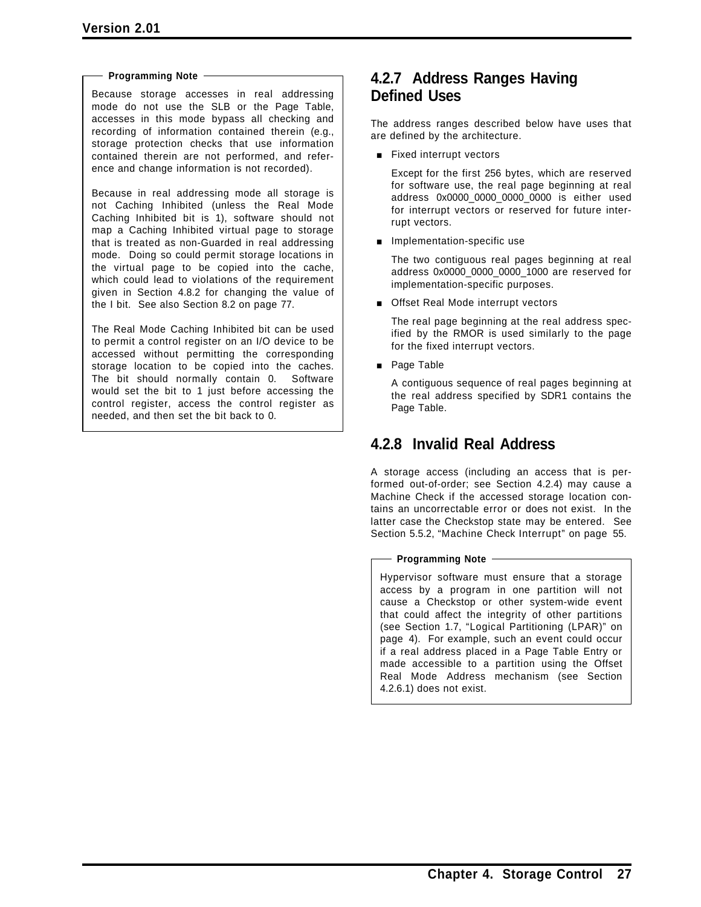**Programming Note**

Because storage accesses in real addressing mode do not use the SLB or the Page Table, accesses in this mode bypass all checking and recording of information contained therein (e.g., storage protection checks that use information contained therein are not performed, and reference and change information is not recorded).

Because in real addressing mode all storage is not Caching Inhibited (unless the Real Mode Caching Inhibited bit is 1), software should not map a Caching Inhibited virtual page to storage that is treated as non-Guarded in real addressing mode. Doing so could permit storage locations in the virtual page to be copied into the cache, which could lead to violations of the requirement given in Section 4.8.2 for changing the value of the I bit. See also Section 8.2 on page 77.

The Real Mode Caching Inhibited bit can be used to permit a control register on an I/O device to be accessed without permitting the corresponding storage location to be copied into the caches. The bit should normally contain 0. Software would set the bit to 1 just before accessing the control register, access the control register as needed, and then set the bit back to 0.

### 4.2.7 Address Ranges Having Defined Uses

The address ranges described below have uses that are defined by the architecture.

- Fixed interrupt vectors

  Except for the first 256 bytes, which are reserved for software use, the real page beginning at real address 0x0000_0000_0000_0000 is either used for interrupt vectors or reserved for future interrupt vectors.

- Implementation-specific use

  The two contiguous real pages beginning at real address 0x0000_0000_0000_1000 are reserved for implementation-specific purposes.

- Offset Real Mode interrupt vectors

  The real page beginning at the real address specified by the RMOR is used similarly to the page for the fixed interrupt vectors.

- Page Table

  A contiguous sequence of real pages beginning at the real address specified by SDR1 contains the Page Table.

### 4.2.8 Invalid Real Address

A storage access (including an access that is performed out-of-order; see Section 4.2.4) may cause a Machine Check if the accessed storage location contains an uncorrectable error or does not exist. In the latter case the Checkstop state may be entered. See Section 5.5.2, “Machine Check Interrupt” on page 55.

**Programming Note**

Hypervisor software must ensure that a storage access by a program in one partition will not cause a Checkstop or other system-wide event that could affect the integrity of other partitions (see Section 1.7, “Logical Partitioning (LPAR)” on page 4). For example, such an event could occur if a real address placed in a Page Table Entry or made accessible to a partition using the Offset Real Mode Address mechanism (see Section 4.2.6.1) does not exist.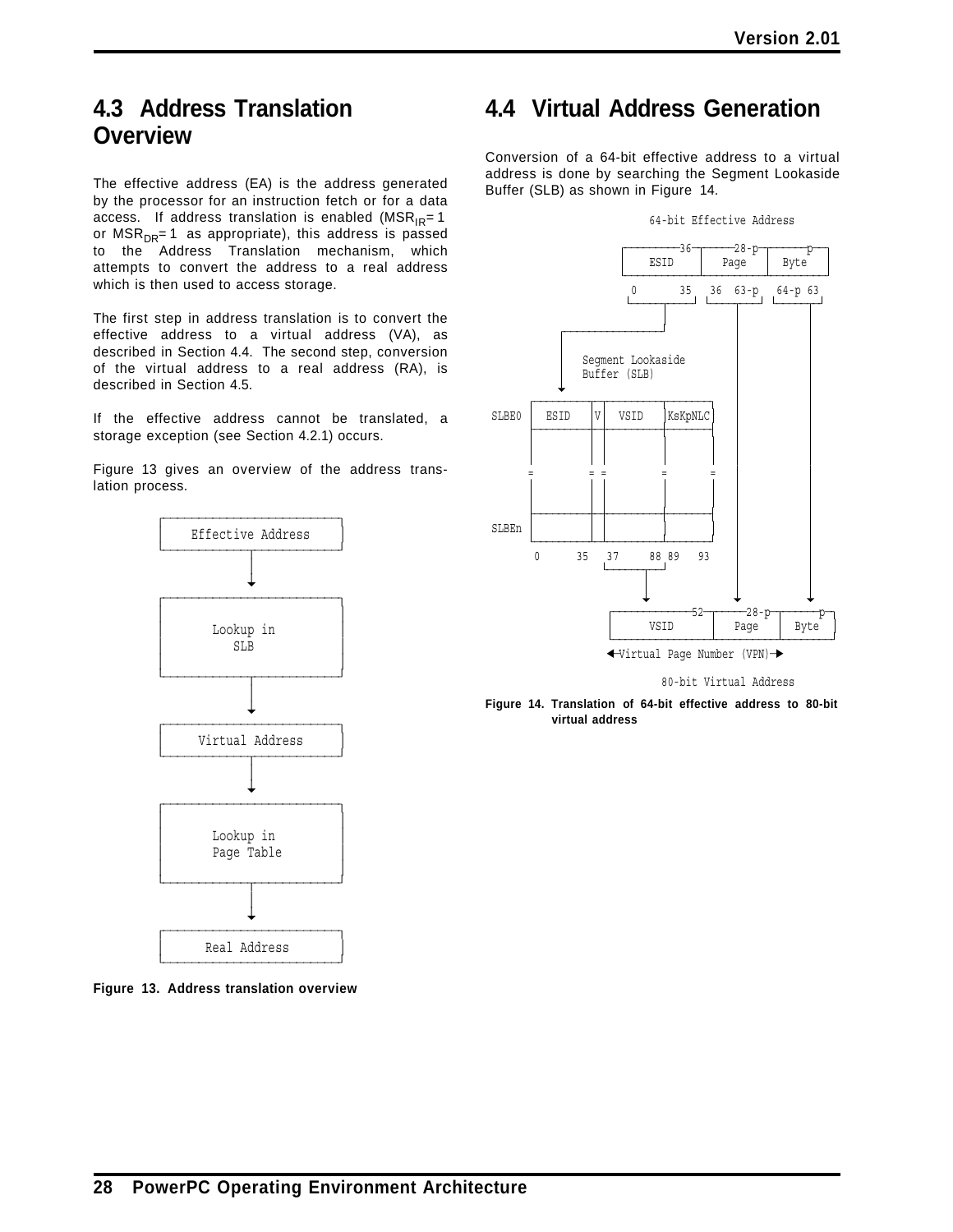## 4.3 Address Translation Overview

The effective address (EA) is the address generated by the processor for an instruction fetch or for a data access. If address translation is enabled ($MSR_{IR}=1$ or $MSR_{DR}=1$ as appropriate), this address is passed to the Address Translation mechanism, which attempts to convert the address to a real address which is then used to access storage.

The first step in address translation is to convert the effective address to a virtual address (VA), as described in Section 4.4. The second step, conversion of the virtual address to a real address (RA), is described in Section 4.5.

If the effective address cannot be translated, a storage exception (see Section 4.2.1) occurs.

Figure 13 gives an overview of the address translation process.

```
Effective Address
        |
        v
Lookup in SLB
        |
        v
Virtual Address
        |
        v
Lookup in Page Table
        |
        v
Real Address
```

**Figure 13. Address translation overview**

## 4.4 Virtual Address Generation

Conversion of a 64-bit effective address to a virtual address is done by searching the Segment Lookaside Buffer (SLB) as shown in Figure 14.

```
                    64-bit Effective Address

                 ┌────────36──────┬───28-p───┬────p────┐
                 │      ESID      │   Page   │  Byte   │
                 └────────────────┴──────────┴─────────┘
                  0            35  36   63-p  64-p  63

              Segment Lookaside
              Buffer (SLB)

SLBE0  │ ESID │V│ VSID │KsKpNLC│
       │      │ │      │       │
         =     = =      =       =
       │      │ │      │       │
SLBEn  │      │ │      │       │
        0    35  37   88 89   93

              ┌────────52───────┬───28-p───┬────p────┐
              │      VSID       │   Page   │  Byte   │
              └─────────────────┴──────────┴─────────┘
              <──Virtual Page Number (VPN)──>

                      80-bit Virtual Address
```

**Figure 14. Translation of 64-bit effective address to 80-bit virtual address**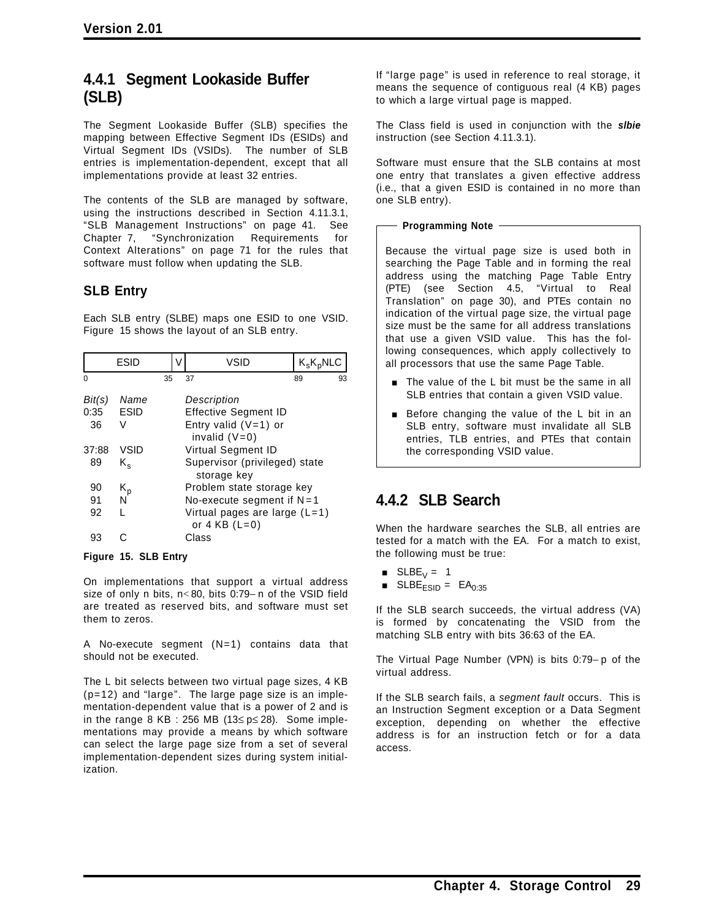### 4.4.1 Segment Lookaside Buffer (SLB)

The Segment Lookaside Buffer (SLB) specifies the mapping between Effective Segment IDs (ESIDs) and Virtual Segment IDs (VSIDs). The number of SLB entries is implementation-dependent, except that all implementations provide at least 32 entries.

The contents of the SLB are managed by software, using the instructions described in Section 4.11.3.1, "SLB Management Instructions" on page 41. See Chapter 7, "Synchronization Requirements for Context Alterations" on page 71 for the rules that software must follow when updating the SLB.

#### SLB Entry

Each SLB entry (SLBE) maps one ESID to one VSID. Figure 15 shows the layout of an SLB entry.

| ESID | V | VSID | $K_sK_p$NLC |
|---|---|---|---|
| 0 … 35 | 36 | 37 … 88 | 89 … 93 |

| *Bit(s)* | *Name* | *Description* |
|---|---|---|
| 0:35 | ESID | Effective Segment ID |
| 36 | V | Entry valid (V=1) or invalid (V=0) |
| 37:88 | VSID | Virtual Segment ID |
| 89 | $K_s$ | Supervisor (privileged) state storage key |
| 90 | $K_p$ | Problem state storage key |
| 91 | N | No-execute segment if N=1 |
| 92 | L | Virtual pages are large (L=1) or 4 KB (L=0) |
| 93 | C | Class |

**Figure 15. SLB Entry**

On implementations that support a virtual address size of only n bits, $n<80$, bits 0:79−n of the VSID field are treated as reserved bits, and software must set them to zeros.

A No-execute segment (N=1) contains data that should not be executed.

The L bit selects between two virtual page sizes, 4 KB (p=12) and "large". The large page size is an implementation-dependent value that is a power of 2 and is in the range 8 KB : 256 MB ($13 \le p \le 28$). Some implementations may provide a means by which software can select the large page size from a set of several implementation-dependent sizes during system initialization.

If "large page" is used in reference to real storage, it means the sequence of contiguous real (4 KB) pages to which a large virtual page is mapped.

The Class field is used in conjunction with the ***slbie*** instruction (see Section 4.11.3.1).

Software must ensure that the SLB contains at most one entry that translates a given effective address (i.e., that a given ESID is contained in no more than one SLB entry).

> **Programming Note**
>
> Because the virtual page size is used both in searching the Page Table and in forming the real address using the matching Page Table Entry (PTE) (see Section 4.5, "Virtual to Real Translation" on page 30), and PTEs contain no indication of the virtual page size, the virtual page size must be the same for all address translations that use a given VSID value. This has the following consequences, which apply collectively to all processors that use the same Page Table.
>
> - The value of the L bit must be the same in all SLB entries that contain a given VSID value.
> - Before changing the value of the L bit in an SLB entry, software must invalidate all SLB entries, TLB entries, and PTEs that contain the corresponding VSID value.

### 4.4.2 SLB Search

When the hardware searches the SLB, all entries are tested for a match with the EA. For a match to exist, the following must be true:

- $SLBE_V = 1$
- $SLBE_{ESID} = EA_{0:35}$

If the SLB search succeeds, the virtual address (VA) is formed by concatenating the VSID from the matching SLB entry with bits 36:63 of the EA.

The Virtual Page Number (VPN) is bits 0:79−p of the virtual address.

If the SLB search fails, a *segment fault* occurs. This is an Instruction Segment exception or a Data Segment exception, depending on whether the effective address is for an instruction fetch or for a data access.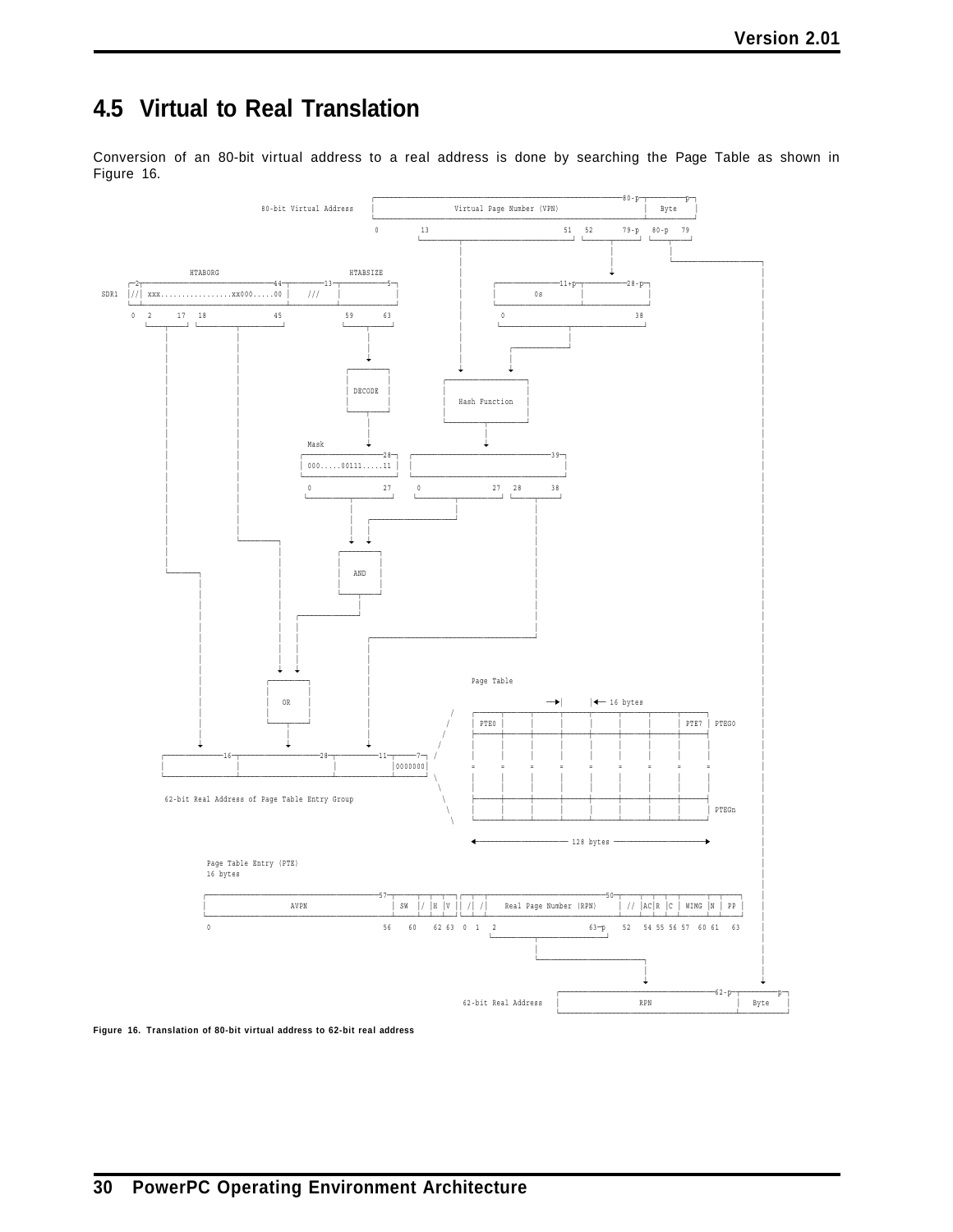## 4.5 Virtual to Real Translation

Conversion of an 80-bit virtual address to a real address is done by searching the Page Table as shown in Figure 16.

```
                              ┌──────────────────────────────────────────80-p┬──────p┐
     80-bit Virtual Address   │         Virtual Page Number (VPN)            │ Byte  │
                              └──────────────────────────────────────────────┴───────┘
                               0      13                      51  52    79-p  80-p  79

              HTABORG                       HTABSIZE
      ┌2┬──────────────────────44┬────13──┬──────5┐                ┌────────11+p┬──────28-p┐
SDR1  │//│ xxx...............xx000.....00 │  ///  │       │         │     0s      │          │
      └──┴───────────────────────────────┴───────┴───────┘         └─────────────┴──────────┘
       0  2     17  18             45        59     63              0                      38

                                         DECODE                  Hash Function

                                 Mask
                                ┌─────────────28┐  ┌──────────────────────────39┐
                                │000.....00111.....11│  │                            │
                                └───────────────┘  └────────────────────────────┘
                                 0             27   0                27  28      38

                                              AND

                                        OR

  ┌──────16──────┬──────────28──────────┬──────11──────┬───7┐
  │              │                       │              │0000000│
  └──────────────┴───────────────────────┴──────────────┴───────┘
  62-bit Real Address of Page Table Entry Group

                                     Page Table
                                              →|  |← 16 bytes
                                     │PTE0│ │ │ │ │ │ │PTE7│ PTEG0
                                     │ = │ = │ = │ = │ = │ = │ = │ = │
                                     │    │ │ │ │ │ │ │    │ PTEGn
                                     ←──────────── 128 bytes ────────────→

  Page Table Entry (PTE)
  16 bytes
  ┌─────────────────────────────57┬────┬─┬─┬─┐┌─┬─┬──────────────────────50┬──┬──┬─┬─┬────┬─┬──┐
  │            AVPN               │ SW │/│H│V││/│/│  Real Page Number (RPN)  │//│AC│R│C│WIMG│N│PP│
  └───────────────────────────────┴────┴─┴─┴─┘└─┴─┴──────────────────────────┴──┴──┴─┴─┴────┴─┴──┘
   0                            56   60    62 63  0  1  2                  63-p  52  54 55 56 57  60 61 63

                                                   ┌──────────────────────62-p┬──────p┐
                          62-bit Real Address      │           RPN            │ Byte  │
                                                   └──────────────────────────┴───────┘
```

**Figure 16. Translation of 80-bit virtual address to 62-bit real address**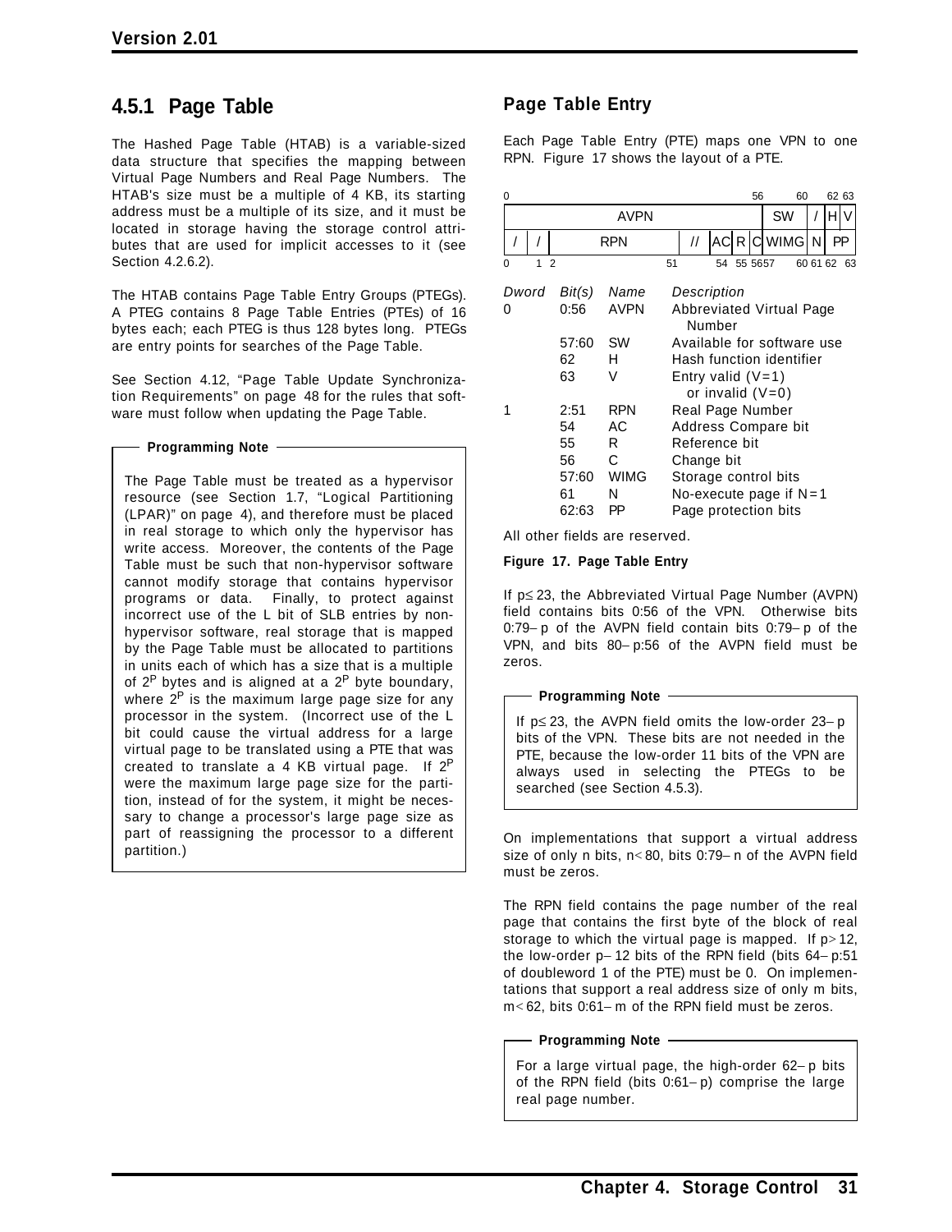### 4.5.1 Page Table

The Hashed Page Table (HTAB) is a variable-sized data structure that specifies the mapping between Virtual Page Numbers and Real Page Numbers. The HTAB's size must be a multiple of 4 KB, its starting address must be a multiple of its size, and it must be located in storage having the storage control attributes that are used for implicit accesses to it (see Section 4.2.6.2).

The HTAB contains Page Table Entry Groups (PTEGs). A PTEG contains 8 Page Table Entries (PTEs) of 16 bytes each; each PTEG is thus 128 bytes long. PTEGs are entry points for searches of the Page Table.

See Section 4.12, “Page Table Update Synchronization Requirements” on page 48 for the rules that software must follow when updating the Page Table.

**Programming Note**

The Page Table must be treated as a hypervisor resource (see Section 1.7, “Logical Partitioning (LPAR)” on page 4), and therefore must be placed in real storage to which only the hypervisor has write access. Moreover, the contents of the Page Table must be such that non-hypervisor software cannot modify storage that contains hypervisor programs or data. Finally, to protect against incorrect use of the L bit of SLB entries by non-hypervisor software, real storage that is mapped by the Page Table must be allocated to partitions in units each of which has a size that is a multiple of $2^P$ bytes and is aligned at a $2^P$ byte boundary, where $2^P$ is the maximum large page size for any processor in the system. (Incorrect use of the L bit could cause the virtual address for a large virtual page to be translated using a PTE that was created to translate a 4 KB virtual page. If $2^P$ were the maximum large page size for the partition, instead of for the system, it might be necessary to change a processor's large page size as part of reassigning the processor to a different partition.)

### Page Table Entry

Each Page Table Entry (PTE) maps one VPN to one RPN. Figure 17 shows the layout of a PTE.

Doubleword 0:

| AVPN | SW | / | H | V |
|---|---|---|---|---|
| 0:56 | 57:60 | 61 | 62 | 63 |

Doubleword 1:

| / | / | RPN | // | AC | R | C | WIMG | N | PP |
|---|---|---|---|---|---|---|---|---|---|
| 0 | 1 | 2:51 | 52:53 | 54 | 55 | 56 | 57:60 | 61 | 62:63 |

| *Dword* | *Bit(s)* | *Name* | *Description* |
|---|---|---|---|
| 0 | 0:56 | AVPN | Abbreviated Virtual Page Number |
| | 57:60 | SW | Available for software use |
| | 62 | H | Hash function identifier |
| | 63 | V | Entry valid (V=1) or invalid (V=0) |
| 1 | 2:51 | RPN | Real Page Number |
| | 54 | AC | Address Compare bit |
| | 55 | R | Reference bit |
| | 56 | C | Change bit |
| | 57:60 | WIMG | Storage control bits |
| | 61 | N | No-execute page if N=1 |
| | 62:63 | PP | Page protection bits |

All other fields are reserved.

**Figure 17. Page Table Entry**

If $p \le 23$, the Abbreviated Virtual Page Number (AVPN) field contains bits 0:56 of the VPN. Otherwise bits $0{:}79-p$ of the AVPN field contain bits $0{:}79-p$ of the VPN, and bits $80-p{:}56$ of the AVPN field must be zeros.

**Programming Note**

If $p \le 23$, the AVPN field omits the low-order $23-p$ bits of the VPN. These bits are not needed in the PTE, because the low-order 11 bits of the VPN are always used in selecting the PTEGs to be searched (see Section 4.5.3).

On implementations that support a virtual address size of only n bits, $n < 80$, bits $0{:}79-n$ of the AVPN field must be zeros.

The RPN field contains the page number of the real page that contains the first byte of the block of real storage to which the virtual page is mapped. If $p > 12$, the low-order $p-12$ bits of the RPN field (bits $64-p{:}51$ of doubleword 1 of the PTE) must be 0. On implementations that support a real address size of only m bits, $m < 62$, bits $0{:}61-m$ of the RPN field must be zeros.

**Programming Note**

For a large virtual page, the high-order $62-p$ bits of the RPN field (bits $0{:}61-p$) comprise the large real page number.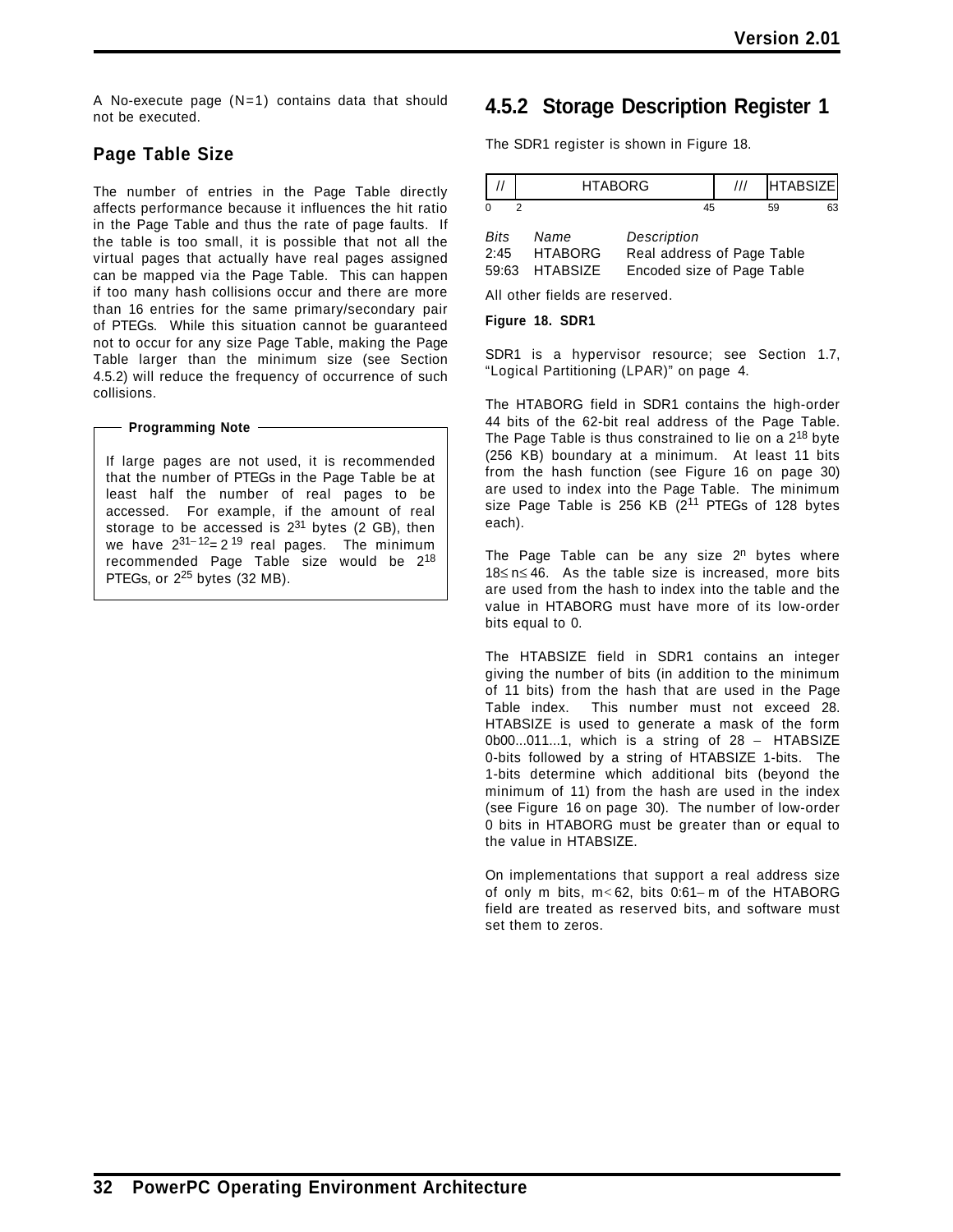A No-execute page (N=1) contains data that should not be executed.

### Page Table Size

The number of entries in the Page Table directly affects performance because it influences the hit ratio in the Page Table and thus the rate of page faults. If the table is too small, it is possible that not all the virtual pages that actually have real pages assigned can be mapped via the Page Table. This can happen if too many hash collisions occur and there are more than 16 entries for the same primary/secondary pair of PTEGs. While this situation cannot be guaranteed not to occur for any size Page Table, making the Page Table larger than the minimum size (see Section 4.5.2) will reduce the frequency of occurrence of such collisions.

> **Programming Note**
>
> If large pages are not used, it is recommended that the number of PTEGs in the Page Table be at least half the number of real pages to be accessed. For example, if the amount of real storage to be accessed is $2^{31}$ bytes (2 GB), then we have $2^{31-12} = 2^{19}$ real pages. The minimum recommended Page Table size would be $2^{18}$ PTEGs, or $2^{25}$ bytes (32 MB).

## 4.5.2 Storage Description Register 1

The SDR1 register is shown in Figure 18.

| // | HTABORG | /// | HTABSIZE |
|---|---|---|---|
| 0 | 2 | 45 | 59 63 |

| *Bits* | *Name* | *Description* |
|---|---|---|
| 2:45 | HTABORG | Real address of Page Table |
| 59:63 | HTABSIZE | Encoded size of Page Table |

All other fields are reserved.

**Figure 18. SDR1**

SDR1 is a hypervisor resource; see Section 1.7, "Logical Partitioning (LPAR)" on page 4.

The HTABORG field in SDR1 contains the high-order 44 bits of the 62-bit real address of the Page Table. The Page Table is thus constrained to lie on a $2^{18}$ byte (256 KB) boundary at a minimum. At least 11 bits from the hash function (see Figure 16 on page 30) are used to index into the Page Table. The minimum size Page Table is 256 KB ($2^{11}$ PTEGs of 128 bytes each).

The Page Table can be any size $2^n$ bytes where $18 \le n \le 46$. As the table size is increased, more bits are used from the hash to index into the table and the value in HTABORG must have more of its low-order bits equal to 0.

The HTABSIZE field in SDR1 contains an integer giving the number of bits (in addition to the minimum of 11 bits) from the hash that are used in the Page Table index. This number must not exceed 28. HTABSIZE is used to generate a mask of the form 0b00...011...1, which is a string of 28 − HTABSIZE 0-bits followed by a string of HTABSIZE 1-bits. The 1-bits determine which additional bits (beyond the minimum of 11) from the hash are used in the index (see Figure 16 on page 30). The number of low-order 0 bits in HTABORG must be greater than or equal to the value in HTABSIZE.

On implementations that support a real address size of only m bits, $m < 62$, bits $0{:}61-m$ of the HTABORG field are treated as reserved bits, and software must set them to zeros.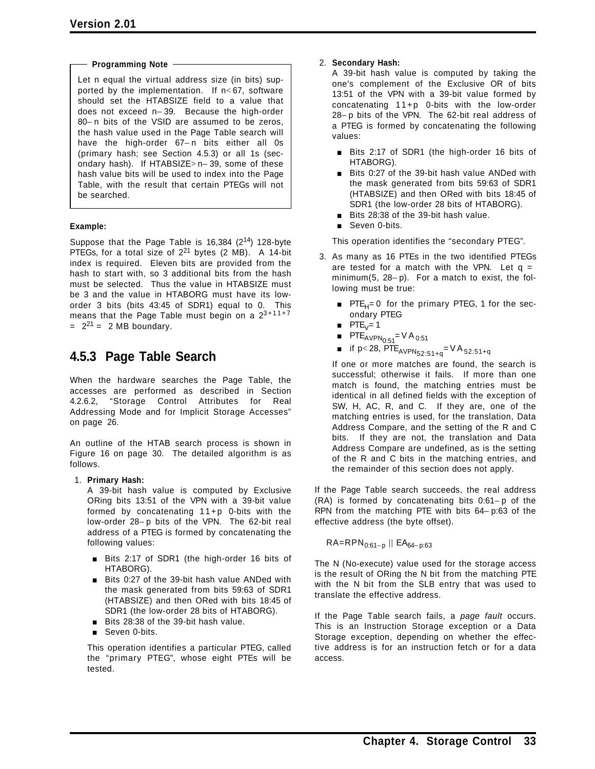**Programming Note**

Let n equal the virtual address size (in bits) supported by the implementation. If $n < 67$, software should set the HTABSIZE field to a value that does not exceed $n - 39$. Because the high-order $80 - n$ bits of the VSID are assumed to be zeros, the hash value used in the Page Table search will have the high-order $67 - n$ bits either all 0s (primary hash; see Section 4.5.3) or all 1s (secondary hash). If $\text{HTABSIZE} > n - 39$, some of these hash value bits will be used to index into the Page Table, with the result that certain PTEGs will not be searched.

**Example:**

Suppose that the Page Table is 16,384 ($2^{14}$) 128-byte PTEGs, for a total size of $2^{21}$ bytes (2 MB). A 14-bit index is required. Eleven bits are provided from the hash to start with, so 3 additional bits from the hash must be selected. Thus the value in HTABSIZE must be 3 and the value in HTABORG must have its low-order 3 bits (bits 43:45 of SDR1) equal to 0. This means that the Page Table must begin on a $2^{3+11+7} = 2^{21} = 2$ MB boundary.

### 4.5.3 Page Table Search

When the hardware searches the Page Table, the accesses are performed as described in Section 4.2.6.2, "Storage Control Attributes for Real Addressing Mode and for Implicit Storage Accesses" on page 26.

An outline of the HTAB search process is shown in Figure 16 on page 30. The detailed algorithm is as follows.

1. **Primary Hash:**
   A 39-bit hash value is computed by Exclusive ORing bits 13:51 of the VPN with a 39-bit value formed by concatenating $11+p$ 0-bits with the low-order $28-p$ bits of the VPN. The 62-bit real address of a PTEG is formed by concatenating the following values:

   - Bits 2:17 of SDR1 (the high-order 16 bits of HTABORG).
   - Bits 0:27 of the 39-bit hash value ANDed with the mask generated from bits 59:63 of SDR1 (HTABSIZE) and then ORed with bits 18:45 of SDR1 (the low-order 28 bits of HTABORG).
   - Bits 28:38 of the 39-bit hash value.
   - Seven 0-bits.

   This operation identifies a particular PTEG, called the "primary PTEG", whose eight PTEs will be tested.

2. **Secondary Hash:**
   A 39-bit hash value is computed by taking the one's complement of the Exclusive OR of bits 13:51 of the VPN with a 39-bit value formed by concatenating $11+p$ 0-bits with the low-order $28-p$ bits of the VPN. The 62-bit real address of a PTEG is formed by concatenating the following values:

   - Bits 2:17 of SDR1 (the high-order 16 bits of HTABORG).
   - Bits 0:27 of the 39-bit hash value ANDed with the mask generated from bits 59:63 of SDR1 (HTABSIZE) and then ORed with bits 18:45 of SDR1 (the low-order 28 bits of HTABORG).
   - Bits 28:38 of the 39-bit hash value.
   - Seven 0-bits.

   This operation identifies the "secondary PTEG".

3. As many as 16 PTEs in the two identified PTEGs are tested for a match with the VPN. Let $q = \text{minimum}(5,\ 28-p)$. For a match to exist, the following must be true:

   - $PTE_H = 0$ for the primary PTEG, 1 for the secondary PTEG
   - $PTE_V = 1$
   - $PTE_{AVPN_{0:51}} = VA_{0:51}$
   - if $p < 28$, $PTE_{AVPN_{52:51+q}} = VA_{52:51+q}$

   If one or more matches are found, the search is successful; otherwise it fails. If more than one match is found, the matching entries must be identical in all defined fields with the exception of SW, H, AC, R, and C. If they are, one of the matching entries is used, for the translation, Data Address Compare, and the setting of the R and C bits. If they are not, the translation and Data Address Compare are undefined, as is the setting of the R and C bits in the matching entries, and the remainder of this section does not apply.

If the Page Table search succeeds, the real address (RA) is formed by concatenating bits $0{:}61-p$ of the RPN from the matching PTE with bits $64-p{:}63$ of the effective address (the byte offset).

$$RA = RPN_{0:61-p} \,||\, EA_{64-p:63}$$

The N (No-execute) value used for the storage access is the result of ORing the N bit from the matching PTE with the N bit from the SLB entry that was used to translate the effective address.

If the Page Table search fails, a *page fault* occurs. This is an Instruction Storage exception or a Data Storage exception, depending on whether the effective address is for an instruction fetch or for a data access.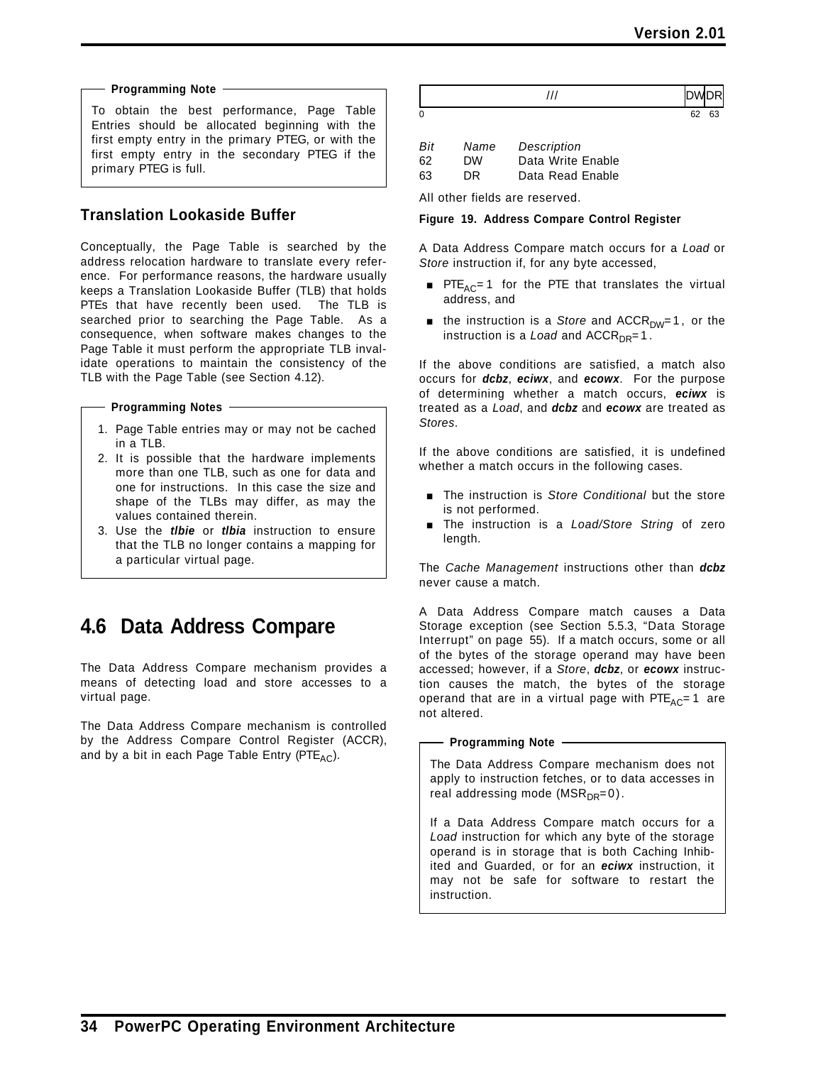**Programming Note**

To obtain the best performance, Page Table Entries should be allocated beginning with the first empty entry in the primary PTEG, or with the first empty entry in the secondary PTEG if the primary PTEG is full.

### Translation Lookaside Buffer

Conceptually, the Page Table is searched by the address relocation hardware to translate every reference. For performance reasons, the hardware usually keeps a Translation Lookaside Buffer (TLB) that holds PTEs that have recently been used. The TLB is searched prior to searching the Page Table. As a consequence, when software makes changes to the Page Table it must perform the appropriate TLB invalidate operations to maintain the consistency of the TLB with the Page Table (see Section 4.12).

**Programming Notes**

1. Page Table entries may or may not be cached in a TLB.
2. It is possible that the hardware implements more than one TLB, such as one for data and one for instructions. In this case the size and shape of the TLBs may differ, as may the values contained therein.
3. Use the ***tlbie*** or ***tlbia*** instruction to ensure that the TLB no longer contains a mapping for a particular virtual page.

## 4.6 Data Address Compare

The Data Address Compare mechanism provides a means of detecting load and store accesses to a virtual page.

The Data Address Compare mechanism is controlled by the Address Compare Control Register (ACCR), and by a bit in each Page Table Entry ($PTE_{AC}$).

| /// | DW | DR |
|---|---|---|
| 0 | 62 | 63 |

| Bit | Name | Description |
|---|---|---|
| 62 | DW | Data Write Enable |
| 63 | DR | Data Read Enable |

All other fields are reserved.

**Figure 19. Address Compare Control Register**

A Data Address Compare match occurs for a *Load* or *Store* instruction if, for any byte accessed,

- $PTE_{AC}=1$ for the PTE that translates the virtual address, and
- the instruction is a *Store* and $ACCR_{DW}=1$, or the instruction is a *Load* and $ACCR_{DR}=1$.

If the above conditions are satisfied, a match also occurs for ***dcbz***, ***eciwx***, and ***ecowx***. For the purpose of determining whether a match occurs, ***eciwx*** is treated as a *Load*, and ***dcbz*** and ***ecowx*** are treated as *Stores*.

If the above conditions are satisfied, it is undefined whether a match occurs in the following cases.

- The instruction is *Store Conditional* but the store is not performed.
- The instruction is a *Load/Store String* of zero length.

The *Cache Management* instructions other than ***dcbz*** never cause a match.

A Data Address Compare match causes a Data Storage exception (see Section 5.5.3, "Data Storage Interrupt" on page 55). If a match occurs, some or all of the bytes of the storage operand may have been accessed; however, if a *Store*, ***dcbz***, or ***ecowx*** instruction causes the match, the bytes of the storage operand that are in a virtual page with $PTE_{AC}=1$ are not altered.

**Programming Note**

The Data Address Compare mechanism does not apply to instruction fetches, or to data accesses in real addressing mode ($MSR_{DR}=0$).

If a Data Address Compare match occurs for a *Load* instruction for which any byte of the storage operand is in storage that is both Caching Inhibited and Guarded, or for an ***eciwx*** instruction, it may not be safe for software to restart the instruction.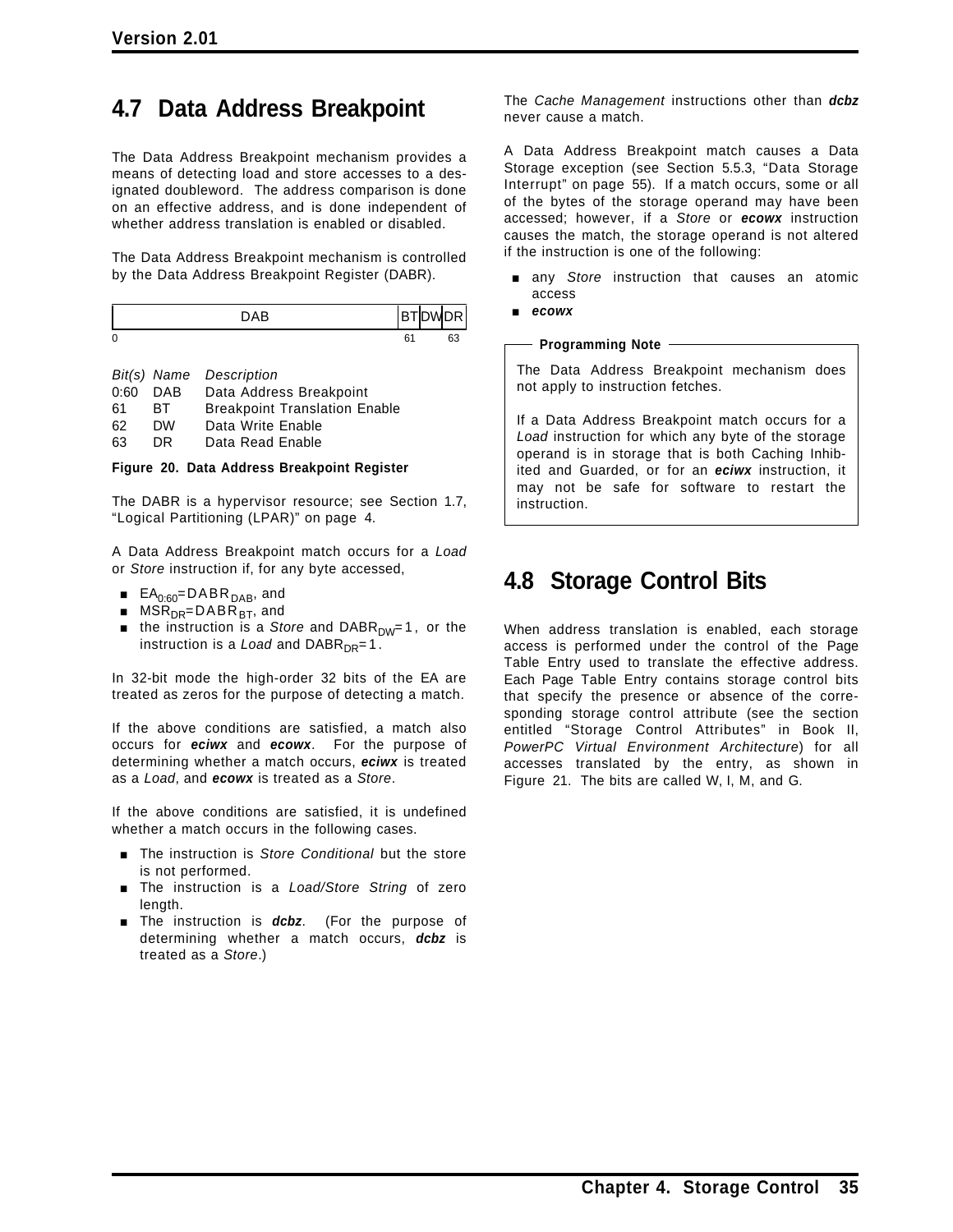## 4.7 Data Address Breakpoint

The Data Address Breakpoint mechanism provides a means of detecting load and store accesses to a designated doubleword. The address comparison is done on an effective address, and is done independent of whether address translation is enabled or disabled.

The Data Address Breakpoint mechanism is controlled by the Data Address Breakpoint Register (DABR).

| DAB | BT | DW | DR |
|---|---|---|---|
| 0 | 61 | | 63 |

| Bit(s) | Name | Description |
|---|---|---|
| 0:60 | DAB | Data Address Breakpoint |
| 61 | BT | Breakpoint Translation Enable |
| 62 | DW | Data Write Enable |
| 63 | DR | Data Read Enable |

**Figure 20. Data Address Breakpoint Register**

The DABR is a hypervisor resource; see Section 1.7, "Logical Partitioning (LPAR)" on page 4.

A Data Address Breakpoint match occurs for a *Load* or *Store* instruction if, for any byte accessed,

- $EA_{0:60}=DABR_{DAB}$, and
- $MSR_{DR}=DABR_{BT}$, and
- the instruction is a *Store* and $DABR_{DW}=1$, or the instruction is a *Load* and $DABR_{DR}=1$.

In 32-bit mode the high-order 32 bits of the EA are treated as zeros for the purpose of detecting a match.

If the above conditions are satisfied, a match also occurs for ***eciwx*** and ***ecowx***. For the purpose of determining whether a match occurs, ***eciwx*** is treated as a *Load*, and ***ecowx*** is treated as a *Store*.

If the above conditions are satisfied, it is undefined whether a match occurs in the following cases.

- The instruction is *Store Conditional* but the store is not performed.
- The instruction is a *Load/Store String* of zero length.
- The instruction is ***dcbz***. (For the purpose of determining whether a match occurs, ***dcbz*** is treated as a *Store*.)

The *Cache Management* instructions other than ***dcbz*** never cause a match.

A Data Address Breakpoint match causes a Data Storage exception (see Section 5.5.3, "Data Storage Interrupt" on page 55). If a match occurs, some or all of the bytes of the storage operand may have been accessed; however, if a *Store* or ***ecowx*** instruction causes the match, the storage operand is not altered if the instruction is one of the following:

- any *Store* instruction that causes an atomic access
- ***ecowx***

**Programming Note**

The Data Address Breakpoint mechanism does not apply to instruction fetches.

If a Data Address Breakpoint match occurs for a *Load* instruction for which any byte of the storage operand is in storage that is both Caching Inhibited and Guarded, or for an ***eciwx*** instruction, it may not be safe for software to restart the instruction.

## 4.8 Storage Control Bits

When address translation is enabled, each storage access is performed under the control of the Page Table Entry used to translate the effective address. Each Page Table Entry contains storage control bits that specify the presence or absence of the corresponding storage control attribute (see the section entitled "Storage Control Attributes" in Book II, *PowerPC Virtual Environment Architecture*) for all accesses translated by the entry, as shown in Figure 21. The bits are called W, I, M, and G.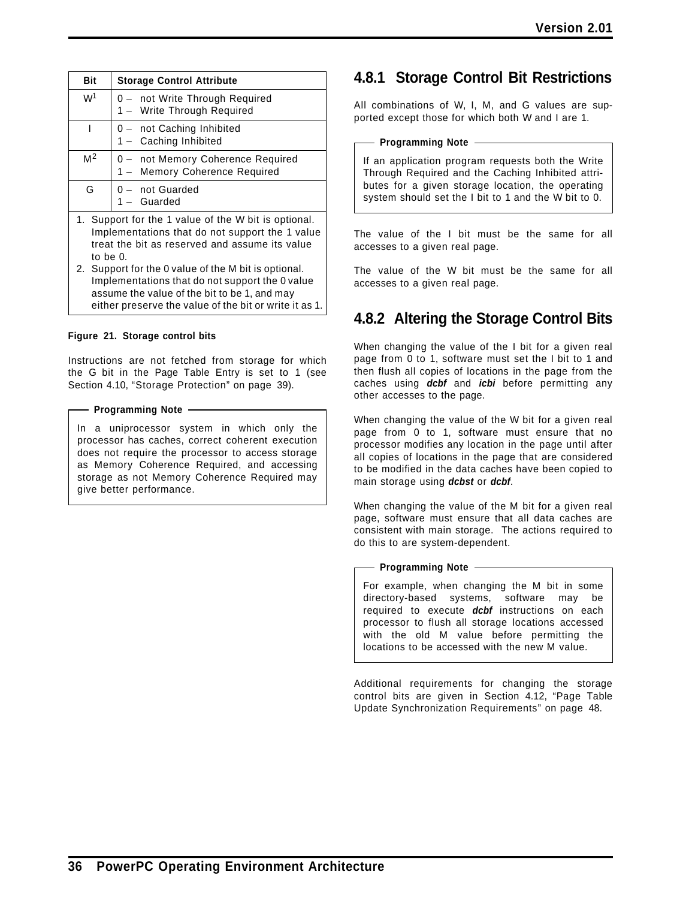| Bit | Storage Control Attribute |
|---|---|
| W[1] | 0 – not Write Through Required<br>1 – Write Through Required |
| I | 0 – not Caching Inhibited<br>1 – Caching Inhibited |
| M[2] | 0 – not Memory Coherence Required<br>1 – Memory Coherence Required |
| G | 0 – not Guarded<br>1 – Guarded |

1. Support for the 1 value of the W bit is optional. Implementations that do not support the 1 value treat the bit as reserved and assume its value to be 0.
2. Support for the 0 value of the M bit is optional. Implementations that do not support the 0 value assume the value of the bit to be 1, and may either preserve the value of the bit or write it as 1.

**Figure 21. Storage control bits**

Instructions are not fetched from storage for which the G bit in the Page Table Entry is set to 1 (see Section 4.10, “Storage Protection” on page 39).

> **Programming Note**
>
> In a uniprocessor system in which only the processor has caches, correct coherent execution does not require the processor to access storage as Memory Coherence Required, and accessing storage as not Memory Coherence Required may give better performance.

## 4.8.1 Storage Control Bit Restrictions

All combinations of W, I, M, and G values are supported except those for which both W and I are 1.

> **Programming Note**
>
> If an application program requests both the Write Through Required and the Caching Inhibited attributes for a given storage location, the operating system should set the I bit to 1 and the W bit to 0.

The value of the I bit must be the same for all accesses to a given real page.

The value of the W bit must be the same for all accesses to a given real page.

## 4.8.2 Altering the Storage Control Bits

When changing the value of the I bit for a given real page from 0 to 1, software must set the I bit to 1 and then flush all copies of locations in the page from the caches using ***dcbf*** and ***icbi*** before permitting any other accesses to the page.

When changing the value of the W bit for a given real page from 0 to 1, software must ensure that no processor modifies any location in the page until after all copies of locations in the page that are considered to be modified in the data caches have been copied to main storage using ***dcbst*** or ***dcbf***.

When changing the value of the M bit for a given real page, software must ensure that all data caches are consistent with main storage. The actions required to do this to are system-dependent.

> **Programming Note**
>
> For example, when changing the M bit in some directory-based systems, software may be required to execute ***dcbf*** instructions on each processor to flush all storage locations accessed with the old M value before permitting the locations to be accessed with the new M value.

Additional requirements for changing the storage control bits are given in Section 4.12, “Page Table Update Synchronization Requirements” on page 48.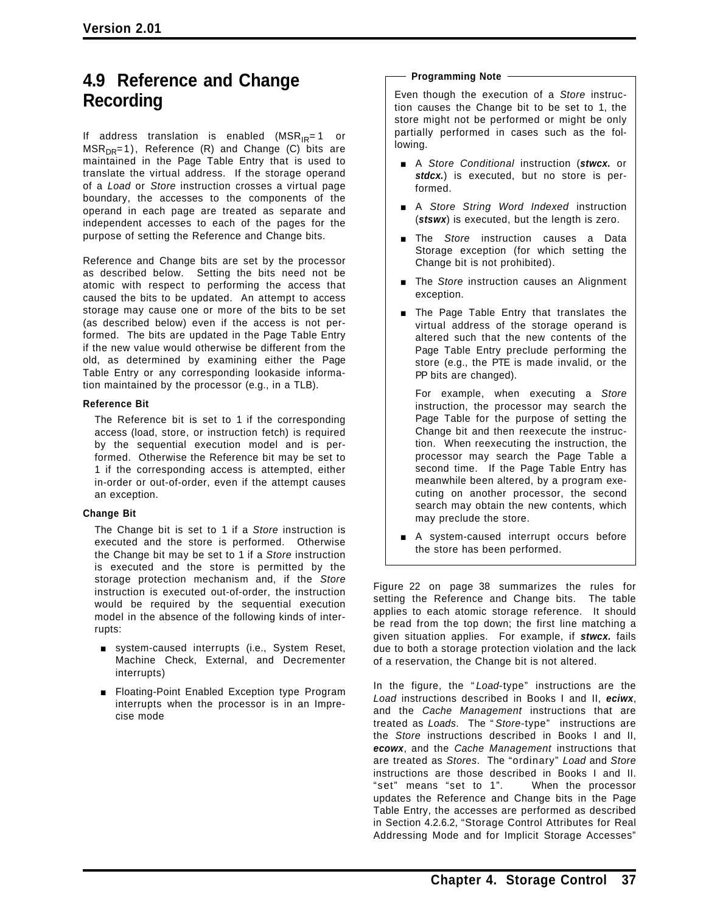## 4.9 Reference and Change Recording

If address translation is enabled ($MSR_{IR}$=1 or $MSR_{DR}$=1), Reference (R) and Change (C) bits are maintained in the Page Table Entry that is used to translate the virtual address. If the storage operand of a *Load* or *Store* instruction crosses a virtual page boundary, the accesses to the components of the operand in each page are treated as separate and independent accesses to each of the pages for the purpose of setting the Reference and Change bits.

Reference and Change bits are set by the processor as described below. Setting the bits need not be atomic with respect to performing the access that caused the bits to be updated. An attempt to access storage may cause one or more of the bits to be set (as described below) even if the access is not performed. The bits are updated in the Page Table Entry if the new value would otherwise be different from the old, as determined by examining either the Page Table Entry or any corresponding lookaside information maintained by the processor (e.g., in a TLB).

**Reference Bit**

The Reference bit is set to 1 if the corresponding access (load, store, or instruction fetch) is required by the sequential execution model and is performed. Otherwise the Reference bit may be set to 1 if the corresponding access is attempted, either in-order or out-of-order, even if the attempt causes an exception.

**Change Bit**

The Change bit is set to 1 if a *Store* instruction is executed and the store is performed. Otherwise the Change bit may be set to 1 if a *Store* instruction is executed and the store is permitted by the storage protection mechanism and, if the *Store* instruction is executed out-of-order, the instruction would be required by the sequential execution model in the absence of the following kinds of interrupts:

- system-caused interrupts (i.e., System Reset, Machine Check, External, and Decrementer interrupts)
- Floating-Point Enabled Exception type Program interrupts when the processor is in an Imprecise mode

**Programming Note**

Even though the execution of a *Store* instruction causes the Change bit to be set to 1, the store might not be performed or might be only partially performed in cases such as the following.

- A *Store Conditional* instruction (***stwcx.*** or ***stdcx.***) is executed, but no store is performed.
- A *Store String Word Indexed* instruction (***stswx***) is executed, but the length is zero.
- The *Store* instruction causes a Data Storage exception (for which setting the Change bit is not prohibited).
- The *Store* instruction causes an Alignment exception.
- The Page Table Entry that translates the virtual address of the storage operand is altered such that the new contents of the Page Table Entry preclude performing the store (e.g., the PTE is made invalid, or the PP bits are changed).

  For example, when executing a *Store* instruction, the processor may search the Page Table for the purpose of setting the Change bit and then reexecute the instruction. When reexecuting the instruction, the processor may search the Page Table a second time. If the Page Table Entry has meanwhile been altered, by a program executing on another processor, the second search may obtain the new contents, which may preclude the store.
- A system-caused interrupt occurs before the store has been performed.

Figure 22 on page 38 summarizes the rules for setting the Reference and Change bits. The table applies to each atomic storage reference. It should be read from the top down; the first line matching a given situation applies. For example, if ***stwcx.*** fails due to both a storage protection violation and the lack of a reservation, the Change bit is not altered.

In the figure, the "*Load*-type" instructions are the *Load* instructions described in Books I and II, ***eciwx***, and the *Cache Management* instructions that are treated as *Loads*. The "*Store*-type" instructions are the *Store* instructions described in Books I and II, ***ecowx***, and the *Cache Management* instructions that are treated as *Stores*. The "ordinary" *Load* and *Store* instructions are those described in Books I and II. "set" means "set to 1". When the processor updates the Reference and Change bits in the Page Table Entry, the accesses are performed as described in Section 4.2.6.2, "Storage Control Attributes for Real Addressing Mode and for Implicit Storage Accesses"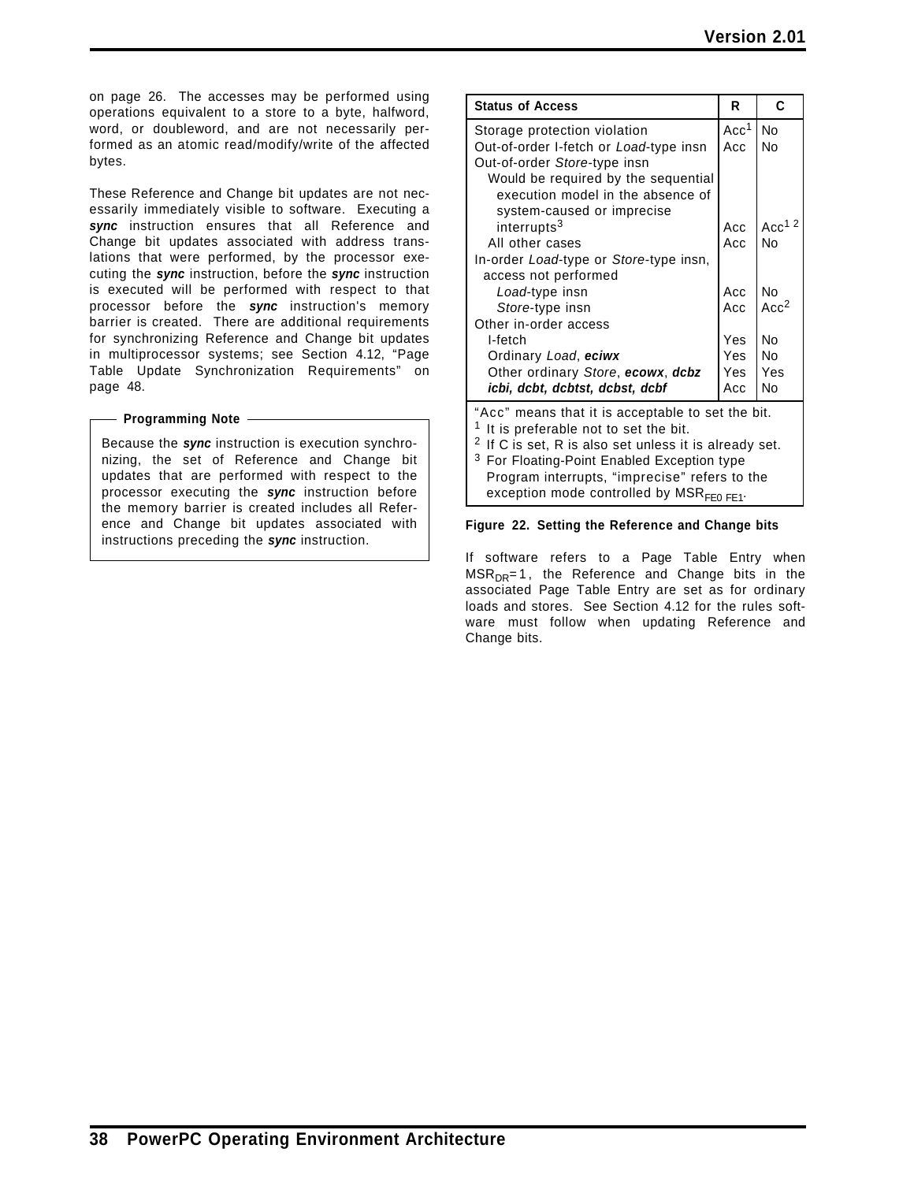on page 26. The accesses may be performed using operations equivalent to a store to a byte, halfword, word, or doubleword, and are not necessarily performed as an atomic read/modify/write of the affected bytes.

These Reference and Change bit updates are not necessarily immediately visible to software. Executing a ***sync*** instruction ensures that all Reference and Change bit updates associated with address translations that were performed, by the processor executing the ***sync*** instruction, before the ***sync*** instruction is executed will be performed with respect to that processor before the ***sync*** instruction's memory barrier is created. There are additional requirements for synchronizing Reference and Change bit updates in multiprocessor systems; see Section 4.12, “Page Table Update Synchronization Requirements” on page 48.

**Programming Note**

Because the ***sync*** instruction is execution synchronizing, the set of Reference and Change bit updates that are performed with respect to the processor executing the ***sync*** instruction before the memory barrier is created includes all Reference and Change bit updates associated with instructions preceding the ***sync*** instruction.

| Status of Access | R | C |
|---|---|---|
| Storage protection violation | Acc[1] | No |
| Out-of-order I-fetch or *Load*-type insn | Acc | No |
| Out-of-order *Store*-type insn | | |
| Would be required by the sequential execution model in the absence of system-caused or imprecise interrupts[3] | Acc | Acc[1 2] |
| All other cases | Acc | No |
| In-order *Load*-type or *Store*-type insn, access not performed | | |
| *Load*-type insn | Acc | No |
| *Store*-type insn | Acc | Acc[2] |
| Other in-order access | | |
| I-fetch | Yes | No |
| Ordinary *Load*, ***eciwx*** | Yes | No |
| Other ordinary *Store*, ***ecowx***, ***dcbz*** | Yes | Yes |
| ***icbi, dcbt, dcbtst, dcbst, dcbf*** | Acc | No |

“Acc” means that it is acceptable to set the bit.
[1] It is preferable not to set the bit.
[2] If C is set, R is also set unless it is already set.
[3] For Floating-Point Enabled Exception type Program interrupts, “imprecise” refers to the exception mode controlled by $MSR_{FE0\ FE1}$.

**Figure 22. Setting the Reference and Change bits**

If software refers to a Page Table Entry when $MSR_{DR}=1$, the Reference and Change bits in the associated Page Table Entry are set as for ordinary loads and stores. See Section 4.12 for the rules software must follow when updating Reference and Change bits.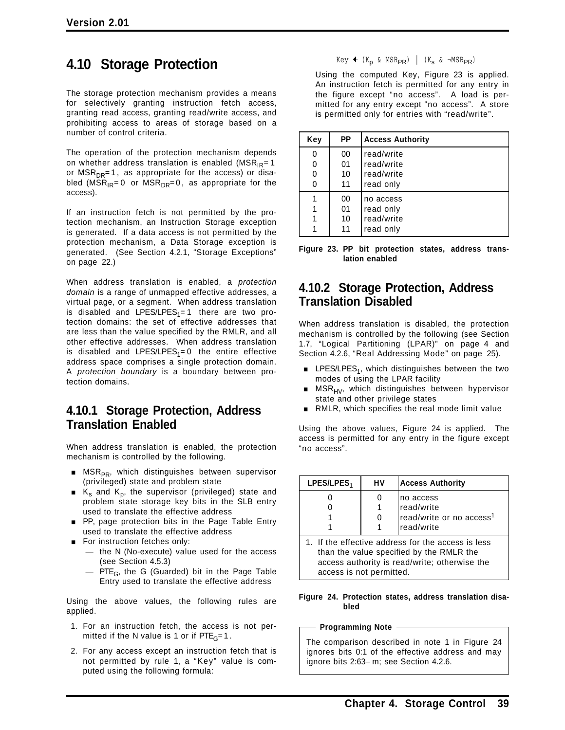## 4.10 Storage Protection

The storage protection mechanism provides a means for selectively granting instruction fetch access, granting read access, granting read/write access, and prohibiting access to areas of storage based on a number of control criteria.

The operation of the protection mechanism depends on whether address translation is enabled ($MSR_{IR}=1$ or $MSR_{DR}=1$, as appropriate for the access) or disabled ($MSR_{IR}=0$ or $MSR_{DR}=0$, as appropriate for the access).

If an instruction fetch is not permitted by the protection mechanism, an Instruction Storage exception is generated. If a data access is not permitted by the protection mechanism, a Data Storage exception is generated. (See Section 4.2.1, "Storage Exceptions" on page 22.)

When address translation is enabled, a *protection domain* is a range of unmapped effective addresses, a virtual page, or a segment. When address translation is disabled and $LPES/LPES_1=1$ there are two protection domains: the set of effective addresses that are less than the value specified by the RMLR, and all other effective addresses. When address translation is disabled and $LPES/LPES_1=0$ the entire effective address space comprises a single protection domain. A *protection boundary* is a boundary between protection domains.

### 4.10.1 Storage Protection, Address Translation Enabled

When address translation is enabled, the protection mechanism is controlled by the following.

- $MSR_{PR}$, which distinguishes between supervisor (privileged) state and problem state
- $K_s$ and $K_p$, the supervisor (privileged) state and problem state storage key bits in the SLB entry used to translate the effective address
- PP, page protection bits in the Page Table Entry used to translate the effective address
- For instruction fetches only:
  - the N (No-execute) value used for the access (see Section 4.5.3)
  - $PTE_G$, the G (Guarded) bit in the Page Table Entry used to translate the effective address

Using the above values, the following rules are applied.

1. For an instruction fetch, the access is not permitted if the N value is 1 or if $PTE_G=1$.
2. For any access except an instruction fetch that is not permitted by rule 1, a "Key" value is computed using the following formula:

   $$\text{Key} \leftarrow (K_p \ \& \ MSR_{PR}) \ | \ (K_s \ \& \ \neg MSR_{PR})$$

   Using the computed Key, Figure 23 is applied. An instruction fetch is permitted for any entry in the figure except "no access". A load is permitted for any entry except "no access". A store is permitted only for entries with "read/write".

| Key | PP | Access Authority |
|---|---|---|
| 0 | 00 | read/write |
| 0 | 01 | read/write |
| 0 | 10 | read/write |
| 0 | 11 | read only |
| 1 | 00 | no access |
| 1 | 01 | read only |
| 1 | 10 | read/write |
| 1 | 11 | read only |

**Figure 23. PP bit protection states, address translation enabled**

### 4.10.2 Storage Protection, Address Translation Disabled

When address translation is disabled, the protection mechanism is controlled by the following (see Section 1.7, "Logical Partitioning (LPAR)" on page 4 and Section 4.2.6, "Real Addressing Mode" on page 25).

- $LPES/LPES_1$, which distinguishes between the two modes of using the LPAR facility
- $MSR_{HV}$, which distinguishes between hypervisor state and other privilege states
- RMLR, which specifies the real mode limit value

Using the above values, Figure 24 is applied. The access is permitted for any entry in the figure except "no access".

| $LPES/LPES_1$ | HV | Access Authority |
|---|---|---|
| 0 | 0 | no access |
| 0 | 1 | read/write |
| 1 | 0 | read/write or no access[1] |
| 1 | 1 | read/write |

1. If the effective address for the access is less than the value specified by the RMLR the access authority is read/write; otherwise the access is not permitted.

**Figure 24. Protection states, address translation disabled**

**Programming Note**

The comparison described in note 1 in Figure 24 ignores bits 0:1 of the effective address and may ignore bits 2:63– m; see Section 4.2.6.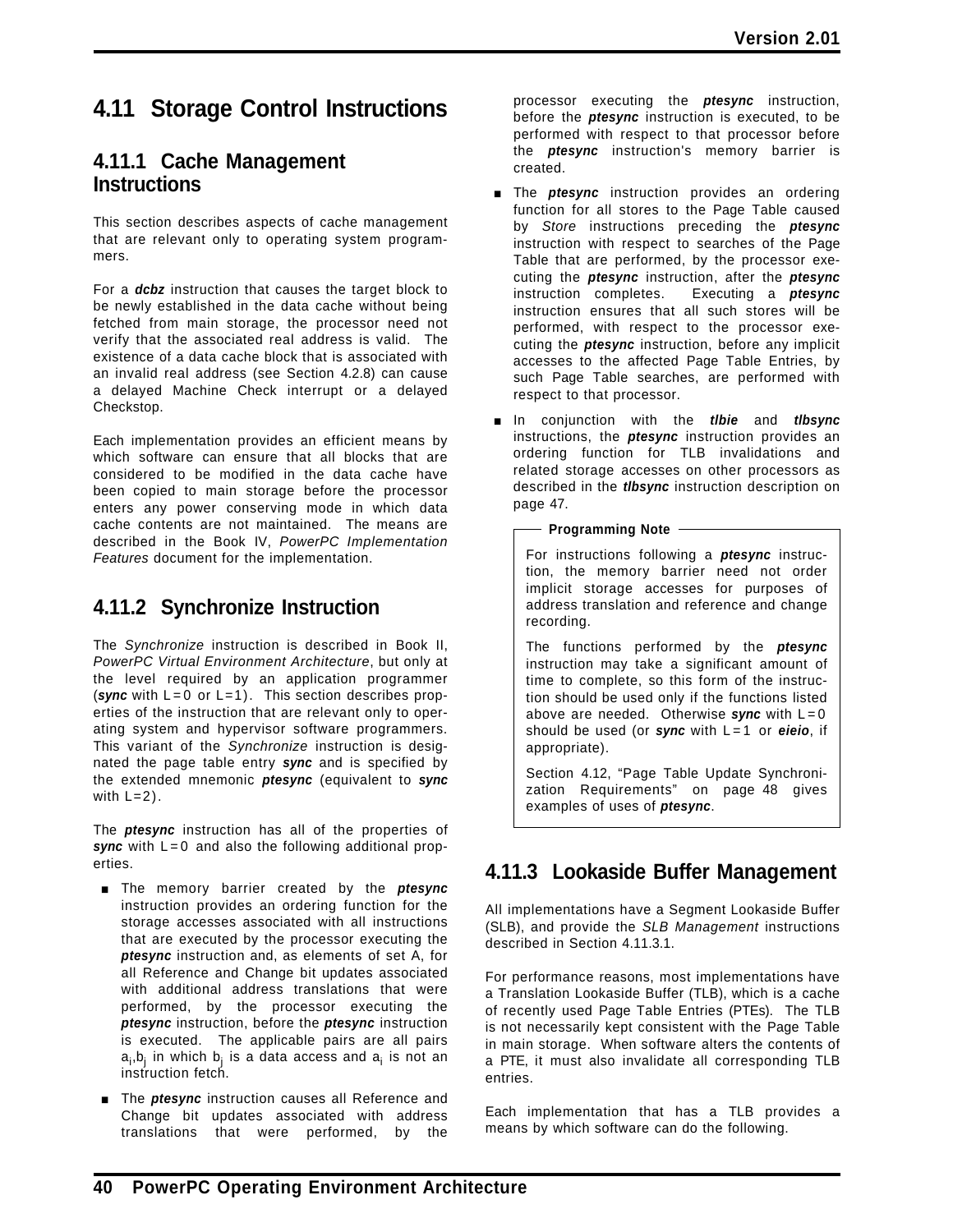# 4.11 Storage Control Instructions

## 4.11.1 Cache Management Instructions

This section describes aspects of cache management that are relevant only to operating system programmers.

For a ***dcbz*** instruction that causes the target block to be newly established in the data cache without being fetched from main storage, the processor need not verify that the associated real address is valid. The existence of a data cache block that is associated with an invalid real address (see Section 4.2.8) can cause a delayed Machine Check interrupt or a delayed Checkstop.

Each implementation provides an efficient means by which software can ensure that all blocks that are considered to be modified in the data cache have been copied to main storage before the processor enters any power conserving mode in which data cache contents are not maintained. The means are described in the Book IV, *PowerPC Implementation Features* document for the implementation.

## 4.11.2 Synchronize Instruction

The *Synchronize* instruction is described in Book II, *PowerPC Virtual Environment Architecture*, but only at the level required by an application programmer (***sync*** with L=0 or L=1). This section describes properties of the instruction that are relevant only to operating system and hypervisor software programmers. This variant of the *Synchronize* instruction is designated the page table entry ***sync*** and is specified by the extended mnemonic ***ptesync*** (equivalent to ***sync*** with L=2).

The ***ptesync*** instruction has all of the properties of ***sync*** with L=0 and also the following additional properties.

- The memory barrier created by the ***ptesync*** instruction provides an ordering function for the storage accesses associated with all instructions that are executed by the processor executing the ***ptesync*** instruction and, as elements of set A, for all Reference and Change bit updates associated with additional address translations that were performed, by the processor executing the ***ptesync*** instruction, before the ***ptesync*** instruction is executed. The applicable pairs are all pairs $a_i,b_j$ in which $b_j$ is a data access and $a_i$ is not an instruction fetch.
- The ***ptesync*** instruction causes all Reference and Change bit updates associated with address translations that were performed, by the processor executing the ***ptesync*** instruction, before the ***ptesync*** instruction is executed, to be performed with respect to that processor before the ***ptesync*** instruction's memory barrier is created.
- The ***ptesync*** instruction provides an ordering function for all stores to the Page Table caused by *Store* instructions preceding the ***ptesync*** instruction with respect to searches of the Page Table that are performed, by the processor executing the ***ptesync*** instruction, after the ***ptesync*** instruction completes. Executing a ***ptesync*** instruction ensures that all such stores will be performed, with respect to the processor executing the ***ptesync*** instruction, before any implicit accesses to the affected Page Table Entries, by such Page Table searches, are performed with respect to that processor.
- In conjunction with the ***tlbie*** and ***tlbsync*** instructions, the ***ptesync*** instruction provides an ordering function for TLB invalidations and related storage accesses on other processors as described in the ***tlbsync*** instruction description on page 47.

> **Programming Note**
>
> For instructions following a ***ptesync*** instruction, the memory barrier need not order implicit storage accesses for purposes of address translation and reference and change recording.
>
> The functions performed by the ***ptesync*** instruction may take a significant amount of time to complete, so this form of the instruction should be used only if the functions listed above are needed. Otherwise ***sync*** with L=0 should be used (or ***sync*** with L=1 or ***eieio***, if appropriate).
>
> Section 4.12, "Page Table Update Synchronization Requirements" on page 48 gives examples of uses of ***ptesync***.

## 4.11.3 Lookaside Buffer Management

All implementations have a Segment Lookaside Buffer (SLB), and provide the *SLB Management* instructions described in Section 4.11.3.1.

For performance reasons, most implementations have a Translation Lookaside Buffer (TLB), which is a cache of recently used Page Table Entries (PTEs). The TLB is not necessarily kept consistent with the Page Table in main storage. When software alters the contents of a PTE, it must also invalidate all corresponding TLB entries.

Each implementation that has a TLB provides a means by which software can do the following.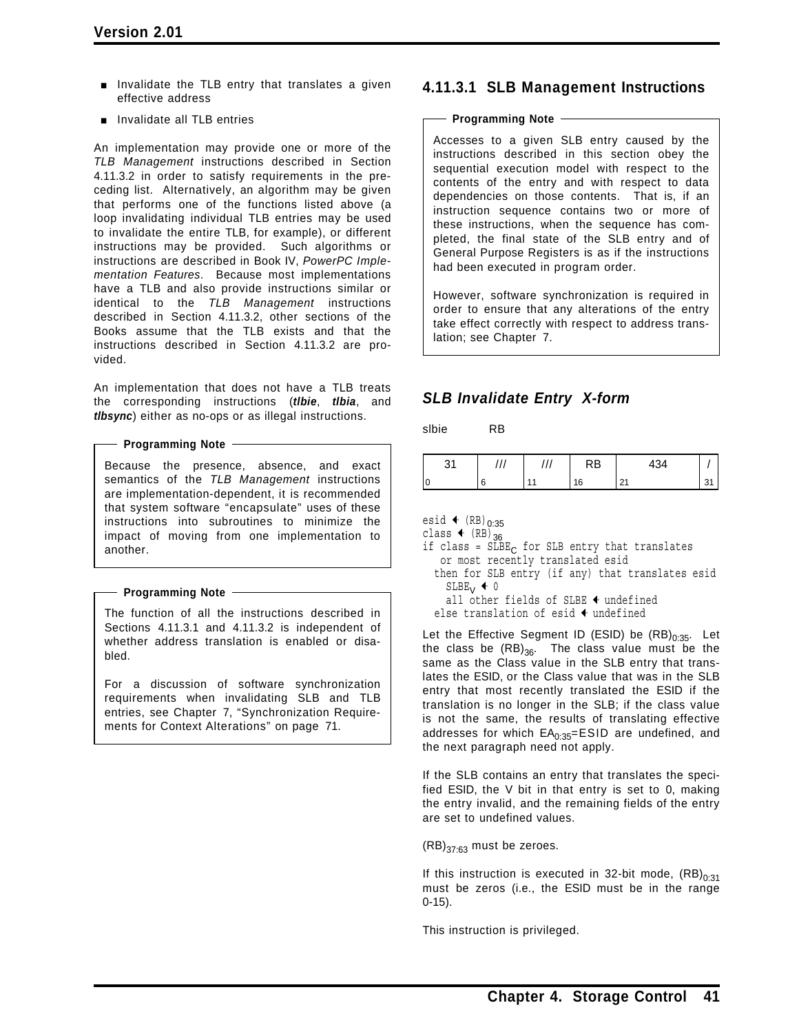- Invalidate the TLB entry that translates a given effective address
- Invalidate all TLB entries

An implementation may provide one or more of the *TLB Management* instructions described in Section 4.11.3.2 in order to satisfy requirements in the preceding list. Alternatively, an algorithm may be given that performs one of the functions listed above (a loop invalidating individual TLB entries may be used to invalidate the entire TLB, for example), or different instructions may be provided. Such algorithms or instructions are described in Book IV, *PowerPC Implementation Features*. Because most implementations have a TLB and also provide instructions similar or identical to the *TLB Management* instructions described in Section 4.11.3.2, other sections of the Books assume that the TLB exists and that the instructions described in Section 4.11.3.2 are provided.

An implementation that does not have a TLB treats the corresponding instructions (***tlbie***, ***tlbia***, and ***tlbsync***) either as no-ops or as illegal instructions.

> **Programming Note**
>
> Because the presence, absence, and exact semantics of the *TLB Management* instructions are implementation-dependent, it is recommended that system software "encapsulate" uses of these instructions into subroutines to minimize the impact of moving from one implementation to another.

> **Programming Note**
>
> The function of all the instructions described in Sections 4.11.3.1 and 4.11.3.2 is independent of whether address translation is enabled or disabled.
>
> For a discussion of software synchronization requirements when invalidating SLB and TLB entries, see Chapter 7, "Synchronization Requirements for Context Alterations" on page 71.

### 4.11.3.1 SLB Management Instructions

> **Programming Note**
>
> Accesses to a given SLB entry caused by the instructions described in this section obey the sequential execution model with respect to the contents of the entry and with respect to data dependencies on those contents. That is, if an instruction sequence contains two or more of these instructions, when the sequence has completed, the final state of the SLB entry and of General Purpose Registers is as if the instructions had been executed in program order.
>
> However, software synchronization is required in order to ensure that any alterations of the entry take effect correctly with respect to address translation; see Chapter 7.

### *SLB Invalidate Entry X-form*

slbie RB

| 31 | /// | /// | RB | 434 | / |
|---|---|---|---|---|---|
| 0 | 6 | 11 | 16 | 21 | 31 |

```
esid ← (RB)0:35
class ← (RB)36
if class = SLBEC for SLB entry that translates
   or most recently translated esid
  then for SLB entry (if any) that translates esid
    SLBEV ← 0
    all other fields of SLBE ← undefined
  else translation of esid ← undefined
```

Let the Effective Segment ID (ESID) be $(RB)_{0:35}$. Let the class be $(RB)_{36}$. The class value must be the same as the Class value in the SLB entry that translates the ESID, or the Class value that was in the SLB entry that most recently translated the ESID if the translation is no longer in the SLB; if the class value is not the same, the results of translating effective addresses for which $EA_{0:35}$=ESID are undefined, and the next paragraph need not apply.

If the SLB contains an entry that translates the specified ESID, the V bit in that entry is set to 0, making the entry invalid, and the remaining fields of the entry are set to undefined values.

$(RB)_{37:63}$ must be zeroes.

If this instruction is executed in 32-bit mode, $(RB)_{0:31}$ must be zeros (i.e., the ESID must be in the range 0-15).

This instruction is privileged.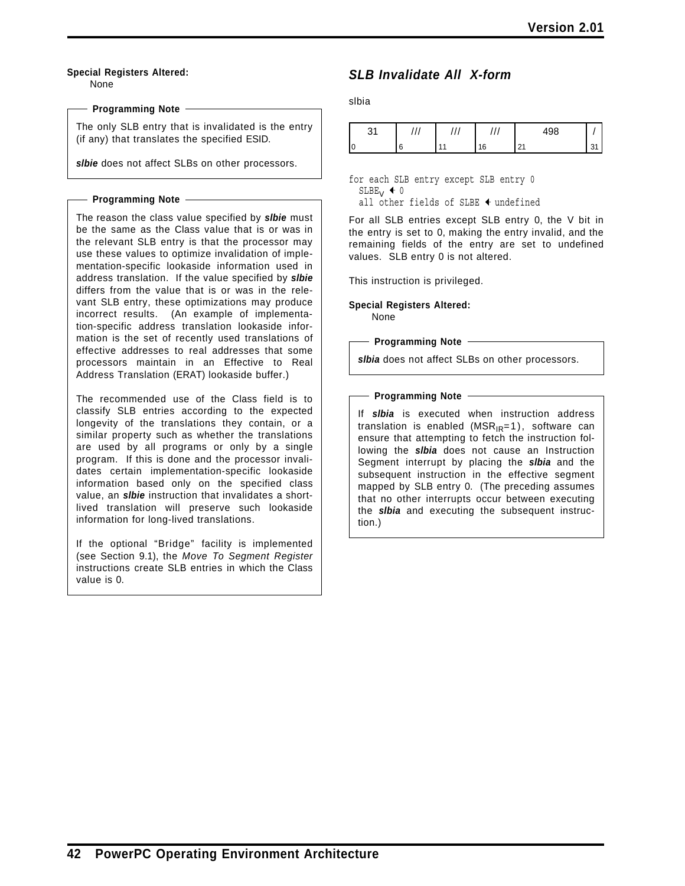**Special Registers Altered:**

None

**Programming Note**

The only SLB entry that is invalidated is the entry (if any) that translates the specified ESID.

***slbie*** does not affect SLBs on other processors.

**Programming Note**

The reason the class value specified by ***slbie*** must be the same as the Class value that is or was in the relevant SLB entry is that the processor may use these values to optimize invalidation of implementation-specific lookaside information used in address translation. If the value specified by ***slbie*** differs from the value that is or was in the relevant SLB entry, these optimizations may produce incorrect results. (An example of implementation-specific address translation lookaside information is the set of recently used translations of effective addresses to real addresses that some processors maintain in an Effective to Real Address Translation (ERAT) lookaside buffer.)

The recommended use of the Class field is to classify SLB entries according to the expected longevity of the translations they contain, or a similar property such as whether the translations are used by all programs or only by a single program. If this is done and the processor invalidates certain implementation-specific lookaside information based only on the specified class value, an ***slbie*** instruction that invalidates a short-lived translation will preserve such lookaside information for long-lived translations.

If the optional “Bridge” facility is implemented (see Section 9.1), the *Move To Segment Register* instructions create SLB entries in which the Class value is 0.

## *SLB Invalidate All X-form*

slbia

| 31 | /// | /// | /// | 498 | / |
|---|---|---|---|---|---|
| 0 | 6 | 11 | 16 | 21 | 31 |

```
for each SLB entry except SLB entry 0
  SLBE_V ← 0
  all other fields of SLBE ← undefined
```

For all SLB entries except SLB entry 0, the V bit in the entry is set to 0, making the entry invalid, and the remaining fields of the entry are set to undefined values. SLB entry 0 is not altered.

This instruction is privileged.

**Special Registers Altered:**

None

**Programming Note**

***slbia*** does not affect SLBs on other processors.

**Programming Note**

If ***slbia*** is executed when instruction address translation is enabled ($MSR_{IR}$=1), software can ensure that attempting to fetch the instruction following the ***slbia*** does not cause an Instruction Segment interrupt by placing the ***slbia*** and the subsequent instruction in the effective segment mapped by SLB entry 0. (The preceding assumes that no other interrupts occur between executing the ***slbia*** and executing the subsequent instruction.)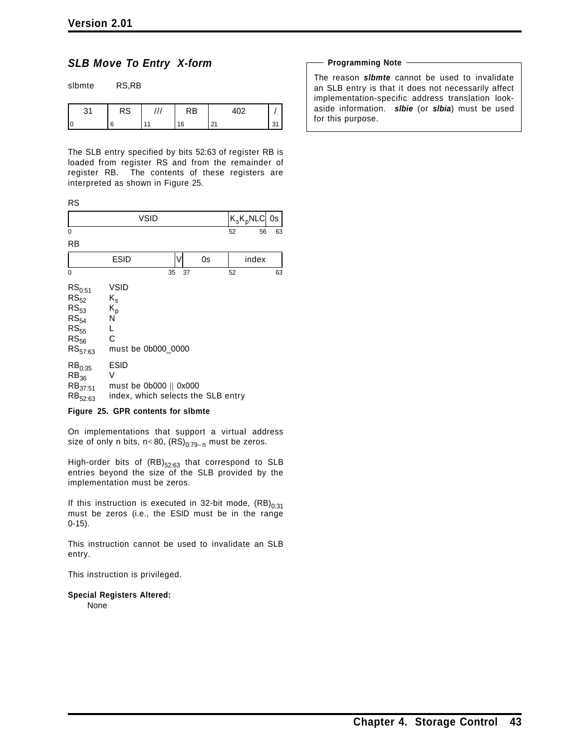## SLB Move To Entry X-form

slbmte RS,RB

| 31 | RS | /// | RB | 402 | / |
|---|---|---|---|---|---|
| 0 | 6 | 11 | 16 | 21 | 31 |

The SLB entry specified by bits 52:63 of register RB is loaded from register RS and from the remainder of register RB. The contents of these registers are interpreted as shown in Figure 25.

RS

| VSID | $K_sK_pNLC$ | 0s |
|---|---|---|
| 0 | 52 56 | 63 |

RB

| ESID | V | 0s | index |
|---|---|---|---|
| 0 | 35 | 37 | 52 63 |

| | |
|---|---|
| $RS_{0:51}$ | VSID |
| $RS_{52}$ | $K_s$ |
| $RS_{53}$ | $K_p$ |
| $RS_{54}$ | N |
| $RS_{55}$ | L |
| $RS_{56}$ | C |
| $RS_{57:63}$ | must be 0b000_0000 |
| $RB_{0:35}$ | ESID |
| $RB_{36}$ | V |
| $RB_{37:51}$ | must be 0b000 \|\| 0x000 |
| $RB_{52:63}$ | index, which selects the SLB entry |

**Figure 25. GPR contents for slbmte**

On implementations that support a virtual address size of only n bits, $n < 80$, $(RS)_{0:79-n}$ must be zeros.

High-order bits of $(RB)_{52:63}$ that correspond to SLB entries beyond the size of the SLB provided by the implementation must be zeros.

If this instruction is executed in 32-bit mode, $(RB)_{0:31}$ must be zeros (i.e., the ESID must be in the range 0-15).

This instruction cannot be used to invalidate an SLB entry.

This instruction is privileged.

**Special Registers Altered:**

None

**Programming Note**

The reason ***slbmte*** cannot be used to invalidate an SLB entry is that it does not necessarily affect implementation-specific address translation lookaside information. ***slbie*** (or ***slbia***) must be used for this purpose.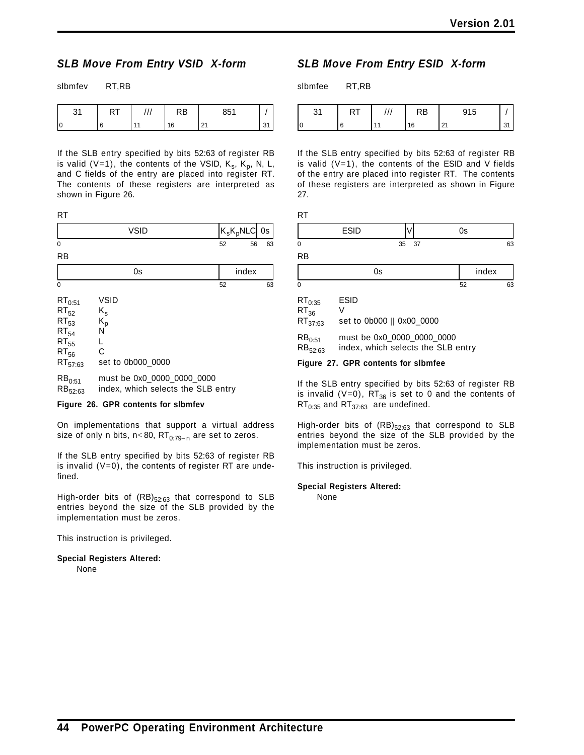### *SLB Move From Entry VSID X-form*

slbmfev RT,RB

| 31 | RT | /// | RB | 851 | / |
|---|---|---|---|---|---|
| 0 | 6 | 11 | 16 | 21 | 31 |

If the SLB entry specified by bits 52:63 of register RB is valid (V=1), the contents of the VSID, $K_s$, $K_p$, N, L, and C fields of the entry are placed into register RT. The contents of these registers are interpreted as shown in Figure 26.

RT

| VSID | $K_sK_p$NLC | 0s |
|---|---|---|
| 0 | 52 56 | 63 |

RB

| 0s | index |
|---|---|
| 0 | 52 63 |

| | |
|---|---|
| $RT_{0:51}$ | VSID |
| $RT_{52}$ | $K_s$ |
| $RT_{53}$ | $K_p$ |
| $RT_{54}$ | N |
| $RT_{55}$ | L |
| $RT_{56}$ | C |
| $RT_{57:63}$ | set to 0b000_0000 |
| $RB_{0:51}$ | must be 0x0_0000_0000_0000 |
| $RB_{52:63}$ | index, which selects the SLB entry |

**Figure 26. GPR contents for slbmfev**

On implementations that support a virtual address size of only n bits, n< 80, $RT_{0:79-n}$ are set to zeros.

If the SLB entry specified by bits 52:63 of register RB is invalid (V=0), the contents of register RT are undefined.

High-order bits of $(RB)_{52:63}$ that correspond to SLB entries beyond the size of the SLB provided by the implementation must be zeros.

This instruction is privileged.

**Special Registers Altered:**

None

### *SLB Move From Entry ESID X-form*

slbmfee RT,RB

| 31 | RT | /// | RB | 915 | / |
|---|---|---|---|---|---|
| 0 | 6 | 11 | 16 | 21 | 31 |

If the SLB entry specified by bits 52:63 of register RB is valid (V=1), the contents of the ESID and V fields of the entry are placed into register RT. The contents of these registers are interpreted as shown in Figure 27.

RT

| ESID | V | 0s |
|---|---|---|
| 0 | 35 | 37 63 |

RB

| 0s | index |
|---|---|
| 0 | 52 63 |

| | |
|---|---|
| $RT_{0:35}$ | ESID |
| $RT_{36}$ | V |
| $RT_{37:63}$ | set to 0b000 \|\| 0x00_0000 |
| $RB_{0:51}$ | must be 0x0_0000_0000_0000 |
| $RB_{52:63}$ | index, which selects the SLB entry |

**Figure 27. GPR contents for slbmfee**

If the SLB entry specified by bits 52:63 of register RB is invalid (V=0), $RT_{36}$ is set to 0 and the contents of $RT_{0:35}$ and $RT_{37:63}$ are undefined.

High-order bits of $(RB)_{52:63}$ that correspond to SLB entries beyond the size of the SLB provided by the implementation must be zeros.

This instruction is privileged.

**Special Registers Altered:**

None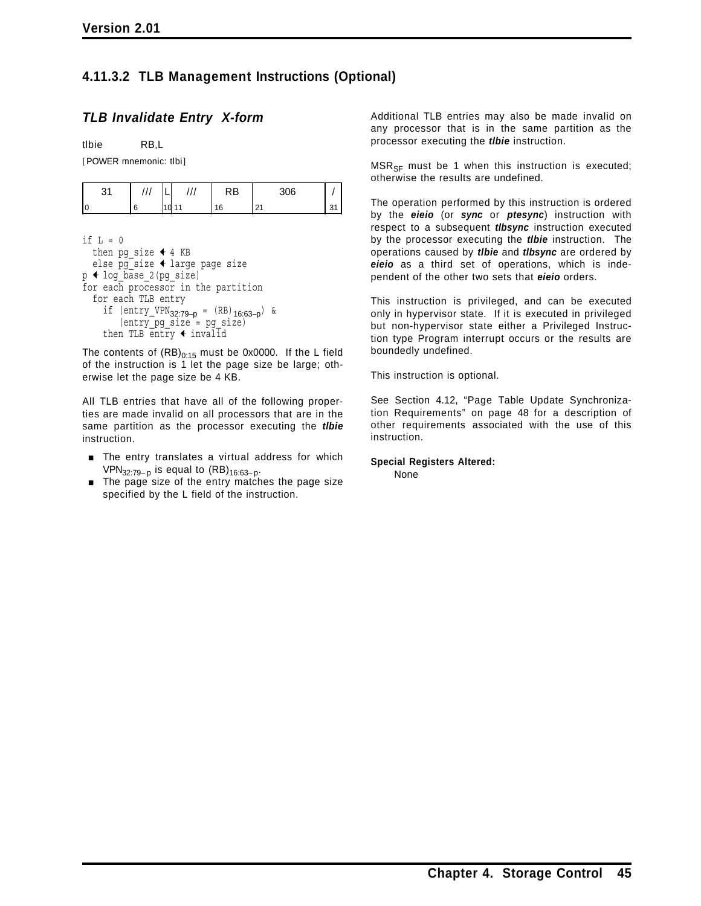### 4.11.3.2 TLB Management Instructions (Optional)

#### *TLB Invalidate Entry X-form*

tlbie RB,L

[POWER mnemonic: tlbi]

| 31 | /// | L | /// | RB | 306 | / |
|---|---|---|---|---|---|---|
| 0 | 6 | 10 | 11 | 16 | 21 | 31 |

```
if L = 0
  then pg_size ← 4 KB
  else pg_size ← large page size
p ← log_base_2(pg_size)
for each processor in the partition
  for each TLB entry
    if (entry_VPN32:79-p = (RB)16:63-p) &
       (entry_pg_size = pg_size)
    then TLB entry ← invalid
```

The contents of $(RB)_{0:15}$ must be 0x0000. If the L field of the instruction is 1 let the page size be large; otherwise let the page size be 4 KB.

All TLB entries that have all of the following properties are made invalid on all processors that are in the same partition as the processor executing the ***tlbie*** instruction.

- The entry translates a virtual address for which $VPN_{32:79-p}$ is equal to $(RB)_{16:63-p}$.
- The page size of the entry matches the page size specified by the L field of the instruction.

Additional TLB entries may also be made invalid on any processor that is in the same partition as the processor executing the ***tlbie*** instruction.

$MSR_{SF}$ must be 1 when this instruction is executed; otherwise the results are undefined.

The operation performed by this instruction is ordered by the ***eieio*** (or ***sync*** or ***ptesync***) instruction with respect to a subsequent ***tlbsync*** instruction executed by the processor executing the ***tlbie*** instruction. The operations caused by ***tlbie*** and ***tlbsync*** are ordered by ***eieio*** as a third set of operations, which is independent of the other two sets that ***eieio*** orders.

This instruction is privileged, and can be executed only in hypervisor state. If it is executed in privileged but non-hypervisor state either a Privileged Instruction type Program interrupt occurs or the results are boundedly undefined.

This instruction is optional.

See Section 4.12, "Page Table Update Synchronization Requirements" on page 48 for a description of other requirements associated with the use of this instruction.

**Special Registers Altered:**
None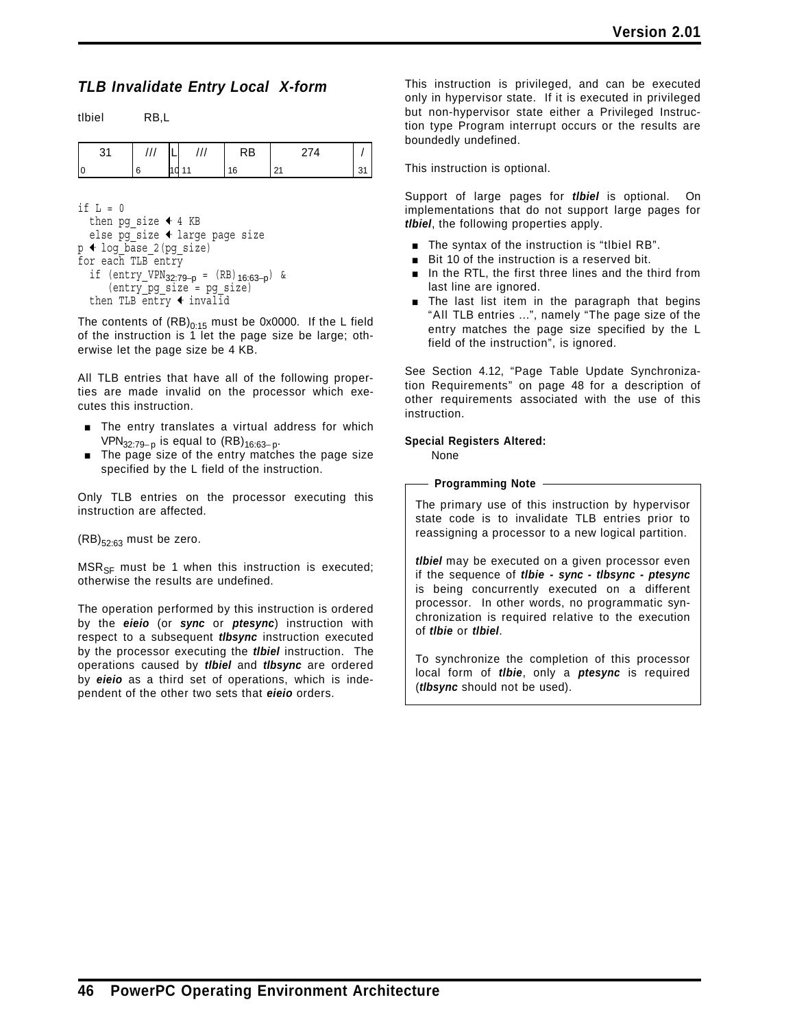### *TLB Invalidate Entry Local X-form*

tlbiel RB,L

| 31 | /// | L | /// | RB | 274 | / |
|---|---|---|---|---|---|---|
| 0 | 6 | 10 | 11 | 16 | 21 | 31 |

```
if L = 0
  then pg_size ← 4 KB
  else pg_size ← large page size
p ← log_base_2(pg_size)
for each TLB entry
  if (entry_VPN32:79-p = (RB)16:63-p) &
      (entry_pg_size = pg_size)
  then TLB entry ← invalid
```

The contents of $(RB)_{0:15}$ must be 0x0000. If the L field of the instruction is 1 let the page size be large; otherwise let the page size be 4 KB.

All TLB entries that have all of the following properties are made invalid on the processor which executes this instruction.

- The entry translates a virtual address for which $VPN_{32:79-p}$ is equal to $(RB)_{16:63-p}$.
- The page size of the entry matches the page size specified by the L field of the instruction.

Only TLB entries on the processor executing this instruction are affected.

$(RB)_{52:63}$ must be zero.

$MSR_{SF}$ must be 1 when this instruction is executed; otherwise the results are undefined.

The operation performed by this instruction is ordered by the ***eieio*** (or ***sync*** or ***ptesync***) instruction with respect to a subsequent ***tlbsync*** instruction executed by the processor executing the ***tlbiel*** instruction. The operations caused by ***tlbiel*** and ***tlbsync*** are ordered by ***eieio*** as a third set of operations, which is independent of the other two sets that ***eieio*** orders.

This instruction is privileged, and can be executed only in hypervisor state. If it is executed in privileged but non-hypervisor state either a Privileged Instruction type Program interrupt occurs or the results are boundedly undefined.

This instruction is optional.

Support of large pages for ***tlbiel*** is optional. On implementations that do not support large pages for ***tlbiel***, the following properties apply.

- The syntax of the instruction is "tlbiel RB".
- Bit 10 of the instruction is a reserved bit.
- In the RTL, the first three lines and the third from last line are ignored.
- The last list item in the paragraph that begins "All TLB entries ...", namely "The page size of the entry matches the page size specified by the L field of the instruction", is ignored.

See Section 4.12, "Page Table Update Synchronization Requirements" on page 48 for a description of other requirements associated with the use of this instruction.

**Special Registers Altered:**

None

**Programming Note**

The primary use of this instruction by hypervisor state code is to invalidate TLB entries prior to reassigning a processor to a new logical partition.

***tlbiel*** may be executed on a given processor even if the sequence of ***tlbie - sync - tlbsync - ptesync*** is being concurrently executed on a different processor. In other words, no programmatic synchronization is required relative to the execution of ***tlbie*** or ***tlbiel***.

To synchronize the completion of this processor local form of ***tlbie***, only a ***ptesync*** is required (***tlbsync*** should not be used).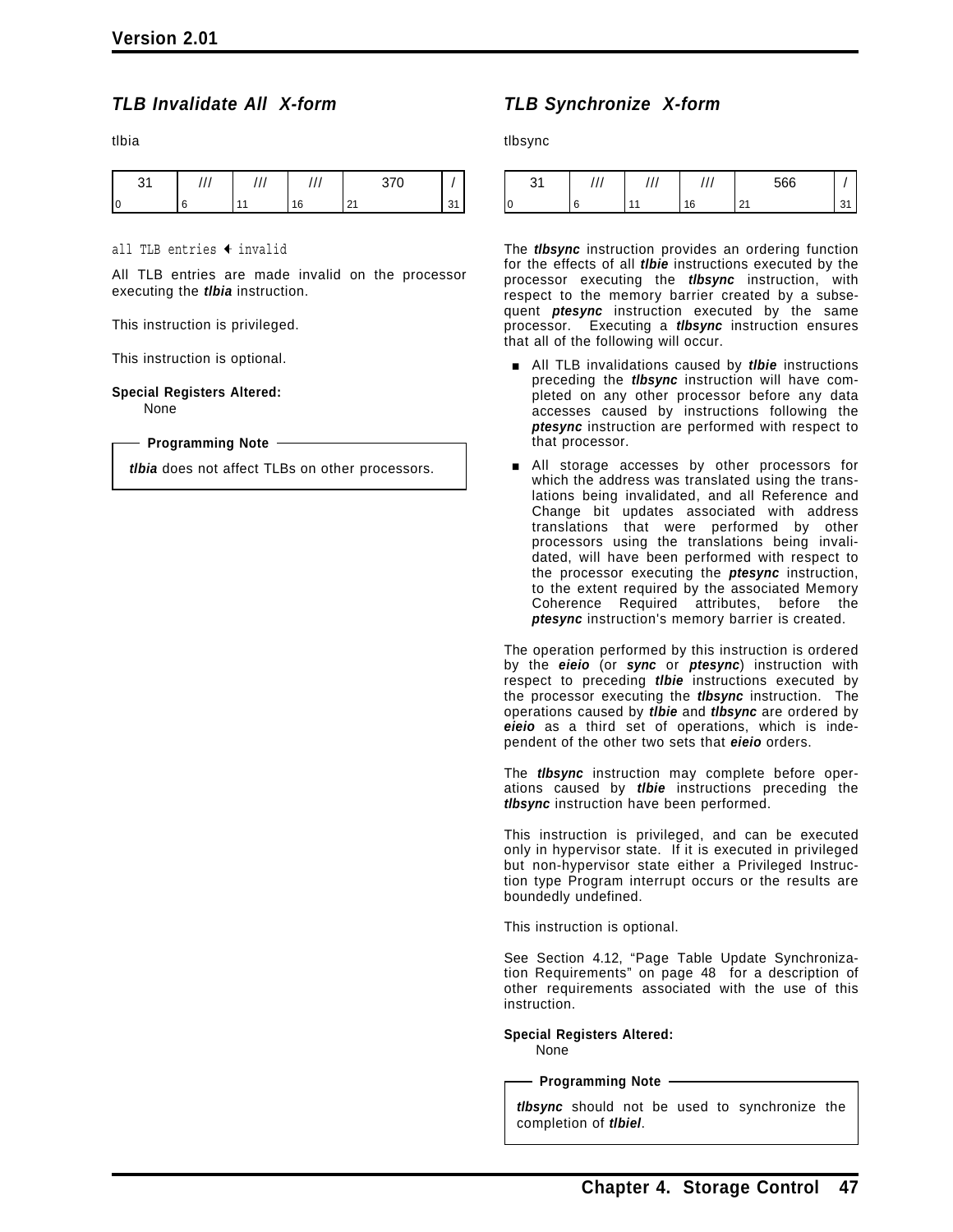### TLB Invalidate All X-form

tlbia

| 31 | /// | /// | /// | 370 | / |
|---|---|---|---|---|---|
| 0 | 6 | 11 | 16 | 21 | 31 |

```
all TLB entries ← invalid
```

All TLB entries are made invalid on the processor executing the ***tlbia*** instruction.

This instruction is privileged.

This instruction is optional.

**Special Registers Altered:**
None

**Programming Note**

***tlbia*** does not affect TLBs on other processors.

### TLB Synchronize X-form

tlbsync

| 31 | /// | /// | /// | 566 | / |
|---|---|---|---|---|---|
| 0 | 6 | 11 | 16 | 21 | 31 |

The ***tlbsync*** instruction provides an ordering function for the effects of all ***tlbie*** instructions executed by the processor executing the ***tlbsync*** instruction, with respect to the memory barrier created by a subsequent ***ptesync*** instruction executed by the same processor. Executing a ***tlbsync*** instruction ensures that all of the following will occur.

- All TLB invalidations caused by ***tlbie*** instructions preceding the ***tlbsync*** instruction will have completed on any other processor before any data accesses caused by instructions following the ***ptesync*** instruction are performed with respect to that processor.
- All storage accesses by other processors for which the address was translated using the translations being invalidated, and all Reference and Change bit updates associated with address translations that were performed by other processors using the translations being invalidated, will have been performed with respect to the processor executing the ***ptesync*** instruction, to the extent required by the associated Memory Coherence Required attributes, before the ***ptesync*** instruction's memory barrier is created.

The operation performed by this instruction is ordered by the ***eieio*** (or ***sync*** or ***ptesync***) instruction with respect to preceding ***tlbie*** instructions executed by the processor executing the ***tlbsync*** instruction. The operations caused by ***tlbie*** and ***tlbsync*** are ordered by ***eieio*** as a third set of operations, which is independent of the other two sets that ***eieio*** orders.

The ***tlbsync*** instruction may complete before operations caused by ***tlbie*** instructions preceding the ***tlbsync*** instruction have been performed.

This instruction is privileged, and can be executed only in hypervisor state. If it is executed in privileged but non-hypervisor state either a Privileged Instruction type Program interrupt occurs or the results are boundedly undefined.

This instruction is optional.

See Section 4.12, "Page Table Update Synchronization Requirements" on page 48 for a description of other requirements associated with the use of this instruction.

**Special Registers Altered:**
None

**Programming Note**

***tlbsync*** should not be used to synchronize the completion of ***tlbiel***.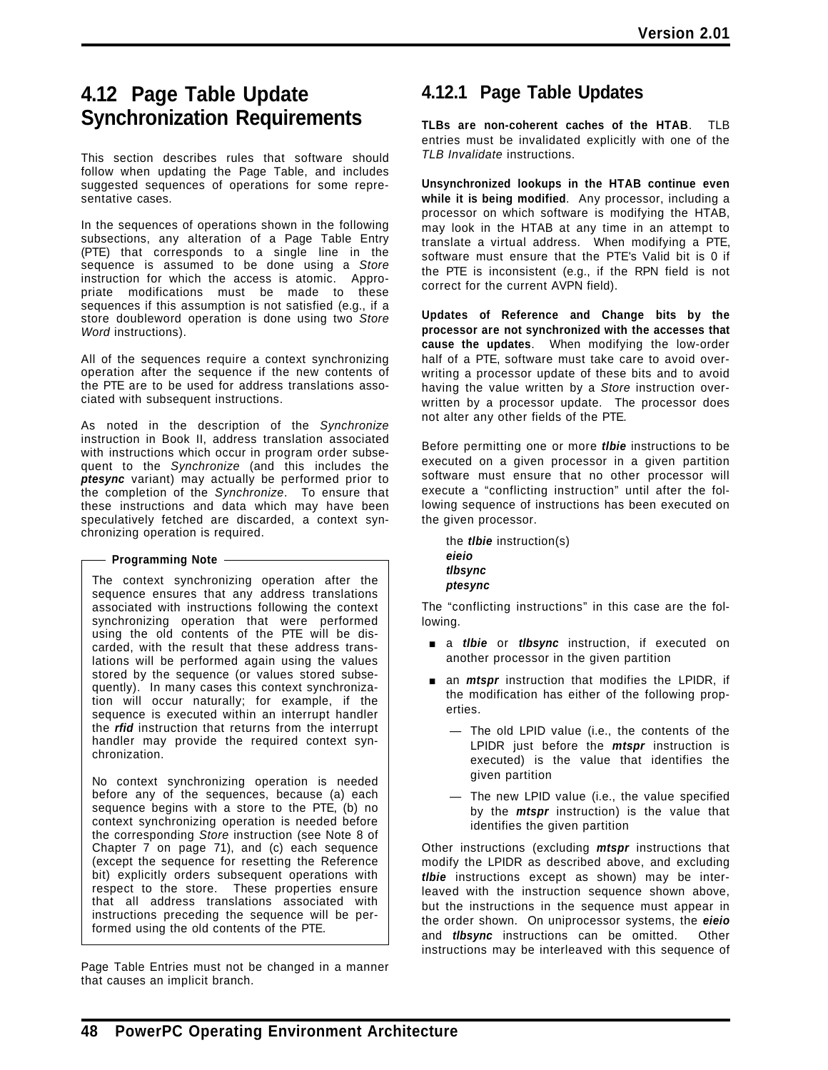## 4.12 Page Table Update Synchronization Requirements

This section describes rules that software should follow when updating the Page Table, and includes suggested sequences of operations for some representative cases.

In the sequences of operations shown in the following subsections, any alteration of a Page Table Entry (PTE) that corresponds to a single line in the sequence is assumed to be done using a *Store* instruction for which the access is atomic. Appropriate modifications must be made to these sequences if this assumption is not satisfied (e.g., if a store doubleword operation is done using two *Store Word* instructions).

All of the sequences require a context synchronizing operation after the sequence if the new contents of the PTE are to be used for address translations associated with subsequent instructions.

As noted in the description of the *Synchronize* instruction in Book II, address translation associated with instructions which occur in program order subsequent to the *Synchronize* (and this includes the ***ptesync*** variant) may actually be performed prior to the completion of the *Synchronize*. To ensure that these instructions and data which may have been speculatively fetched are discarded, a context synchronizing operation is required.

> **Programming Note**
>
> The context synchronizing operation after the sequence ensures that any address translations associated with instructions following the context synchronizing operation that were performed using the old contents of the PTE will be discarded, with the result that these address translations will be performed again using the values stored by the sequence (or values stored subsequently). In many cases this context synchronization will occur naturally; for example, if the sequence is executed within an interrupt handler the ***rfid*** instruction that returns from the interrupt handler may provide the required context synchronization.
>
> No context synchronizing operation is needed before any of the sequences, because (a) each sequence begins with a store to the PTE, (b) no context synchronizing operation is needed before the corresponding *Store* instruction (see Note 8 of Chapter 7 on page 71), and (c) each sequence (except the sequence for resetting the Reference bit) explicitly orders subsequent operations with respect to the store. These properties ensure that all address translations associated with instructions preceding the sequence will be performed using the old contents of the PTE.

Page Table Entries must not be changed in a manner that causes an implicit branch.

### 4.12.1 Page Table Updates

**TLBs are non-coherent caches of the HTAB**. TLB entries must be invalidated explicitly with one of the *TLB Invalidate* instructions.

**Unsynchronized lookups in the HTAB continue even while it is being modified**. Any processor, including a processor on which software is modifying the HTAB, may look in the HTAB at any time in an attempt to translate a virtual address. When modifying a PTE, software must ensure that the PTE's Valid bit is 0 if the PTE is inconsistent (e.g., if the RPN field is not correct for the current AVPN field).

**Updates of Reference and Change bits by the processor are not synchronized with the accesses that cause the updates**. When modifying the low-order half of a PTE, software must take care to avoid overwriting a processor update of these bits and to avoid having the value written by a *Store* instruction overwritten by a processor update. The processor does not alter any other fields of the PTE.

Before permitting one or more ***tlbie*** instructions to be executed on a given processor in a given partition software must ensure that no other processor will execute a "conflicting instruction" until after the following sequence of instructions has been executed on the given processor.

the ***tlbie*** instruction(s)
***eieio***
***tlbsync***
***ptesync***

The "conflicting instructions" in this case are the following.

- a ***tlbie*** or ***tlbsync*** instruction, if executed on another processor in the given partition
- an ***mtspr*** instruction that modifies the LPIDR, if the modification has either of the following properties.
  - The old LPID value (i.e., the contents of the LPIDR just before the ***mtspr*** instruction is executed) is the value that identifies the given partition
  - The new LPID value (i.e., the value specified by the ***mtspr*** instruction) is the value that identifies the given partition

Other instructions (excluding ***mtspr*** instructions that modify the LPIDR as described above, and excluding ***tlbie*** instructions except as shown) may be interleaved with the instruction sequence shown above, but the instructions in the sequence must appear in the order shown. On uniprocessor systems, the ***eieio*** and ***tlbsync*** instructions can be omitted. Other instructions may be interleaved with this sequence of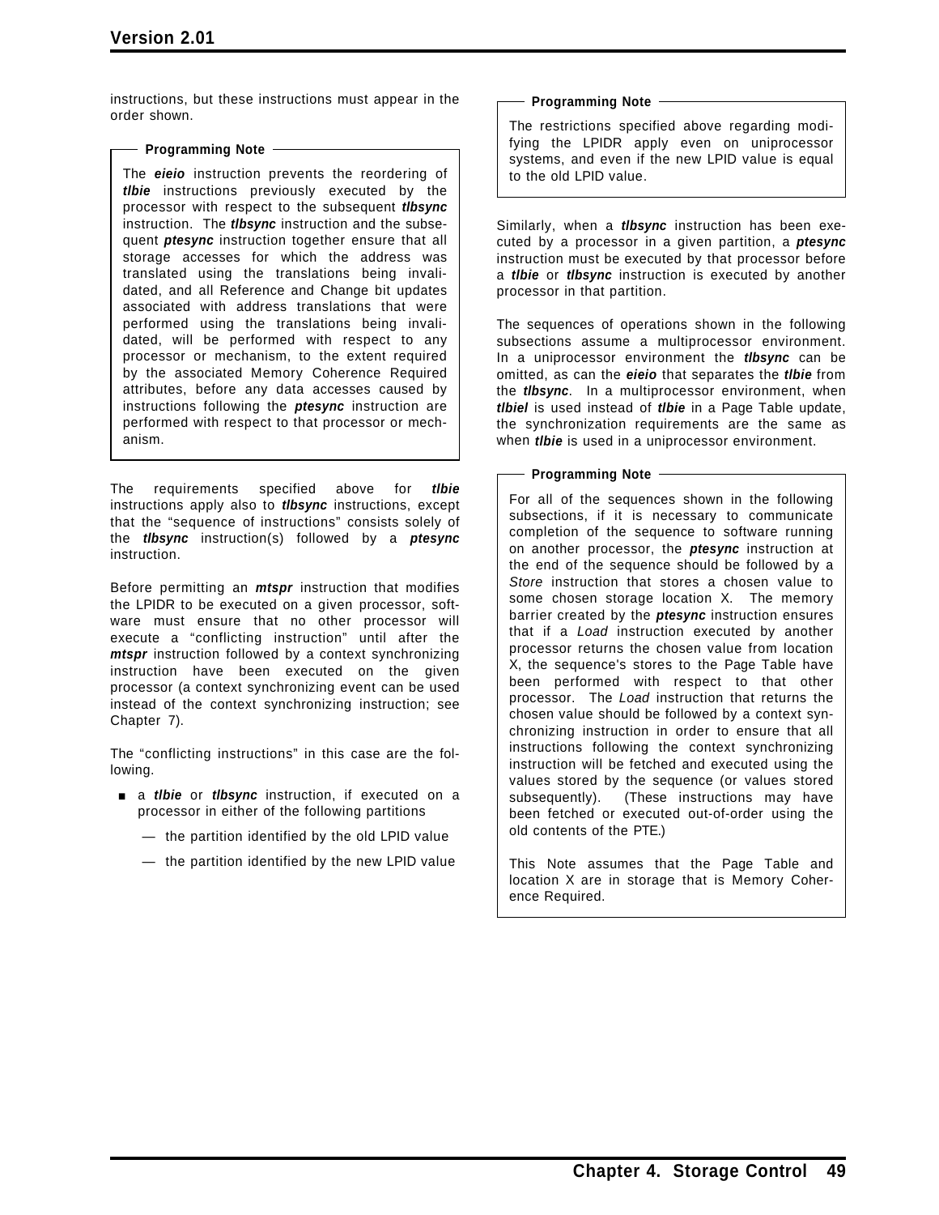instructions, but these instructions must appear in the order shown.

> **Programming Note**
>
> The ***eieio*** instruction prevents the reordering of ***tlbie*** instructions previously executed by the processor with respect to the subsequent ***tlbsync*** instruction. The ***tlbsync*** instruction and the subsequent ***ptesync*** instruction together ensure that all storage accesses for which the address was translated using the translations being invalidated, and all Reference and Change bit updates associated with address translations that were performed using the translations being invalidated, will be performed with respect to any processor or mechanism, to the extent required by the associated Memory Coherence Required attributes, before any data accesses caused by instructions following the ***ptesync*** instruction are performed with respect to that processor or mechanism.

The requirements specified above for ***tlbie*** instructions apply also to ***tlbsync*** instructions, except that the "sequence of instructions" consists solely of the ***tlbsync*** instruction(s) followed by a ***ptesync*** instruction.

Before permitting an ***mtspr*** instruction that modifies the LPIDR to be executed on a given processor, software must ensure that no other processor will execute a "conflicting instruction" until after the ***mtspr*** instruction followed by a context synchronizing instruction have been executed on the given processor (a context synchronizing event can be used instead of the context synchronizing instruction; see Chapter 7).

The "conflicting instructions" in this case are the following.

- a ***tlbie*** or ***tlbsync*** instruction, if executed on a processor in either of the following partitions
  - the partition identified by the old LPID value
  - the partition identified by the new LPID value

> **Programming Note**
>
> The restrictions specified above regarding modifying the LPIDR apply even on uniprocessor systems, and even if the new LPID value is equal to the old LPID value.

Similarly, when a ***tlbsync*** instruction has been executed by a processor in a given partition, a ***ptesync*** instruction must be executed by that processor before a ***tlbie*** or ***tlbsync*** instruction is executed by another processor in that partition.

The sequences of operations shown in the following subsections assume a multiprocessor environment. In a uniprocessor environment the ***tlbsync*** can be omitted, as can the ***eieio*** that separates the ***tlbie*** from the ***tlbsync***. In a multiprocessor environment, when ***tlbiel*** is used instead of ***tlbie*** in a Page Table update, the synchronization requirements are the same as when ***tlbie*** is used in a uniprocessor environment.

> **Programming Note**
>
> For all of the sequences shown in the following subsections, if it is necessary to communicate completion of the sequence to software running on another processor, the ***ptesync*** instruction at the end of the sequence should be followed by a *Store* instruction that stores a chosen value to some chosen storage location X. The memory barrier created by the ***ptesync*** instruction ensures that if a *Load* instruction executed by another processor returns the chosen value from location X, the sequence's stores to the Page Table have been performed with respect to that other processor. The *Load* instruction that returns the chosen value should be followed by a context synchronizing instruction in order to ensure that all instructions following the context synchronizing instruction will be fetched and executed using the values stored by the sequence (or values stored subsequently). (These instructions may have been fetched or executed out-of-order using the old contents of the PTE.)
>
> This Note assumes that the Page Table and location X are in storage that is Memory Coherence Required.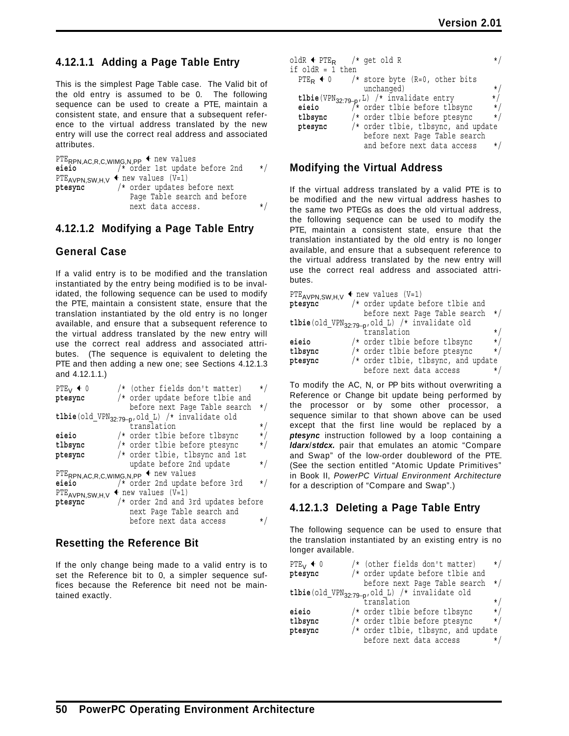### 4.12.1.1 Adding a Page Table Entry

This is the simplest Page Table case. The Valid bit of the old entry is assumed to be 0. The following sequence can be used to create a PTE, maintain a consistent state, and ensure that a subsequent reference to the virtual address translated by the new entry will use the correct real address and associated attributes.

```
PTE_RPN,AC,R,C,WIMG,N,PP ← new values
eieio          /* order 1st update before 2nd    */
PTE_AVPN,SW,H,V ← new values (V=1)
ptesync        /* order updates before next
                  Page Table search and before
                  next data access.              */
```

### 4.12.1.2 Modifying a Page Table Entry

#### General Case

If a valid entry is to be modified and the translation instantiated by the entry being modified is to be invalidated, the following sequence can be used to modify the PTE, maintain a consistent state, ensure that the translation instantiated by the old entry is no longer available, and ensure that a subsequent reference to the virtual address translated by the new entry will use the correct real address and associated attributes. (The sequence is equivalent to deleting the PTE and then adding a new one; see Sections 4.12.1.3 and 4.12.1.1.)

```
PTE_V ← 0       /* (other fields don't matter)    */
ptesync        /* order update before tlbie and
                  before next Page Table search  */
tlbie(old_VPN_32:79-p,old_L) /* invalidate old
                  translation                    */
eieio          /* order tlbie before tlbsync     */
tlbsync        /* order tlbie before ptesync     */
ptesync        /* order tlbie, tlbsync and 1st
                  update before 2nd update       */
PTE_RPN,AC,R,C,WIMG,N,PP ← new values
eieio          /* order 2nd update before 3rd    */
PTE_AVPN,SW,H,V ← new values (V=1)
ptesync        /* order 2nd and 3rd updates before
                  next Page Table search and
                  before next data access        */
```

#### Resetting the Reference Bit

If the only change being made to a valid entry is to set the Reference bit to 0, a simpler sequence suffices because the Reference bit need not be maintained exactly.

```
oldR ← PTE_R    /* get old R                       */
if oldR = 1 then
  PTE_R ← 0     /* store byte (R=0, other bits
                   unchanged)                     */
  tlbie(VPN_32:79-p,L) /* invalidate entry        */
  eieio         /* order tlbie before tlbsync     */
  tlbsync       /* order tlbie before ptesync     */
  ptesync       /* order tlbie, tlbsync, and update
                   before next Page Table search
                   and before next data access    */
```

#### Modifying the Virtual Address

If the virtual address translated by a valid PTE is to be modified and the new virtual address hashes to the same two PTEGs as does the old virtual address, the following sequence can be used to modify the PTE, maintain a consistent state, ensure that the translation instantiated by the old entry is no longer available, and ensure that a subsequent reference to the virtual address translated by the new entry will use the correct real address and associated attributes.

```
PTE_AVPN,SW,H,V ← new values (V=1)
ptesync        /* order update before tlbie and
                  before next Page Table search  */
tlbie(old_VPN_32:79-p,old_L) /* invalidate old
                  translation                    */
eieio          /* order tlbie before tlbsync     */
tlbsync        /* order tlbie before ptesync     */
ptesync        /* order tlbie, tlbsync, and update
                  before next data access        */
```

To modify the AC, N, or PP bits without overwriting a Reference or Change bit update being performed by the processor or by some other processor, a sequence similar to that shown above can be used except that the first line would be replaced by a ***ptesync*** instruction followed by a loop containing a ***ldarx/stdcx.*** pair that emulates an atomic “Compare and Swap” of the low-order doubleword of the PTE. (See the section entitled “Atomic Update Primitives” in Book II, *PowerPC Virtual Environment Architecture* for a description of “Compare and Swap”.)

### 4.12.1.3 Deleting a Page Table Entry

The following sequence can be used to ensure that the translation instantiated by an existing entry is no longer available.

```
PTE_V ← 0       /* (other fields don't matter)    */
ptesync        /* order update before tlbie and
                  before next Page Table search  */
tlbie(old_VPN_32:79-p,old_L) /* invalidate old
                  translation                    */
eieio          /* order tlbie before tlbsync     */
tlbsync        /* order tlbie before ptesync     */
ptesync        /* order tlbie, tlbsync, and update
                  before next data access        */
```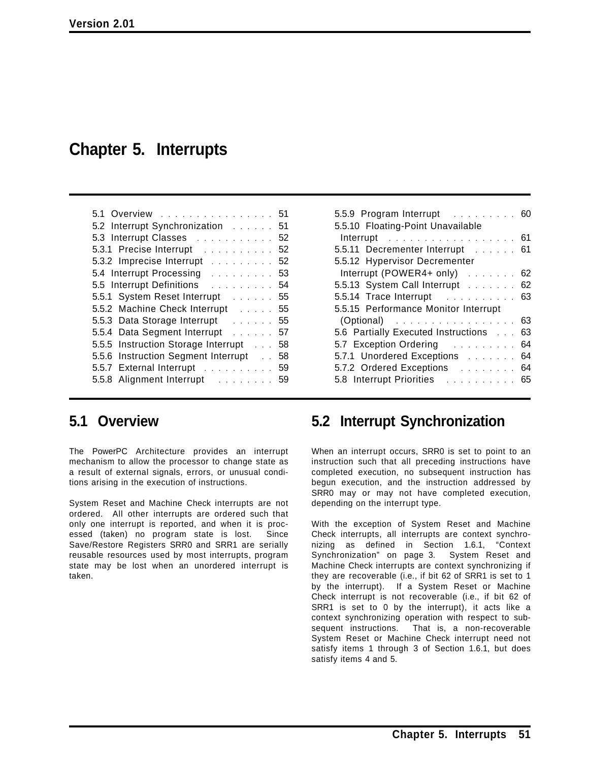# Chapter 5. Interrupts

| | | | |
|---|---|---|---|
| 5.1 Overview | 51 | 5.5.9 Program Interrupt | 60 |
| 5.2 Interrupt Synchronization | 51 | 5.5.10 Floating-Point Unavailable Interrupt | 61 |
| 5.3 Interrupt Classes | 52 | 5.5.11 Decrementer Interrupt | 61 |
| 5.3.1 Precise Interrupt | 52 | 5.5.12 Hypervisor Decrementer Interrupt (POWER4+ only) | 62 |
| 5.3.2 Imprecise Interrupt | 52 | 5.5.13 System Call Interrupt | 62 |
| 5.4 Interrupt Processing | 53 | 5.5.14 Trace Interrupt | 63 |
| 5.5 Interrupt Definitions | 54 | 5.5.15 Performance Monitor Interrupt (Optional) | 63 |
| 5.5.1 System Reset Interrupt | 55 | 5.6 Partially Executed Instructions | 63 |
| 5.5.2 Machine Check Interrupt | 55 | 5.7 Exception Ordering | 64 |
| 5.5.3 Data Storage Interrupt | 55 | 5.7.1 Unordered Exceptions | 64 |
| 5.5.4 Data Segment Interrupt | 57 | 5.7.2 Ordered Exceptions | 64 |
| 5.5.5 Instruction Storage Interrupt | 58 | 5.8 Interrupt Priorities | 65 |
| 5.5.6 Instruction Segment Interrupt | 58 | | |
| 5.5.7 External Interrupt | 59 | | |
| 5.5.8 Alignment Interrupt | 59 | | |

## 5.1 Overview

The PowerPC Architecture provides an interrupt mechanism to allow the processor to change state as a result of external signals, errors, or unusual conditions arising in the execution of instructions.

System Reset and Machine Check interrupts are not ordered. All other interrupts are ordered such that only one interrupt is reported, and when it is processed (taken) no program state is lost. Since Save/Restore Registers SRR0 and SRR1 are serially reusable resources used by most interrupts, program state may be lost when an unordered interrupt is taken.

## 5.2 Interrupt Synchronization

When an interrupt occurs, SRR0 is set to point to an instruction such that all preceding instructions have completed execution, no subsequent instruction has begun execution, and the instruction addressed by SRR0 may or may not have completed execution, depending on the interrupt type.

With the exception of System Reset and Machine Check interrupts, all interrupts are context synchronizing as defined in Section 1.6.1, "Context Synchronization" on page 3. System Reset and Machine Check interrupts are context synchronizing if they are recoverable (i.e., if bit 62 of SRR1 is set to 1 by the interrupt). If a System Reset or Machine Check interrupt is not recoverable (i.e., if bit 62 of SRR1 is set to 0 by the interrupt), it acts like a context synchronizing operation with respect to subsequent instructions. That is, a non-recoverable System Reset or Machine Check interrupt need not satisfy items 1 through 3 of Section 1.6.1, but does satisfy items 4 and 5.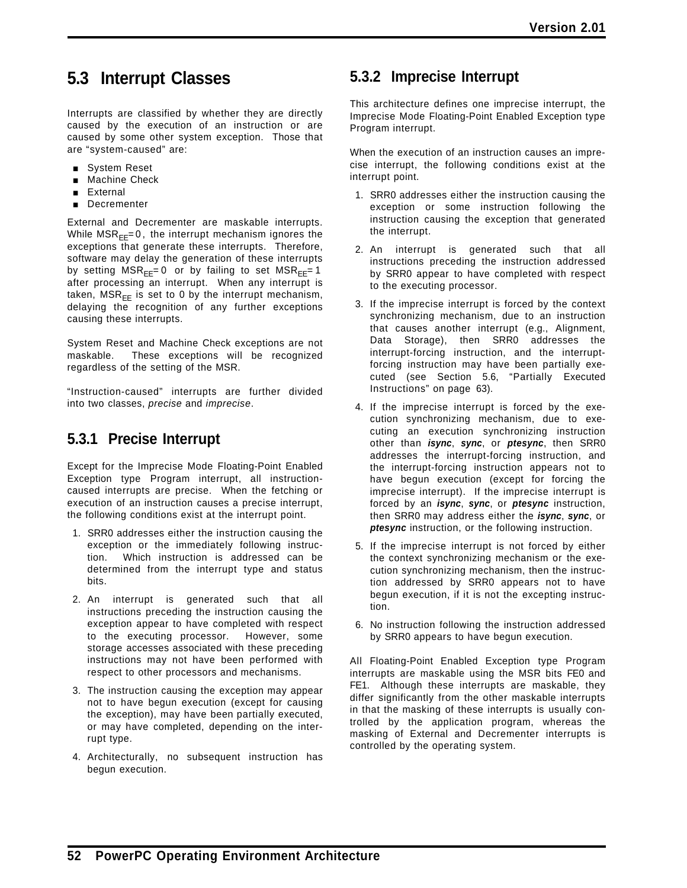## 5.3 Interrupt Classes

Interrupts are classified by whether they are directly caused by the execution of an instruction or are caused by some other system exception. Those that are "system-caused" are:

- System Reset
- Machine Check
- External
- Decrementer

External and Decrementer are maskable interrupts. While $MSR_{EE}=0$, the interrupt mechanism ignores the exceptions that generate these interrupts. Therefore, software may delay the generation of these interrupts by setting $MSR_{EE}=0$ or by failing to set $MSR_{EE}=1$ after processing an interrupt. When any interrupt is taken, $MSR_{EE}$ is set to 0 by the interrupt mechanism, delaying the recognition of any further exceptions causing these interrupts.

System Reset and Machine Check exceptions are not maskable. These exceptions will be recognized regardless of the setting of the MSR.

"Instruction-caused" interrupts are further divided into two classes, *precise* and *imprecise*.

### 5.3.1 Precise Interrupt

Except for the Imprecise Mode Floating-Point Enabled Exception type Program interrupt, all instruction-caused interrupts are precise. When the fetching or execution of an instruction causes a precise interrupt, the following conditions exist at the interrupt point.

1. SRR0 addresses either the instruction causing the exception or the immediately following instruction. Which instruction is addressed can be determined from the interrupt type and status bits.
2. An interrupt is generated such that all instructions preceding the instruction causing the exception appear to have completed with respect to the executing processor. However, some storage accesses associated with these preceding instructions may not have been performed with respect to other processors and mechanisms.
3. The instruction causing the exception may appear not to have begun execution (except for causing the exception), may have been partially executed, or may have completed, depending on the interrupt type.
4. Architecturally, no subsequent instruction has begun execution.

### 5.3.2 Imprecise Interrupt

This architecture defines one imprecise interrupt, the Imprecise Mode Floating-Point Enabled Exception type Program interrupt.

When the execution of an instruction causes an imprecise interrupt, the following conditions exist at the interrupt point.

1. SRR0 addresses either the instruction causing the exception or some instruction following the instruction causing the exception that generated the interrupt.
2. An interrupt is generated such that all instructions preceding the instruction addressed by SRR0 appear to have completed with respect to the executing processor.
3. If the imprecise interrupt is forced by the context synchronizing mechanism, due to an instruction that causes another interrupt (e.g., Alignment, Data Storage), then SRR0 addresses the interrupt-forcing instruction, and the interrupt-forcing instruction may have been partially executed (see Section 5.6, "Partially Executed Instructions" on page 63).
4. If the imprecise interrupt is forced by the execution synchronizing mechanism, due to executing an execution synchronizing instruction other than ***isync***, ***sync***, or ***ptesync***, then SRR0 addresses the interrupt-forcing instruction, and the interrupt-forcing instruction appears not to have begun execution (except for forcing the imprecise interrupt). If the imprecise interrupt is forced by an ***isync***, ***sync***, or ***ptesync*** instruction, then SRR0 may address either the ***isync***, ***sync***, or ***ptesync*** instruction, or the following instruction.
5. If the imprecise interrupt is not forced by either the context synchronizing mechanism or the execution synchronizing mechanism, then the instruction addressed by SRR0 appears not to have begun execution, if it is not the excepting instruction.
6. No instruction following the instruction addressed by SRR0 appears to have begun execution.

All Floating-Point Enabled Exception type Program interrupts are maskable using the MSR bits FE0 and FE1. Although these interrupts are maskable, they differ significantly from the other maskable interrupts in that the masking of these interrupts is usually controlled by the application program, whereas the masking of External and Decrementer interrupts is controlled by the operating system.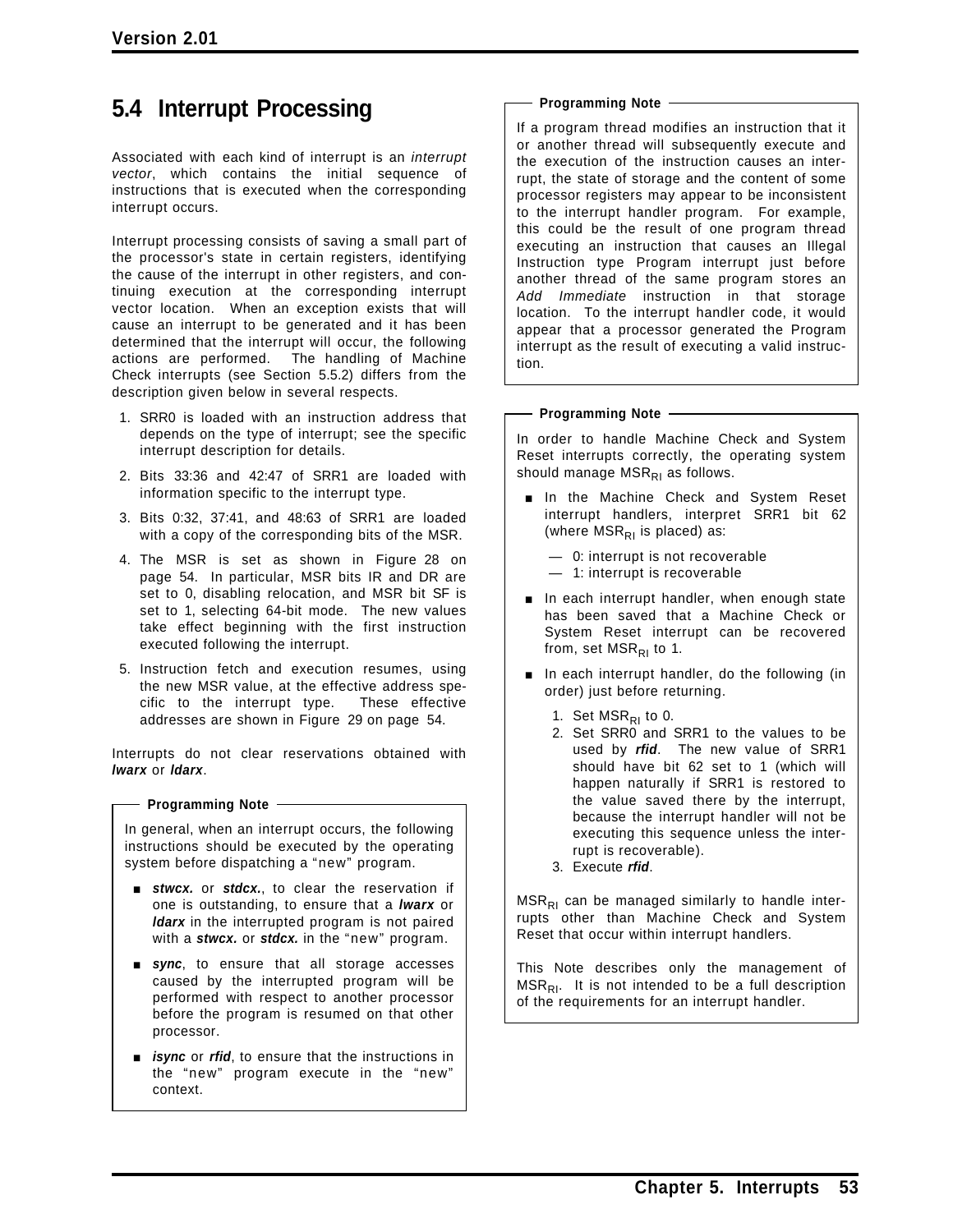## 5.4 Interrupt Processing

Associated with each kind of interrupt is an *interrupt vector*, which contains the initial sequence of instructions that is executed when the corresponding interrupt occurs.

Interrupt processing consists of saving a small part of the processor's state in certain registers, identifying the cause of the interrupt in other registers, and continuing execution at the corresponding interrupt vector location. When an exception exists that will cause an interrupt to be generated and it has been determined that the interrupt will occur, the following actions are performed. The handling of Machine Check interrupts (see Section 5.5.2) differs from the description given below in several respects.

1. SRR0 is loaded with an instruction address that depends on the type of interrupt; see the specific interrupt description for details.
2. Bits 33:36 and 42:47 of SRR1 are loaded with information specific to the interrupt type.
3. Bits 0:32, 37:41, and 48:63 of SRR1 are loaded with a copy of the corresponding bits of the MSR.
4. The MSR is set as shown in Figure 28 on page 54. In particular, MSR bits IR and DR are set to 0, disabling relocation, and MSR bit SF is set to 1, selecting 64-bit mode. The new values take effect beginning with the first instruction executed following the interrupt.
5. Instruction fetch and execution resumes, using the new MSR value, at the effective address specific to the interrupt type. These effective addresses are shown in Figure 29 on page 54.

Interrupts do not clear reservations obtained with ***lwarx*** or ***ldarx***.

**Programming Note**

In general, when an interrupt occurs, the following instructions should be executed by the operating system before dispatching a "new" program.

- ***stwcx.*** or ***stdcx.***, to clear the reservation if one is outstanding, to ensure that a ***lwarx*** or ***ldarx*** in the interrupted program is not paired with a ***stwcx.*** or ***stdcx.*** in the "new" program.
- ***sync***, to ensure that all storage accesses caused by the interrupted program will be performed with respect to another processor before the program is resumed on that other processor.
- ***isync*** or ***rfid***, to ensure that the instructions in the "new" program execute in the "new" context.

**Programming Note**

If a program thread modifies an instruction that it or another thread will subsequently execute and the execution of the instruction causes an interrupt, the state of storage and the content of some processor registers may appear to be inconsistent to the interrupt handler program. For example, this could be the result of one program thread executing an instruction that causes an Illegal Instruction type Program interrupt just before another thread of the same program stores an *Add Immediate* instruction in that storage location. To the interrupt handler code, it would appear that a processor generated the Program interrupt as the result of executing a valid instruction.

**Programming Note**

In order to handle Machine Check and System Reset interrupts correctly, the operating system should manage $MSR_{RI}$ as follows.

- In the Machine Check and System Reset interrupt handlers, interpret SRR1 bit 62 (where $MSR_{RI}$ is placed) as:
  - 0: interrupt is not recoverable
  - 1: interrupt is recoverable
- In each interrupt handler, when enough state has been saved that a Machine Check or System Reset interrupt can be recovered from, set $MSR_{RI}$ to 1.
- In each interrupt handler, do the following (in order) just before returning.
  1. Set $MSR_{RI}$ to 0.
  2. Set SRR0 and SRR1 to the values to be used by ***rfid***. The new value of SRR1 should have bit 62 set to 1 (which will happen naturally if SRR1 is restored to the value saved there by the interrupt, because the interrupt handler will not be executing this sequence unless the interrupt is recoverable).
  3. Execute ***rfid***.

$MSR_{RI}$ can be managed similarly to handle interrupts other than Machine Check and System Reset that occur within interrupt handlers.

This Note describes only the management of $MSR_{RI}$. It is not intended to be a full description of the requirements for an interrupt handler.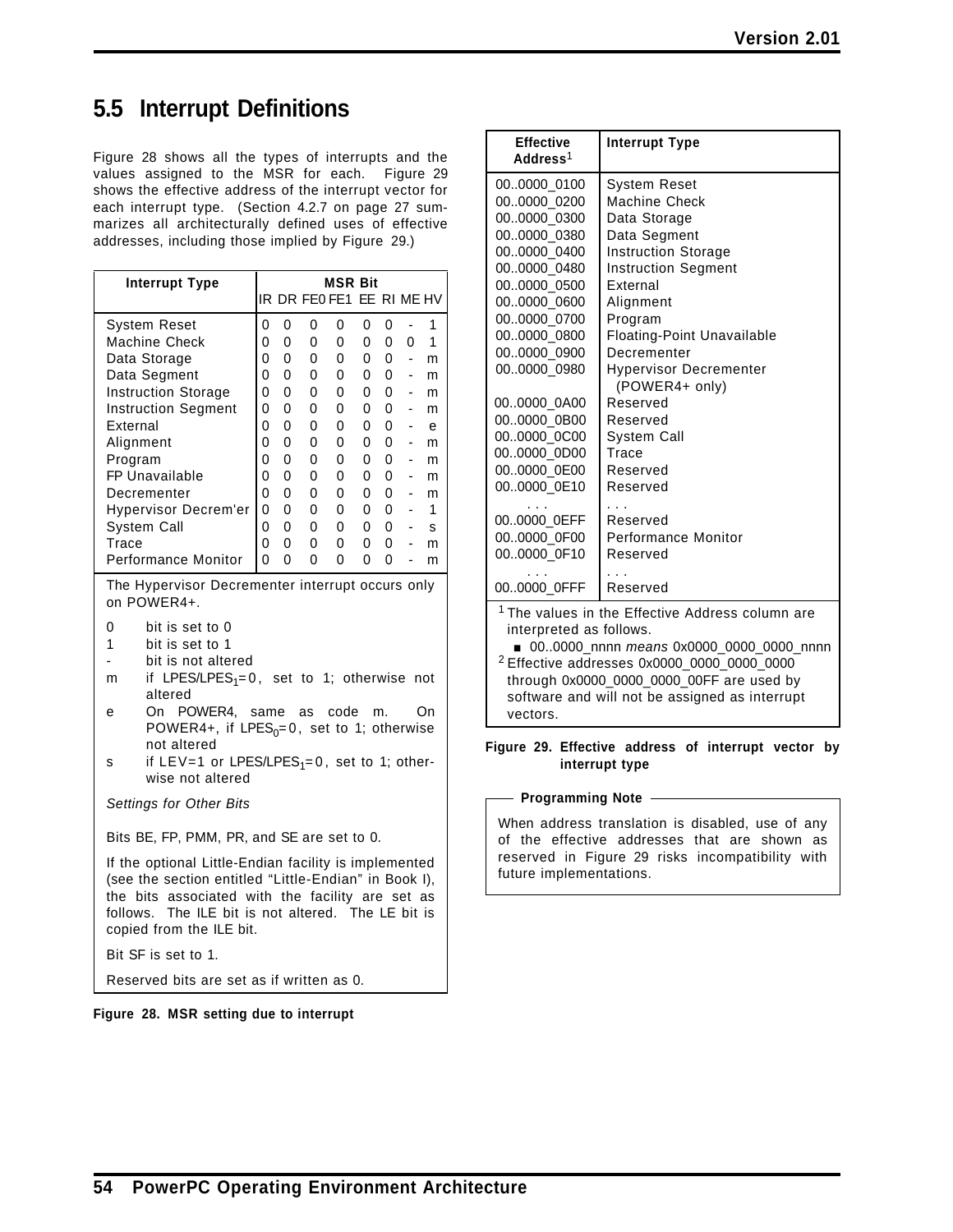## 5.5 Interrupt Definitions

Figure 28 shows all the types of interrupts and the values assigned to the MSR for each. Figure 29 shows the effective address of the interrupt vector for each interrupt type. (Section 4.2.7 on page 27 summarizes all architecturally defined uses of effective addresses, including those implied by Figure 29.)

| Interrupt Type | MSR Bit | | | | | | | |
|---|---|---|---|---|---|---|---|---|
| | IR | DR | FE0 | FE1 | EE | RI | ME | HV |
| System Reset | 0 | 0 | 0 | 0 | 0 | 0 | - | 1 |
| Machine Check | 0 | 0 | 0 | 0 | 0 | 0 | 0 | 1 |
| Data Storage | 0 | 0 | 0 | 0 | 0 | 0 | - | m |
| Data Segment | 0 | 0 | 0 | 0 | 0 | 0 | - | m |
| Instruction Storage | 0 | 0 | 0 | 0 | 0 | 0 | - | m |
| Instruction Segment | 0 | 0 | 0 | 0 | 0 | 0 | - | m |
| External | 0 | 0 | 0 | 0 | 0 | 0 | - | e |
| Alignment | 0 | 0 | 0 | 0 | 0 | 0 | - | m |
| Program | 0 | 0 | 0 | 0 | 0 | 0 | - | m |
| FP Unavailable | 0 | 0 | 0 | 0 | 0 | 0 | - | m |
| Decrementer | 0 | 0 | 0 | 0 | 0 | 0 | - | m |
| Hypervisor Decrem'er | 0 | 0 | 0 | 0 | 0 | 0 | - | 1 |
| System Call | 0 | 0 | 0 | 0 | 0 | 0 | - | s |
| Trace | 0 | 0 | 0 | 0 | 0 | 0 | - | m |
| Performance Monitor | 0 | 0 | 0 | 0 | 0 | 0 | - | m |

The Hypervisor Decrementer interrupt occurs only on POWER4+.

- 0 bit is set to 0
- 1 bit is set to 1
- \- bit is not altered
- m if LPES/$LPES_1$=0, set to 1; otherwise not altered
- e On POWER4, same as code m. On POWER4+, if $LPES_0$=0, set to 1; otherwise not altered
- s if LEV=1 or LPES/$LPES_1$=0, set to 1; otherwise not altered

*Settings for Other Bits*

Bits BE, FP, PMM, PR, and SE are set to 0.

If the optional Little-Endian facility is implemented (see the section entitled “Little-Endian” in Book I), the bits associated with the facility are set as follows. The ILE bit is not altered. The LE bit is copied from the ILE bit.

Bit SF is set to 1.

Reserved bits are set as if written as 0.

**Figure 28. MSR setting due to interrupt**

| Effective Address[1] | Interrupt Type |
|---|---|
| 00..0000_0100 | System Reset |
| 00..0000_0200 | Machine Check |
| 00..0000_0300 | Data Storage |
| 00..0000_0380 | Data Segment |
| 00..0000_0400 | Instruction Storage |
| 00..0000_0480 | Instruction Segment |
| 00..0000_0500 | External |
| 00..0000_0600 | Alignment |
| 00..0000_0700 | Program |
| 00..0000_0800 | Floating-Point Unavailable |
| 00..0000_0900 | Decrementer |
| 00..0000_0980 | Hypervisor Decrementer (POWER4+ only) |
| 00..0000_0A00 | Reserved |
| 00..0000_0B00 | Reserved |
| 00..0000_0C00 | System Call |
| 00..0000_0D00 | Trace |
| 00..0000_0E00 | Reserved |
| 00..0000_0E10 | Reserved |
| . . . | . . . |
| 00..0000_0EFF | Reserved |
| 00..0000_0F00 | Performance Monitor |
| 00..0000_0F10 | Reserved |
| . . . | . . . |
| 00..0000_0FFF | Reserved |

[1] The values in the Effective Address column are interpreted as follows.
- 00..0000_nnnn *means* 0x0000_0000_0000_nnnn

[2] Effective addresses 0x0000_0000_0000_0000 through 0x0000_0000_0000_00FF are used by software and will not be assigned as interrupt vectors.

**Figure 29. Effective address of interrupt vector by interrupt type**

**Programming Note**

When address translation is disabled, use of any of the effective addresses that are shown as reserved in Figure 29 risks incompatibility with future implementations.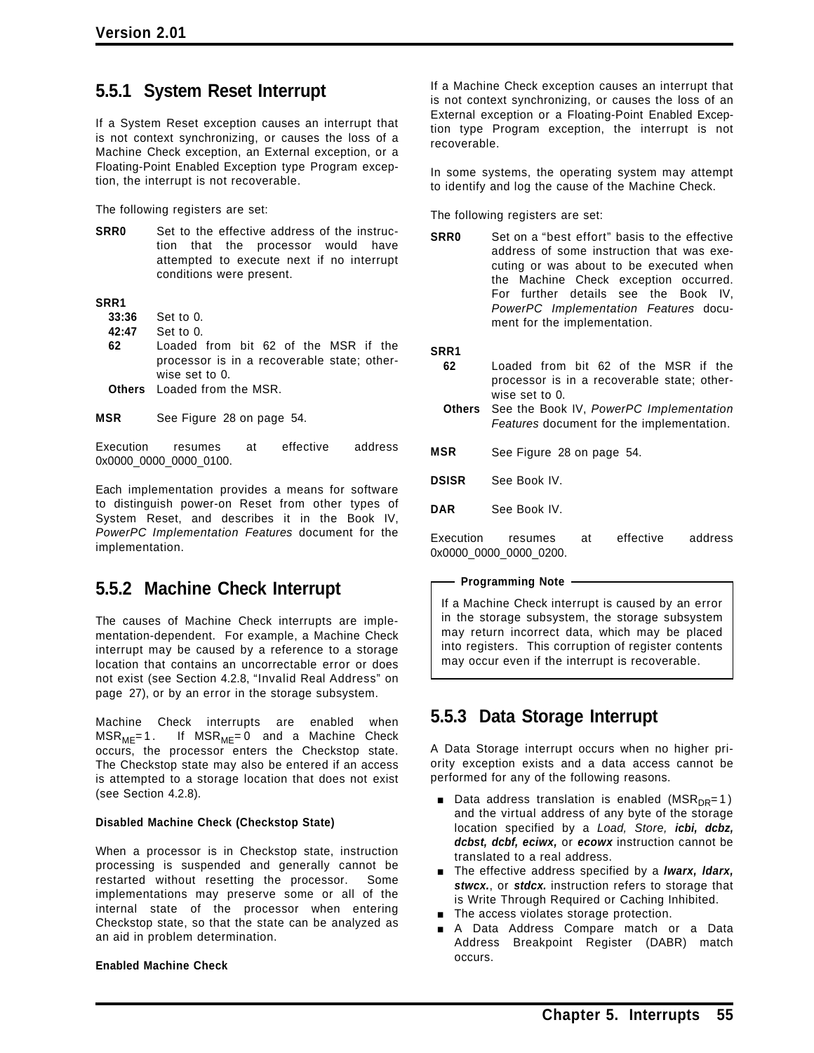### 5.5.1 System Reset Interrupt

If a System Reset exception causes an interrupt that is not context synchronizing, or causes the loss of a Machine Check exception, an External exception, or a Floating-Point Enabled Exception type Program exception, the interrupt is not recoverable.

The following registers are set:

**SRR0** Set to the effective address of the instruction that the processor would have attempted to execute next if no interrupt conditions were present.

**SRR1**

- **33:36** Set to 0.
- **42:47** Set to 0.
- **62** Loaded from bit 62 of the MSR if the processor is in a recoverable state; otherwise set to 0.
- **Others** Loaded from the MSR.

**MSR** See Figure 28 on page 54.

Execution resumes at effective address 0x0000_0000_0000_0100.

Each implementation provides a means for software to distinguish power-on Reset from other types of System Reset, and describes it in the Book IV, *PowerPC Implementation Features* document for the implementation.

### 5.5.2 Machine Check Interrupt

The causes of Machine Check interrupts are implementation-dependent. For example, a Machine Check interrupt may be caused by a reference to a storage location that contains an uncorrectable error or does not exist (see Section 4.2.8, “Invalid Real Address” on page 27), or by an error in the storage subsystem.

Machine Check interrupts are enabled when $MSR_{ME}=1$. If $MSR_{ME}=0$ and a Machine Check occurs, the processor enters the Checkstop state. The Checkstop state may also be entered if an access is attempted to a storage location that does not exist (see Section 4.2.8).

**Disabled Machine Check (Checkstop State)**

When a processor is in Checkstop state, instruction processing is suspended and generally cannot be restarted without resetting the processor. Some implementations may preserve some or all of the internal state of the processor when entering Checkstop state, so that the state can be analyzed as an aid in problem determination.

**Enabled Machine Check**

If a Machine Check exception causes an interrupt that is not context synchronizing, or causes the loss of an External exception or a Floating-Point Enabled Exception type Program exception, the interrupt is not recoverable.

In some systems, the operating system may attempt to identify and log the cause of the Machine Check.

The following registers are set:

**SRR0** Set on a “best effort” basis to the effective address of some instruction that was executing or was about to be executed when the Machine Check exception occurred. For further details see the Book IV, *PowerPC Implementation Features* document for the implementation.

**SRR1**

- **62** Loaded from bit 62 of the MSR if the processor is in a recoverable state; otherwise set to 0.
- **Others** See the Book IV, *PowerPC Implementation Features* document for the implementation.

**MSR** See Figure 28 on page 54.

**DSISR** See Book IV.

**DAR** See Book IV.

Execution resumes at effective address 0x0000_0000_0000_0200.

> **Programming Note**
>
> If a Machine Check interrupt is caused by an error in the storage subsystem, the storage subsystem may return incorrect data, which may be placed into registers. This corruption of register contents may occur even if the interrupt is recoverable.

### 5.5.3 Data Storage Interrupt

A Data Storage interrupt occurs when no higher priority exception exists and a data access cannot be performed for any of the following reasons.

- Data address translation is enabled ($MSR_{DR}=1$) and the virtual address of any byte of the storage location specified by a *Load, Store,* ***icbi, dcbz, dcbst, dcbf, eciwx,*** or ***ecowx*** instruction cannot be translated to a real address.
- The effective address specified by a ***lwarx, ldarx, stwcx.***, or ***stdcx.*** instruction refers to storage that is Write Through Required or Caching Inhibited.
- The access violates storage protection.
- A Data Address Compare match or a Data Address Breakpoint Register (DABR) match occurs.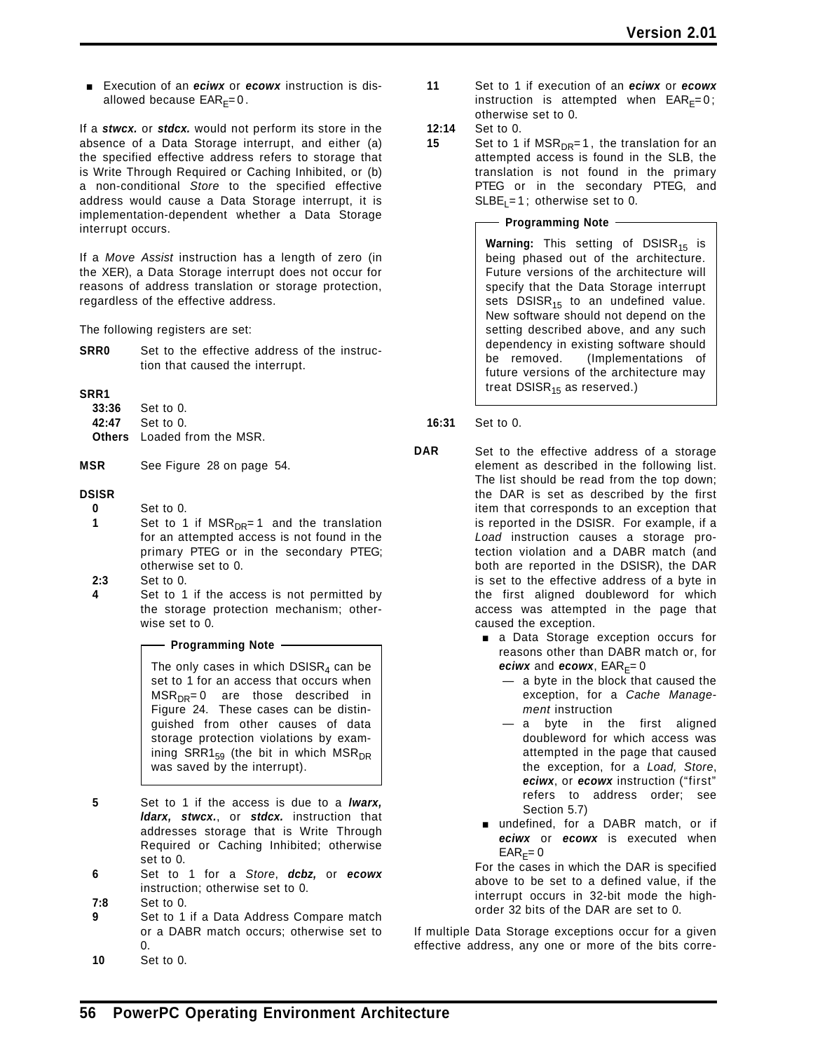- Execution of an ***eciwx*** or ***ecowx*** instruction is disallowed because $EAR_E = 0$.

If a ***stwcx.*** or ***stdcx.*** would not perform its store in the absence of a Data Storage interrupt, and either (a) the specified effective address refers to storage that is Write Through Required or Caching Inhibited, or (b) a non-conditional *Store* to the specified effective address would cause a Data Storage interrupt, it is implementation-dependent whether a Data Storage interrupt occurs.

If a *Move Assist* instruction has a length of zero (in the XER), a Data Storage interrupt does not occur for reasons of address translation or storage protection, regardless of the effective address.

The following registers are set:

**SRR0** Set to the effective address of the instruction that caused the interrupt.

**SRR1**

- **33:36** Set to 0.
- **42:47** Set to 0.
- **Others** Loaded from the MSR.

**MSR** See Figure 28 on page 54.

**DSISR**

- **0** Set to 0.
- **1** Set to 1 if $MSR_{DR} = 1$ and the translation for an attempted access is not found in the primary PTEG or in the secondary PTEG; otherwise set to 0.
- **2:3** Set to 0.
- **4** Set to 1 if the access is not permitted by the storage protection mechanism; otherwise set to 0.

> **Programming Note**
>
> The only cases in which $DSISR_4$ can be set to 1 for an access that occurs when $MSR_{DR} = 0$ are those described in Figure 24. These cases can be distinguished from other causes of data storage protection violations by examining $SRR1_{59}$ (the bit in which $MSR_{DR}$ was saved by the interrupt).

- **5** Set to 1 if the access is due to a ***lwarx, ldarx, stwcx.***, or ***stdcx.*** instruction that addresses storage that is Write Through Required or Caching Inhibited; otherwise set to 0.
- **6** Set to 1 for a *Store*, ***dcbz,*** or ***ecowx*** instruction; otherwise set to 0.
- **7:8** Set to 0.
- **9** Set to 1 if a Data Address Compare match or a DABR match occurs; otherwise set to 0.
- **10** Set to 0.
- **11** Set to 1 if execution of an ***eciwx*** or ***ecowx*** instruction is attempted when $EAR_E = 0$; otherwise set to 0.
- **12:14** Set to 0.
- **15** Set to 1 if $MSR_{DR} = 1$, the translation for an attempted access is found in the SLB, the translation is not found in the primary PTEG or in the secondary PTEG, and $SLBE_L = 1$; otherwise set to 0.

> **Programming Note**
>
> **Warning:** This setting of $DSISR_{15}$ is being phased out of the architecture. Future versions of the architecture will specify that the Data Storage interrupt sets $DSISR_{15}$ to an undefined value. New software should not depend on the setting described above, and any such dependency in existing software should be removed. (Implementations of future versions of the architecture may treat $DSISR_{15}$ as reserved.)

- **16:31** Set to 0.

**DAR** Set to the effective address of a storage element as described in the following list. The list should be read from the top down; the DAR is set as described by the first item that corresponds to an exception that is reported in the DSISR. For example, if a *Load* instruction causes a storage protection violation and a DABR match (and both are reported in the DSISR), the DAR is set to the effective address of a byte in the first aligned doubleword for which access was attempted in the page that caused the exception.

- a Data Storage exception occurs for reasons other than DABR match or, for ***eciwx*** and ***ecowx***, $EAR_E = 0$
  - — a byte in the block that caused the exception, for a *Cache Management* instruction
  - — a byte in the first aligned doubleword for which access was attempted in the page that caused the exception, for a *Load, Store*, ***eciwx***, or ***ecowx*** instruction ("first" refers to address order; see Section 5.7)
- undefined, for a DABR match, or if ***eciwx*** or ***ecowx*** is executed when $EAR_E = 0$

For the cases in which the DAR is specified above to be set to a defined value, if the interrupt occurs in 32-bit mode the high-order 32 bits of the DAR are set to 0.

If multiple Data Storage exceptions occur for a given effective address, any one or more of the bits corre-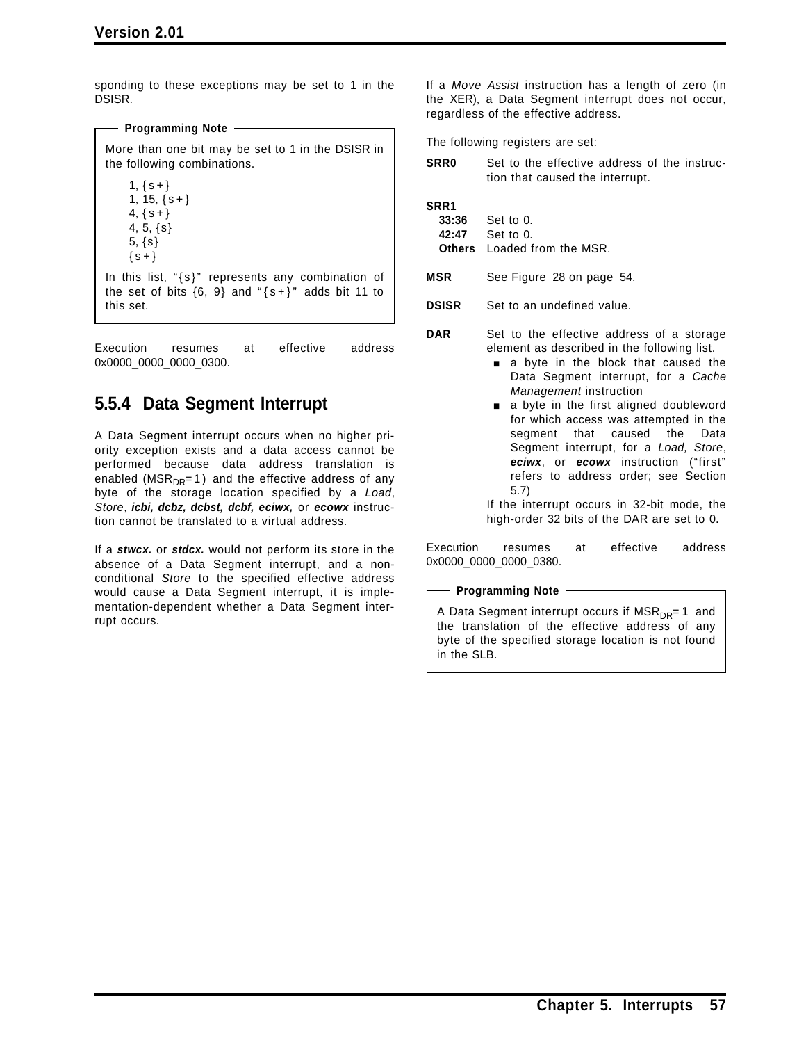sponding to these exceptions may be set to 1 in the DSISR.

**Programming Note**

More than one bit may be set to 1 in the DSISR in the following combinations.

1, {s+}
1, 15, {s+}
4, {s+}
4, 5, {s}
5, {s}
{s+}

In this list, "{s}" represents any combination of the set of bits {6, 9} and "{s+}" adds bit 11 to this set.

Execution resumes at effective address 0x0000_0000_0000_0300.

### 5.5.4 Data Segment Interrupt

A Data Segment interrupt occurs when no higher priority exception exists and a data access cannot be performed because data address translation is enabled ($MSR_{DR}=1$) and the effective address of any byte of the storage location specified by a *Load*, *Store*, ***icbi, dcbz, dcbst, dcbf, eciwx,*** or ***ecowx*** instruction cannot be translated to a virtual address.

If a ***stwcx.*** or ***stdcx.*** would not perform its store in the absence of a Data Segment interrupt, and a non-conditional *Store* to the specified effective address would cause a Data Segment interrupt, it is implementation-dependent whether a Data Segment interrupt occurs.

If a *Move Assist* instruction has a length of zero (in the XER), a Data Segment interrupt does not occur, regardless of the effective address.

The following registers are set:

**SRR0** Set to the effective address of the instruction that caused the interrupt.

**SRR1**
- **33:36** Set to 0.
- **42:47** Set to 0.
- **Others** Loaded from the MSR.

**MSR** See Figure 28 on page 54.

**DSISR** Set to an undefined value.

**DAR** Set to the effective address of a storage element as described in the following list.
- a byte in the block that caused the Data Segment interrupt, for a *Cache Management* instruction
- a byte in the first aligned doubleword for which access was attempted in the segment that caused the Data Segment interrupt, for a *Load, Store*, ***eciwx***, or ***ecowx*** instruction ("first" refers to address order; see Section 5.7)

If the interrupt occurs in 32-bit mode, the high-order 32 bits of the DAR are set to 0.

Execution resumes at effective address 0x0000_0000_0000_0380.

**Programming Note**

A Data Segment interrupt occurs if $MSR_{DR}=1$ and the translation of the effective address of any byte of the specified storage location is not found in the SLB.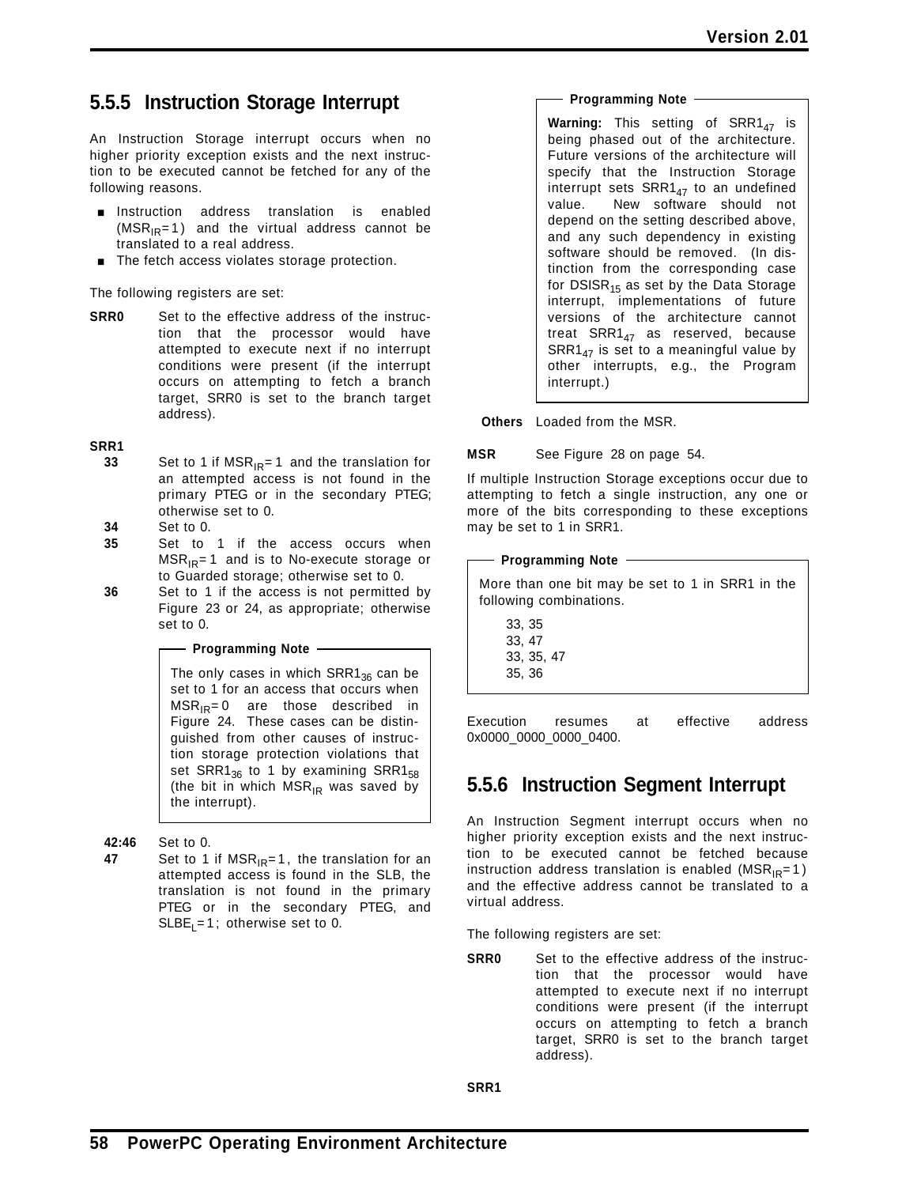### 5.5.5 Instruction Storage Interrupt

An Instruction Storage interrupt occurs when no higher priority exception exists and the next instruction to be executed cannot be fetched for any of the following reasons.

- Instruction address translation is enabled ($MSR_{IR}=1$) and the virtual address cannot be translated to a real address.
- The fetch access violates storage protection.

The following registers are set:

**SRR0** Set to the effective address of the instruction that the processor would have attempted to execute next if no interrupt conditions were present (if the interrupt occurs on attempting to fetch a branch target, SRR0 is set to the branch target address).

**SRR1**

**33** Set to 1 if $MSR_{IR}=1$ and the translation for an attempted access is not found in the primary PTEG or in the secondary PTEG; otherwise set to 0.

**34** Set to 0.

**35** Set to 1 if the access occurs when $MSR_{IR}=1$ and is to No-execute storage or to Guarded storage; otherwise set to 0.

**36** Set to 1 if the access is not permitted by Figure 23 or 24, as appropriate; otherwise set to 0.

> **Programming Note**
>
> The only cases in which $SRR1_{36}$ can be set to 1 for an access that occurs when $MSR_{IR}=0$ are those described in Figure 24. These cases can be distinguished from other causes of instruction storage protection violations that set $SRR1_{36}$ to 1 by examining $SRR1_{58}$ (the bit in which $MSR_{IR}$ was saved by the interrupt).

**42:46** Set to 0.

**47** Set to 1 if $MSR_{IR}=1$, the translation for an attempted access is found in the SLB, the translation is not found in the primary PTEG or in the secondary PTEG, and $SLBE_L=1$; otherwise set to 0.

> **Programming Note**
>
> **Warning:** This setting of $SRR1_{47}$ is being phased out of the architecture. Future versions of the architecture will specify that the Instruction Storage interrupt sets $SRR1_{47}$ to an undefined value. New software should not depend on the setting described above, and any such dependency in existing software should be removed. (In distinction from the corresponding case for $DSISR_{15}$ as set by the Data Storage interrupt, implementations of future versions of the architecture cannot treat $SRR1_{47}$ as reserved, because $SRR1_{47}$ is set to a meaningful value by other interrupts, e.g., the Program interrupt.)

**Others** Loaded from the MSR.

**MSR** See Figure 28 on page 54.

If multiple Instruction Storage exceptions occur due to attempting to fetch a single instruction, any one or more of the bits corresponding to these exceptions may be set to 1 in SRR1.

> **Programming Note**
>
> More than one bit may be set to 1 in SRR1 in the following combinations.
>
> 33, 35
> 33, 47
> 33, 35, 47
> 35, 36

Execution resumes at effective address 0x0000_0000_0000_0400.

### 5.5.6 Instruction Segment Interrupt

An Instruction Segment interrupt occurs when no higher priority exception exists and the next instruction to be executed cannot be fetched because instruction address translation is enabled ($MSR_{IR}=1$) and the effective address cannot be translated to a virtual address.

The following registers are set:

**SRR0** Set to the effective address of the instruction that the processor would have attempted to execute next if no interrupt conditions were present (if the interrupt occurs on attempting to fetch a branch target, SRR0 is set to the branch target address).

**SRR1**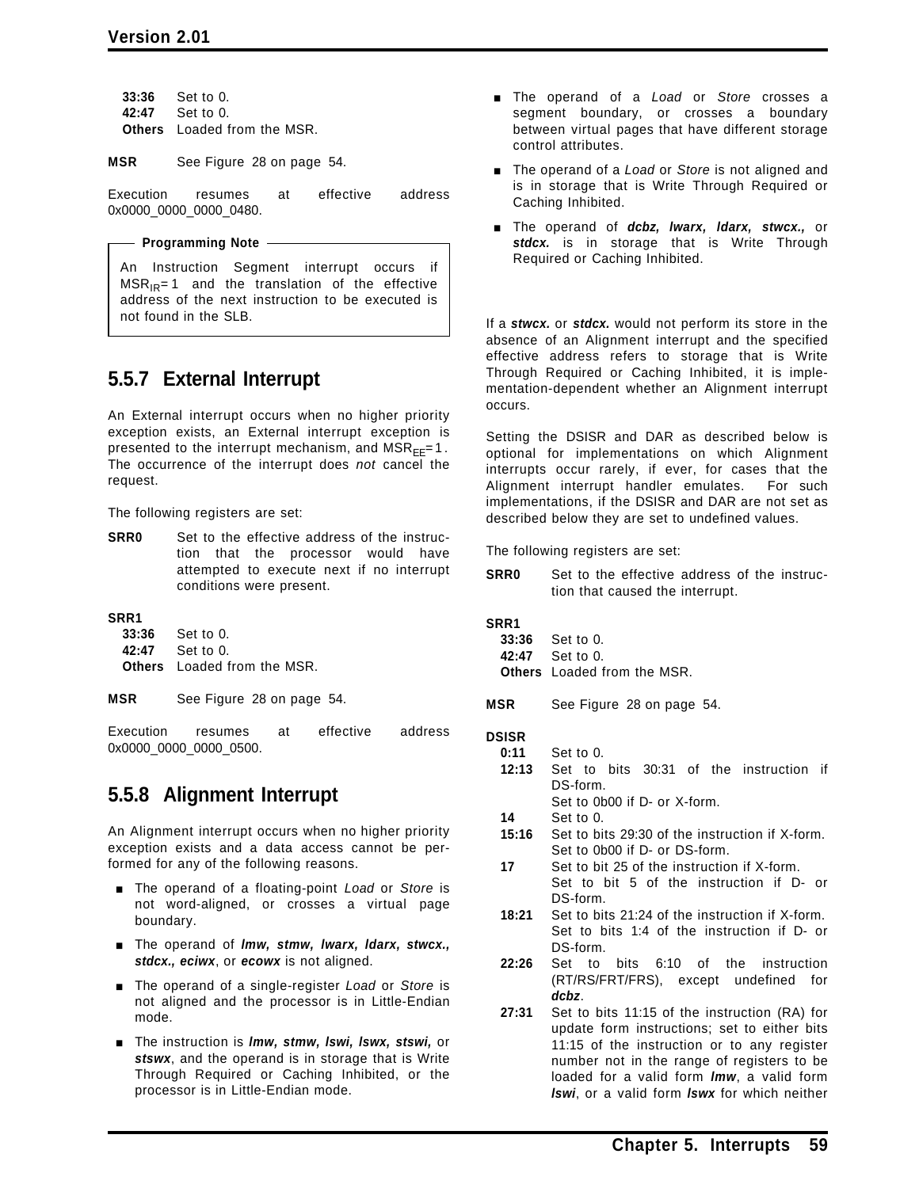**33:36** Set to 0.
**42:47** Set to 0.
**Others** Loaded from the MSR.

**MSR** See Figure 28 on page 54.

Execution resumes at effective address 0x0000_0000_0000_0480.

**Programming Note**

An Instruction Segment interrupt occurs if $MSR_{IR}=1$ and the translation of the effective address of the next instruction to be executed is not found in the SLB.

## 5.5.7 External Interrupt

An External interrupt occurs when no higher priority exception exists, an External interrupt exception is presented to the interrupt mechanism, and $MSR_{EE}=1$. The occurrence of the interrupt does *not* cancel the request.

The following registers are set:

**SRR0** Set to the effective address of the instruction that the processor would have attempted to execute next if no interrupt conditions were present.

**SRR1**
**33:36** Set to 0.
**42:47** Set to 0.
**Others** Loaded from the MSR.

**MSR** See Figure 28 on page 54.

Execution resumes at effective address 0x0000_0000_0000_0500.

## 5.5.8 Alignment Interrupt

An Alignment interrupt occurs when no higher priority exception exists and a data access cannot be performed for any of the following reasons.

- The operand of a floating-point *Load* or *Store* is not word-aligned, or crosses a virtual page boundary.
- The operand of ***lmw, stmw, lwarx, ldarx, stwcx., stdcx., eciwx***, or ***ecowx*** is not aligned.
- The operand of a single-register *Load* or *Store* is not aligned and the processor is in Little-Endian mode.
- The instruction is ***lmw, stmw, lswi, lswx, stswi,*** or ***stswx***, and the operand is in storage that is Write Through Required or Caching Inhibited, or the processor is in Little-Endian mode.
- The operand of a *Load* or *Store* crosses a segment boundary, or crosses a boundary between virtual pages that have different storage control attributes.
- The operand of a *Load* or *Store* is not aligned and is in storage that is Write Through Required or Caching Inhibited.
- The operand of ***dcbz, lwarx, ldarx, stwcx.,*** or ***stdcx.*** is in storage that is Write Through Required or Caching Inhibited.

If a ***stwcx.*** or ***stdcx.*** would not perform its store in the absence of an Alignment interrupt and the specified effective address refers to storage that is Write Through Required or Caching Inhibited, it is implementation-dependent whether an Alignment interrupt occurs.

Setting the DSISR and DAR as described below is optional for implementations on which Alignment interrupts occur rarely, if ever, for cases that the Alignment interrupt handler emulates. For such implementations, if the DSISR and DAR are not set as described below they are set to undefined values.

The following registers are set:

**SRR0** Set to the effective address of the instruction that caused the interrupt.

**SRR1**
**33:36** Set to 0.
**42:47** Set to 0.
**Others** Loaded from the MSR.

**MSR** See Figure 28 on page 54.

**DSISR**
**0:11** Set to 0.
**12:13** Set to bits 30:31 of the instruction if DS-form.
Set to 0b00 if D- or X-form.
**14** Set to 0.
**15:16** Set to bits 29:30 of the instruction if X-form.
Set to 0b00 if D- or DS-form.
**17** Set to bit 25 of the instruction if X-form.
Set to bit 5 of the instruction if D- or DS-form.
**18:21** Set to bits 21:24 of the instruction if X-form.
Set to bits 1:4 of the instruction if D- or DS-form.
**22:26** Set to bits 6:10 of the instruction (RT/RS/FRT/FRS), except undefined for ***dcbz***.
**27:31** Set to bits 11:15 of the instruction (RA) for update form instructions; set to either bits 11:15 of the instruction or to any register number not in the range of registers to be loaded for a valid form ***lmw***, a valid form ***lswi***, or a valid form ***lswx*** for which neither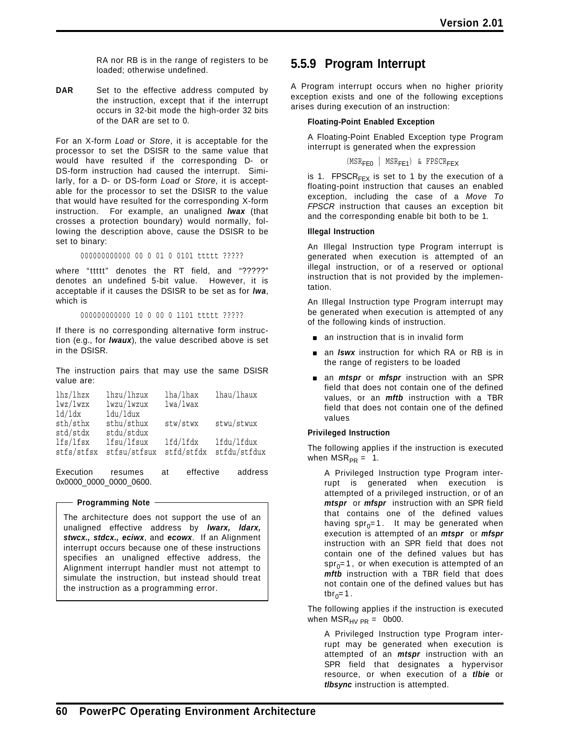RA nor RB is in the range of registers to be loaded; otherwise undefined.

**DAR** Set to the effective address computed by the instruction, except that if the interrupt occurs in 32-bit mode the high-order 32 bits of the DAR are set to 0.

For an X-form *Load* or *Store*, it is acceptable for the processor to set the DSISR to the same value that would have resulted if the corresponding D- or DS-form instruction had caused the interrupt. Similarly, for a D- or DS-form *Load* or *Store*, it is acceptable for the processor to set the DSISR to the value that would have resulted for the corresponding X-form instruction. For example, an unaligned ***lwax*** (that crosses a protection boundary) would normally, following the description above, cause the DSISR to be set to binary:

```
000000000000 00 0 01 0 0101 ttttt ?????
```

where "ttttt" denotes the RT field, and "?????" denotes an undefined 5-bit value. However, it is acceptable if it causes the DSISR to be set as for ***lwa***, which is

```
000000000000 10 0 00 0 1101 ttttt ?????
```

If there is no corresponding alternative form instruction (e.g., for ***lwaux***), the value described above is set in the DSISR.

The instruction pairs that may use the same DSISR value are:

```
lhz/lhzx     lhzu/lhzux     lha/lhax     lhau/lhaux
lwz/lwzx     lwzu/lwzux     lwa/lwax
ld/ldx       ldu/ldux
sth/sthx     sthu/sthux     stw/stwx     stwu/stwux
std/stdx     stdu/stdux
lfs/lfsx     lfsu/lfsux     lfd/lfdx     lfdu/lfdux
stfs/stfsx   stfsu/stfsux   stfd/stfdx   stfdu/stfdux
```

Execution resumes at effective address 0x0000_0000_0000_0600.

**Programming Note**

The architecture does not support the use of an unaligned effective address by ***lwarx, ldarx, stwcx., stdcx., eciwx***, and ***ecowx***. If an Alignment interrupt occurs because one of these instructions specifies an unaligned effective address, the Alignment interrupt handler must not attempt to simulate the instruction, but instead should treat the instruction as a programming error.

## 5.5.9 Program Interrupt

A Program interrupt occurs when no higher priority exception exists and one of the following exceptions arises during execution of an instruction:

**Floating-Point Enabled Exception**

A Floating-Point Enabled Exception type Program interrupt is generated when the expression

$$(MSR_{FE0} \mid MSR_{FE1}) \ \& \ FPSCR_{FEX}$$

is 1. $FPSCR_{FEX}$ is set to 1 by the execution of a floating-point instruction that causes an enabled exception, including the case of a *Move To FPSCR* instruction that causes an exception bit and the corresponding enable bit both to be 1.

**Illegal Instruction**

An Illegal Instruction type Program interrupt is generated when execution is attempted of an illegal instruction, or of a reserved or optional instruction that is not provided by the implementation.

An Illegal Instruction type Program interrupt may be generated when execution is attempted of any of the following kinds of instruction.

- an instruction that is in invalid form
- an ***lswx*** instruction for which RA or RB is in the range of registers to be loaded
- an ***mtspr*** or ***mfspr*** instruction with an SPR field that does not contain one of the defined values, or an ***mftb*** instruction with a TBR field that does not contain one of the defined values

**Privileged Instruction**

The following applies if the instruction is executed when $MSR_{PR}$ = 1.

A Privileged Instruction type Program interrupt is generated when execution is attempted of a privileged instruction, or of an ***mtspr*** or ***mfspr*** instruction with an SPR field that contains one of the defined values having $spr_0$=1. It may be generated when execution is attempted of an ***mtspr*** or ***mfspr*** instruction with an SPR field that does not contain one of the defined values but has $spr_0$=1, or when execution is attempted of an ***mftb*** instruction with a TBR field that does not contain one of the defined values but has $tbr_0$=1.

The following applies if the instruction is executed when $MSR_{HV\ PR}$ = 0b00.

A Privileged Instruction type Program interrupt may be generated when execution is attempted of an ***mtspr*** instruction with an SPR field that designates a hypervisor resource, or when execution of a ***tlbie*** or ***tlbsync*** instruction is attempted.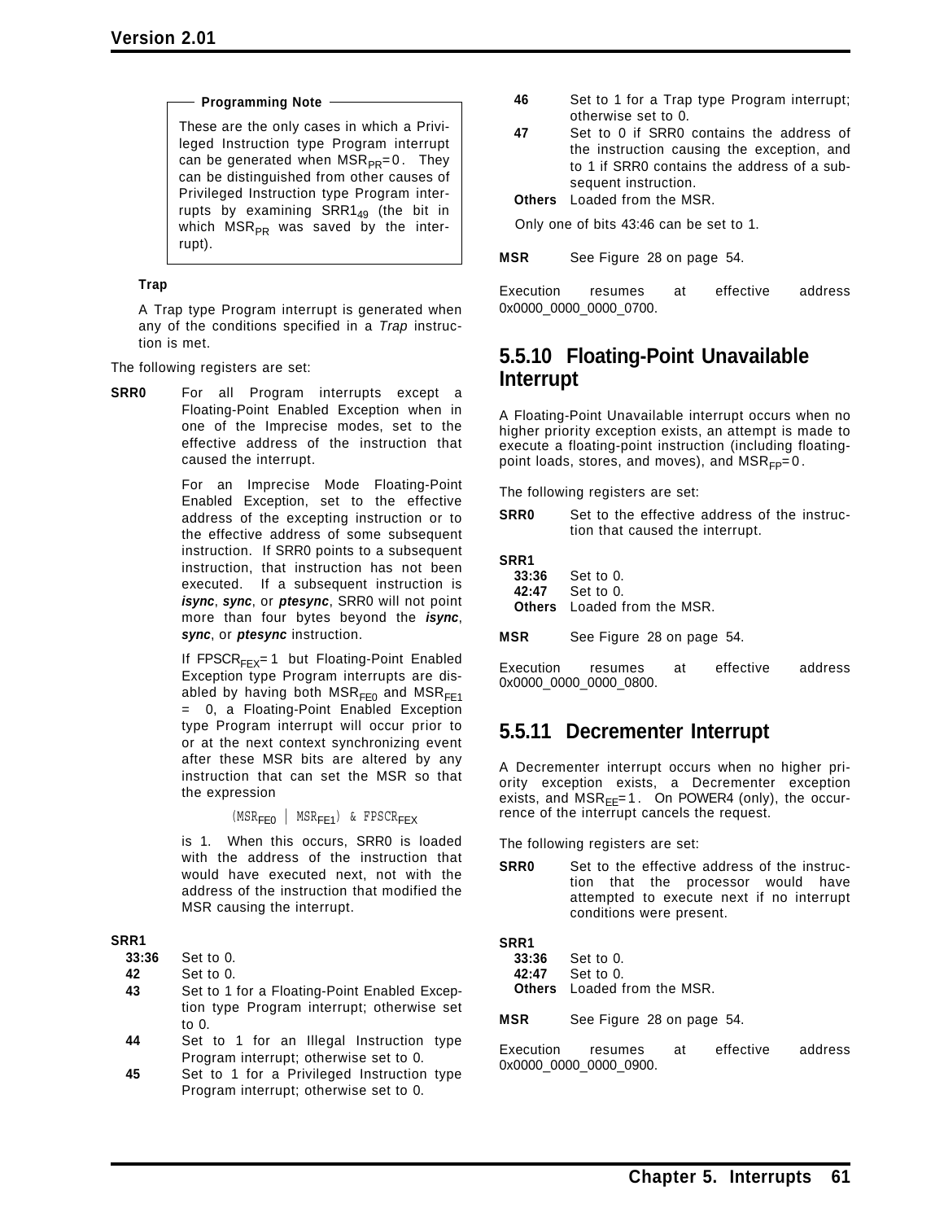**Programming Note**

These are the only cases in which a Privileged Instruction type Program interrupt can be generated when $MSR_{PR}=0$. They can be distinguished from other causes of Privileged Instruction type Program interrupts by examining $SRR1_{49}$ (the bit in which $MSR_{PR}$ was saved by the interrupt).

**Trap**

A Trap type Program interrupt is generated when any of the conditions specified in a *Trap* instruction is met.

The following registers are set:

**SRR0** For all Program interrupts except a Floating-Point Enabled Exception when in one of the Imprecise modes, set to the effective address of the instruction that caused the interrupt.

For an Imprecise Mode Floating-Point Enabled Exception, set to the effective address of the excepting instruction or to the effective address of some subsequent instruction. If SRR0 points to a subsequent instruction, that instruction has not been executed. If a subsequent instruction is ***isync***, ***sync***, or ***ptesync***, SRR0 will not point more than four bytes beyond the ***isync***, ***sync***, or ***ptesync*** instruction.

If $FPSCR_{FEX}=1$ but Floating-Point Enabled Exception type Program interrupts are disabled by having both $MSR_{FE0}$ and $MSR_{FE1}$ = 0, a Floating-Point Enabled Exception type Program interrupt will occur prior to or at the next context synchronizing event after these MSR bits are altered by any instruction that can set the MSR so that the expression

$$(MSR_{FE0} \mid MSR_{FE1}) \ \& \ FPSCR_{FEX}$$

is 1. When this occurs, SRR0 is loaded with the address of the instruction that would have executed next, not with the address of the instruction that modified the MSR causing the interrupt.

**SRR1**

- **33:36** Set to 0.
- **42** Set to 0.
- **43** Set to 1 for a Floating-Point Enabled Exception type Program interrupt; otherwise set to 0.
- **44** Set to 1 for an Illegal Instruction type Program interrupt; otherwise set to 0.
- **45** Set to 1 for a Privileged Instruction type Program interrupt; otherwise set to 0.
- **46** Set to 1 for a Trap type Program interrupt; otherwise set to 0.
- **47** Set to 0 if SRR0 contains the address of the instruction causing the exception, and to 1 if SRR0 contains the address of a subsequent instruction.
- **Others** Loaded from the MSR.

Only one of bits 43:46 can be set to 1.

**MSR** See Figure 28 on page 54.

Execution resumes at effective address 0x0000_0000_0000_0700.

## 5.5.10 Floating-Point Unavailable Interrupt

A Floating-Point Unavailable interrupt occurs when no higher priority exception exists, an attempt is made to execute a floating-point instruction (including floating-point loads, stores, and moves), and $MSR_{FP}=0$.

The following registers are set:

**SRR0** Set to the effective address of the instruction that caused the interrupt.

**SRR1**

- **33:36** Set to 0.
- **42:47** Set to 0.
- **Others** Loaded from the MSR.

**MSR** See Figure 28 on page 54.

Execution resumes at effective address 0x0000_0000_0000_0800.

## 5.5.11 Decrementer Interrupt

A Decrementer interrupt occurs when no higher priority exception exists, a Decrementer exception exists, and $MSR_{EE}=1$. On POWER4 (only), the occurrence of the interrupt cancels the request.

The following registers are set:

**SRR0** Set to the effective address of the instruction that the processor would have attempted to execute next if no interrupt conditions were present.

**SRR1**

- **33:36** Set to 0.
- **42:47** Set to 0.
- **Others** Loaded from the MSR.

**MSR** See Figure 28 on page 54.

Execution resumes at effective address 0x0000_0000_0000_0900.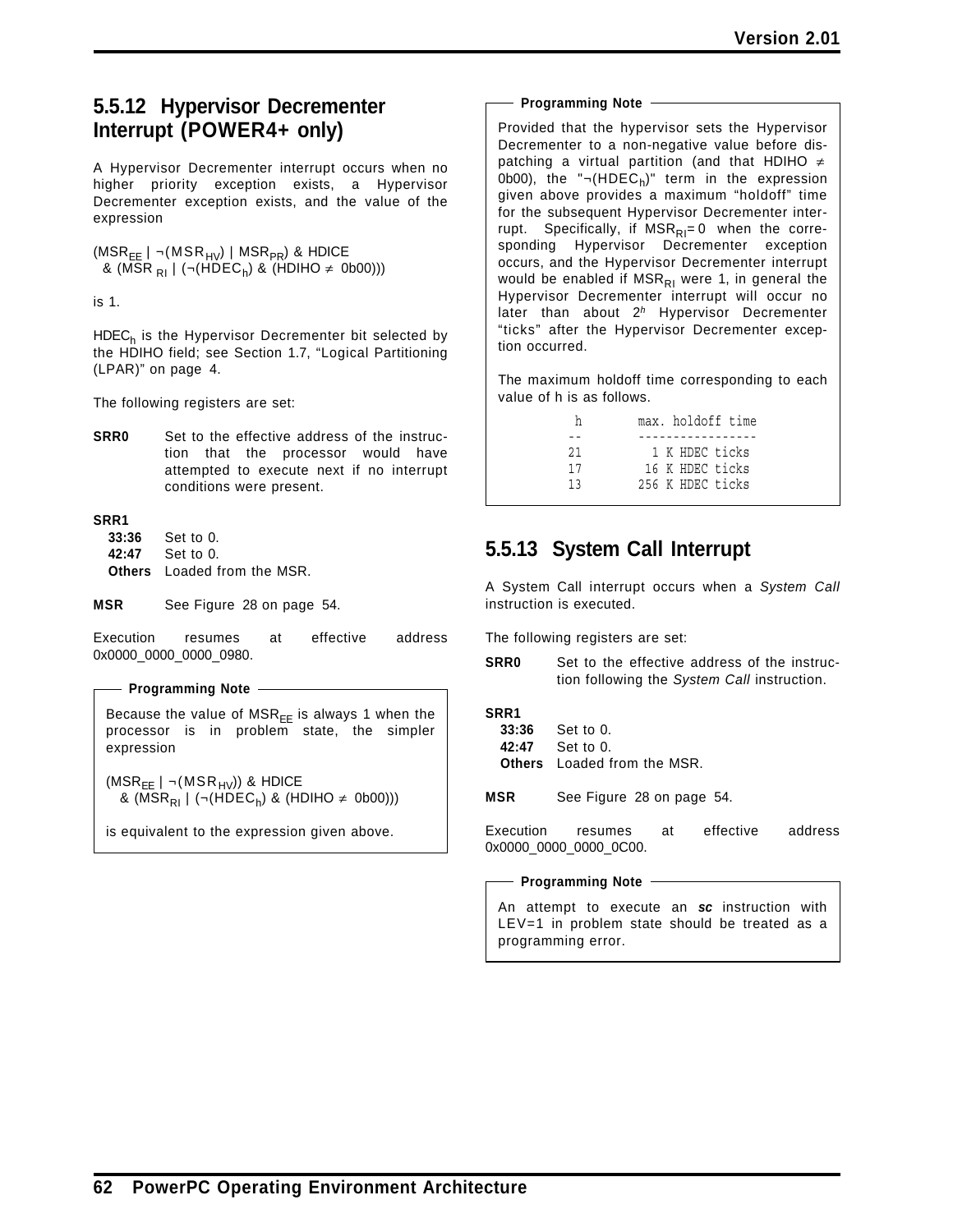### 5.5.12 Hypervisor Decrementer Interrupt (POWER4+ only)

A Hypervisor Decrementer interrupt occurs when no higher priority exception exists, a Hypervisor Decrementer exception exists, and the value of the expression

$(MSR_{EE} \mid \neg(MSR_{HV}) \mid MSR_{PR})$ & HDICE
& $(MSR_{RI} \mid (\neg(HDEC_h)$ & $(HDIHO \neq 0b00)))$

is 1.

$HDEC_h$ is the Hypervisor Decrementer bit selected by the HDIHO field; see Section 1.7, “Logical Partitioning (LPAR)” on page 4.

The following registers are set:

**SRR0** Set to the effective address of the instruction that the processor would have attempted to execute next if no interrupt conditions were present.

**SRR1**
- **33:36** Set to 0.
- **42:47** Set to 0.
- **Others** Loaded from the MSR.

**MSR** See Figure 28 on page 54.

Execution resumes at effective address 0x0000_0000_0000_0980.

**Programming Note**

Because the value of $MSR_{EE}$ is always 1 when the processor is in problem state, the simpler expression

$(MSR_{EE} \mid \neg(MSR_{HV}))$ & HDICE
& $(MSR_{RI} \mid (\neg(HDEC_h)$ & $(HDIHO \neq 0b00)))$

is equivalent to the expression given above.

**Programming Note**

Provided that the hypervisor sets the Hypervisor Decrementer to a non-negative value before dispatching a virtual partition (and that HDIHO $\neq$ 0b00), the "$\neg(HDEC_h)$" term in the expression given above provides a maximum “holdoff” time for the subsequent Hypervisor Decrementer interrupt. Specifically, if $MSR_{RI}=0$ when the corresponding Hypervisor Decrementer exception occurs, and the Hypervisor Decrementer interrupt would be enabled if $MSR_{RI}$ were 1, in general the Hypervisor Decrementer interrupt will occur no later than about $2^h$ Hypervisor Decrementer “ticks” after the Hypervisor Decrementer exception occurred.

The maximum holdoff time corresponding to each value of h is as follows.

```
 h        max. holdoff time
--        -----------------
21          1 K HDEC ticks
17         16 K HDEC ticks
13        256 K HDEC ticks
```

### 5.5.13 System Call Interrupt

A System Call interrupt occurs when a *System Call* instruction is executed.

The following registers are set:

**SRR0** Set to the effective address of the instruction following the *System Call* instruction.

**SRR1**
- **33:36** Set to 0.
- **42:47** Set to 0.
- **Others** Loaded from the MSR.

**MSR** See Figure 28 on page 54.

Execution resumes at effective address 0x0000_0000_0000_0C00.

**Programming Note**

An attempt to execute an ***sc*** instruction with LEV=1 in problem state should be treated as a programming error.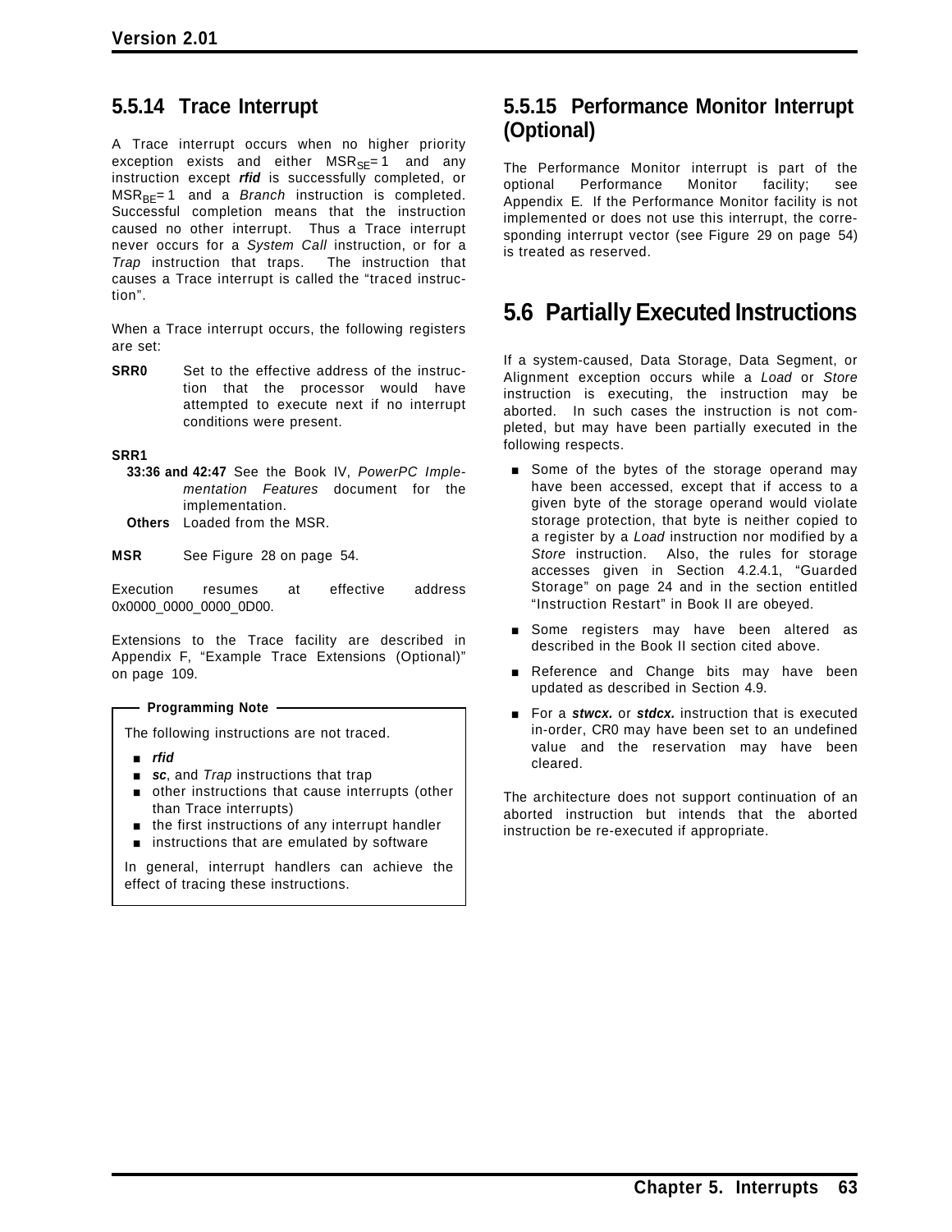### 5.5.14 Trace Interrupt

A Trace interrupt occurs when no higher priority exception exists and either $MSR_{SE}=1$ and any instruction except ***rfid*** is successfully completed, or $MSR_{BE}=1$ and a *Branch* instruction is completed. Successful completion means that the instruction caused no other interrupt. Thus a Trace interrupt never occurs for a *System Call* instruction, or for a *Trap* instruction that traps. The instruction that causes a Trace interrupt is called the "traced instruction".

When a Trace interrupt occurs, the following registers are set:

**SRR0** Set to the effective address of the instruction that the processor would have attempted to execute next if no interrupt conditions were present.

**SRR1**

- **33:36 and 42:47** See the Book IV, *PowerPC Implementation Features* document for the implementation.
- **Others** Loaded from the MSR.

**MSR** See Figure 28 on page 54.

Execution resumes at effective address 0x0000_0000_0000_0D00.

Extensions to the Trace facility are described in Appendix F, "Example Trace Extensions (Optional)" on page 109.

> **Programming Note**
>
> The following instructions are not traced.
>
> - ***rfid***
> - ***sc***, and *Trap* instructions that trap
> - other instructions that cause interrupts (other than Trace interrupts)
> - the first instructions of any interrupt handler
> - instructions that are emulated by software
>
> In general, interrupt handlers can achieve the effect of tracing these instructions.

### 5.5.15 Performance Monitor Interrupt (Optional)

The Performance Monitor interrupt is part of the optional Performance Monitor facility; see Appendix E. If the Performance Monitor facility is not implemented or does not use this interrupt, the corresponding interrupt vector (see Figure 29 on page 54) is treated as reserved.

## 5.6 Partially Executed Instructions

If a system-caused, Data Storage, Data Segment, or Alignment exception occurs while a *Load* or *Store* instruction is executing, the instruction may be aborted. In such cases the instruction is not completed, but may have been partially executed in the following respects.

- Some of the bytes of the storage operand may have been accessed, except that if access to a given byte of the storage operand would violate storage protection, that byte is neither copied to a register by a *Load* instruction nor modified by a *Store* instruction. Also, the rules for storage accesses given in Section 4.2.4.1, "Guarded Storage" on page 24 and in the section entitled "Instruction Restart" in Book II are obeyed.
- Some registers may have been altered as described in the Book II section cited above.
- Reference and Change bits may have been updated as described in Section 4.9.
- For a ***stwcx.*** or ***stdcx.*** instruction that is executed in-order, CR0 may have been set to an undefined value and the reservation may have been cleared.

The architecture does not support continuation of an aborted instruction but intends that the aborted instruction be re-executed if appropriate.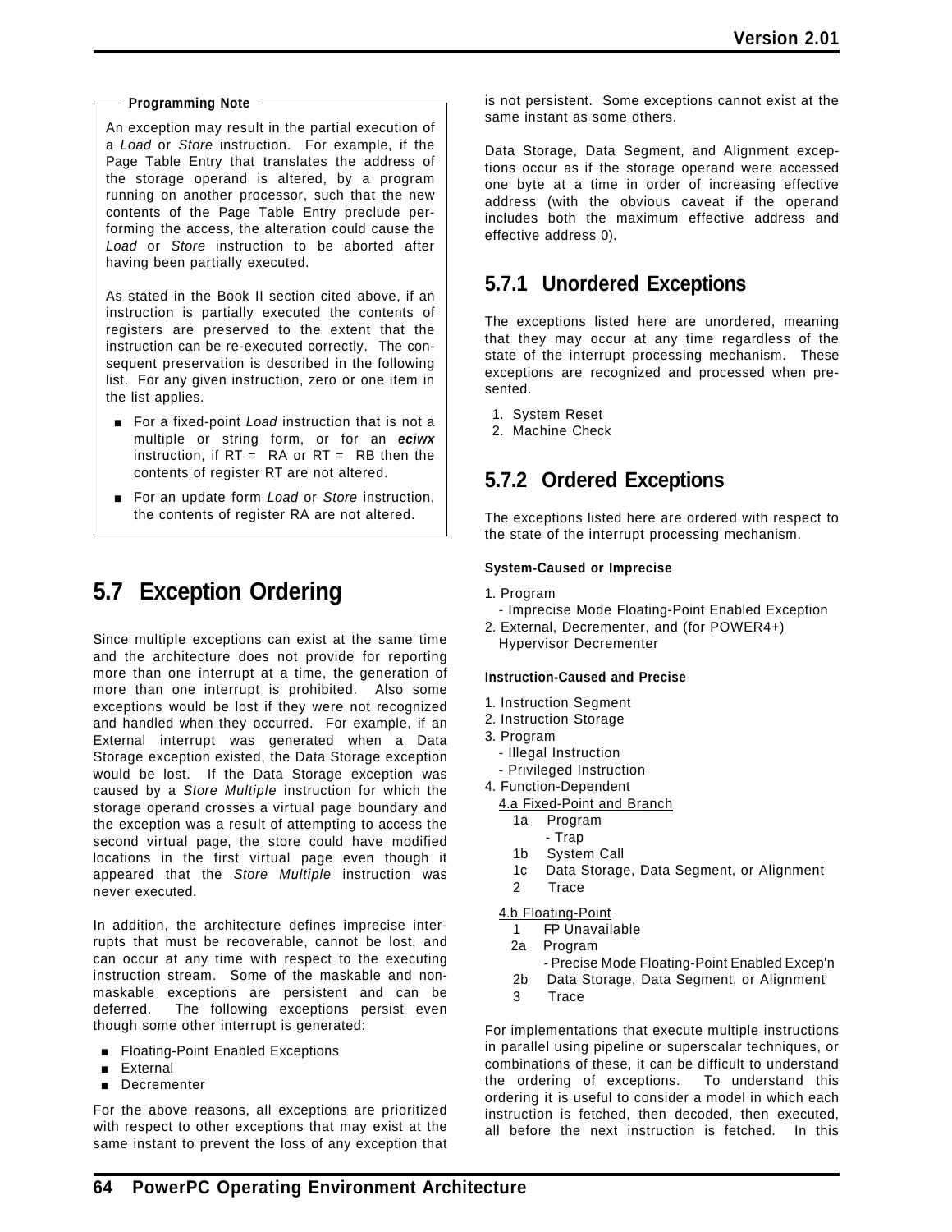**Programming Note**

An exception may result in the partial execution of a *Load* or *Store* instruction. For example, if the Page Table Entry that translates the address of the storage operand is altered, by a program running on another processor, such that the new contents of the Page Table Entry preclude performing the access, the alteration could cause the *Load* or *Store* instruction to be aborted after having been partially executed.

As stated in the Book II section cited above, if an instruction is partially executed the contents of registers are preserved to the extent that the instruction can be re-executed correctly. The consequent preservation is described in the following list. For any given instruction, zero or one item in the list applies.

- For a fixed-point *Load* instruction that is not a multiple or string form, or for an ***eciwx*** instruction, if RT = RA or RT = RB then the contents of register RT are not altered.
- For an update form *Load* or *Store* instruction, the contents of register RA are not altered.

## 5.7 Exception Ordering

Since multiple exceptions can exist at the same time and the architecture does not provide for reporting more than one interrupt at a time, the generation of more than one interrupt is prohibited. Also some exceptions would be lost if they were not recognized and handled when they occurred. For example, if an External interrupt was generated when a Data Storage exception existed, the Data Storage exception would be lost. If the Data Storage exception was caused by a *Store Multiple* instruction for which the storage operand crosses a virtual page boundary and the exception was a result of attempting to access the second virtual page, the store could have modified locations in the first virtual page even though it appeared that the *Store Multiple* instruction was never executed.

In addition, the architecture defines imprecise interrupts that must be recoverable, cannot be lost, and can occur at any time with respect to the executing instruction stream. Some of the maskable and non-maskable exceptions are persistent and can be deferred. The following exceptions persist even though some other interrupt is generated:

- Floating-Point Enabled Exceptions
- External
- Decrementer

For the above reasons, all exceptions are prioritized with respect to other exceptions that may exist at the same instant to prevent the loss of any exception that is not persistent. Some exceptions cannot exist at the same instant as some others.

Data Storage, Data Segment, and Alignment exceptions occur as if the storage operand were accessed one byte at a time in order of increasing effective address (with the obvious caveat if the operand includes both the maximum effective address and effective address 0).

### 5.7.1 Unordered Exceptions

The exceptions listed here are unordered, meaning that they may occur at any time regardless of the state of the interrupt processing mechanism. These exceptions are recognized and processed when presented.

1. System Reset
2. Machine Check

### 5.7.2 Ordered Exceptions

The exceptions listed here are ordered with respect to the state of the interrupt processing mechanism.

**System-Caused or Imprecise**

1. Program
   - Imprecise Mode Floating-Point Enabled Exception
2. External, Decrementer, and (for POWER4+) Hypervisor Decrementer

**Instruction-Caused and Precise**

1. Instruction Segment
2. Instruction Storage
3. Program
   - Illegal Instruction
   - Privileged Instruction
4. Function-Dependent

   4.a Fixed-Point and Branch
   - 1a Program
     - Trap
   - 1b System Call
   - 1c Data Storage, Data Segment, or Alignment
   - 2 Trace

   4.b Floating-Point
   - 1 FP Unavailable
   - 2a Program
     - Precise Mode Floating-Point Enabled Excep'n
   - 2b Data Storage, Data Segment, or Alignment
   - 3 Trace

For implementations that execute multiple instructions in parallel using pipeline or superscalar techniques, or combinations of these, it can be difficult to understand the ordering of exceptions. To understand this ordering it is useful to consider a model in which each instruction is fetched, then decoded, then executed, all before the next instruction is fetched. In this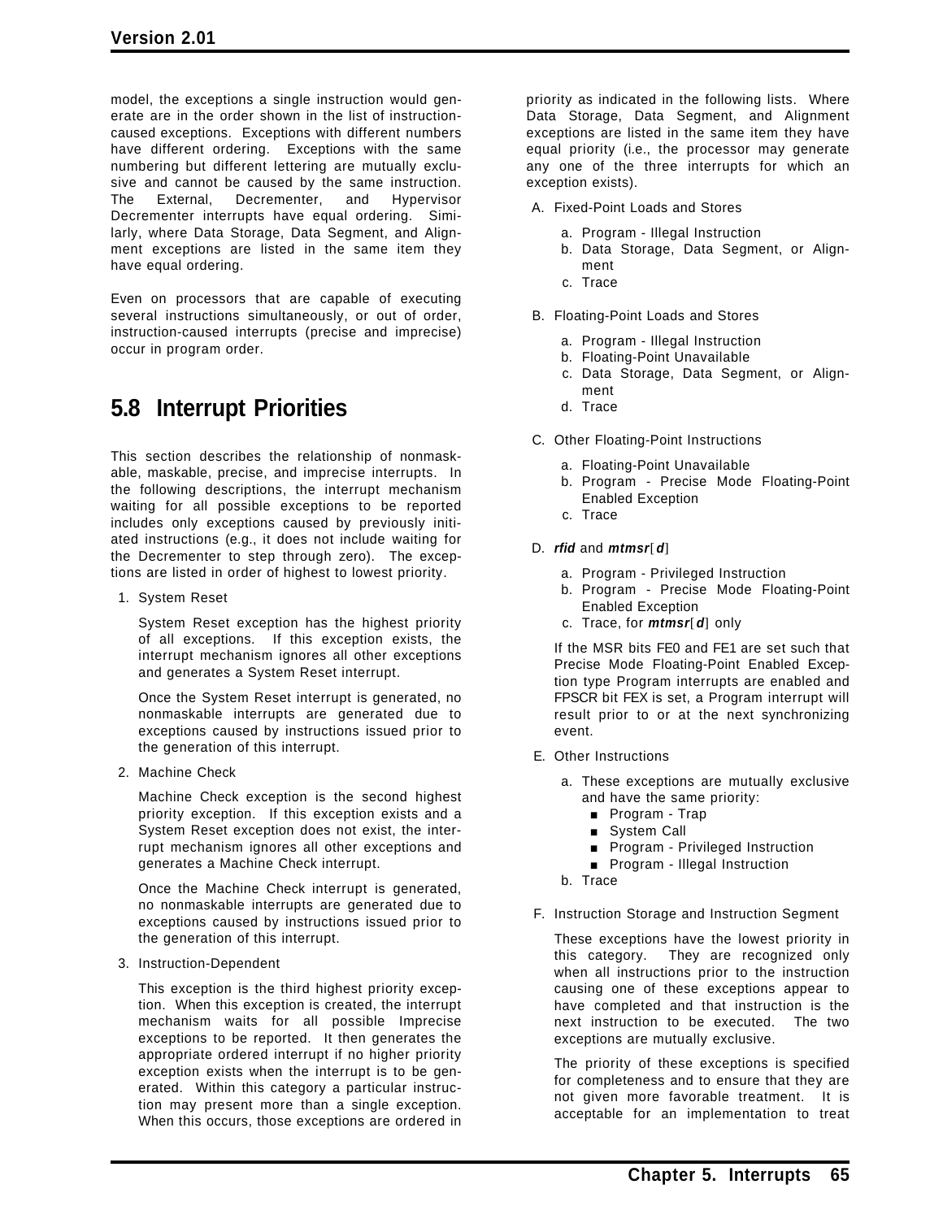model, the exceptions a single instruction would generate are in the order shown in the list of instruction-caused exceptions. Exceptions with different numbers have different ordering. Exceptions with the same numbering but different lettering are mutually exclusive and cannot be caused by the same instruction. The External, Decrementer, and Hypervisor Decrementer interrupts have equal ordering. Similarly, where Data Storage, Data Segment, and Alignment exceptions are listed in the same item they have equal ordering.

Even on processors that are capable of executing several instructions simultaneously, or out of order, instruction-caused interrupts (precise and imprecise) occur in program order.

## 5.8 Interrupt Priorities

This section describes the relationship of nonmaskable, maskable, precise, and imprecise interrupts. In the following descriptions, the interrupt mechanism waiting for all possible exceptions to be reported includes only exceptions caused by previously initiated instructions (e.g., it does not include waiting for the Decrementer to step through zero). The exceptions are listed in order of highest to lowest priority.

1. System Reset

   System Reset exception has the highest priority of all exceptions. If this exception exists, the interrupt mechanism ignores all other exceptions and generates a System Reset interrupt.

   Once the System Reset interrupt is generated, no nonmaskable interrupts are generated due to exceptions caused by instructions issued prior to the generation of this interrupt.

2. Machine Check

   Machine Check exception is the second highest priority exception. If this exception exists and a System Reset exception does not exist, the interrupt mechanism ignores all other exceptions and generates a Machine Check interrupt.

   Once the Machine Check interrupt is generated, no nonmaskable interrupts are generated due to exceptions caused by instructions issued prior to the generation of this interrupt.

3. Instruction-Dependent

   This exception is the third highest priority exception. When this exception is created, the interrupt mechanism waits for all possible Imprecise exceptions to be reported. It then generates the appropriate ordered interrupt if no higher priority exception exists when the interrupt is to be generated. Within this category a particular instruction may present more than a single exception. When this occurs, those exceptions are ordered in priority as indicated in the following lists. Where Data Storage, Data Segment, and Alignment exceptions are listed in the same item they have equal priority (i.e., the processor may generate any one of the three interrupts for which an exception exists).

   A. Fixed-Point Loads and Stores

      a. Program - Illegal Instruction
      b. Data Storage, Data Segment, or Alignment
      c. Trace

   B. Floating-Point Loads and Stores

      a. Program - Illegal Instruction
      b. Floating-Point Unavailable
      c. Data Storage, Data Segment, or Alignment
      d. Trace

   C. Other Floating-Point Instructions

      a. Floating-Point Unavailable
      b. Program - Precise Mode Floating-Point Enabled Exception
      c. Trace

   D. ***rfid*** and ***mtmsr***[***d***]

      a. Program - Privileged Instruction
      b. Program - Precise Mode Floating-Point Enabled Exception
      c. Trace, for ***mtmsr***[***d***] only

      If the MSR bits FE0 and FE1 are set such that Precise Mode Floating-Point Enabled Exception type Program interrupts are enabled and FPSCR bit FEX is set, a Program interrupt will result prior to or at the next synchronizing event.

   E. Other Instructions

      a. These exceptions are mutually exclusive and have the same priority:
         - Program - Trap
         - System Call
         - Program - Privileged Instruction
         - Program - Illegal Instruction
      b. Trace

   F. Instruction Storage and Instruction Segment

      These exceptions have the lowest priority in this category. They are recognized only when all instructions prior to the instruction causing one of these exceptions appear to have completed and that instruction is the next instruction to be executed. The two exceptions are mutually exclusive.

      The priority of these exceptions is specified for completeness and to ensure that they are not given more favorable treatment. It is acceptable for an implementation to treat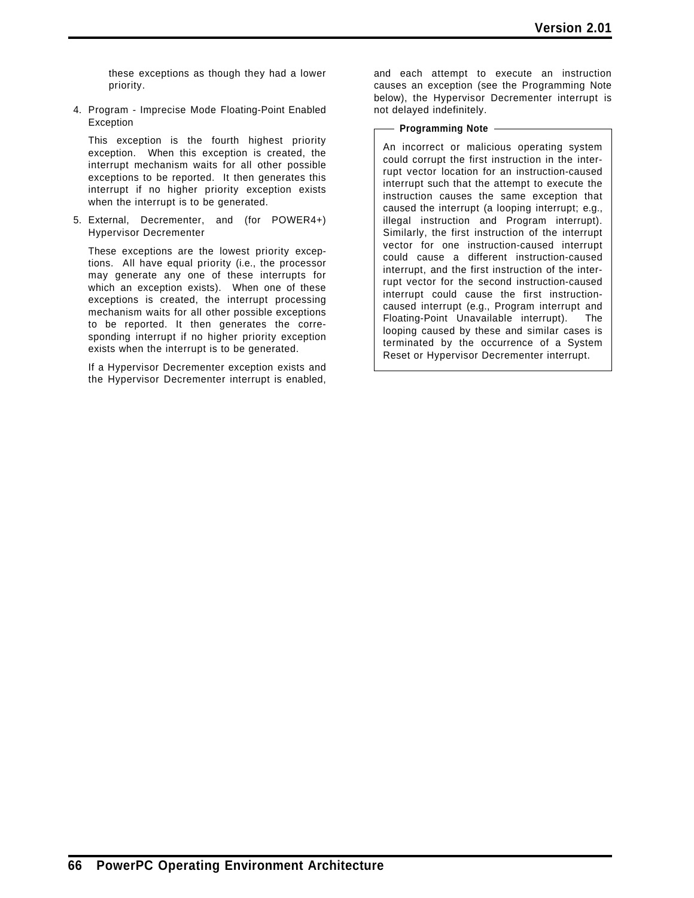these exceptions as though they had a lower priority.

4. Program - Imprecise Mode Floating-Point Enabled Exception

   This exception is the fourth highest priority exception. When this exception is created, the interrupt mechanism waits for all other possible exceptions to be reported. It then generates this interrupt if no higher priority exception exists when the interrupt is to be generated.

5. External, Decrementer, and (for POWER4+) Hypervisor Decrementer

   These exceptions are the lowest priority exceptions. All have equal priority (i.e., the processor may generate any one of these interrupts for which an exception exists). When one of these exceptions is created, the interrupt processing mechanism waits for all other possible exceptions to be reported. It then generates the corresponding interrupt if no higher priority exception exists when the interrupt is to be generated.

   If a Hypervisor Decrementer exception exists and the Hypervisor Decrementer interrupt is enabled, and each attempt to execute an instruction causes an exception (see the Programming Note below), the Hypervisor Decrementer interrupt is not delayed indefinitely.

> **Programming Note**
>
> An incorrect or malicious operating system could corrupt the first instruction in the interrupt vector location for an instruction-caused interrupt such that the attempt to execute the instruction causes the same exception that caused the interrupt (a looping interrupt; e.g., illegal instruction and Program interrupt). Similarly, the first instruction of the interrupt vector for one instruction-caused interrupt could cause a different instruction-caused interrupt, and the first instruction of the interrupt vector for the second instruction-caused interrupt could cause the first instruction-caused interrupt (e.g., Program interrupt and Floating-Point Unavailable interrupt). The looping caused by these and similar cases is terminated by the occurrence of a System Reset or Hypervisor Decrementer interrupt.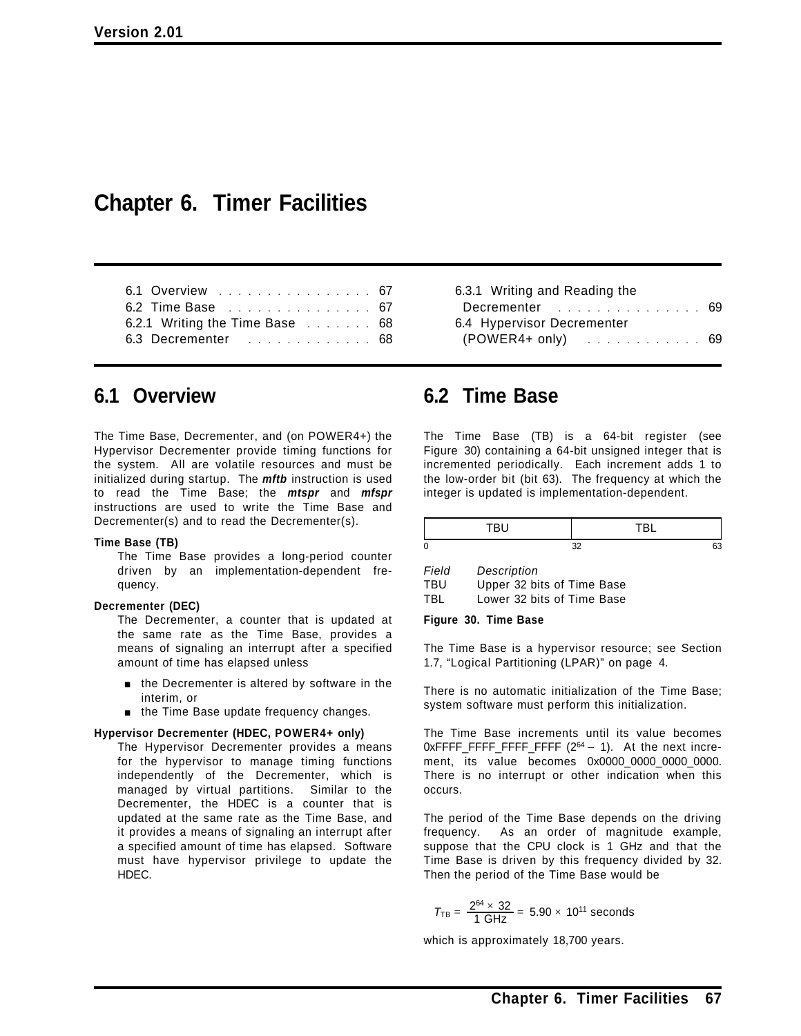# Chapter 6. Timer Facilities

| | |
|---|---|
| 6.1 Overview . . . . . . . . . . . . . . . . 67 | 6.3.1 Writing and Reading the Decrementer . . . . . . . . . . . . . . . 69 |
| 6.2 Time Base . . . . . . . . . . . . . . . 67 | 6.4 Hypervisor Decrementer (POWER4+ only) . . . . . . . . . . . . 69 |
| 6.2.1 Writing the Time Base . . . . . . . 68 | |
| 6.3 Decrementer . . . . . . . . . . . . . 68 | |

## 6.1 Overview

The Time Base, Decrementer, and (on POWER4+) the Hypervisor Decrementer provide timing functions for the system. All are volatile resources and must be initialized during startup. The ***mftb*** instruction is used to read the Time Base; the ***mtspr*** and ***mfspr*** instructions are used to write the Time Base and Decrementer(s) and to read the Decrementer(s).

**Time Base (TB)**
: The Time Base provides a long-period counter driven by an implementation-dependent frequency.

**Decrementer (DEC)**
: The Decrementer, a counter that is updated at the same rate as the Time Base, provides a means of signaling an interrupt after a specified amount of time has elapsed unless

- the Decrementer is altered by software in the interim, or
- the Time Base update frequency changes.

**Hypervisor Decrementer (HDEC, POWER4+ only)**
: The Hypervisor Decrementer provides a means for the hypervisor to manage timing functions independently of the Decrementer, which is managed by virtual partitions. Similar to the Decrementer, the HDEC is a counter that is updated at the same rate as the Time Base, and it provides a means of signaling an interrupt after a specified amount of time has elapsed. Software must have hypervisor privilege to update the HDEC.

## 6.2 Time Base

The Time Base (TB) is a 64-bit register (see Figure 30) containing a 64-bit unsigned integer that is incremented periodically. Each increment adds 1 to the low-order bit (bit 63). The frequency at which the integer is updated is implementation-dependent.

| TBU | TBL |
|---|---|
| 0 | 32                                63 |

| *Field* | *Description* |
|---|---|
| TBU | Upper 32 bits of Time Base |
| TBL | Lower 32 bits of Time Base |

**Figure 30. Time Base**

The Time Base is a hypervisor resource; see Section 1.7, "Logical Partitioning (LPAR)" on page 4.

There is no automatic initialization of the Time Base; system software must perform this initialization.

The Time Base increments until its value becomes 0xFFFF_FFFF_FFFF_FFFF ($2^{64} - 1$). At the next increment, its value becomes 0x0000_0000_0000_0000. There is no interrupt or other indication when this occurs.

The period of the Time Base depends on the driving frequency. As an order of magnitude example, suppose that the CPU clock is 1 GHz and that the Time Base is driven by this frequency divided by 32. Then the period of the Time Base would be

$$T_{TB} = \frac{2^{64} \times 32}{1\ \text{GHz}} = 5.90 \times 10^{11}\ \text{seconds}$$

which is approximately 18,700 years.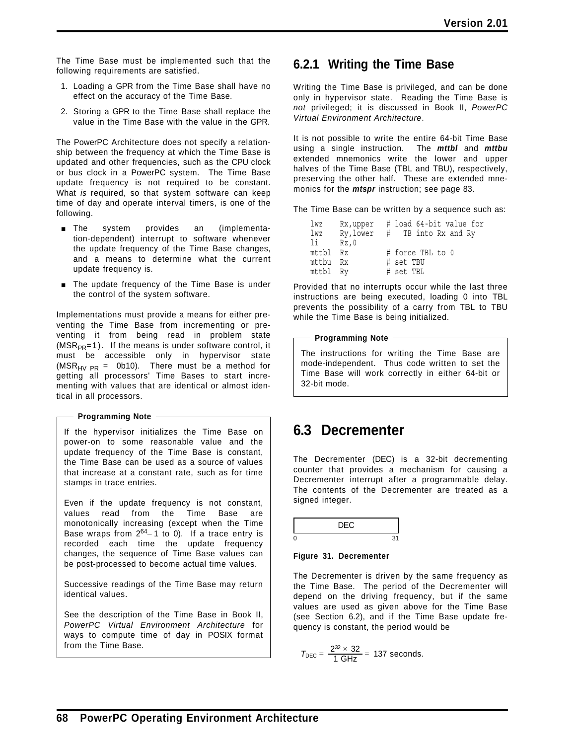The Time Base must be implemented such that the following requirements are satisfied.

1. Loading a GPR from the Time Base shall have no effect on the accuracy of the Time Base.
2. Storing a GPR to the Time Base shall replace the value in the Time Base with the value in the GPR.

The PowerPC Architecture does not specify a relationship between the frequency at which the Time Base is updated and other frequencies, such as the CPU clock or bus clock in a PowerPC system. The Time Base update frequency is not required to be constant. What *is* required, so that system software can keep time of day and operate interval timers, is one of the following.

- The system provides an (implementation-dependent) interrupt to software whenever the update frequency of the Time Base changes, and a means to determine what the current update frequency is.
- The update frequency of the Time Base is under the control of the system software.

Implementations must provide a means for either preventing the Time Base from incrementing or preventing it from being read in problem state ($MSR_{PR}$=1). If the means is under software control, it must be accessible only in hypervisor state ($MSR_{HV\ PR}$ = 0b10). There must be a method for getting all processors' Time Bases to start incrementing with values that are identical or almost identical in all processors.

> **Programming Note**
>
> If the hypervisor initializes the Time Base on power-on to some reasonable value and the update frequency of the Time Base is constant, the Time Base can be used as a source of values that increase at a constant rate, such as for time stamps in trace entries.
>
> Even if the update frequency is not constant, values read from the Time Base are monotonically increasing (except when the Time Base wraps from $2^{64}-1$ to 0). If a trace entry is recorded each time the update frequency changes, the sequence of Time Base values can be post-processed to become actual time values.
>
> Successive readings of the Time Base may return identical values.
>
> See the description of the Time Base in Book II, *PowerPC Virtual Environment Architecture* for ways to compute time of day in POSIX format from the Time Base.

### 6.2.1 Writing the Time Base

Writing the Time Base is privileged, and can be done only in hypervisor state. Reading the Time Base is *not* privileged; it is discussed in Book II, *PowerPC Virtual Environment Architecture*.

It is not possible to write the entire 64-bit Time Base using a single instruction. The ***mttbl*** and ***mttbu*** extended mnemonics write the lower and upper halves of the Time Base (TBL and TBU), respectively, preserving the other half. These are extended mnemonics for the ***mtspr*** instruction; see page 83.

The Time Base can be written by a sequence such as:

```
lwz    Rx,upper   # load 64-bit value for
lwz    Ry,lower   #   TB into Rx and Ry
li     Rz,0
mttbl  Rz         # force TBL to 0
mttbu  Rx         # set TBU
mttbl  Ry         # set TBL
```

Provided that no interrupts occur while the last three instructions are being executed, loading 0 into TBL prevents the possibility of a carry from TBL to TBU while the Time Base is being initialized.

> **Programming Note**
>
> The instructions for writing the Time Base are mode-independent. Thus code written to set the Time Base will work correctly in either 64-bit or 32-bit mode.

## 6.3 Decrementer

The Decrementer (DEC) is a 32-bit decrementing counter that provides a mechanism for causing a Decrementer interrupt after a programmable delay. The contents of the Decrementer are treated as a signed integer.

| DEC |
|---|
| 0 ... 31 |

**Figure 31. Decrementer**

The Decrementer is driven by the same frequency as the Time Base. The period of the Decrementer will depend on the driving frequency, but if the same values are used as given above for the Time Base (see Section 6.2), and if the Time Base update frequency is constant, the period would be

$$T_{DEC} = \frac{2^{32} \times 32}{1\text{ GHz}} = 137\text{ seconds.}$$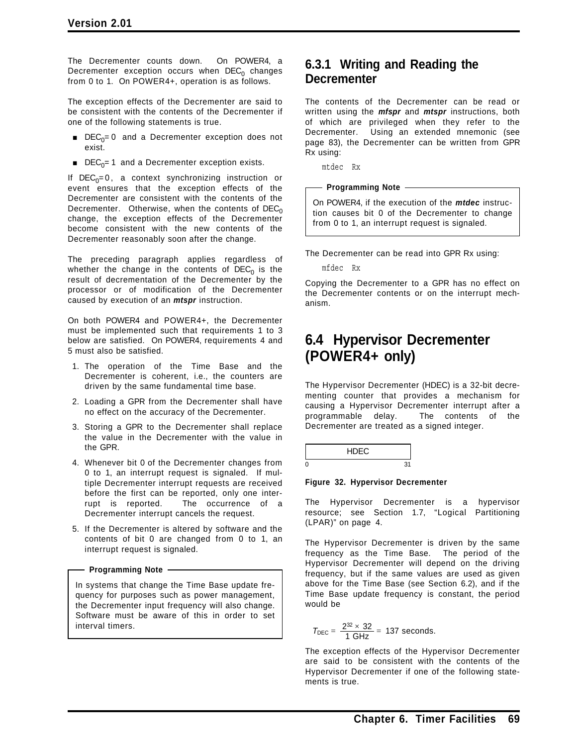The Decrementer counts down. On POWER4, a Decrementer exception occurs when $DEC_0$ changes from 0 to 1. On POWER4+, operation is as follows.

The exception effects of the Decrementer are said to be consistent with the contents of the Decrementer if one of the following statements is true.

- $DEC_0 = 0$ and a Decrementer exception does not exist.
- $DEC_0 = 1$ and a Decrementer exception exists.

If $DEC_0 = 0$, a context synchronizing instruction or event ensures that the exception effects of the Decrementer are consistent with the contents of the Decrementer. Otherwise, when the contents of $DEC_0$ change, the exception effects of the Decrementer become consistent with the new contents of the Decrementer reasonably soon after the change.

The preceding paragraph applies regardless of whether the change in the contents of $DEC_0$ is the result of decrementation of the Decrementer by the processor or of modification of the Decrementer caused by execution of an ***mtspr*** instruction.

On both POWER4 and POWER4+, the Decrementer must be implemented such that requirements 1 to 3 below are satisfied. On POWER4, requirements 4 and 5 must also be satisfied.

1. The operation of the Time Base and the Decrementer is coherent, i.e., the counters are driven by the same fundamental time base.
2. Loading a GPR from the Decrementer shall have no effect on the accuracy of the Decrementer.
3. Storing a GPR to the Decrementer shall replace the value in the Decrementer with the value in the GPR.
4. Whenever bit 0 of the Decrementer changes from 0 to 1, an interrupt request is signaled. If multiple Decrementer interrupt requests are received before the first can be reported, only one interrupt is reported. The occurrence of a Decrementer interrupt cancels the request.
5. If the Decrementer is altered by software and the contents of bit 0 are changed from 0 to 1, an interrupt request is signaled.

**Programming Note**

In systems that change the Time Base update frequency for purposes such as power management, the Decrementer input frequency will also change. Software must be aware of this in order to set interval timers.

### 6.3.1 Writing and Reading the Decrementer

The contents of the Decrementer can be read or written using the ***mfspr*** and ***mtspr*** instructions, both of which are privileged when they refer to the Decrementer. Using an extended mnemonic (see page 83), the Decrementer can be written from GPR Rx using:

```
mtdec  Rx
```

**Programming Note**

On POWER4, if the execution of the ***mtdec*** instruction causes bit 0 of the Decrementer to change from 0 to 1, an interrupt request is signaled.

The Decrementer can be read into GPR Rx using:

```
mfdec  Rx
```

Copying the Decrementer to a GPR has no effect on the Decrementer contents or on the interrupt mechanism.

## 6.4 Hypervisor Decrementer (POWER4+ only)

The Hypervisor Decrementer (HDEC) is a 32-bit decrementing counter that provides a mechanism for causing a Hypervisor Decrementer interrupt after a programmable delay. The contents of the Decrementer are treated as a signed integer.

| HDEC |
|---|
| 0 … 31 |

**Figure 32. Hypervisor Decrementer**

The Hypervisor Decrementer is a hypervisor resource; see Section 1.7, "Logical Partitioning (LPAR)" on page 4.

The Hypervisor Decrementer is driven by the same frequency as the Time Base. The period of the Hypervisor Decrementer will depend on the driving frequency, but if the same values are used as given above for the Time Base (see Section 6.2), and if the Time Base update frequency is constant, the period would be

$$T_{DEC} = \frac{2^{32} \times 32}{1 \text{ GHz}} = 137 \text{ seconds.}$$

The exception effects of the Hypervisor Decrementer are said to be consistent with the contents of the Hypervisor Decrementer if one of the following statements is true.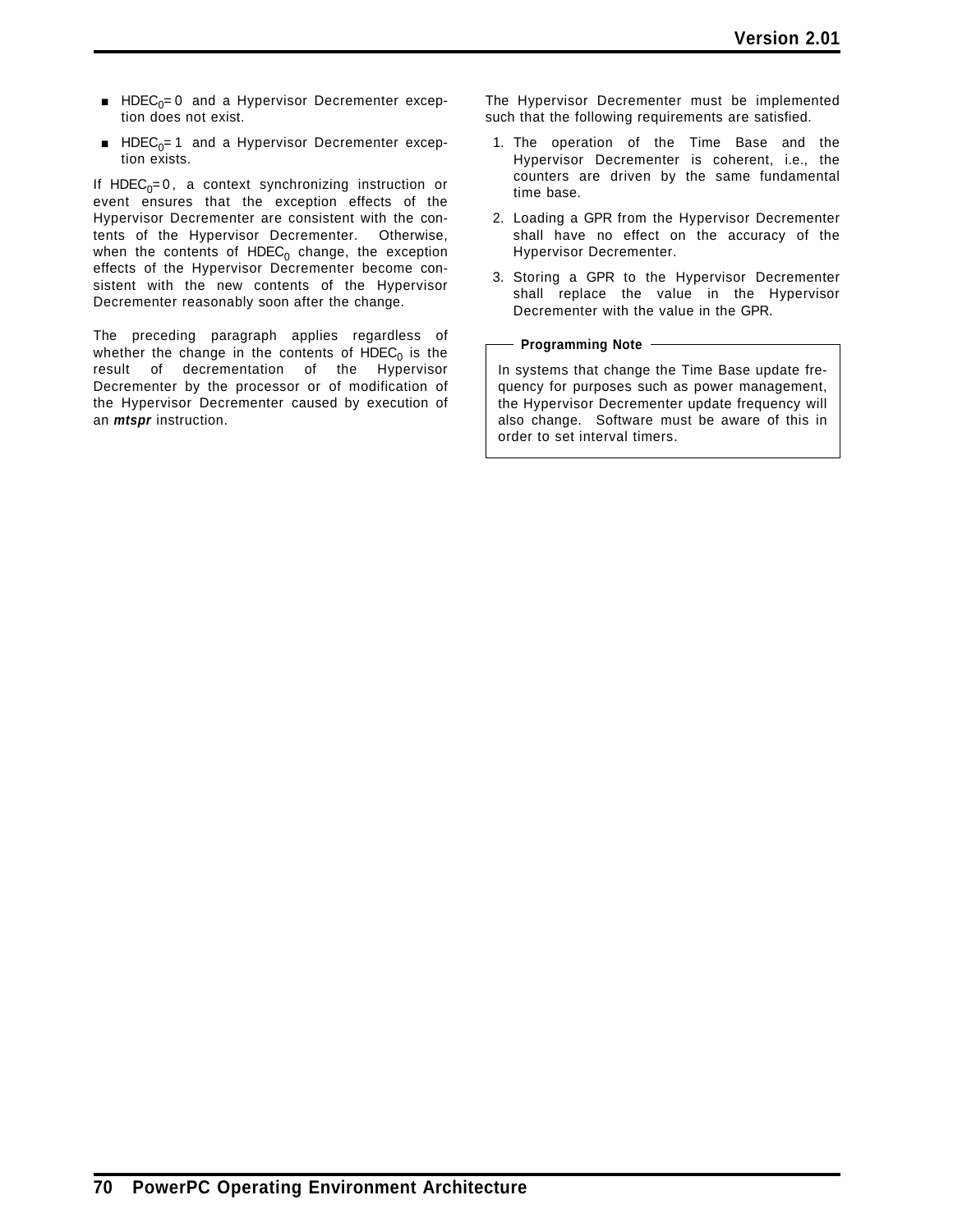- $HDEC_0 = 0$ and a Hypervisor Decrementer exception does not exist.
- $HDEC_0 = 1$ and a Hypervisor Decrementer exception exists.

If $HDEC_0 = 0$, a context synchronizing instruction or event ensures that the exception effects of the Hypervisor Decrementer are consistent with the contents of the Hypervisor Decrementer. Otherwise, when the contents of $HDEC_0$ change, the exception effects of the Hypervisor Decrementer become consistent with the new contents of the Hypervisor Decrementer reasonably soon after the change.

The preceding paragraph applies regardless of whether the change in the contents of $HDEC_0$ is the result of decrementation of the Hypervisor Decrementer by the processor or of modification of the Hypervisor Decrementer caused by execution of an ***mtspr*** instruction.

The Hypervisor Decrementer must be implemented such that the following requirements are satisfied.

1. The operation of the Time Base and the Hypervisor Decrementer is coherent, i.e., the counters are driven by the same fundamental time base.
2. Loading a GPR from the Hypervisor Decrementer shall have no effect on the accuracy of the Hypervisor Decrementer.
3. Storing a GPR to the Hypervisor Decrementer shall replace the value in the Hypervisor Decrementer with the value in the GPR.

**Programming Note**

In systems that change the Time Base update frequency for purposes such as power management, the Hypervisor Decrementer update frequency will also change. Software must be aware of this in order to set interval timers.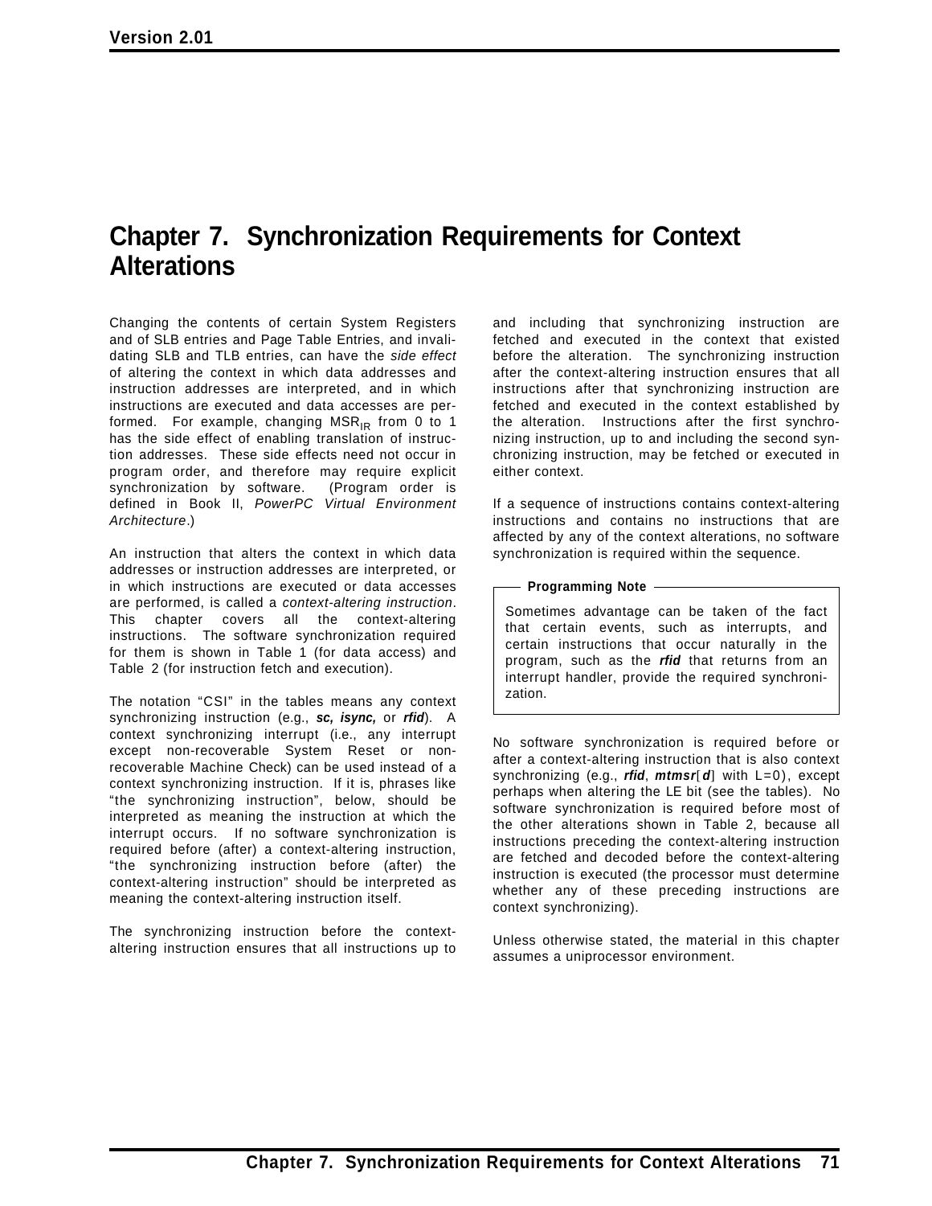# Chapter 7. Synchronization Requirements for Context Alterations

Changing the contents of certain System Registers and of SLB entries and Page Table Entries, and invalidating SLB and TLB entries, can have the *side effect* of altering the context in which data addresses and instruction addresses are interpreted, and in which instructions are executed and data accesses are performed. For example, changing $MSR_{IR}$ from 0 to 1 has the side effect of enabling translation of instruction addresses. These side effects need not occur in program order, and therefore may require explicit synchronization by software. (Program order is defined in Book II, *PowerPC Virtual Environment Architecture*.)

An instruction that alters the context in which data addresses or instruction addresses are interpreted, or in which instructions are executed or data accesses are performed, is called a *context-altering instruction*. This chapter covers all the context-altering instructions. The software synchronization required for them is shown in Table 1 (for data access) and Table 2 (for instruction fetch and execution).

The notation "CSI" in the tables means any context synchronizing instruction (e.g., ***sc, isync,*** or ***rfid***). A context synchronizing interrupt (i.e., any interrupt except non-recoverable System Reset or non-recoverable Machine Check) can be used instead of a context synchronizing instruction. If it is, phrases like "the synchronizing instruction", below, should be interpreted as meaning the instruction at which the interrupt occurs. If no software synchronization is required before (after) a context-altering instruction, "the synchronizing instruction before (after) the context-altering instruction" should be interpreted as meaning the context-altering instruction itself.

The synchronizing instruction before the context-altering instruction ensures that all instructions up to and including that synchronizing instruction are fetched and executed in the context that existed before the alteration. The synchronizing instruction after the context-altering instruction ensures that all instructions after that synchronizing instruction are fetched and executed in the context established by the alteration. Instructions after the first synchronizing instruction, up to and including the second synchronizing instruction, may be fetched or executed in either context.

If a sequence of instructions contains context-altering instructions and contains no instructions that are affected by any of the context alterations, no software synchronization is required within the sequence.

> **Programming Note**
>
> Sometimes advantage can be taken of the fact that certain events, such as interrupts, and certain instructions that occur naturally in the program, such as the ***rfid*** that returns from an interrupt handler, provide the required synchronization.

No software synchronization is required before or after a context-altering instruction that is also context synchronizing (e.g., ***rfid***, ***mtmsr***[***d***] with L=0), except perhaps when altering the LE bit (see the tables). No software synchronization is required before most of the other alterations shown in Table 2, because all instructions preceding the context-altering instruction are fetched and decoded before the context-altering instruction is executed (the processor must determine whether any of these preceding instructions are context synchronizing).

Unless otherwise stated, the material in this chapter assumes a uniprocessor environment.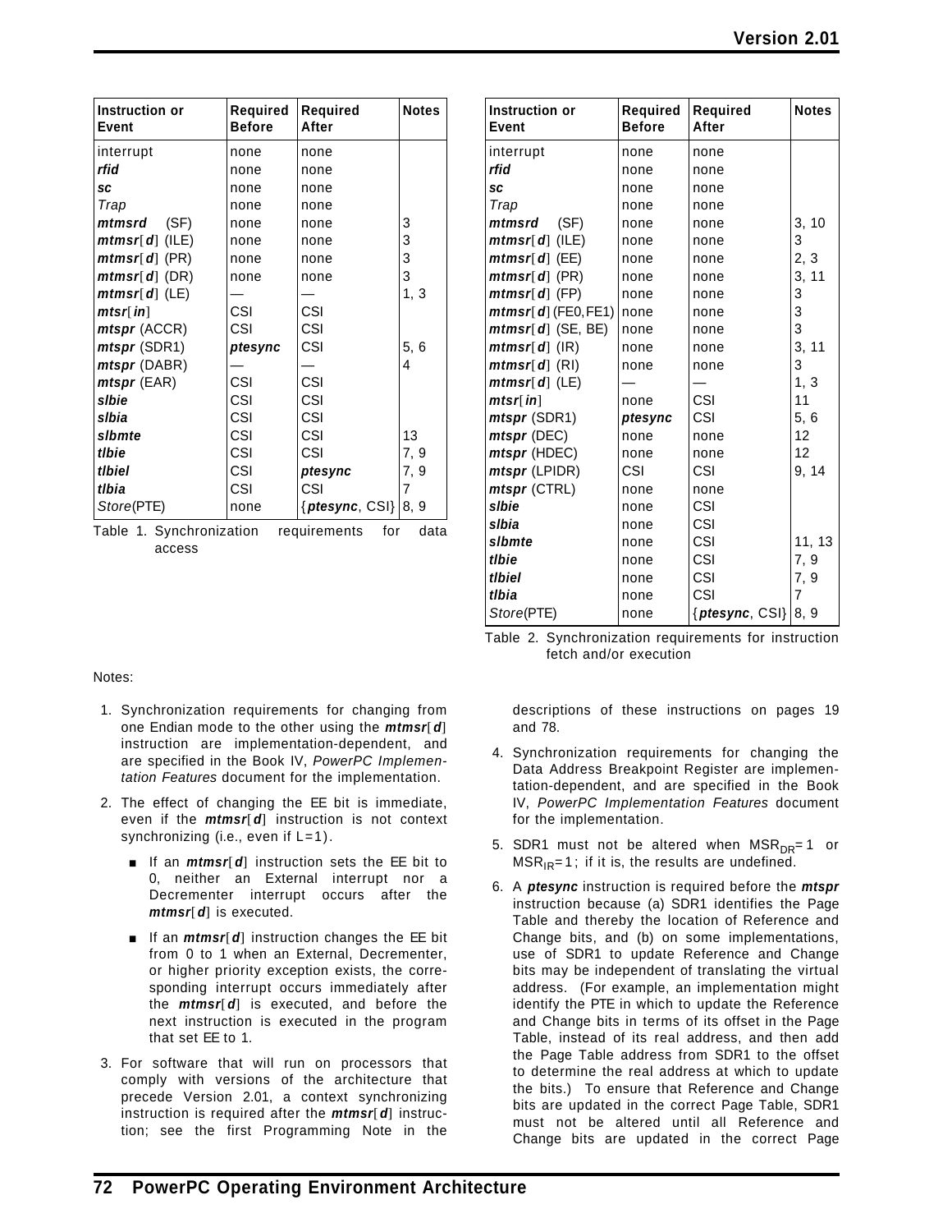| Instruction or Event | Required Before | Required After | Notes |
|---|---|---|---|
| interrupt | none | none | |
| ***rfid*** | none | none | |
| ***sc*** | none | none | |
| *Trap* | none | none | |
| ***mtmsrd*** (SF) | none | none | 3 |
| ***mtmsr***[***d***] (ILE) | none | none | 3 |
| ***mtmsr***[***d***] (PR) | none | none | 3 |
| ***mtmsr***[***d***] (DR) | none | none | 3 |
| ***mtmsr***[***d***] (LE) | — | — | 1, 3 |
| ***mtsr***[***in***] | CSI | CSI | |
| ***mtspr*** (ACCR) | CSI | CSI | |
| ***mtspr*** (SDR1) | ***ptesync*** | CSI | 5, 6 |
| ***mtspr*** (DABR) | — | — | 4 |
| ***mtspr*** (EAR) | CSI | CSI | |
| ***slbie*** | CSI | CSI | |
| ***slbia*** | CSI | CSI | |
| ***slbmte*** | CSI | CSI | 13 |
| ***tlbie*** | CSI | CSI | 7, 9 |
| ***tlbiel*** | CSI | ***ptesync*** | 7, 9 |
| ***tlbia*** | CSI | CSI | 7 |
| *Store*(PTE) | none | {***ptesync***, CSI} | 8, 9 |

Table 1. Synchronization requirements for data access

| Instruction or Event | Required Before | Required After | Notes |
|---|---|---|---|
| interrupt | none | none | |
| ***rfid*** | none | none | |
| ***sc*** | none | none | |
| *Trap* | none | none | |
| ***mtmsrd*** (SF) | none | none | 3, 10 |
| ***mtmsr***[***d***] (ILE) | none | none | 3 |
| ***mtmsr***[***d***] (EE) | none | none | 2, 3 |
| ***mtmsr***[***d***] (PR) | none | none | 3, 11 |
| ***mtmsr***[***d***] (FP) | none | none | 3 |
| ***mtmsr***[***d***] (FE0,FE1) | none | none | 3 |
| ***mtmsr***[***d***] (SE, BE) | none | none | 3 |
| ***mtmsr***[***d***] (IR) | none | none | 3, 11 |
| ***mtmsr***[***d***] (RI) | none | none | 3 |
| ***mtmsr***[***d***] (LE) | — | — | 1, 3 |
| ***mtsr***[***in***] | none | CSI | 11 |
| ***mtspr*** (SDR1) | ***ptesync*** | CSI | 5, 6 |
| ***mtspr*** (DEC) | none | none | 12 |
| ***mtspr*** (HDEC) | none | none | 12 |
| ***mtspr*** (LPIDR) | CSI | CSI | 9, 14 |
| ***mtspr*** (CTRL) | none | none | |
| ***slbie*** | none | CSI | |
| ***slbia*** | none | CSI | |
| ***slbmte*** | none | CSI | 11, 13 |
| ***tlbie*** | none | CSI | 7, 9 |
| ***tlbiel*** | none | CSI | 7, 9 |
| ***tlbia*** | none | CSI | 7 |
| *Store*(PTE) | none | {***ptesync***, CSI} | 8, 9 |

Table 2. Synchronization requirements for instruction fetch and/or execution

Notes:

1. Synchronization requirements for changing from one Endian mode to the other using the ***mtmsr***[***d***] instruction are implementation-dependent, and are specified in the Book IV, *PowerPC Implementation Features* document for the implementation.

2. The effect of changing the EE bit is immediate, even if the ***mtmsr***[***d***] instruction is not context synchronizing (i.e., even if L=1).

   - If an ***mtmsr***[***d***] instruction sets the EE bit to 0, neither an External interrupt nor a Decrementer interrupt occurs after the ***mtmsr***[***d***] is executed.
   - If an ***mtmsr***[***d***] instruction changes the EE bit from 0 to 1 when an External, Decrementer, or higher priority exception exists, the corresponding interrupt occurs immediately after the ***mtmsr***[***d***] is executed, and before the next instruction is executed in the program that set EE to 1.

3. For software that will run on processors that comply with versions of the architecture that precede Version 2.01, a context synchronizing instruction is required after the ***mtmsr***[***d***] instruction; see the first Programming Note in the descriptions of these instructions on pages 19 and 78.

4. Synchronization requirements for changing the Data Address Breakpoint Register are implementation-dependent, and are specified in the Book IV, *PowerPC Implementation Features* document for the implementation.

5. SDR1 must not be altered when $MSR_{DR}=1$ or $MSR_{IR}=1$; if it is, the results are undefined.

6. A ***ptesync*** instruction is required before the ***mtspr*** instruction because (a) SDR1 identifies the Page Table and thereby the location of Reference and Change bits, and (b) on some implementations, use of SDR1 to update Reference and Change bits may be independent of translating the virtual address. (For example, an implementation might identify the PTE in which to update the Reference and Change bits in terms of its offset in the Page Table, instead of its real address, and then add the Page Table address from SDR1 to the offset to determine the real address at which to update the bits.) To ensure that Reference and Change bits are updated in the correct Page Table, SDR1 must not be altered until all Reference and Change bits are updated in the correct Page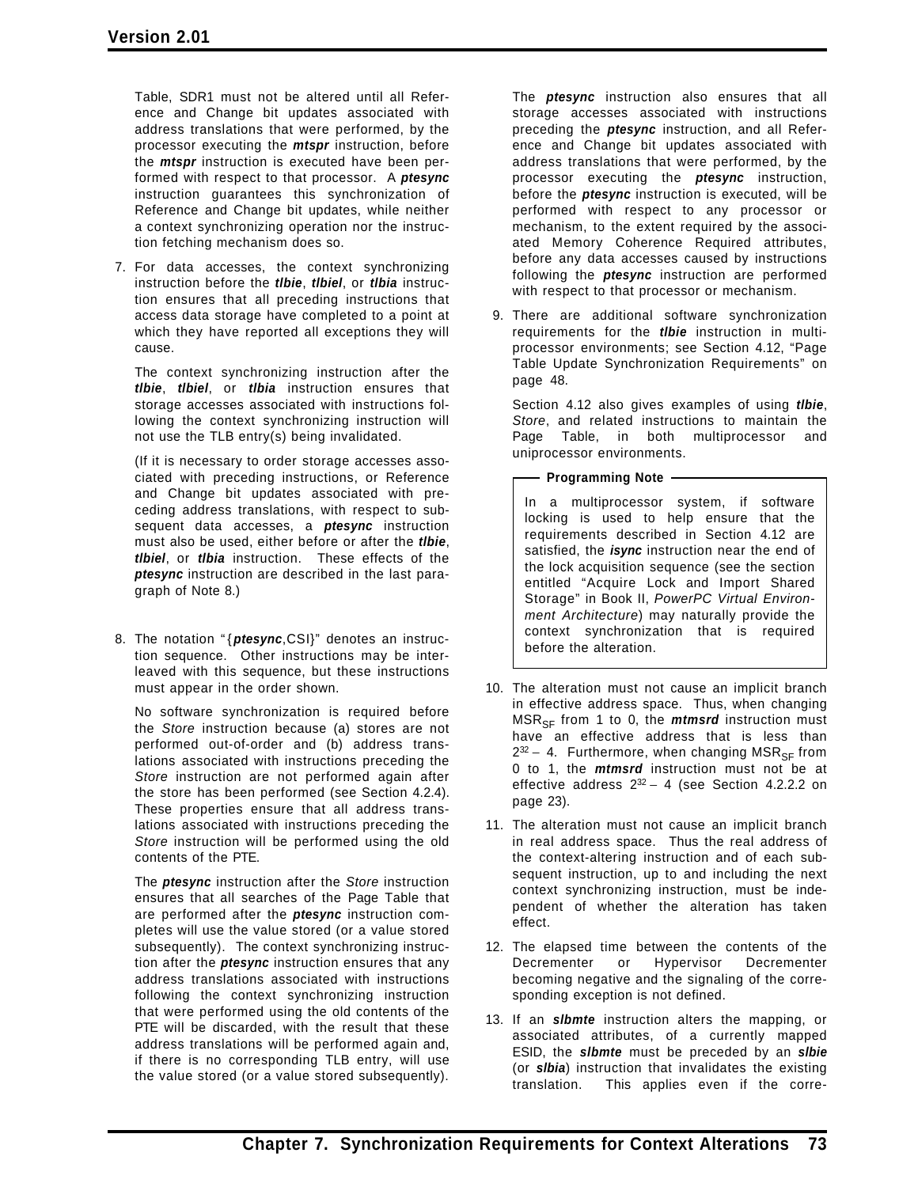Table, SDR1 must not be altered until all Reference and Change bit updates associated with address translations that were performed, by the processor executing the ***mtspr*** instruction, before the ***mtspr*** instruction is executed have been performed with respect to that processor. A ***ptesync*** instruction guarantees this synchronization of Reference and Change bit updates, while neither a context synchronizing operation nor the instruction fetching mechanism does so.

7. For data accesses, the context synchronizing instruction before the ***tlbie***, ***tlbiel***, or ***tlbia*** instruction ensures that all preceding instructions that access data storage have completed to a point at which they have reported all exceptions they will cause.

   The context synchronizing instruction after the ***tlbie***, ***tlbiel***, or ***tlbia*** instruction ensures that storage accesses associated with instructions following the context synchronizing instruction will not use the TLB entry(s) being invalidated.

   (If it is necessary to order storage accesses associated with preceding instructions, or Reference and Change bit updates associated with preceding address translations, with respect to subsequent data accesses, a ***ptesync*** instruction must also be used, either before or after the ***tlbie***, ***tlbiel***, or ***tlbia*** instruction. These effects of the ***ptesync*** instruction are described in the last paragraph of Note 8.)

8. The notation "{***ptesync***,CSI}" denotes an instruction sequence. Other instructions may be interleaved with this sequence, but these instructions must appear in the order shown.

   No software synchronization is required before the *Store* instruction because (a) stores are not performed out-of-order and (b) address translations associated with instructions preceding the *Store* instruction are not performed again after the store has been performed (see Section 4.2.4). These properties ensure that all address translations associated with instructions preceding the *Store* instruction will be performed using the old contents of the PTE.

   The ***ptesync*** instruction after the *Store* instruction ensures that all searches of the Page Table that are performed after the ***ptesync*** instruction completes will use the value stored (or a value stored subsequently). The context synchronizing instruction after the ***ptesync*** instruction ensures that any address translations associated with instructions following the context synchronizing instruction that were performed using the old contents of the PTE will be discarded, with the result that these address translations will be performed again and, if there is no corresponding TLB entry, will use the value stored (or a value stored subsequently).

   The ***ptesync*** instruction also ensures that all storage accesses associated with instructions preceding the ***ptesync*** instruction, and all Reference and Change bit updates associated with address translations that were performed, by the processor executing the ***ptesync*** instruction, before the ***ptesync*** instruction is executed, will be performed with respect to any processor or mechanism, to the extent required by the associated Memory Coherence Required attributes, before any data accesses caused by instructions following the ***ptesync*** instruction are performed with respect to that processor or mechanism.

9. There are additional software synchronization requirements for the ***tlbie*** instruction in multiprocessor environments; see Section 4.12, "Page Table Update Synchronization Requirements" on page 48.

   Section 4.12 also gives examples of using ***tlbie***, *Store*, and related instructions to maintain the Page Table, in both multiprocessor and uniprocessor environments.

   **Programming Note**

   In a multiprocessor system, if software locking is used to help ensure that the requirements described in Section 4.12 are satisfied, the ***isync*** instruction near the end of the lock acquisition sequence (see the section entitled "Acquire Lock and Import Shared Storage" in Book II, *PowerPC Virtual Environment Architecture*) may naturally provide the context synchronization that is required before the alteration.

10. The alteration must not cause an implicit branch in effective address space. Thus, when changing $MSR_{SF}$ from 1 to 0, the ***mtmsrd*** instruction must have an effective address that is less than $2^{32} - 4$. Furthermore, when changing $MSR_{SF}$ from 0 to 1, the ***mtmsrd*** instruction must not be at effective address $2^{32} - 4$ (see Section 4.2.2.2 on page 23).

11. The alteration must not cause an implicit branch in real address space. Thus the real address of the context-altering instruction and of each subsequent instruction, up to and including the next context synchronizing instruction, must be independent of whether the alteration has taken effect.

12. The elapsed time between the contents of the Decrementer or Hypervisor Decrementer becoming negative and the signaling of the corresponding exception is not defined.

13. If an ***slbmte*** instruction alters the mapping, or associated attributes, of a currently mapped ESID, the ***slbmte*** must be preceded by an ***slbie*** (or ***slbia***) instruction that invalidates the existing translation. This applies even if the corre-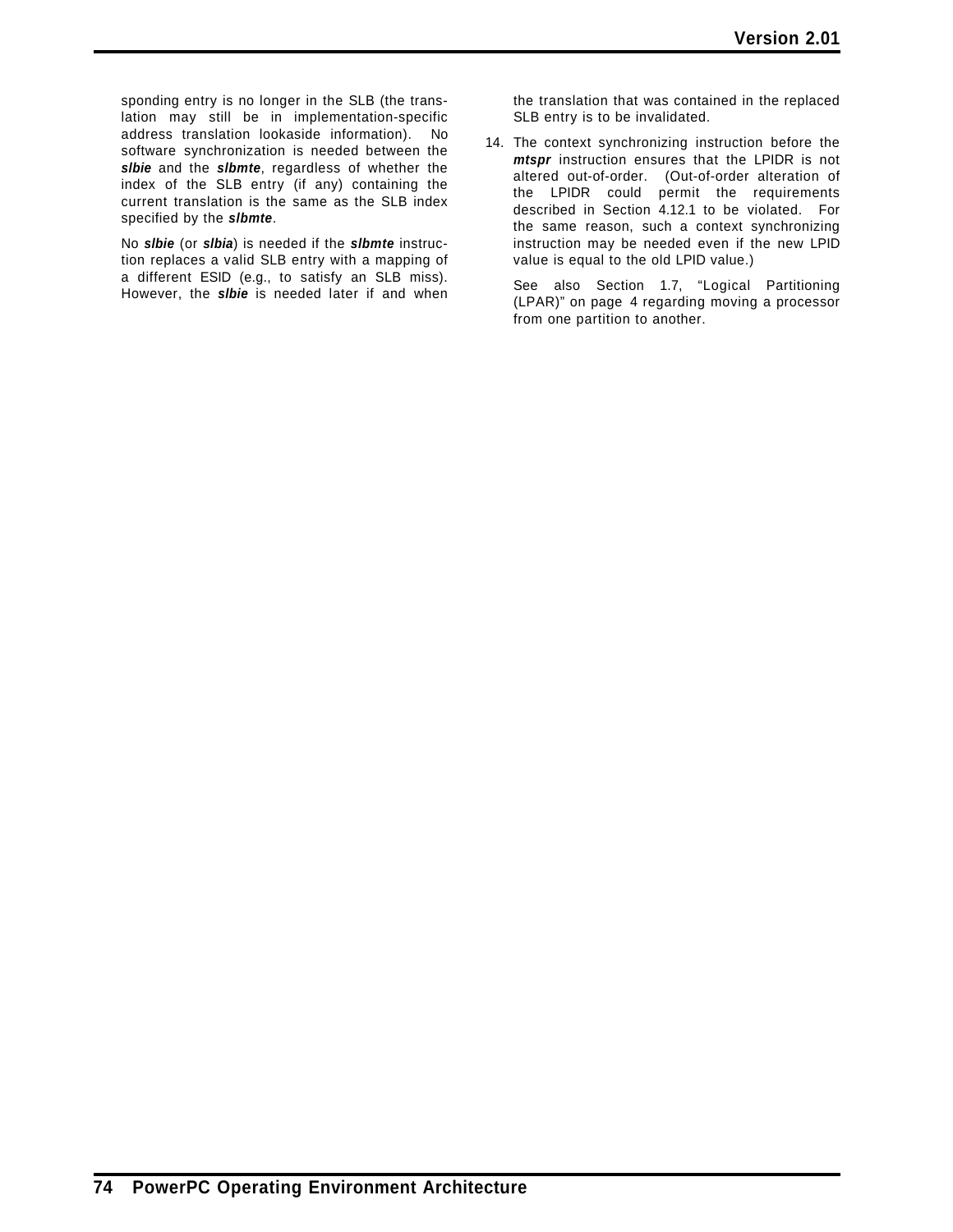sponding entry is no longer in the SLB (the translation may still be in implementation-specific address translation lookaside information). No software synchronization is needed between the ***slbie*** and the ***slbmte***, regardless of whether the index of the SLB entry (if any) containing the current translation is the same as the SLB index specified by the ***slbmte***.

No ***slbie*** (or ***slbia***) is needed if the ***slbmte*** instruction replaces a valid SLB entry with a mapping of a different ESID (e.g., to satisfy an SLB miss). However, the ***slbie*** is needed later if and when the translation that was contained in the replaced SLB entry is to be invalidated.

14. The context synchronizing instruction before the ***mtspr*** instruction ensures that the LPIDR is not altered out-of-order. (Out-of-order alteration of the LPIDR could permit the requirements described in Section 4.12.1 to be violated. For the same reason, such a context synchronizing instruction may be needed even if the new LPID value is equal to the old LPID value.)

    See also Section 1.7, “Logical Partitioning (LPAR)” on page 4 regarding moving a processor from one partition to another.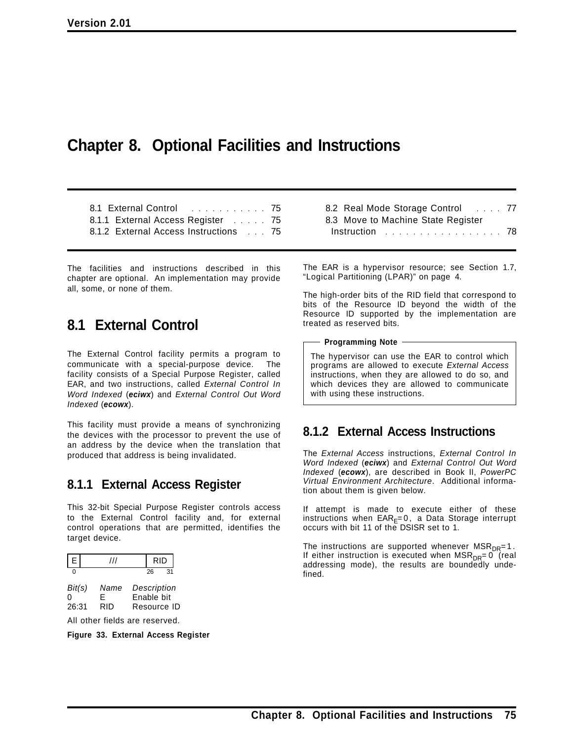# Chapter 8. Optional Facilities and Instructions

8.1 External Control . . . . . . . . . . . 75
8.1.1 External Access Register . . . . . 75
8.1.2 External Access Instructions . . . 75
8.2 Real Mode Storage Control . . . . 77
8.3 Move to Machine State Register Instruction . . . . . . . . . . . . . . . . . 78

The facilities and instructions described in this chapter are optional. An implementation may provide all, some, or none of them.

## 8.1 External Control

The External Control facility permits a program to communicate with a special-purpose device. The facility consists of a Special Purpose Register, called EAR, and two instructions, called *External Control In Word Indexed* (***eciwx***) and *External Control Out Word Indexed* (***ecowx***).

This facility must provide a means of synchronizing the devices with the processor to prevent the use of an address by the device when the translation that produced that address is being invalidated.

### 8.1.1 External Access Register

This 32-bit Special Purpose Register controls access to the External Control facility and, for external control operations that are permitted, identifies the target device.

| E | /// | RID |
|---|---|---|
| 0 | | 26 31 |

| *Bit(s)* | *Name* | *Description* |
|---|---|---|
| 0 | E | Enable bit |
| 26:31 | RID | Resource ID |

All other fields are reserved.

**Figure 33. External Access Register**

The EAR is a hypervisor resource; see Section 1.7, "Logical Partitioning (LPAR)" on page 4.

The high-order bits of the RID field that correspond to bits of the Resource ID beyond the width of the Resource ID supported by the implementation are treated as reserved bits.

**Programming Note**

The hypervisor can use the EAR to control which programs are allowed to execute *External Access* instructions, when they are allowed to do so, and which devices they are allowed to communicate with using these instructions.

### 8.1.2 External Access Instructions

The *External Access* instructions, *External Control In Word Indexed* (***eciwx***) and *External Control Out Word Indexed* (***ecowx***), are described in Book II, *PowerPC Virtual Environment Architecture*. Additional information about them is given below.

If attempt is made to execute either of these instructions when $EAR_E=0$, a Data Storage interrupt occurs with bit 11 of the DSISR set to 1.

The instructions are supported whenever $MSR_{DR}=1$. If either instruction is executed when $MSR_{DR}=0$ (real addressing mode), the results are boundedly undefined.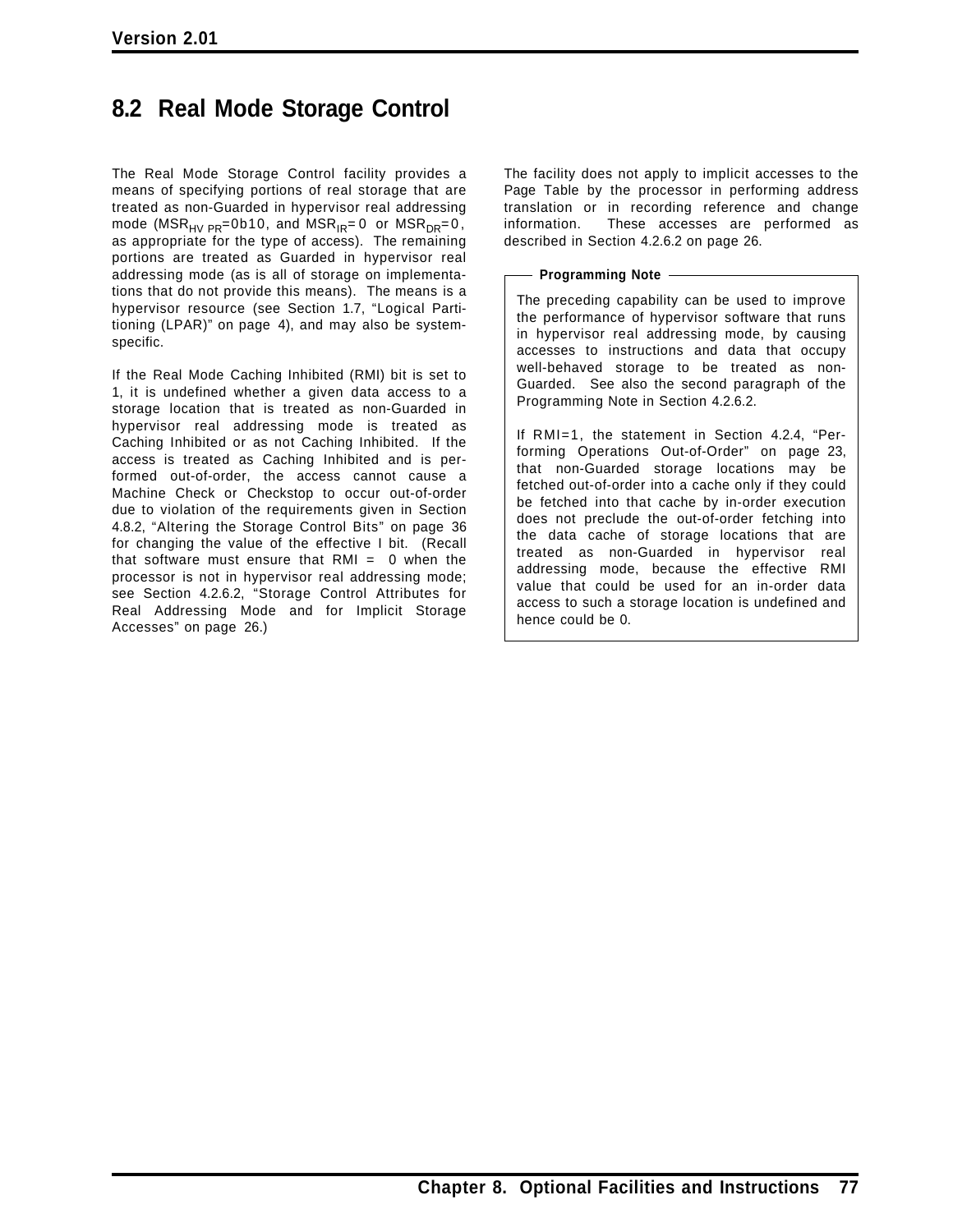## 8.2 Real Mode Storage Control

The Real Mode Storage Control facility provides a means of specifying portions of real storage that are treated as non-Guarded in hypervisor real addressing mode ($MSR_{HV\ PR}$=0b10, and $MSR_{IR}$=0 or $MSR_{DR}$=0, as appropriate for the type of access). The remaining portions are treated as Guarded in hypervisor real addressing mode (as is all of storage on implementations that do not provide this means). The means is a hypervisor resource (see Section 1.7, "Logical Partitioning (LPAR)" on page 4), and may also be system-specific.

If the Real Mode Caching Inhibited (RMI) bit is set to 1, it is undefined whether a given data access to a storage location that is treated as non-Guarded in hypervisor real addressing mode is treated as Caching Inhibited or as not Caching Inhibited. If the access is treated as Caching Inhibited and is performed out-of-order, the access cannot cause a Machine Check or Checkstop to occur out-of-order due to violation of the requirements given in Section 4.8.2, "Altering the Storage Control Bits" on page 36 for changing the value of the effective I bit. (Recall that software must ensure that RMI = 0 when the processor is not in hypervisor real addressing mode; see Section 4.2.6.2, "Storage Control Attributes for Real Addressing Mode and for Implicit Storage Accesses" on page 26.)

The facility does not apply to implicit accesses to the Page Table by the processor in performing address translation or in recording reference and change information. These accesses are performed as described in Section 4.2.6.2 on page 26.

**Programming Note**

The preceding capability can be used to improve the performance of hypervisor software that runs in hypervisor real addressing mode, by causing accesses to instructions and data that occupy well-behaved storage to be treated as non-Guarded. See also the second paragraph of the Programming Note in Section 4.2.6.2.

If RMI=1, the statement in Section 4.2.4, "Performing Operations Out-of-Order" on page 23, that non-Guarded storage locations may be fetched out-of-order into a cache only if they could be fetched into that cache by in-order execution does not preclude the out-of-order fetching into the data cache of storage locations that are treated as non-Guarded in hypervisor real addressing mode, because the effective RMI value that could be used for an in-order data access to such a storage location is undefined and hence could be 0.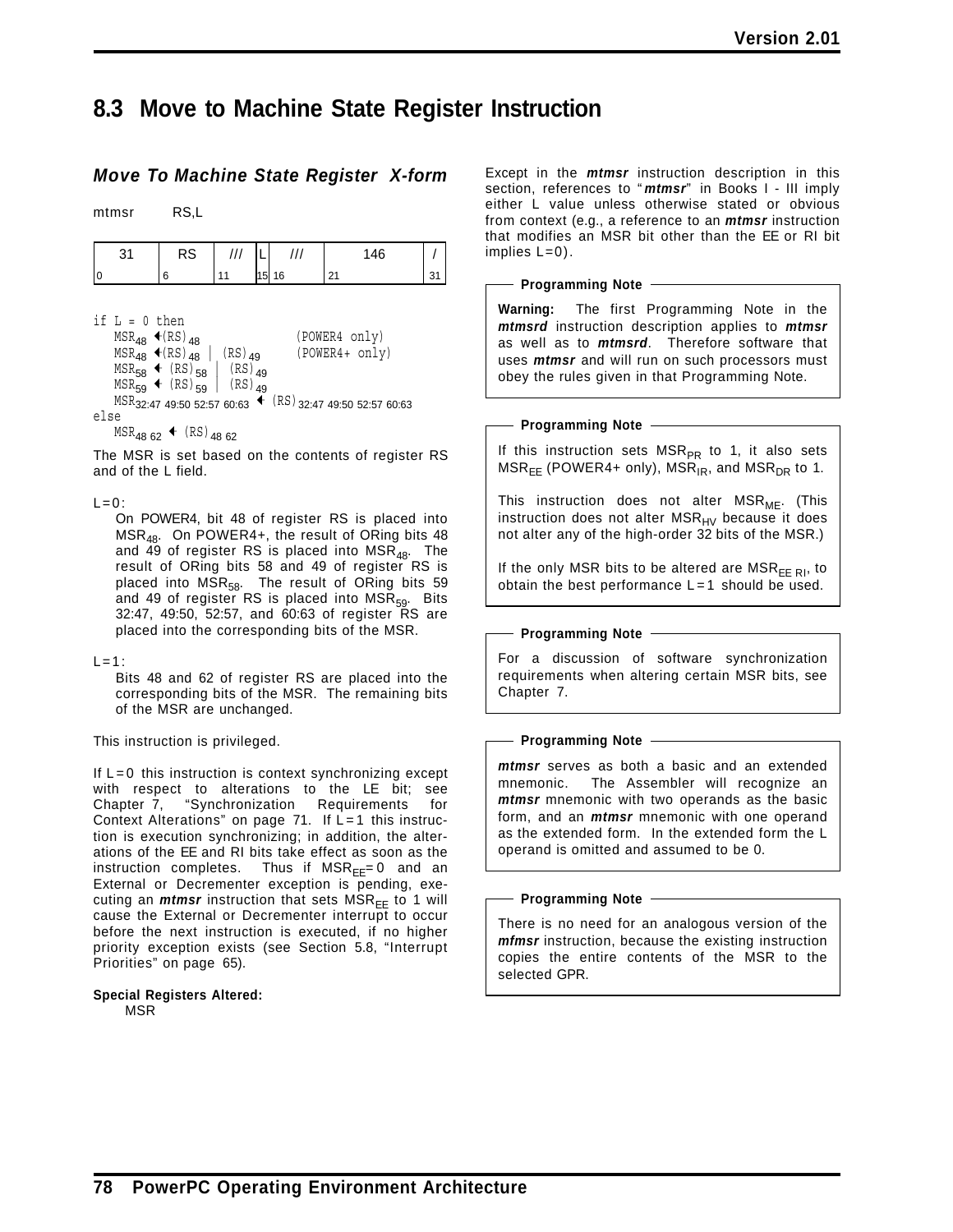## 8.3 Move to Machine State Register Instruction

### *Move To Machine State Register X-form*

mtmsr RS,L

| 31 | RS | /// | L | /// | 146 | / |
|---|---|---|---|---|---|---|
| 0 | 6 | 11 | 15 | 16 | 21 | 31 |

```
if L = 0 then
   MSR48 ←(RS)48                     (POWER4 only)
   MSR48 ←(RS)48 | (RS)49            (POWER4+ only)
   MSR58 ← (RS)58 | (RS)49
   MSR59 ← (RS)59 | (RS)49
   MSR32:47 49:50 52:57 60:63 ← (RS)32:47 49:50 52:57 60:63
else
   MSR48 62 ← (RS)48 62
```

The MSR is set based on the contents of register RS and of the L field.

L=0:

On POWER4, bit 48 of register RS is placed into $MSR_{48}$. On POWER4+, the result of ORing bits 48 and 49 of register RS is placed into $MSR_{48}$. The result of ORing bits 58 and 49 of register RS is placed into $MSR_{58}$. The result of ORing bits 59 and 49 of register RS is placed into $MSR_{59}$. Bits 32:47, 49:50, 52:57, and 60:63 of register RS are placed into the corresponding bits of the MSR.

L=1:

Bits 48 and 62 of register RS are placed into the corresponding bits of the MSR. The remaining bits of the MSR are unchanged.

This instruction is privileged.

If L=0 this instruction is context synchronizing except with respect to alterations to the LE bit; see Chapter 7, "Synchronization Requirements for Context Alterations" on page 71. If L=1 this instruction is execution synchronizing; in addition, the alterations of the EE and RI bits take effect as soon as the instruction completes. Thus if $MSR_{EE}=0$ and an External or Decrementer exception is pending, executing an ***mtmsr*** instruction that sets $MSR_{EE}$ to 1 will cause the External or Decrementer interrupt to occur before the next instruction is executed, if no higher priority exception exists (see Section 5.8, "Interrupt Priorities" on page 65).

**Special Registers Altered:**

MSR

Except in the ***mtmsr*** instruction description in this section, references to "***mtmsr***" in Books I - III imply either L value unless otherwise stated or obvious from context (e.g., a reference to an ***mtmsr*** instruction that modifies an MSR bit other than the EE or RI bit implies L=0).

**Programming Note**

**Warning:** The first Programming Note in the ***mtmsrd*** instruction description applies to ***mtmsr*** as well as to ***mtmsrd***. Therefore software that uses ***mtmsr*** and will run on such processors must obey the rules given in that Programming Note.

**Programming Note**

If this instruction sets $MSR_{PR}$ to 1, it also sets $MSR_{EE}$ (POWER4+ only), $MSR_{IR}$, and $MSR_{DR}$ to 1.

This instruction does not alter $MSR_{ME}$. (This instruction does not alter $MSR_{HV}$ because it does not alter any of the high-order 32 bits of the MSR.)

If the only MSR bits to be altered are $MSR_{EE\ RI}$, to obtain the best performance L=1 should be used.

**Programming Note**

For a discussion of software synchronization requirements when altering certain MSR bits, see Chapter 7.

**Programming Note**

***mtmsr*** serves as both a basic and an extended mnemonic. The Assembler will recognize an ***mtmsr*** mnemonic with two operands as the basic form, and an ***mtmsr*** mnemonic with one operand as the extended form. In the extended form the L operand is omitted and assumed to be 0.

**Programming Note**

There is no need for an analogous version of the ***mfmsr*** instruction, because the existing instruction copies the entire contents of the MSR to the selected GPR.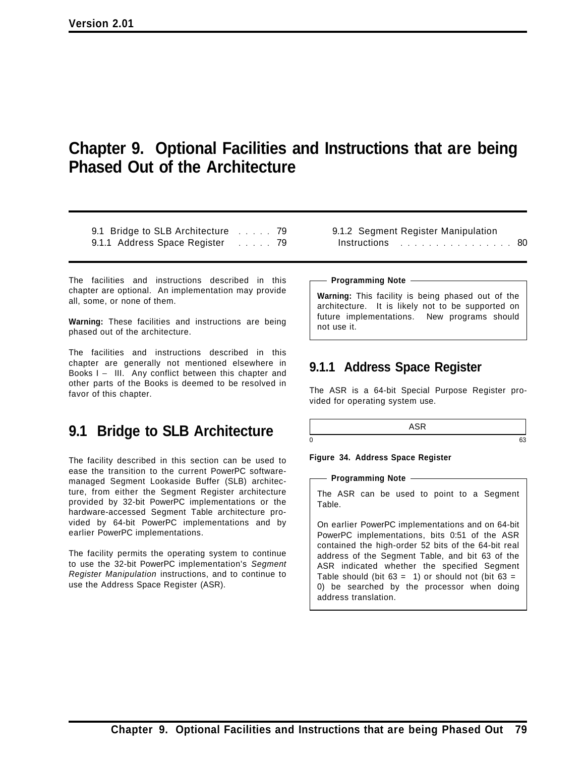# Chapter 9. Optional Facilities and Instructions that are being Phased Out of the Architecture

9.1 Bridge to SLB Architecture . . . . . 79
9.1.1 Address Space Register . . . . . 79
9.1.2 Segment Register Manipulation Instructions . . . . . . . . . . . . . . . . . 80

The facilities and instructions described in this chapter are optional. An implementation may provide all, some, or none of them.

**Warning:** These facilities and instructions are being phased out of the architecture.

The facilities and instructions described in this chapter are generally not mentioned elsewhere in Books I – III. Any conflict between this chapter and other parts of the Books is deemed to be resolved in favor of this chapter.

## 9.1 Bridge to SLB Architecture

The facility described in this section can be used to ease the transition to the current PowerPC software-managed Segment Lookaside Buffer (SLB) architecture, from either the Segment Register architecture provided by 32-bit PowerPC implementations or the hardware-accessed Segment Table architecture provided by 64-bit PowerPC implementations and by earlier PowerPC implementations.

The facility permits the operating system to continue to use the 32-bit PowerPC implementation's *Segment Register Manipulation* instructions, and to continue to use the Address Space Register (ASR).

**Programming Note**

**Warning:** This facility is being phased out of the architecture. It is likely not to be supported on future implementations. New programs should not use it.

### 9.1.1 Address Space Register

The ASR is a 64-bit Special Purpose Register provided for operating system use.

| ASR |
|---|
| 0 – 63 |

**Figure 34. Address Space Register**

**Programming Note**

The ASR can be used to point to a Segment Table.

On earlier PowerPC implementations and on 64-bit PowerPC implementations, bits 0:51 of the ASR contained the high-order 52 bits of the 64-bit real address of the Segment Table, and bit 63 of the ASR indicated whether the specified Segment Table should (bit 63 = 1) or should not (bit 63 = 0) be searched by the processor when doing address translation.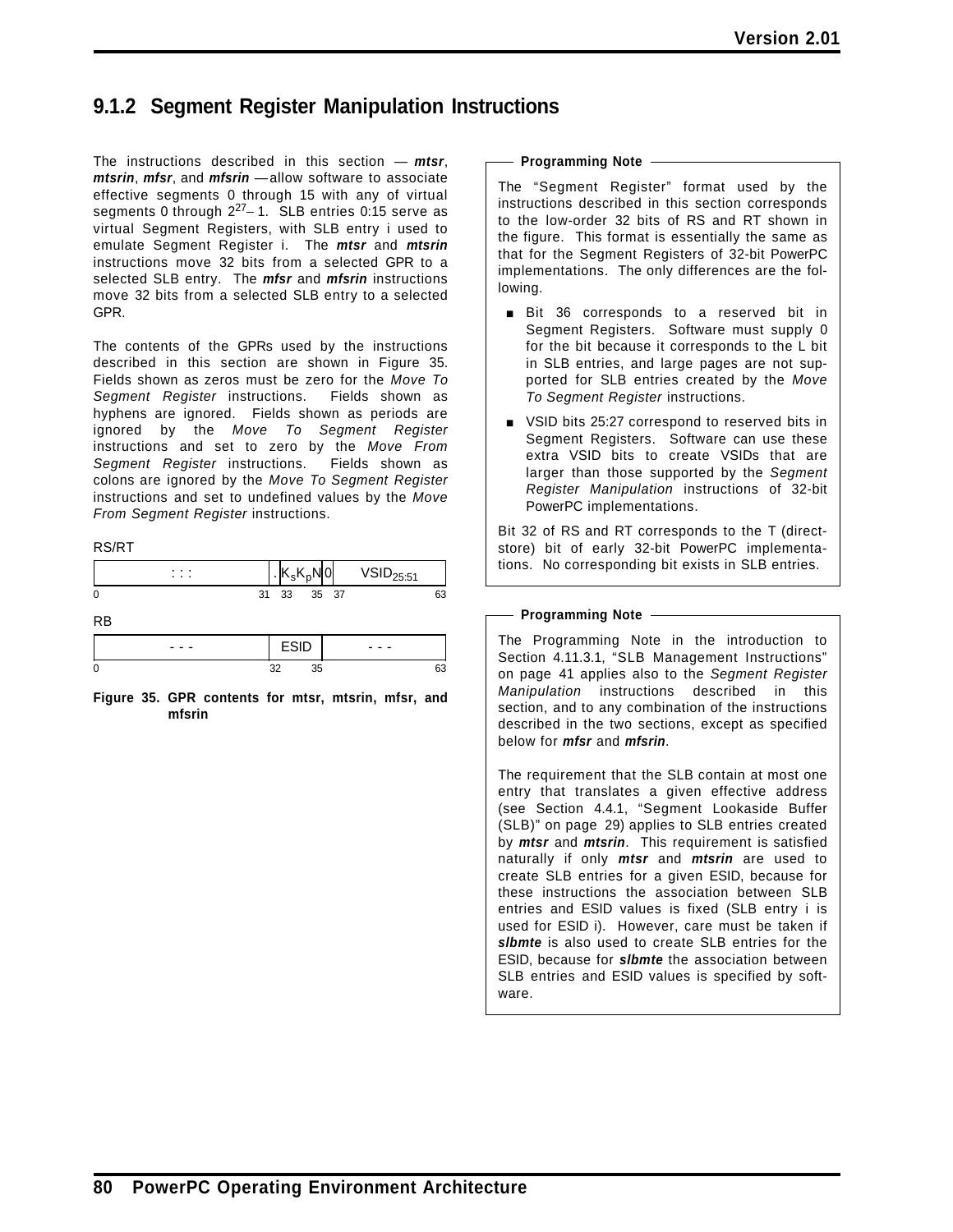## 9.1.2 Segment Register Manipulation Instructions

The instructions described in this section — ***mtsr***, ***mtsrin***, ***mfsr***, and ***mfsrin*** — allow software to associate effective segments 0 through 15 with any of virtual segments 0 through $2^{27}-1$. SLB entries 0:15 serve as virtual Segment Registers, with SLB entry i used to emulate Segment Register i. The ***mtsr*** and ***mtsrin*** instructions move 32 bits from a selected GPR to a selected SLB entry. The ***mfsr*** and ***mfsrin*** instructions move 32 bits from a selected SLB entry to a selected GPR.

The contents of the GPRs used by the instructions described in this section are shown in Figure 35. Fields shown as zeros must be zero for the *Move To Segment Register* instructions. Fields shown as hyphens are ignored. Fields shown as periods are ignored by the *Move To Segment Register* instructions and set to zero by the *Move From Segment Register* instructions. Fields shown as colons are ignored by the *Move To Segment Register* instructions and set to undefined values by the *Move From Segment Register* instructions.

RS/RT

| : : : | . | $K_s K_p N$ | 0 | $VSID_{25:51}$ |
|---|---|---|---|---|
| 0 | 31 | 33 &nbsp; 35 | 37 | 63 |

RB

| - - - | ESID | - - - |
|---|---|---|
| 0 | 32 &nbsp; 35 | 63 |

**Figure 35. GPR contents for mtsr, mtsrin, mfsr, and mfsrin**

**Programming Note**

The "Segment Register" format used by the instructions described in this section corresponds to the low-order 32 bits of RS and RT shown in the figure. This format is essentially the same as that for the Segment Registers of 32-bit PowerPC implementations. The only differences are the following.

- Bit 36 corresponds to a reserved bit in Segment Registers. Software must supply 0 for the bit because it corresponds to the L bit in SLB entries, and large pages are not supported for SLB entries created by the *Move To Segment Register* instructions.
- VSID bits 25:27 correspond to reserved bits in Segment Registers. Software can use these extra VSID bits to create VSIDs that are larger than those supported by the *Segment Register Manipulation* instructions of 32-bit PowerPC implementations.

Bit 32 of RS and RT corresponds to the T (direct-store) bit of early 32-bit PowerPC implementations. No corresponding bit exists in SLB entries.

**Programming Note**

The Programming Note in the introduction to Section 4.11.3.1, "SLB Management Instructions" on page 41 applies also to the *Segment Register Manipulation* instructions described in this section, and to any combination of the instructions described in the two sections, except as specified below for ***mfsr*** and ***mfsrin***.

The requirement that the SLB contain at most one entry that translates a given effective address (see Section 4.4.1, "Segment Lookaside Buffer (SLB)" on page 29) applies to SLB entries created by ***mtsr*** and ***mtsrin***. This requirement is satisfied naturally if only ***mtsr*** and ***mtsrin*** are used to create SLB entries for a given ESID, because for these instructions the association between SLB entries and ESID values is fixed (SLB entry i is used for ESID i). However, care must be taken if ***slbmte*** is also used to create SLB entries for the ESID, because for ***slbmte*** the association between SLB entries and ESID values is specified by software.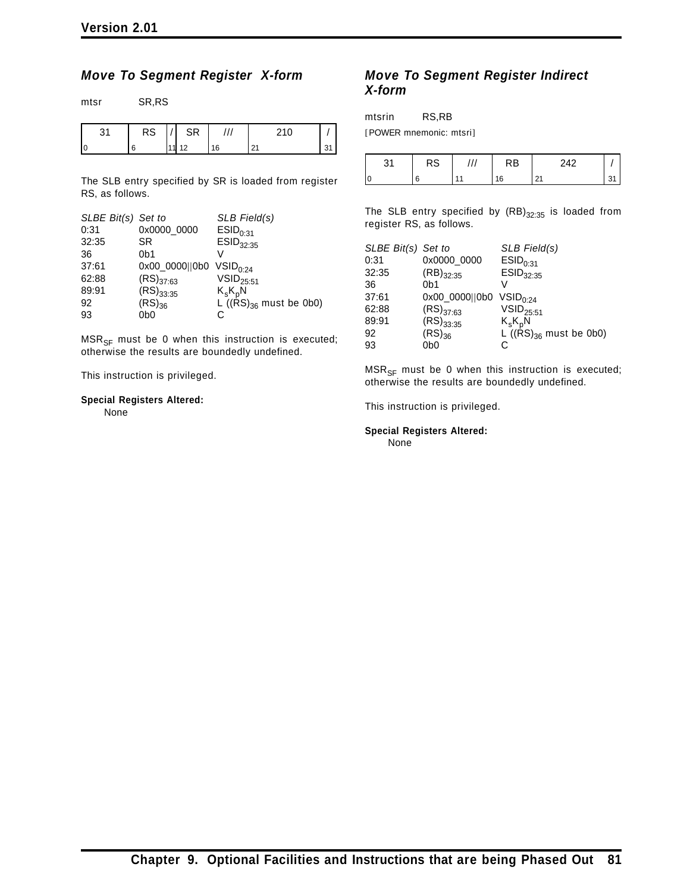### Move To Segment Register X-form

mtsr SR,RS

| 31 | RS | / | SR | /// | 210 | / |
|---|---|---|---|---|---|---|
| 0 | 6 | 11 | 12 | 16 | 21 | 31 |

The SLB entry specified by SR is loaded from register RS, as follows.

| *SLBE Bit(s)* | *Set to* | *SLB Field(s)* |
|---|---|---|
| 0:31 | 0x0000_0000 | $ESID_{0:31}$ |
| 32:35 | SR | $ESID_{32:35}$ |
| 36 | 0b1 | V |
| 37:61 | 0x00_0000\|\|0b0 | $VSID_{0:24}$ |
| 62:88 | $(RS)_{37:63}$ | $VSID_{25:51}$ |
| 89:91 | $(RS)_{33:35}$ | $K_sK_pN$ |
| 92 | $(RS)_{36}$ | L ($(RS)_{36}$ must be 0b0) |
| 93 | 0b0 | C |

$MSR_{SF}$ must be 0 when this instruction is executed; otherwise the results are boundedly undefined.

This instruction is privileged.

**Special Registers Altered:**

None

### Move To Segment Register Indirect X-form

mtsrin RS,RB

[POWER mnemonic: mtsri]

| 31 | RS | /// | RB | 242 | / |
|---|---|---|---|---|---|
| 0 | 6 | 11 | 16 | 21 | 31 |

The SLB entry specified by $(RB)_{32:35}$ is loaded from register RS, as follows.

| *SLBE Bit(s)* | *Set to* | *SLB Field(s)* |
|---|---|---|
| 0:31 | 0x0000_0000 | $ESID_{0:31}$ |
| 32:35 | $(RB)_{32:35}$ | $ESID_{32:35}$ |
| 36 | 0b1 | V |
| 37:61 | 0x00_0000\|\|0b0 | $VSID_{0:24}$ |
| 62:88 | $(RS)_{37:63}$ | $VSID_{25:51}$ |
| 89:91 | $(RS)_{33:35}$ | $K_sK_pN$ |
| 92 | $(RS)_{36}$ | L ($(RS)_{36}$ must be 0b0) |
| 93 | 0b0 | C |

$MSR_{SF}$ must be 0 when this instruction is executed; otherwise the results are boundedly undefined.

This instruction is privileged.

**Special Registers Altered:**

None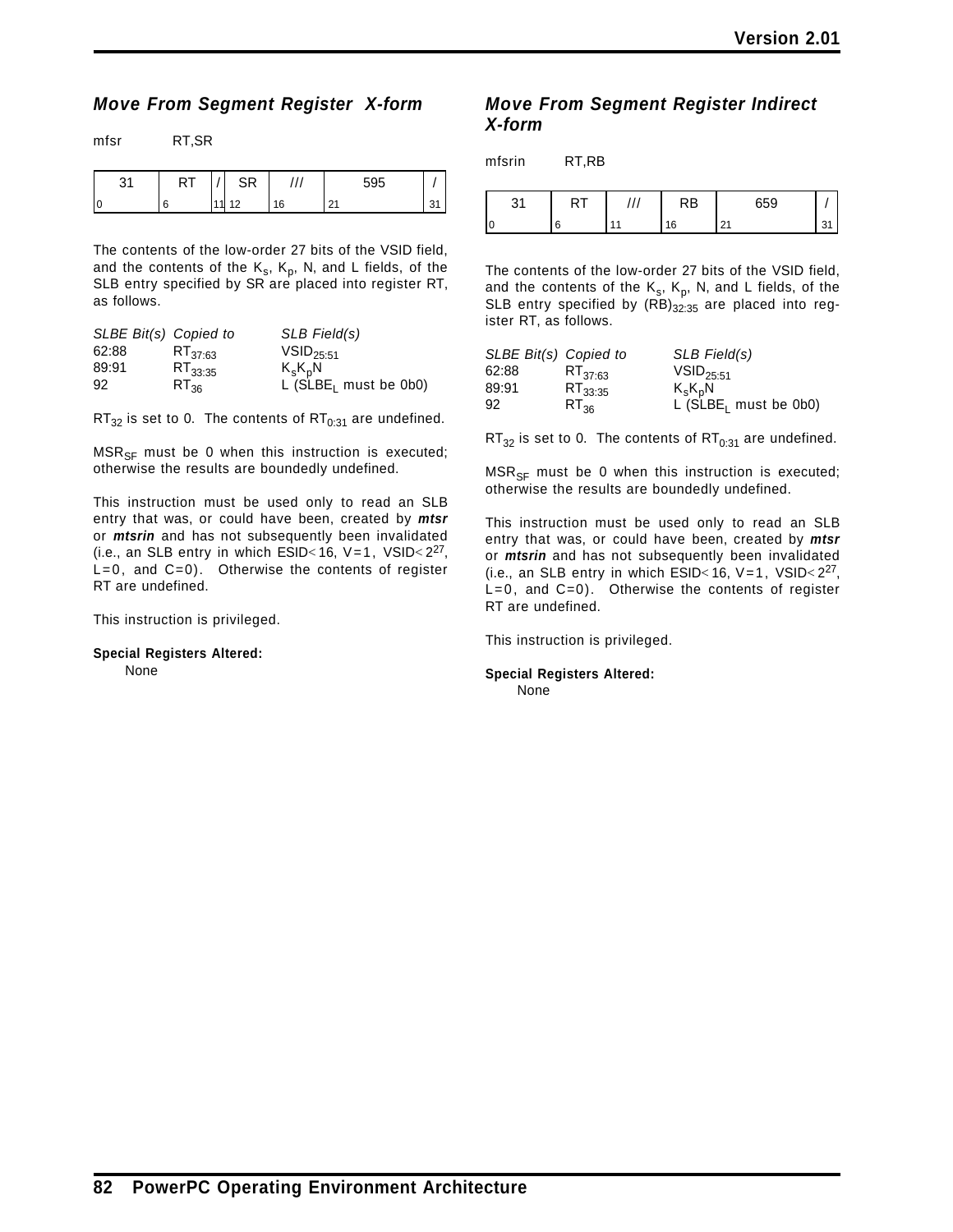## *Move From Segment Register X-form*

mfsr RT,SR

| 31 | RT | / | SR | /// | 595 | / |
|---|---|---|---|---|---|---|
| 0 | 6 | 11 | 12 | 16 | 21 | 31 |

The contents of the low-order 27 bits of the VSID field, and the contents of the $K_s$, $K_p$, N, and L fields, of the SLB entry specified by SR are placed into register RT, as follows.

| *SLBE Bit(s)* | *Copied to* | *SLB Field(s)* |
|---|---|---|
| 62:88 | $RT_{37:63}$ | $VSID_{25:51}$ |
| 89:91 | $RT_{33:35}$ | $K_sK_pN$ |
| 92 | $RT_{36}$ | L ($SLBE_L$ must be 0b0) |

$RT_{32}$ is set to 0. The contents of $RT_{0:31}$ are undefined.

$MSR_{SF}$ must be 0 when this instruction is executed; otherwise the results are boundedly undefined.

This instruction must be used only to read an SLB entry that was, or could have been, created by ***mtsr*** or ***mtsrin*** and has not subsequently been invalidated (i.e., an SLB entry in which ESID$<$16, V=1, VSID$<2^{27}$, L=0, and C=0). Otherwise the contents of register RT are undefined.

This instruction is privileged.

**Special Registers Altered:**

None

## *Move From Segment Register Indirect X-form*

mfsrin RT,RB

| 31 | RT | /// | RB | 659 | / |
|---|---|---|---|---|---|
| 0 | 6 | 11 | 16 | 21 | 31 |

The contents of the low-order 27 bits of the VSID field, and the contents of the $K_s$, $K_p$, N, and L fields, of the SLB entry specified by $(RB)_{32:35}$ are placed into register RT, as follows.

| *SLBE Bit(s)* | *Copied to* | *SLB Field(s)* |
|---|---|---|
| 62:88 | $RT_{37:63}$ | $VSID_{25:51}$ |
| 89:91 | $RT_{33:35}$ | $K_sK_pN$ |
| 92 | $RT_{36}$ | L ($SLBE_L$ must be 0b0) |

$RT_{32}$ is set to 0. The contents of $RT_{0:31}$ are undefined.

$MSR_{SF}$ must be 0 when this instruction is executed; otherwise the results are boundedly undefined.

This instruction must be used only to read an SLB entry that was, or could have been, created by ***mtsr*** or ***mtsrin*** and has not subsequently been invalidated (i.e., an SLB entry in which ESID$<$16, V=1, VSID$<2^{27}$, L=0, and C=0). Otherwise the contents of register RT are undefined.

This instruction is privileged.

**Special Registers Altered:**

None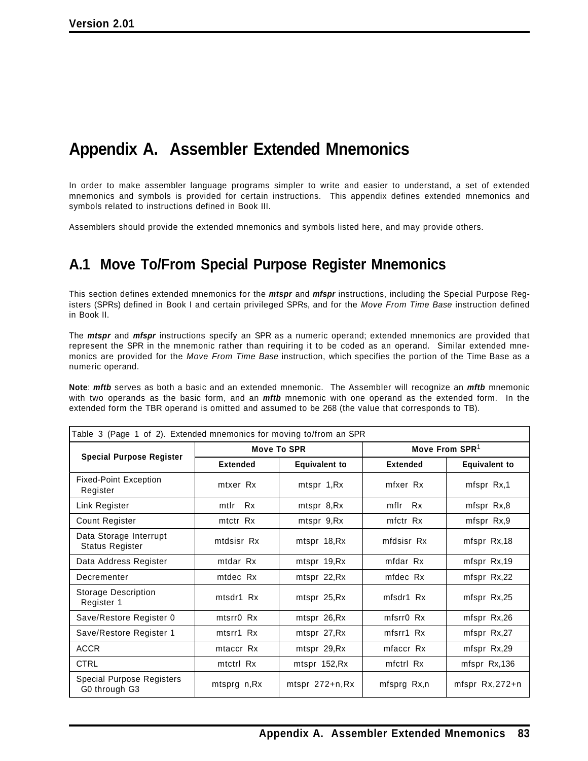# Appendix A. Assembler Extended Mnemonics

In order to make assembler language programs simpler to write and easier to understand, a set of extended mnemonics and symbols is provided for certain instructions. This appendix defines extended mnemonics and symbols related to instructions defined in Book III.

Assemblers should provide the extended mnemonics and symbols listed here, and may provide others.

## A.1 Move To/From Special Purpose Register Mnemonics

This section defines extended mnemonics for the ***mtspr*** and ***mfspr*** instructions, including the Special Purpose Registers (SPRs) defined in Book I and certain privileged SPRs, and for the *Move From Time Base* instruction defined in Book II.

The ***mtspr*** and ***mfspr*** instructions specify an SPR as a numeric operand; extended mnemonics are provided that represent the SPR in the mnemonic rather than requiring it to be coded as an operand. Similar extended mnemonics are provided for the *Move From Time Base* instruction, which specifies the portion of the Time Base as a numeric operand.

**Note**: ***mftb*** serves as both a basic and an extended mnemonic. The Assembler will recognize an ***mftb*** mnemonic with two operands as the basic form, and an ***mftb*** mnemonic with one operand as the extended form. In the extended form the TBR operand is omitted and assumed to be 268 (the value that corresponds to TB).

Table 3 (Page 1 of 2). Extended mnemonics for moving to/from an SPR

| Special Purpose Register | Move To SPR | | Move From SPR[1] | |
|---|---|---|---|---|
| | Extended | Equivalent to | Extended | Equivalent to |
| Fixed-Point Exception Register | mtxer Rx | mtspr 1,Rx | mfxer Rx | mfspr Rx,1 |
| Link Register | mtlr Rx | mtspr 8,Rx | mflr Rx | mfspr Rx,8 |
| Count Register | mtctr Rx | mtspr 9,Rx | mfctr Rx | mfspr Rx,9 |
| Data Storage Interrupt Status Register | mtdsisr Rx | mtspr 18,Rx | mfdsisr Rx | mfspr Rx,18 |
| Data Address Register | mtdar Rx | mtspr 19,Rx | mfdar Rx | mfspr Rx,19 |
| Decrementer | mtdec Rx | mtspr 22,Rx | mfdec Rx | mfspr Rx,22 |
| Storage Description Register 1 | mtsdr1 Rx | mtspr 25,Rx | mfsdr1 Rx | mfspr Rx,25 |
| Save/Restore Register 0 | mtsrr0 Rx | mtspr 26,Rx | mfsrr0 Rx | mfspr Rx,26 |
| Save/Restore Register 1 | mtsrr1 Rx | mtspr 27,Rx | mfsrr1 Rx | mfspr Rx,27 |
| ACCR | mtaccr Rx | mtspr 29,Rx | mfaccr Rx | mfspr Rx,29 |
| CTRL | mtctrl Rx | mtspr 152,Rx | mfctrl Rx | mfspr Rx,136 |
| Special Purpose Registers G0 through G3 | mtsprg n,Rx | mtspr 272+n,Rx | mfsprg Rx,n | mfspr Rx,272+n |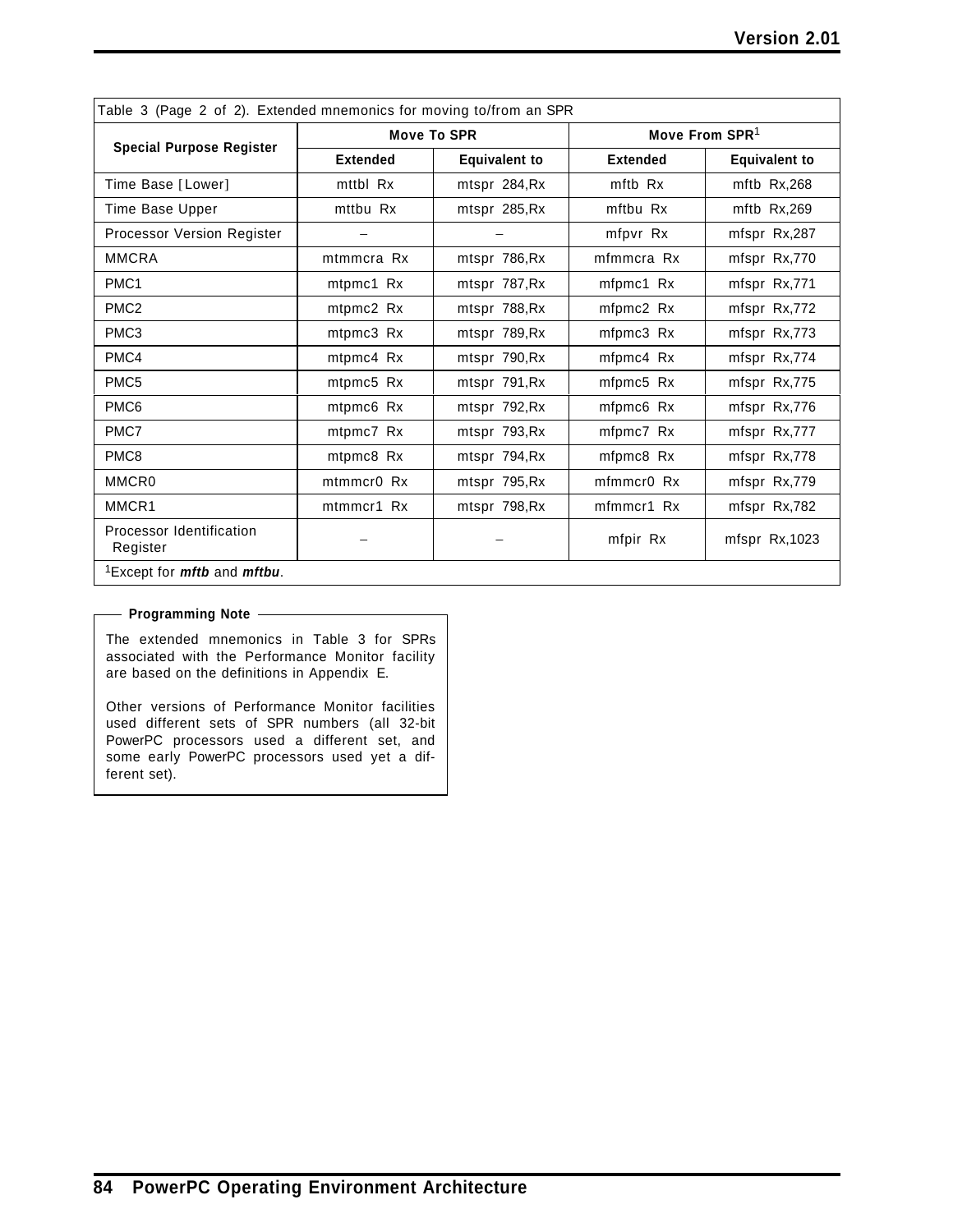Table 3 (Page 2 of 2). Extended mnemonics for moving to/from an SPR

| Special Purpose Register | Move To SPR | | Move From SPR[1] | |
|---|---|---|---|---|
| | Extended | Equivalent to | Extended | Equivalent to |
| Time Base [Lower] | mttbl Rx | mtspr 284,Rx | mftb Rx | mftb Rx,268 |
| Time Base Upper | mttbu Rx | mtspr 285,Rx | mftbu Rx | mftb Rx,269 |
| Processor Version Register | – | – | mfpvr Rx | mfspr Rx,287 |
| MMCRA | mtmmcra Rx | mtspr 786,Rx | mfmmcra Rx | mfspr Rx,770 |
| PMC1 | mtpmc1 Rx | mtspr 787,Rx | mfpmc1 Rx | mfspr Rx,771 |
| PMC2 | mtpmc2 Rx | mtspr 788,Rx | mfpmc2 Rx | mfspr Rx,772 |
| PMC3 | mtpmc3 Rx | mtspr 789,Rx | mfpmc3 Rx | mfspr Rx,773 |
| PMC4 | mtpmc4 Rx | mtspr 790,Rx | mfpmc4 Rx | mfspr Rx,774 |
| PMC5 | mtpmc5 Rx | mtspr 791,Rx | mfpmc5 Rx | mfspr Rx,775 |
| PMC6 | mtpmc6 Rx | mtspr 792,Rx | mfpmc6 Rx | mfspr Rx,776 |
| PMC7 | mtpmc7 Rx | mtspr 793,Rx | mfpmc7 Rx | mfspr Rx,777 |
| PMC8 | mtpmc8 Rx | mtspr 794,Rx | mfpmc8 Rx | mfspr Rx,778 |
| MMCR0 | mtmmcr0 Rx | mtspr 795,Rx | mfmmcr0 Rx | mfspr Rx,779 |
| MMCR1 | mtmmcr1 Rx | mtspr 798,Rx | mfmmcr1 Rx | mfspr Rx,782 |
| Processor Identification Register | – | – | mfpir Rx | mfspr Rx,1023 |

[1]Except for ***mftb*** and ***mftbu***.

**Programming Note**

The extended mnemonics in Table 3 for SPRs associated with the Performance Monitor facility are based on the definitions in Appendix E.

Other versions of Performance Monitor facilities used different sets of SPR numbers (all 32-bit PowerPC processors used a different set, and some early PowerPC processors used yet a different set).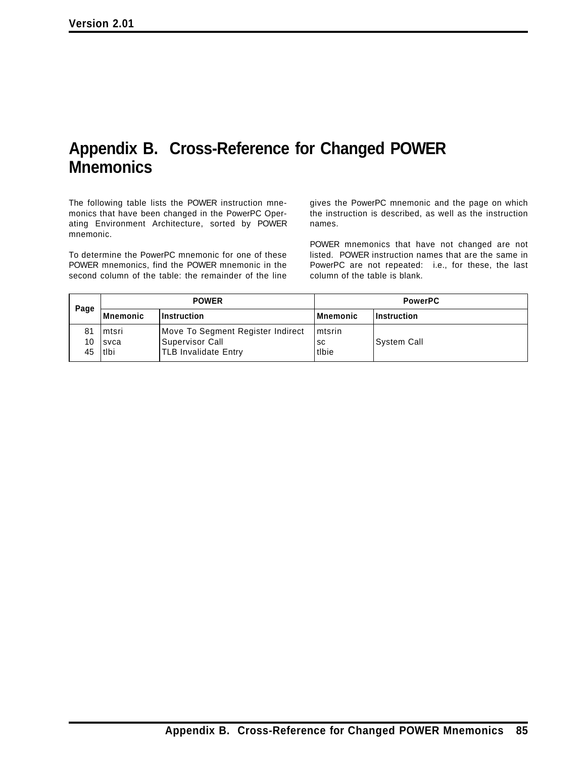# Appendix B. Cross-Reference for Changed POWER Mnemonics

The following table lists the POWER instruction mnemonics that have been changed in the PowerPC Operating Environment Architecture, sorted by POWER mnemonic.

To determine the PowerPC mnemonic for one of these POWER mnemonics, find the POWER mnemonic in the second column of the table: the remainder of the line gives the PowerPC mnemonic and the page on which the instruction is described, as well as the instruction names.

POWER mnemonics that have not changed are not listed. POWER instruction names that are the same in PowerPC are not repeated: i.e., for these, the last column of the table is blank.

| Page | POWER | | PowerPC | |
|---|---|---|---|---|
| | Mnemonic | Instruction | Mnemonic | Instruction |
| 81 | mtsri | Move To Segment Register Indirect | mtsrin | |
| 10 | svca | Supervisor Call | sc | System Call |
| 45 | tlbi | TLB Invalidate Entry | tlbie | |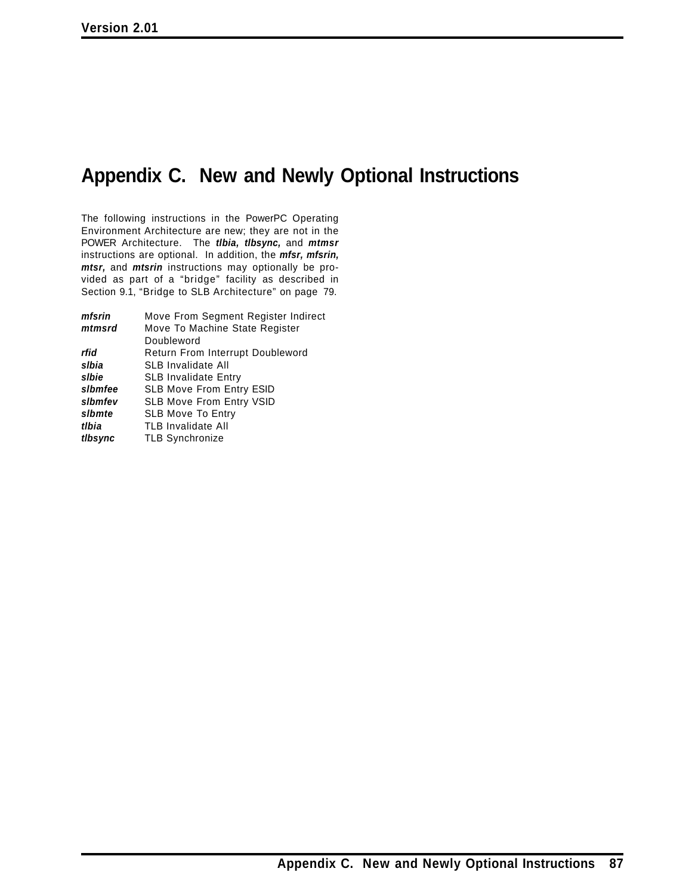# Appendix C. New and Newly Optional Instructions

The following instructions in the PowerPC Operating Environment Architecture are new; they are not in the POWER Architecture. The ***tlbia, tlbsync,*** and ***mtmsr*** instructions are optional. In addition, the ***mfsr, mfsrin, mtsr,*** and ***mtsrin*** instructions may optionally be provided as part of a "bridge" facility as described in Section 9.1, "Bridge to SLB Architecture" on page 79.

| | |
|---|---|
| ***mfsrin*** | Move From Segment Register Indirect |
| ***mtmsrd*** | Move To Machine State Register Doubleword |
| ***rfid*** | Return From Interrupt Doubleword |
| ***slbia*** | SLB Invalidate All |
| ***slbie*** | SLB Invalidate Entry |
| ***slbmfee*** | SLB Move From Entry ESID |
| ***slbmfev*** | SLB Move From Entry VSID |
| ***slbmte*** | SLB Move To Entry |
| ***tlbia*** | TLB Invalidate All |
| ***tlbsync*** | TLB Synchronize |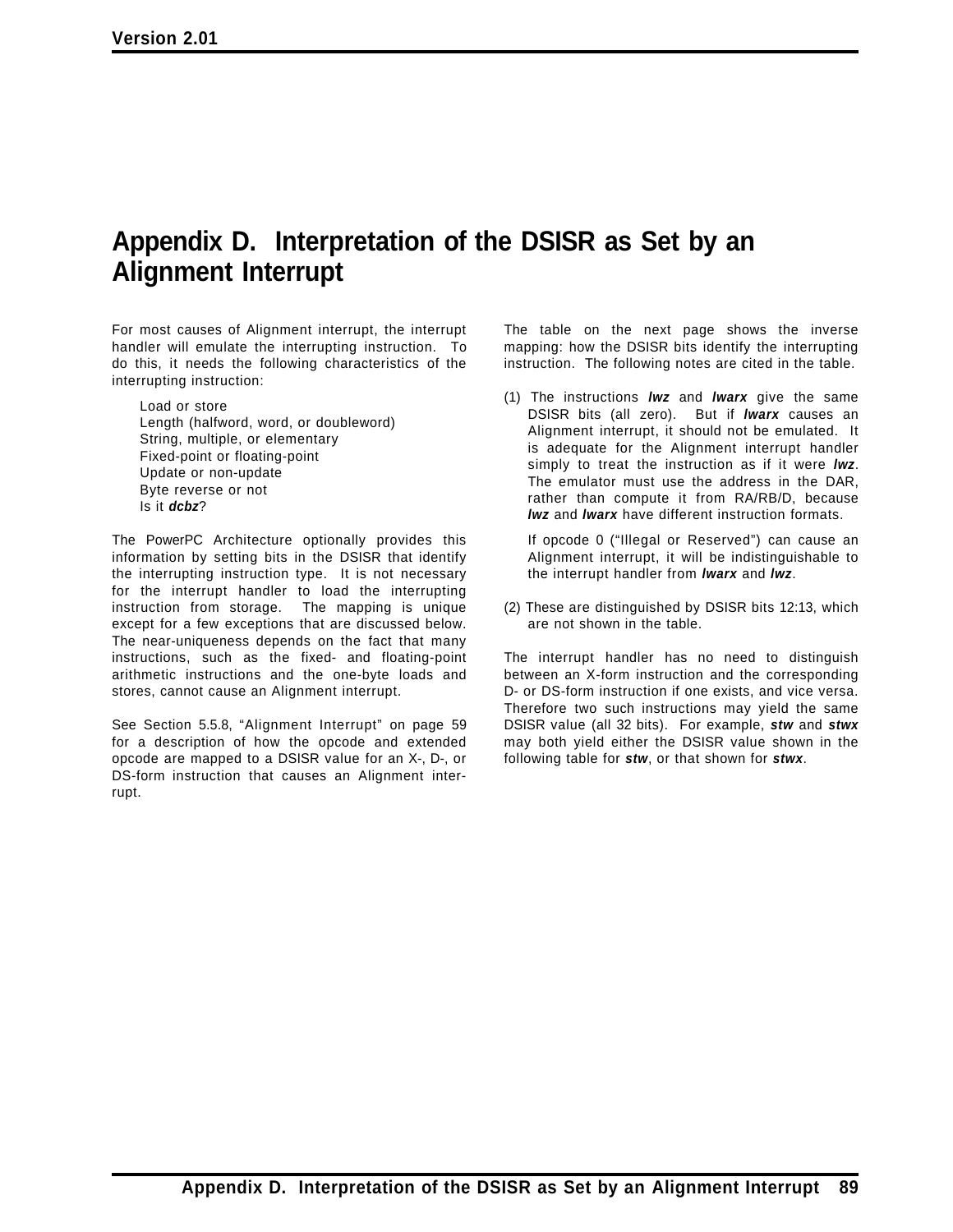# Appendix D. Interpretation of the DSISR as Set by an Alignment Interrupt

For most causes of Alignment interrupt, the interrupt handler will emulate the interrupting instruction. To do this, it needs the following characteristics of the interrupting instruction:

Load or store  
Length (halfword, word, or doubleword)  
String, multiple, or elementary  
Fixed-point or floating-point  
Update or non-update  
Byte reverse or not  
Is it ***dcbz***?

The PowerPC Architecture optionally provides this information by setting bits in the DSISR that identify the interrupting instruction type. It is not necessary for the interrupt handler to load the interrupting instruction from storage. The mapping is unique except for a few exceptions that are discussed below. The near-uniqueness depends on the fact that many instructions, such as the fixed- and floating-point arithmetic instructions and the one-byte loads and stores, cannot cause an Alignment interrupt.

See Section 5.5.8, "Alignment Interrupt" on page 59 for a description of how the opcode and extended opcode are mapped to a DSISR value for an X-, D-, or DS-form instruction that causes an Alignment interrupt.

The table on the next page shows the inverse mapping: how the DSISR bits identify the interrupting instruction. The following notes are cited in the table.

(1) The instructions ***lwz*** and ***lwarx*** give the same DSISR bits (all zero). But if ***lwarx*** causes an Alignment interrupt, it should not be emulated. It is adequate for the Alignment interrupt handler simply to treat the instruction as if it were ***lwz***. The emulator must use the address in the DAR, rather than compute it from RA/RB/D, because ***lwz*** and ***lwarx*** have different instruction formats.

If opcode 0 ("Illegal or Reserved") can cause an Alignment interrupt, it will be indistinguishable to the interrupt handler from ***lwarx*** and ***lwz***.

(2) These are distinguished by DSISR bits 12:13, which are not shown in the table.

The interrupt handler has no need to distinguish between an X-form instruction and the corresponding D- or DS-form instruction if one exists, and vice versa. Therefore two such instructions may yield the same DSISR value (all 32 bits). For example, ***stw*** and ***stwx*** may both yield either the DSISR value shown in the following table for ***stw***, or that shown for ***stwx***.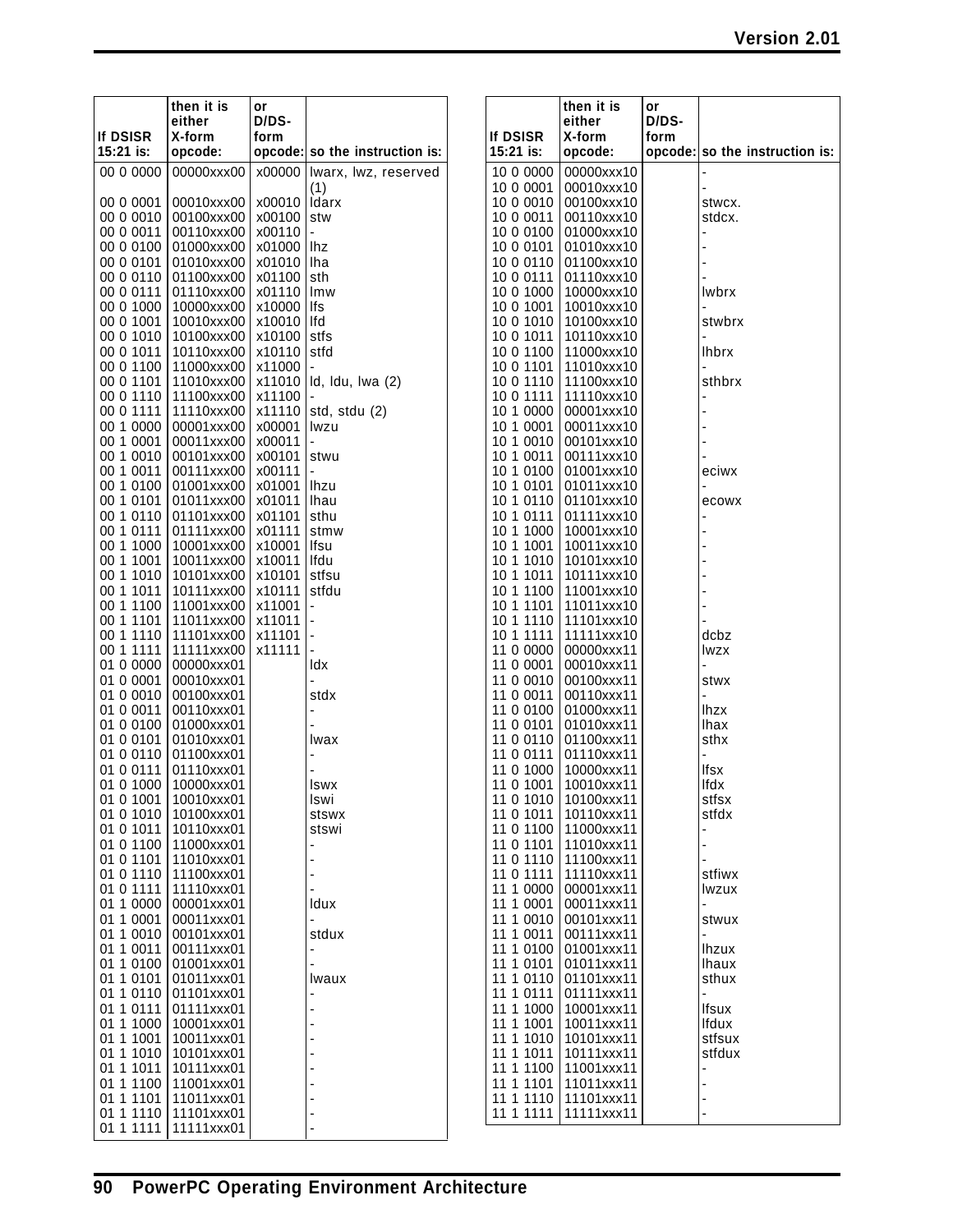| If DSISR 15:21 is: | then it is either X-form opcode: | or D/DS-form opcode: | so the instruction is: |
|---|---|---|---|
| 00 0 0000 | 00000xxx00 | x00000 | lwarx, lwz, reserved (1) |
| 00 0 0001 | 00010xxx00 | x00010 | ldarx |
| 00 0 0010 | 00100xxx00 | x00100 | stw |
| 00 0 0011 | 00110xxx00 | x00110 | - |
| 00 0 0100 | 01000xxx00 | x01000 | lhz |
| 00 0 0101 | 01010xxx00 | x01010 | lha |
| 00 0 0110 | 01100xxx00 | x01100 | sth |
| 00 0 0111 | 01110xxx00 | x01110 | lmw |
| 00 0 1000 | 10000xxx00 | x10000 | lfs |
| 00 0 1001 | 10010xxx00 | x10010 | lfd |
| 00 0 1010 | 10100xxx00 | x10100 | stfs |
| 00 0 1011 | 10110xxx00 | x10110 | stfd |
| 00 0 1100 | 11000xxx00 | x11000 | - |
| 00 0 1101 | 11010xxx00 | x11010 | ld, ldu, lwa (2) |
| 00 0 1110 | 11100xxx00 | x11100 | - |
| 00 0 1111 | 11110xxx00 | x11110 | std, stdu (2) |
| 00 1 0000 | 00001xxx00 | x00001 | lwzu |
| 00 1 0001 | 00011xxx00 | x00011 | - |
| 00 1 0010 | 00101xxx00 | x00101 | stwu |
| 00 1 0011 | 00111xxx00 | x00111 | - |
| 00 1 0100 | 01001xxx00 | x01001 | lhzu |
| 00 1 0101 | 01011xxx00 | x01011 | lhau |
| 00 1 0110 | 01101xxx00 | x01101 | sthu |
| 00 1 0111 | 01111xxx00 | x01111 | stmw |
| 00 1 1000 | 10001xxx00 | x10001 | lfsu |
| 00 1 1001 | 10011xxx00 | x10011 | lfdu |
| 00 1 1010 | 10101xxx00 | x10101 | stfsu |
| 00 1 1011 | 10111xxx00 | x10111 | stfdu |
| 00 1 1100 | 11001xxx00 | x11001 | - |
| 00 1 1101 | 11011xxx00 | x11011 | - |
| 00 1 1110 | 11101xxx00 | x11101 | - |
| 00 1 1111 | 11111xxx00 | x11111 | - |
| 01 0 0000 | 00000xxx01 | | ldx |
| 01 0 0001 | 00010xxx01 | | - |
| 01 0 0010 | 00100xxx01 | | stdx |
| 01 0 0011 | 00110xxx01 | | - |
| 01 0 0100 | 01000xxx01 | | - |
| 01 0 0101 | 01010xxx01 | | lwax |
| 01 0 0110 | 01100xxx01 | | - |
| 01 0 0111 | 01110xxx01 | | - |
| 01 0 1000 | 10000xxx01 | | lswx |
| 01 0 1001 | 10010xxx01 | | lswi |
| 01 0 1010 | 10100xxx01 | | stswx |
| 01 0 1011 | 10110xxx01 | | stswi |
| 01 0 1100 | 11000xxx01 | | - |
| 01 0 1101 | 11010xxx01 | | - |
| 01 0 1110 | 11100xxx01 | | - |
| 01 0 1111 | 11110xxx01 | | - |
| 01 1 0000 | 00001xxx01 | | ldux |
| 01 1 0001 | 00011xxx01 | | - |
| 01 1 0010 | 00101xxx01 | | stdux |
| 01 1 0011 | 00111xxx01 | | - |
| 01 1 0100 | 01001xxx01 | | - |
| 01 1 0101 | 01011xxx01 | | lwaux |
| 01 1 0110 | 01101xxx01 | | - |
| 01 1 0111 | 01111xxx01 | | - |
| 01 1 1000 | 10001xxx01 | | - |
| 01 1 1001 | 10011xxx01 | | - |
| 01 1 1010 | 10101xxx01 | | - |
| 01 1 1011 | 10111xxx01 | | - |
| 01 1 1100 | 11001xxx01 | | - |
| 01 1 1101 | 11011xxx01 | | - |
| 01 1 1110 | 11101xxx01 | | - |
| 01 1 1111 | 11111xxx01 | | - |

| If DSISR 15:21 is: | then it is either X-form opcode: | or D/DS-form opcode: | so the instruction is: |
|---|---|---|---|
| 10 0 0000 | 00000xxx10 | | - |
| 10 0 0001 | 00010xxx10 | | - |
| 10 0 0010 | 00100xxx10 | | stwcx. |
| 10 0 0011 | 00110xxx10 | | stdcx. |
| 10 0 0100 | 01000xxx10 | | - |
| 10 0 0101 | 01010xxx10 | | - |
| 10 0 0110 | 01100xxx10 | | - |
| 10 0 0111 | 01110xxx10 | | - |
| 10 0 1000 | 10000xxx10 | | lwbrx |
| 10 0 1001 | 10010xxx10 | | - |
| 10 0 1010 | 10100xxx10 | | stwbrx |
| 10 0 1011 | 10110xxx10 | | - |
| 10 0 1100 | 11000xxx10 | | lhbrx |
| 10 0 1101 | 11010xxx10 | | - |
| 10 0 1110 | 11100xxx10 | | sthbrx |
| 10 0 1111 | 11110xxx10 | | - |
| 10 1 0000 | 00001xxx10 | | - |
| 10 1 0001 | 00011xxx10 | | - |
| 10 1 0010 | 00101xxx10 | | - |
| 10 1 0011 | 00111xxx10 | | - |
| 10 1 0100 | 01001xxx10 | | eciwx |
| 10 1 0101 | 01011xxx10 | | - |
| 10 1 0110 | 01101xxx10 | | ecowx |
| 10 1 0111 | 01111xxx10 | | - |
| 10 1 1000 | 10001xxx10 | | - |
| 10 1 1001 | 10011xxx10 | | - |
| 10 1 1010 | 10101xxx10 | | - |
| 10 1 1011 | 10111xxx10 | | - |
| 10 1 1100 | 11001xxx10 | | - |
| 10 1 1101 | 11011xxx10 | | - |
| 10 1 1110 | 11101xxx10 | | - |
| 10 1 1111 | 11111xxx10 | | dcbz |
| 11 0 0000 | 00000xxx11 | | lwzx |
| 11 0 0001 | 00010xxx11 | | - |
| 11 0 0010 | 00100xxx11 | | stwx |
| 11 0 0011 | 00110xxx11 | | - |
| 11 0 0100 | 01000xxx11 | | lhzx |
| 11 0 0101 | 01010xxx11 | | lhax |
| 11 0 0110 | 01100xxx11 | | sthx |
| 11 0 0111 | 01110xxx11 | | - |
| 11 0 1000 | 10000xxx11 | | lfsx |
| 11 0 1001 | 10010xxx11 | | lfdx |
| 11 0 1010 | 10100xxx11 | | stfsx |
| 11 0 1011 | 10110xxx11 | | stfdx |
| 11 0 1100 | 11000xxx11 | | - |
| 11 0 1101 | 11010xxx11 | | - |
| 11 0 1110 | 11100xxx11 | | - |
| 11 0 1111 | 11110xxx11 | | stfiwx |
| 11 1 0000 | 00001xxx11 | | lwzux |
| 11 1 0001 | 00011xxx11 | | - |
| 11 1 0010 | 00101xxx11 | | stwux |
| 11 1 0011 | 00111xxx11 | | - |
| 11 1 0100 | 01001xxx11 | | lhzux |
| 11 1 0101 | 01011xxx11 | | lhaux |
| 11 1 0110 | 01101xxx11 | | sthux |
| 11 1 0111 | 01111xxx11 | | - |
| 11 1 1000 | 10001xxx11 | | lfsux |
| 11 1 1001 | 10011xxx11 | | lfdux |
| 11 1 1010 | 10101xxx11 | | stfsux |
| 11 1 1011 | 10111xxx11 | | stfdux |
| 11 1 1100 | 11001xxx11 | | - |
| 11 1 1101 | 11011xxx11 | | - |
| 11 1 1110 | 11101xxx11 | | - |
| 11 1 1111 | 11111xxx11 | | - |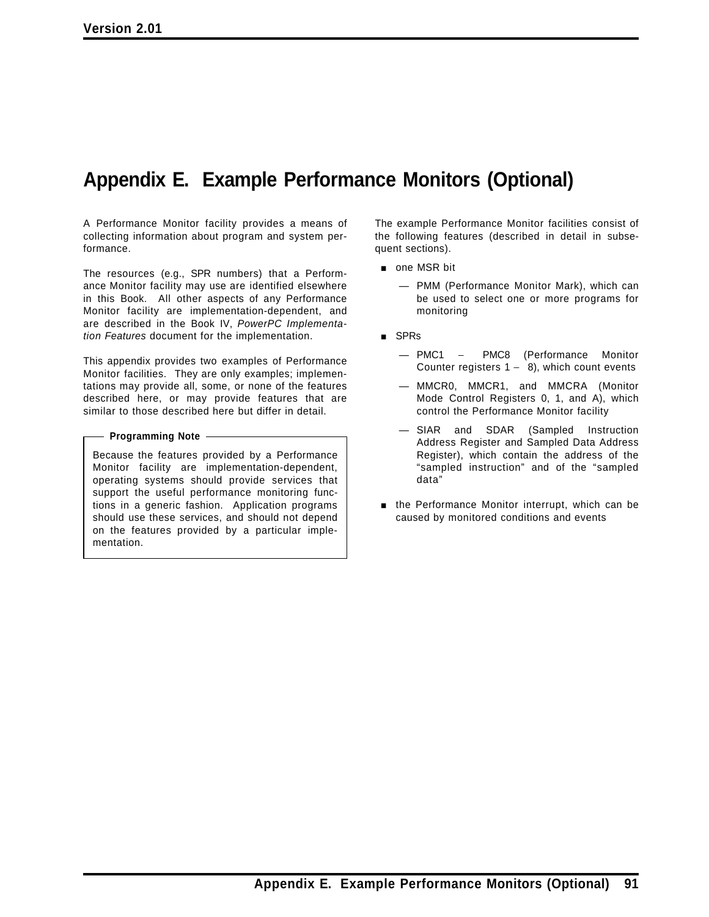# Appendix E. Example Performance Monitors (Optional)

A Performance Monitor facility provides a means of collecting information about program and system performance.

The resources (e.g., SPR numbers) that a Performance Monitor facility may use are identified elsewhere in this Book. All other aspects of any Performance Monitor facility are implementation-dependent, and are described in the Book IV, *PowerPC Implementation Features* document for the implementation.

This appendix provides two examples of Performance Monitor facilities. They are only examples; implementations may provide all, some, or none of the features described here, or may provide features that are similar to those described here but differ in detail.

> **Programming Note**
>
> Because the features provided by a Performance Monitor facility are implementation-dependent, operating systems should provide services that support the useful performance monitoring functions in a generic fashion. Application programs should use these services, and should not depend on the features provided by a particular implementation.

The example Performance Monitor facilities consist of the following features (described in detail in subsequent sections).

- one MSR bit
  - PMM (Performance Monitor Mark), which can be used to select one or more programs for monitoring
- SPRs
  - PMC1 – PMC8 (Performance Monitor Counter registers 1 – 8), which count events
  - MMCR0, MMCR1, and MMCRA (Monitor Mode Control Registers 0, 1, and A), which control the Performance Monitor facility
  - SIAR and SDAR (Sampled Instruction Address Register and Sampled Data Address Register), which contain the address of the "sampled instruction" and of the "sampled data"
- the Performance Monitor interrupt, which can be caused by monitored conditions and events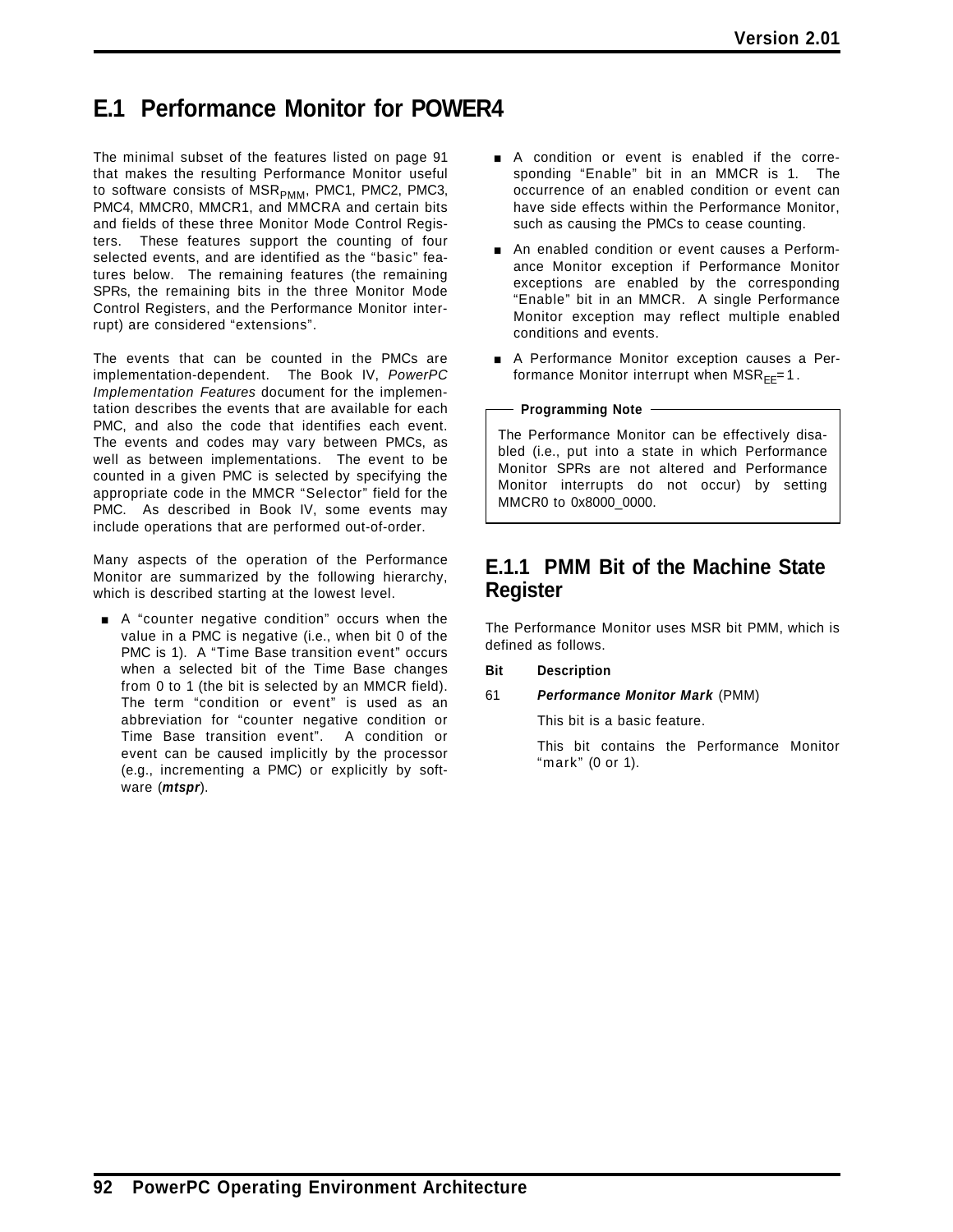# E.1 Performance Monitor for POWER4

The minimal subset of the features listed on page 91 that makes the resulting Performance Monitor useful to software consists of $MSR_{PMM}$, PMC1, PMC2, PMC3, PMC4, MMCR0, MMCR1, and MMCRA and certain bits and fields of these three Monitor Mode Control Registers. These features support the counting of four selected events, and are identified as the "basic" features below. The remaining features (the remaining SPRs, the remaining bits in the three Monitor Mode Control Registers, and the Performance Monitor interrupt) are considered "extensions".

The events that can be counted in the PMCs are implementation-dependent. The Book IV, *PowerPC Implementation Features* document for the implementation describes the events that are available for each PMC, and also the code that identifies each event. The events and codes may vary between PMCs, as well as between implementations. The event to be counted in a given PMC is selected by specifying the appropriate code in the MMCR "Selector" field for the PMC. As described in Book IV, some events may include operations that are performed out-of-order.

Many aspects of the operation of the Performance Monitor are summarized by the following hierarchy, which is described starting at the lowest level.

- A "counter negative condition" occurs when the value in a PMC is negative (i.e., when bit 0 of the PMC is 1). A "Time Base transition event" occurs when a selected bit of the Time Base changes from 0 to 1 (the bit is selected by an MMCR field). The term "condition or event" is used as an abbreviation for "counter negative condition or Time Base transition event". A condition or event can be caused implicitly by the processor (e.g., incrementing a PMC) or explicitly by software (***mtspr***).
- A condition or event is enabled if the corresponding "Enable" bit in an MMCR is 1. The occurrence of an enabled condition or event can have side effects within the Performance Monitor, such as causing the PMCs to cease counting.
- An enabled condition or event causes a Performance Monitor exception if Performance Monitor exceptions are enabled by the corresponding "Enable" bit in an MMCR. A single Performance Monitor exception may reflect multiple enabled conditions and events.
- A Performance Monitor exception causes a Performance Monitor interrupt when $MSR_{EE}=1$.

**Programming Note**

The Performance Monitor can be effectively disabled (i.e., put into a state in which Performance Monitor SPRs are not altered and Performance Monitor interrupts do not occur) by setting MMCR0 to 0x8000_0000.

## E.1.1 PMM Bit of the Machine State Register

The Performance Monitor uses MSR bit PMM, which is defined as follows.

**Bit Description**

61 ***Performance Monitor Mark*** (PMM)

This bit is a basic feature.

This bit contains the Performance Monitor "mark" (0 or 1).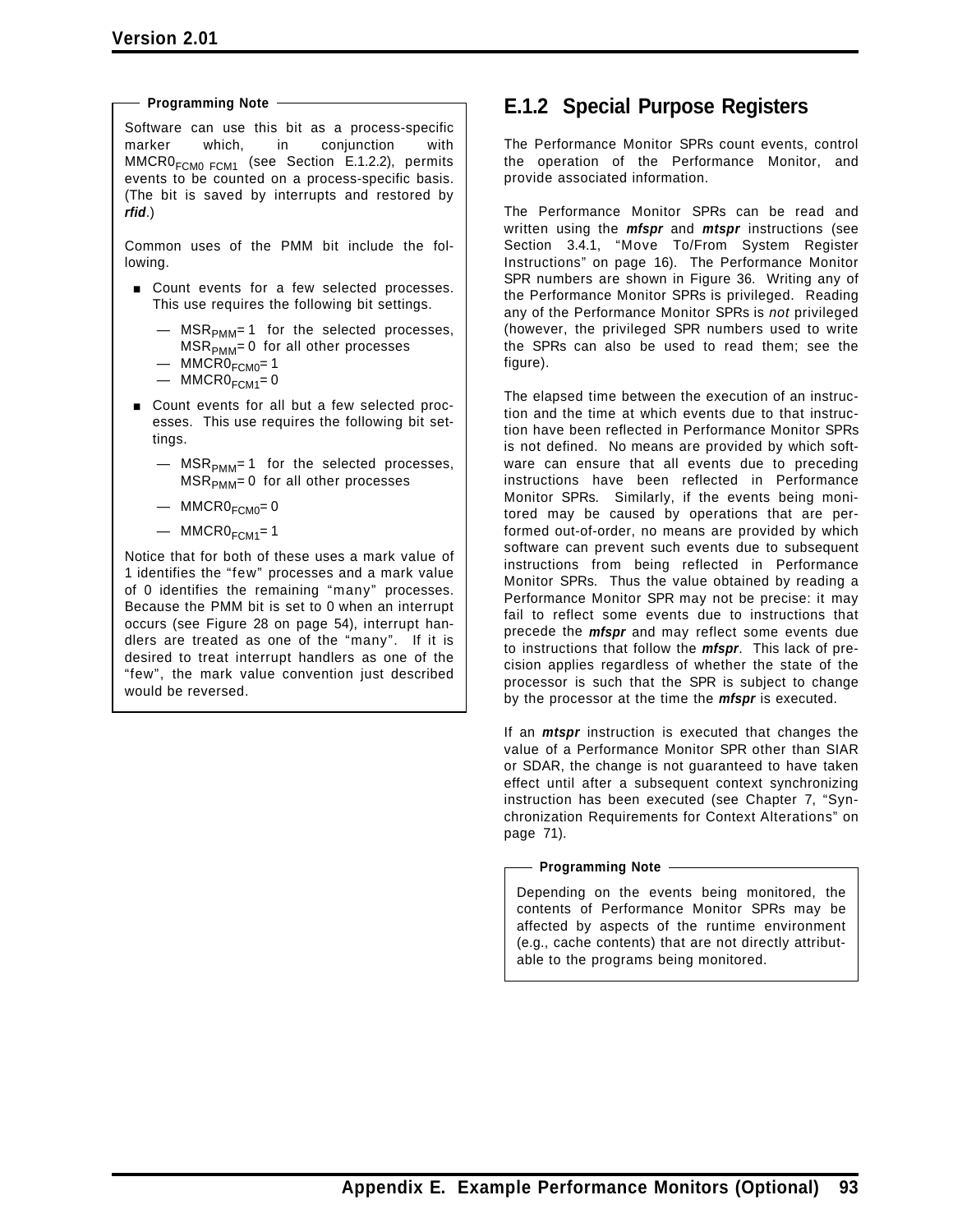**Programming Note**

Software can use this bit as a process-specific marker which, in conjunction with $MMCR0_{FCM0\ FCM1}$ (see Section E.1.2.2), permits events to be counted on a process-specific basis. (The bit is saved by interrupts and restored by ***rfid***.)

Common uses of the PMM bit include the following.

- Count events for a few selected processes. This use requires the following bit settings.
  - $MSR_{PMM}$= 1 for the selected processes, $MSR_{PMM}$= 0 for all other processes
  - $MMCR0_{FCM0}$= 1
  - $MMCR0_{FCM1}$= 0
- Count events for all but a few selected processes. This use requires the following bit settings.
  - $MSR_{PMM}$= 1 for the selected processes, $MSR_{PMM}$= 0 for all other processes
  - $MMCR0_{FCM0}$= 0
  - $MMCR0_{FCM1}$= 1

Notice that for both of these uses a mark value of 1 identifies the "few" processes and a mark value of 0 identifies the remaining "many" processes. Because the PMM bit is set to 0 when an interrupt occurs (see Figure 28 on page 54), interrupt handlers are treated as one of the "many". If it is desired to treat interrupt handlers as one of the "few", the mark value convention just described would be reversed.

## E.1.2 Special Purpose Registers

The Performance Monitor SPRs count events, control the operation of the Performance Monitor, and provide associated information.

The Performance Monitor SPRs can be read and written using the ***mfspr*** and ***mtspr*** instructions (see Section 3.4.1, "Move To/From System Register Instructions" on page 16). The Performance Monitor SPR numbers are shown in Figure 36. Writing any of the Performance Monitor SPRs is privileged. Reading any of the Performance Monitor SPRs is *not* privileged (however, the privileged SPR numbers used to write the SPRs can also be used to read them; see the figure).

The elapsed time between the execution of an instruction and the time at which events due to that instruction have been reflected in Performance Monitor SPRs is not defined. No means are provided by which software can ensure that all events due to preceding instructions have been reflected in Performance Monitor SPRs. Similarly, if the events being monitored may be caused by operations that are performed out-of-order, no means are provided by which software can prevent such events due to subsequent instructions from being reflected in Performance Monitor SPRs. Thus the value obtained by reading a Performance Monitor SPR may not be precise: it may fail to reflect some events due to instructions that precede the ***mfspr*** and may reflect some events due to instructions that follow the ***mfspr***. This lack of precision applies regardless of whether the state of the processor is such that the SPR is subject to change by the processor at the time the ***mfspr*** is executed.

If an ***mtspr*** instruction is executed that changes the value of a Performance Monitor SPR other than SIAR or SDAR, the change is not guaranteed to have taken effect until after a subsequent context synchronizing instruction has been executed (see Chapter 7, "Synchronization Requirements for Context Alterations" on page 71).

**Programming Note**

Depending on the events being monitored, the contents of Performance Monitor SPRs may be affected by aspects of the runtime environment (e.g., cache contents) that are not directly attributable to the programs being monitored.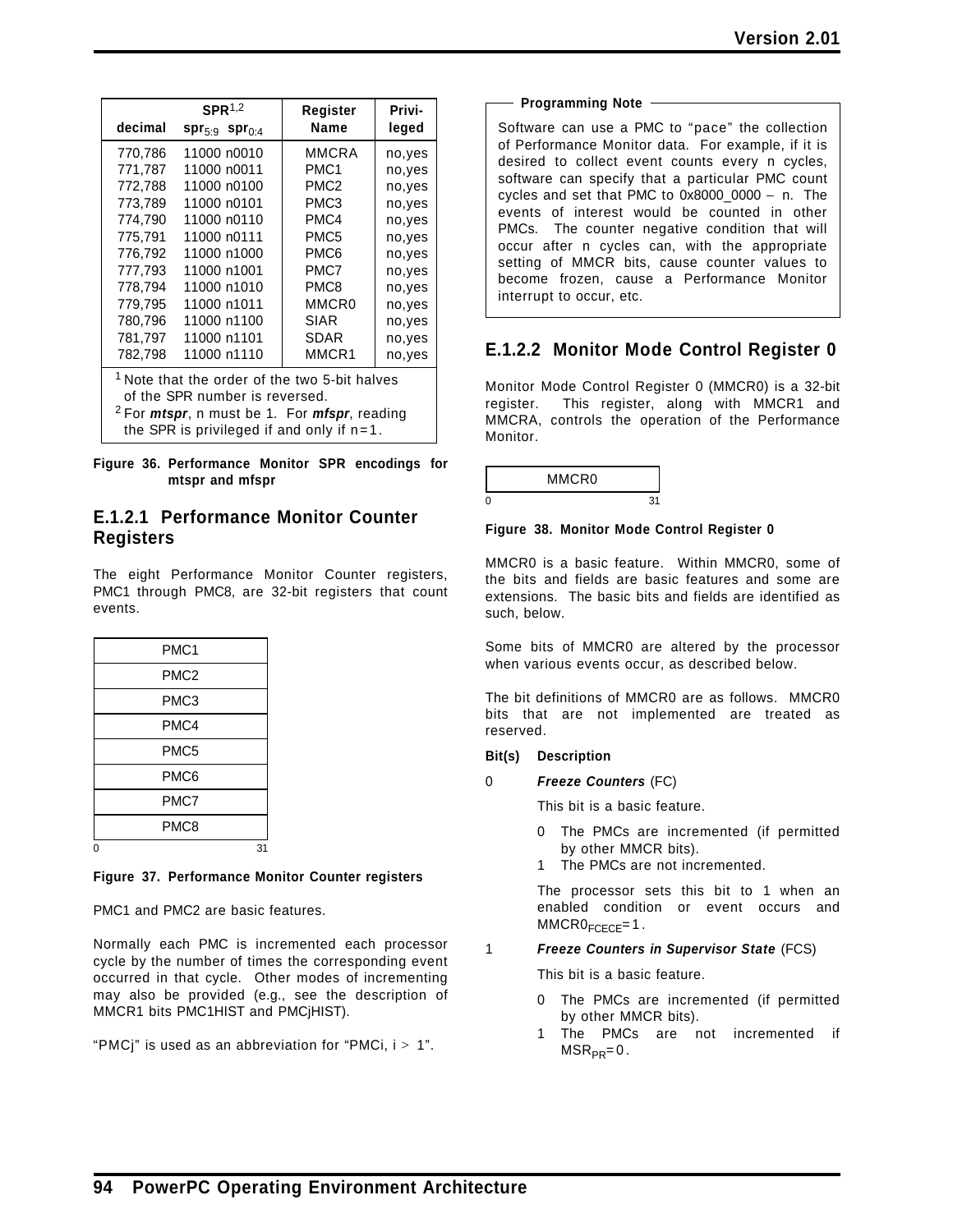| SPR[1,2] decimal | $spr_{5:9}$ $spr_{0:4}$ | Register Name | Privi-leged |
|---|---|---|---|
| 770,786 | 11000 n0010 | MMCRA | no,yes |
| 771,787 | 11000 n0011 | PMC1 | no,yes |
| 772,788 | 11000 n0100 | PMC2 | no,yes |
| 773,789 | 11000 n0101 | PMC3 | no,yes |
| 774,790 | 11000 n0110 | PMC4 | no,yes |
| 775,791 | 11000 n0111 | PMC5 | no,yes |
| 776,792 | 11000 n1000 | PMC6 | no,yes |
| 777,793 | 11000 n1001 | PMC7 | no,yes |
| 778,794 | 11000 n1010 | PMC8 | no,yes |
| 779,795 | 11000 n1011 | MMCR0 | no,yes |
| 780,796 | 11000 n1100 | SIAR | no,yes |
| 781,797 | 11000 n1101 | SDAR | no,yes |
| 782,798 | 11000 n1110 | MMCR1 | no,yes |

[1] Note that the order of the two 5-bit halves of the SPR number is reversed.
[2] For ***mtspr***, n must be 1. For ***mfspr***, reading the SPR is privileged if and only if n=1.

**Figure 36. Performance Monitor SPR encodings for mtspr and mfspr**

### E.1.2.1 Performance Monitor Counter Registers

The eight Performance Monitor Counter registers, PMC1 through PMC8, are 32-bit registers that count events.

| PMC1 |
|---|
| PMC2 |
| PMC3 |
| PMC4 |
| PMC5 |
| PMC6 |
| PMC7 |
| PMC8 |

0 31

**Figure 37. Performance Monitor Counter registers**

PMC1 and PMC2 are basic features.

Normally each PMC is incremented each processor cycle by the number of times the corresponding event occurred in that cycle. Other modes of incrementing may also be provided (e.g., see the description of MMCR1 bits PMC1HIST and PMCjHIST).

"PMCj" is used as an abbreviation for "PMCi, $i > 1$".

**Programming Note**

Software can use a PMC to "pace" the collection of Performance Monitor data. For example, if it is desired to collect event counts every n cycles, software can specify that a particular PMC count cycles and set that PMC to 0x8000_0000 – n. The events of interest would be counted in other PMCs. The counter negative condition that will occur after n cycles can, with the appropriate setting of MMCR bits, cause counter values to become frozen, cause a Performance Monitor interrupt to occur, etc.

### E.1.2.2 Monitor Mode Control Register 0

Monitor Mode Control Register 0 (MMCR0) is a 32-bit register. This register, along with MMCR1 and MMCRA, controls the operation of the Performance Monitor.

| MMCR0 |
|---|

0 31

**Figure 38. Monitor Mode Control Register 0**

MMCR0 is a basic feature. Within MMCR0, some of the bits and fields are basic features and some are extensions. The basic bits and fields are identified as such, below.

Some bits of MMCR0 are altered by the processor when various events occur, as described below.

The bit definitions of MMCR0 are as follows. MMCR0 bits that are not implemented are treated as reserved.

**Bit(s) Description**

0 ***Freeze Counters*** (FC)

This bit is a basic feature.

- 0 The PMCs are incremented (if permitted by other MMCR bits).
- 1 The PMCs are not incremented.

The processor sets this bit to 1 when an enabled condition or event occurs and $MMCR0_{FCECE}=1$.

1 ***Freeze Counters in Supervisor State*** (FCS)

This bit is a basic feature.

- 0 The PMCs are incremented (if permitted by other MMCR bits).
- 1 The PMCs are not incremented if $MSR_{PR}=0$.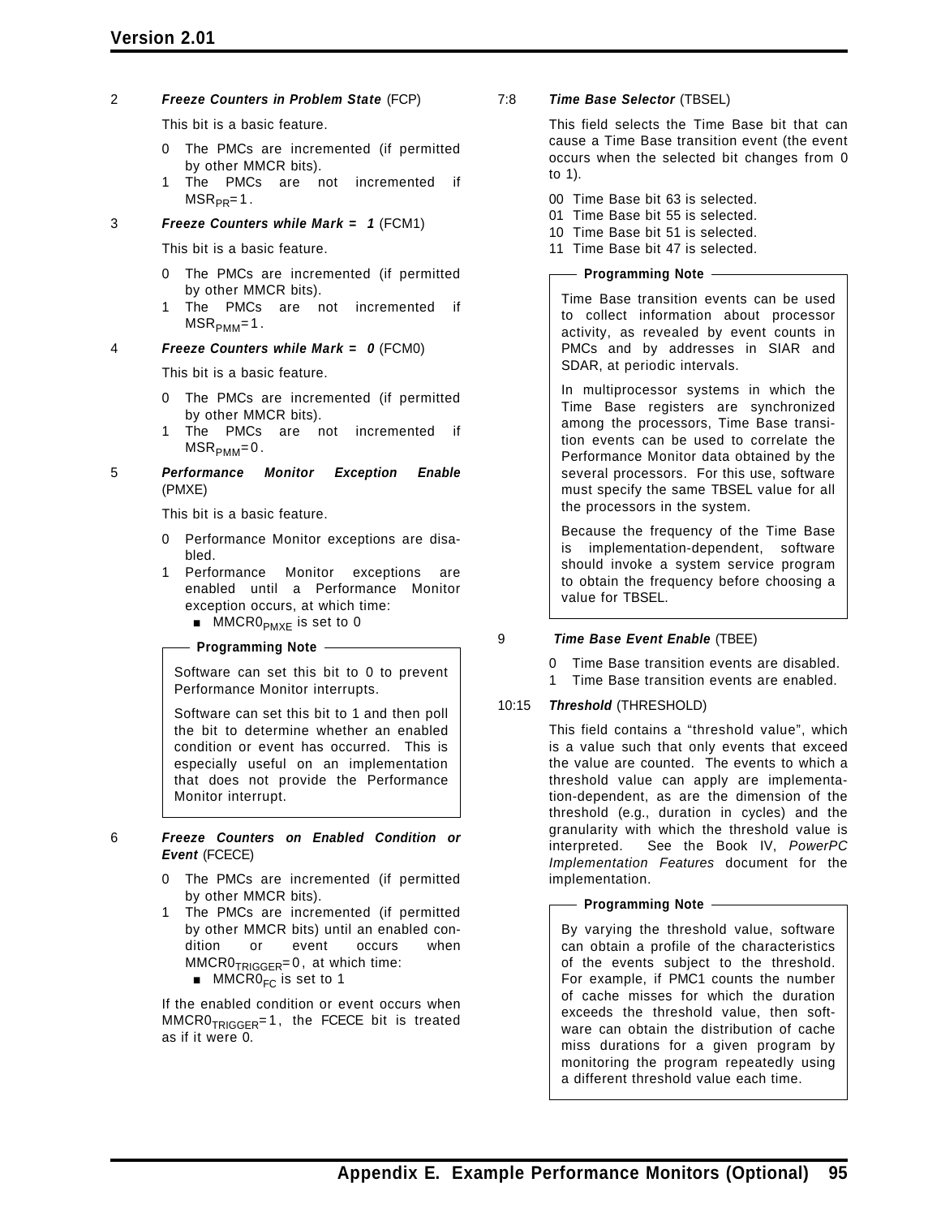2 ***Freeze Counters in Problem State*** (FCP)

This bit is a basic feature.

0 The PMCs are incremented (if permitted by other MMCR bits).
1 The PMCs are not incremented if $MSR_{PR}=1$.

3 ***Freeze Counters while Mark = 1*** (FCM1)

This bit is a basic feature.

0 The PMCs are incremented (if permitted by other MMCR bits).
1 The PMCs are not incremented if $MSR_{PMM}=1$.

4 ***Freeze Counters while Mark = 0*** (FCM0)

This bit is a basic feature.

0 The PMCs are incremented (if permitted by other MMCR bits).
1 The PMCs are not incremented if $MSR_{PMM}=0$.

5 ***Performance Monitor Exception Enable*** (PMXE)

This bit is a basic feature.

0 Performance Monitor exceptions are disabled.
1 Performance Monitor exceptions are enabled until a Performance Monitor exception occurs, at which time:
   - $MMCR0_{PMXE}$ is set to 0

> **Programming Note**
>
> Software can set this bit to 0 to prevent Performance Monitor interrupts.
>
> Software can set this bit to 1 and then poll the bit to determine whether an enabled condition or event has occurred. This is especially useful on an implementation that does not provide the Performance Monitor interrupt.

6 ***Freeze Counters on Enabled Condition or Event*** (FCECE)

0 The PMCs are incremented (if permitted by other MMCR bits).
1 The PMCs are incremented (if permitted by other MMCR bits) until an enabled condition or event occurs when $MMCR0_{TRIGGER}=0$, at which time:
   - $MMCR0_{FC}$ is set to 1

If the enabled condition or event occurs when $MMCR0_{TRIGGER}=1$, the FCECE bit is treated as if it were 0.

7:8 ***Time Base Selector*** (TBSEL)

This field selects the Time Base bit that can cause a Time Base transition event (the event occurs when the selected bit changes from 0 to 1).

00 Time Base bit 63 is selected.
01 Time Base bit 55 is selected.
10 Time Base bit 51 is selected.
11 Time Base bit 47 is selected.

> **Programming Note**
>
> Time Base transition events can be used to collect information about processor activity, as revealed by event counts in PMCs and by addresses in SIAR and SDAR, at periodic intervals.
>
> In multiprocessor systems in which the Time Base registers are synchronized among the processors, Time Base transition events can be used to correlate the Performance Monitor data obtained by the several processors. For this use, software must specify the same TBSEL value for all the processors in the system.
>
> Because the frequency of the Time Base is implementation-dependent, software should invoke a system service program to obtain the frequency before choosing a value for TBSEL.

9 ***Time Base Event Enable*** (TBEE)

0 Time Base transition events are disabled.
1 Time Base transition events are enabled.

10:15 ***Threshold*** (THRESHOLD)

This field contains a "threshold value", which is a value such that only events that exceed the value are counted. The events to which a threshold value can apply are implementation-dependent, as are the dimension of the threshold (e.g., duration in cycles) and the granularity with which the threshold value is interpreted. See the Book IV, *PowerPC Implementation Features* document for the implementation.

> **Programming Note**
>
> By varying the threshold value, software can obtain a profile of the characteristics of the events subject to the threshold. For example, if PMC1 counts the number of cache misses for which the duration exceeds the threshold value, then software can obtain the distribution of cache miss durations for a given program by monitoring the program repeatedly using a different threshold value each time.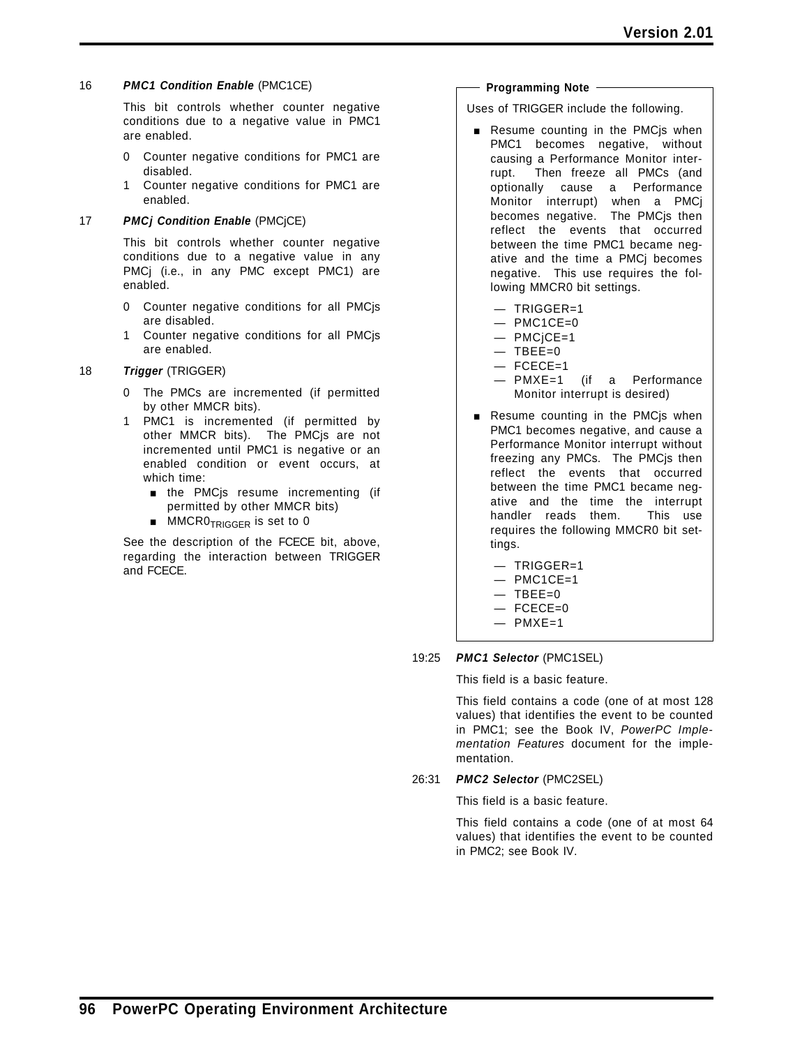16 ***PMC1 Condition Enable*** (PMC1CE)

This bit controls whether counter negative conditions due to a negative value in PMC1 are enabled.

- 0 Counter negative conditions for PMC1 are disabled.
- 1 Counter negative conditions for PMC1 are enabled.

17 ***PMCj Condition Enable*** (PMCjCE)

This bit controls whether counter negative conditions due to a negative value in any PMCj (i.e., in any PMC except PMC1) are enabled.

- 0 Counter negative conditions for all PMCjs are disabled.
- 1 Counter negative conditions for all PMCjs are enabled.

18 ***Trigger*** (TRIGGER)

- 0 The PMCs are incremented (if permitted by other MMCR bits).
- 1 PMC1 is incremented (if permitted by other MMCR bits). The PMCjs are not incremented until PMC1 is negative or an enabled condition or event occurs, at which time:
  - the PMCjs resume incrementing (if permitted by other MMCR bits)
  - $MMCR0_{TRIGGER}$ is set to 0

See the description of the FCECE bit, above, regarding the interaction between TRIGGER and FCECE.

**Programming Note**

Uses of TRIGGER include the following.

- Resume counting in the PMCjs when PMC1 becomes negative, without causing a Performance Monitor interrupt. Then freeze all PMCs (and optionally cause a Performance Monitor interrupt) when a PMCj becomes negative. The PMCjs then reflect the events that occurred between the time PMC1 became negative and the time a PMCj becomes negative. This use requires the following MMCR0 bit settings.
  - — TRIGGER=1
  - — PMC1CE=0
  - — PMCjCE=1
  - — TBEE=0
  - — FCECE=1
  - — PMXE=1 (if a Performance Monitor interrupt is desired)
- Resume counting in the PMCjs when PMC1 becomes negative, and cause a Performance Monitor interrupt without freezing any PMCs. The PMCjs then reflect the events that occurred between the time PMC1 became negative and the time the interrupt handler reads them. This use requires the following MMCR0 bit settings.
  - — TRIGGER=1
  - — PMC1CE=1
  - — TBEE=0
  - — FCECE=0
  - — PMXE=1

19:25 ***PMC1 Selector*** (PMC1SEL)

This field is a basic feature.

This field contains a code (one of at most 128 values) that identifies the event to be counted in PMC1; see the Book IV, *PowerPC Implementation Features* document for the implementation.

26:31 ***PMC2 Selector*** (PMC2SEL)

This field is a basic feature.

This field contains a code (one of at most 64 values) that identifies the event to be counted in PMC2; see Book IV.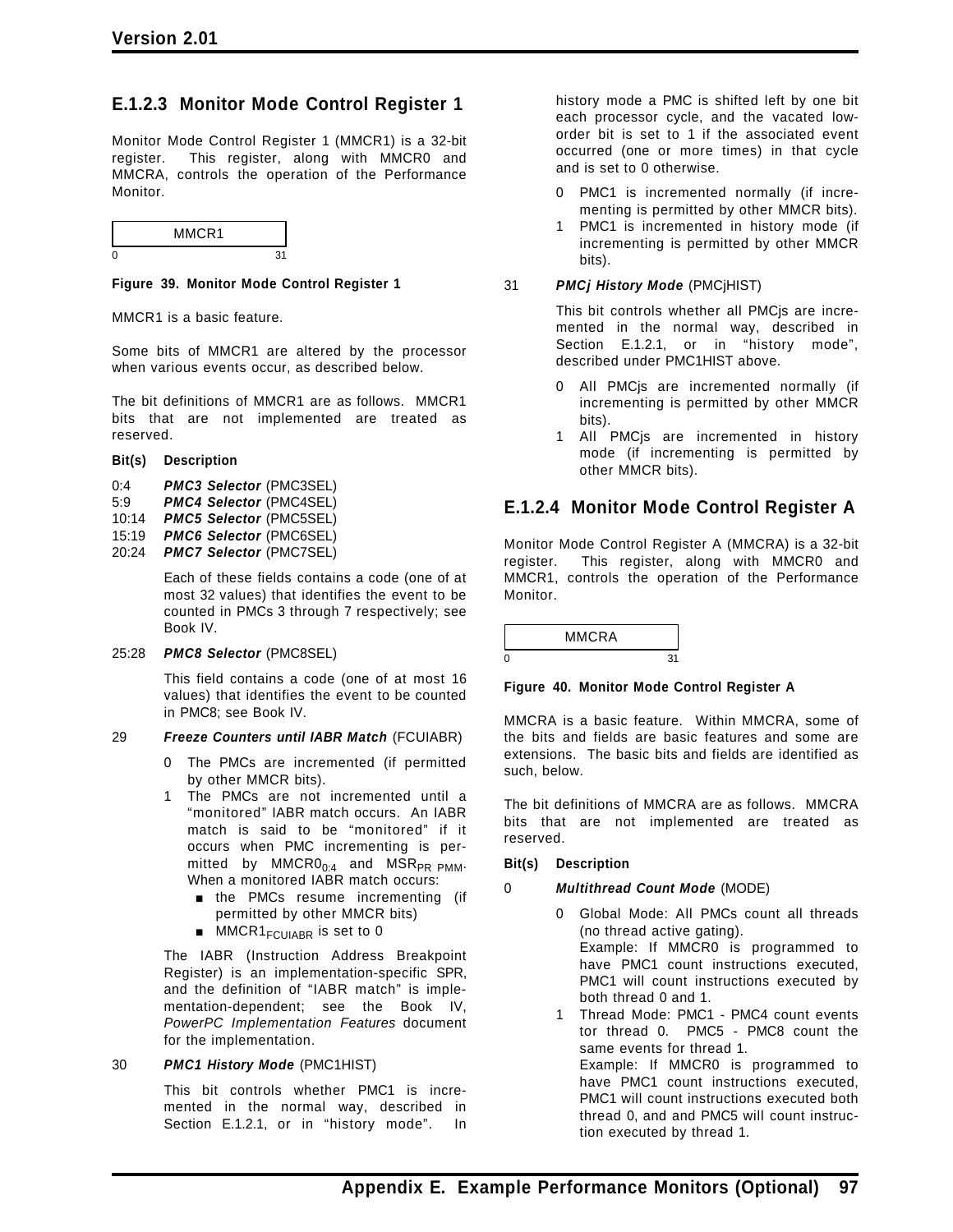### E.1.2.3 Monitor Mode Control Register 1

Monitor Mode Control Register 1 (MMCR1) is a 32-bit register. This register, along with MMCR0 and MMCRA, controls the operation of the Performance Monitor.

| MMCR1 |
|---|
| 0 ... 31 |

**Figure 39. Monitor Mode Control Register 1**

MMCR1 is a basic feature.

Some bits of MMCR1 are altered by the processor when various events occur, as described below.

The bit definitions of MMCR1 are as follows. MMCR1 bits that are not implemented are treated as reserved.

**Bit(s) Description**

0:4 ***PMC3 Selector*** (PMC3SEL)
5:9 ***PMC4 Selector*** (PMC4SEL)
10:14 ***PMC5 Selector*** (PMC5SEL)
15:19 ***PMC6 Selector*** (PMC6SEL)
20:24 ***PMC7 Selector*** (PMC7SEL)

Each of these fields contains a code (one of at most 32 values) that identifies the event to be counted in PMCs 3 through 7 respectively; see Book IV.

25:28 ***PMC8 Selector*** (PMC8SEL)

This field contains a code (one of at most 16 values) that identifies the event to be counted in PMC8; see Book IV.

29 ***Freeze Counters until IABR Match*** (FCUIABR)

0 The PMCs are incremented (if permitted by other MMCR bits).
1 The PMCs are not incremented until a "monitored" IABR match occurs. An IABR match is said to be "monitored" if it occurs when PMC incrementing is permitted by $MMCR0_{0:4}$ and $MSR_{PR\ PMM}$. When a monitored IABR match occurs:
- the PMCs resume incrementing (if permitted by other MMCR bits)
- $MMCR1_{FCUIABR}$ is set to 0

The IABR (Instruction Address Breakpoint Register) is an implementation-specific SPR, and the definition of "IABR match" is implementation-dependent; see the Book IV, *PowerPC Implementation Features* document for the implementation.

30 ***PMC1 History Mode*** (PMC1HIST)

This bit controls whether PMC1 is incremented in the normal way, described in Section E.1.2.1, or in "history mode". In history mode a PMC is shifted left by one bit each processor cycle, and the vacated low-order bit is set to 1 if the associated event occurred (one or more times) in that cycle and is set to 0 otherwise.

0 PMC1 is incremented normally (if incrementing is permitted by other MMCR bits).
1 PMC1 is incremented in history mode (if incrementing is permitted by other MMCR bits).

31 ***PMCj History Mode*** (PMCjHIST)

This bit controls whether all PMCjs are incremented in the normal way, described in Section E.1.2.1, or in "history mode", described under PMC1HIST above.

0 All PMCjs are incremented normally (if incrementing is permitted by other MMCR bits).
1 All PMCjs are incremented in history mode (if incrementing is permitted by other MMCR bits).

### E.1.2.4 Monitor Mode Control Register A

Monitor Mode Control Register A (MMCRA) is a 32-bit register. This register, along with MMCR0 and MMCR1, controls the operation of the Performance Monitor.

| MMCRA |
|---|
| 0 ... 31 |

**Figure 40. Monitor Mode Control Register A**

MMCRA is a basic feature. Within MMCRA, some of the bits and fields are basic features and some are extensions. The basic bits and fields are identified as such, below.

The bit definitions of MMCRA are as follows. MMCRA bits that are not implemented are treated as reserved.

**Bit(s) Description**

0 ***Multithread Count Mode*** (MODE)

0 Global Mode: All PMCs count all threads (no thread active gating).
Example: If MMCR0 is programmed to have PMC1 count instructions executed, PMC1 will count instructions executed by both thread 0 and 1.
1 Thread Mode: PMC1 - PMC4 count events tor thread 0. PMC5 - PMC8 count the same events for thread 1.
Example: If MMCR0 is programmed to have PMC1 count instructions executed, PMC1 will count instructions executed both thread 0, and and PMC5 will count instruction executed by thread 1.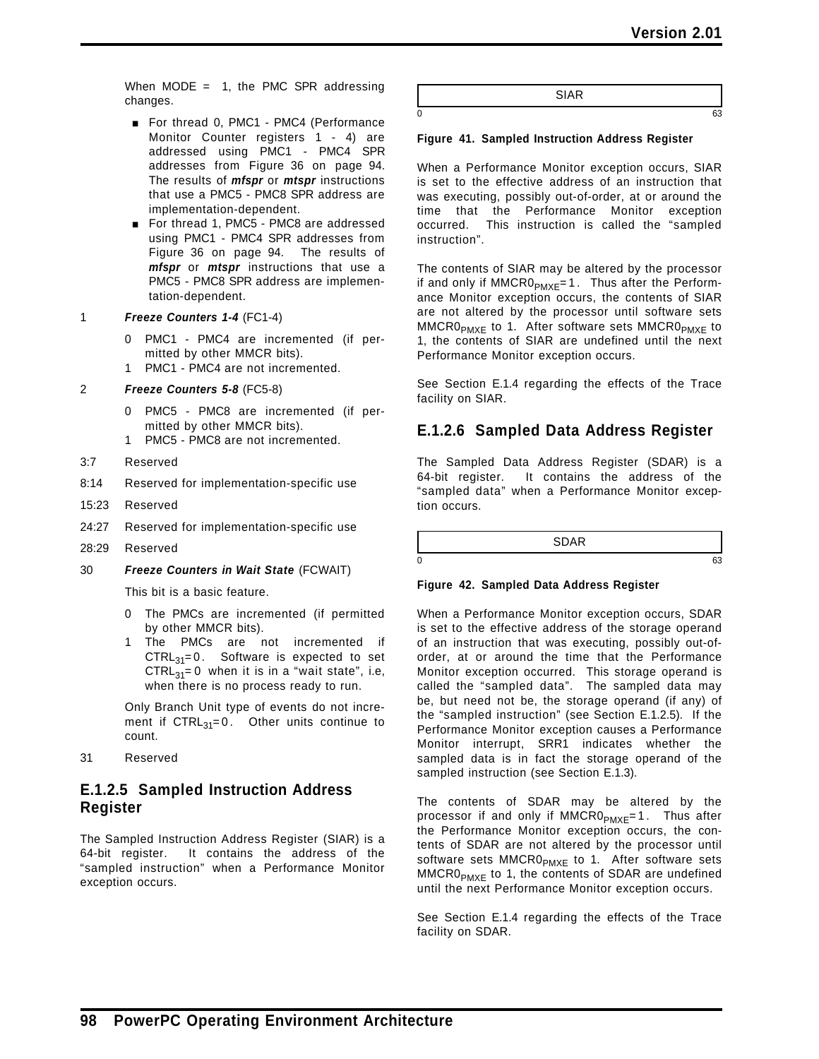When MODE = 1, the PMC SPR addressing changes.

- For thread 0, PMC1 - PMC4 (Performance Monitor Counter registers 1 - 4) are addressed using PMC1 - PMC4 SPR addresses from Figure 36 on page 94. The results of ***mfspr*** or ***mtspr*** instructions that use a PMC5 - PMC8 SPR address are implementation-dependent.
- For thread 1, PMC5 - PMC8 are addressed using PMC1 - PMC4 SPR addresses from Figure 36 on page 94. The results of ***mfspr*** or ***mtspr*** instructions that use a PMC5 - PMC8 SPR address are implementation-dependent.

1 ***Freeze Counters 1-4*** (FC1-4)

0 PMC1 - PMC4 are incremented (if permitted by other MMCR bits).
1 PMC1 - PMC4 are not incremented.

2 ***Freeze Counters 5-8*** (FC5-8)

0 PMC5 - PMC8 are incremented (if permitted by other MMCR bits).
1 PMC5 - PMC8 are not incremented.

3:7 Reserved

8:14 Reserved for implementation-specific use

15:23 Reserved

24:27 Reserved for implementation-specific use

28:29 Reserved

30 ***Freeze Counters in Wait State*** (FCWAIT)

This bit is a basic feature.

0 The PMCs are incremented (if permitted by other MMCR bits).
1 The PMCs are not incremented if $CTRL_{31}=0$. Software is expected to set $CTRL_{31}=0$ when it is in a “wait state”, i.e, when there is no process ready to run.

Only Branch Unit type of events do not increment if $CTRL_{31}=0$. Other units continue to count.

31 Reserved

### E.1.2.5 Sampled Instruction Address Register

The Sampled Instruction Address Register (SIAR) is a 64-bit register. It contains the address of the “sampled instruction” when a Performance Monitor exception occurs.

| SIAR |
|---|
| 0 ... 63 |

**Figure 41. Sampled Instruction Address Register**

When a Performance Monitor exception occurs, SIAR is set to the effective address of an instruction that was executing, possibly out-of-order, at or around the time that the Performance Monitor exception occurred. This instruction is called the “sampled instruction”.

The contents of SIAR may be altered by the processor if and only if $MMCR0_{PMXE}=1$. Thus after the Performance Monitor exception occurs, the contents of SIAR are not altered by the processor until software sets $MMCR0_{PMXE}$ to 1. After software sets $MMCR0_{PMXE}$ to 1, the contents of SIAR are undefined until the next Performance Monitor exception occurs.

See Section E.1.4 regarding the effects of the Trace facility on SIAR.

### E.1.2.6 Sampled Data Address Register

The Sampled Data Address Register (SDAR) is a 64-bit register. It contains the address of the “sampled data” when a Performance Monitor exception occurs.

| SDAR |
|---|
| 0 ... 63 |

**Figure 42. Sampled Data Address Register**

When a Performance Monitor exception occurs, SDAR is set to the effective address of the storage operand of an instruction that was executing, possibly out-of-order, at or around the time that the Performance Monitor exception occurred. This storage operand is called the “sampled data”. The sampled data may be, but need not be, the storage operand (if any) of the “sampled instruction” (see Section E.1.2.5). If the Performance Monitor exception causes a Performance Monitor interrupt, SRR1 indicates whether the sampled data is in fact the storage operand of the sampled instruction (see Section E.1.3).

The contents of SDAR may be altered by the processor if and only if $MMCR0_{PMXE}=1$. Thus after the Performance Monitor exception occurs, the contents of SDAR are not altered by the processor until software sets $MMCR0_{PMXE}$ to 1. After software sets $MMCR0_{PMXE}$ to 1, the contents of SDAR are undefined until the next Performance Monitor exception occurs.

See Section E.1.4 regarding the effects of the Trace facility on SDAR.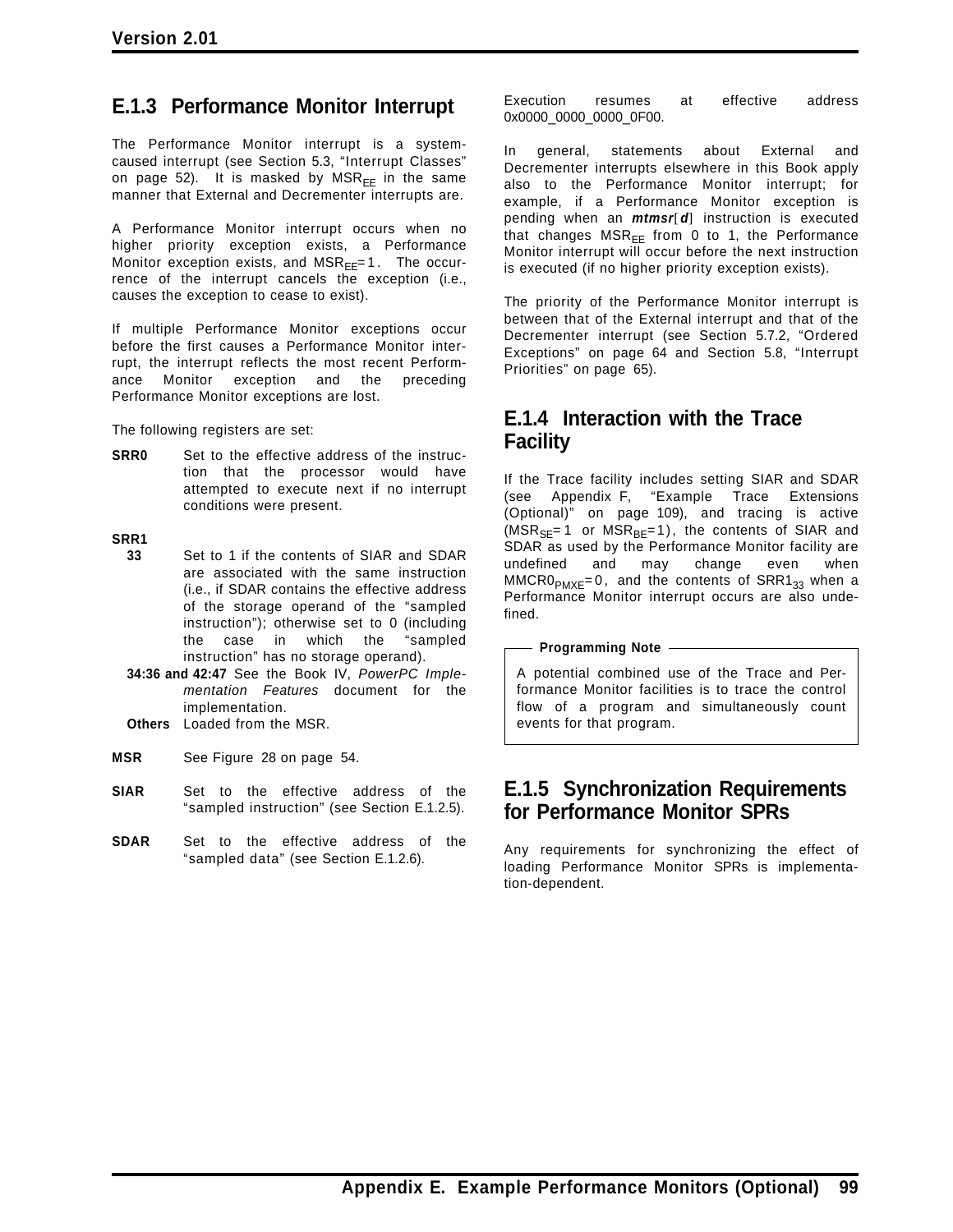## E.1.3 Performance Monitor Interrupt

The Performance Monitor interrupt is a system-caused interrupt (see Section 5.3, "Interrupt Classes" on page 52). It is masked by $MSR_{EE}$ in the same manner that External and Decrementer interrupts are.

A Performance Monitor interrupt occurs when no higher priority exception exists, a Performance Monitor exception exists, and $MSR_{EE}=1$. The occurrence of the interrupt cancels the exception (i.e., causes the exception to cease to exist).

If multiple Performance Monitor exceptions occur before the first causes a Performance Monitor interrupt, the interrupt reflects the most recent Performance Monitor exception and the preceding Performance Monitor exceptions are lost.

The following registers are set:

**SRR0** Set to the effective address of the instruction that the processor would have attempted to execute next if no interrupt conditions were present.

**SRR1**

- **33** Set to 1 if the contents of SIAR and SDAR are associated with the same instruction (i.e., if SDAR contains the effective address of the storage operand of the "sampled instruction"); otherwise set to 0 (including the case in which the "sampled instruction" has no storage operand).
- **34:36 and 42:47** See the Book IV, *PowerPC Implementation Features* document for the implementation.
- **Others** Loaded from the MSR.

**MSR** See Figure 28 on page 54.

**SIAR** Set to the effective address of the "sampled instruction" (see Section E.1.2.5).

**SDAR** Set to the effective address of the "sampled data" (see Section E.1.2.6).

Execution resumes at effective address 0x0000_0000_0000_0F00.

In general, statements about External and Decrementer interrupts elsewhere in this Book apply also to the Performance Monitor interrupt; for example, if a Performance Monitor exception is pending when an ***mtmsr***[***d***] instruction is executed that changes $MSR_{EE}$ from 0 to 1, the Performance Monitor interrupt will occur before the next instruction is executed (if no higher priority exception exists).

The priority of the Performance Monitor interrupt is between that of the External interrupt and that of the Decrementer interrupt (see Section 5.7.2, "Ordered Exceptions" on page 64 and Section 5.8, "Interrupt Priorities" on page 65).

## E.1.4 Interaction with the Trace Facility

If the Trace facility includes setting SIAR and SDAR (see Appendix F, "Example Trace Extensions (Optional)" on page 109), and tracing is active ($MSR_{SE}=1$ or $MSR_{BE}=1$), the contents of SIAR and SDAR as used by the Performance Monitor facility are undefined and may change even when $MMCR0_{PMXE}=0$, and the contents of $SRR1_{33}$ when a Performance Monitor interrupt occurs are also undefined.

**Programming Note**

A potential combined use of the Trace and Performance Monitor facilities is to trace the control flow of a program and simultaneously count events for that program.

## E.1.5 Synchronization Requirements for Performance Monitor SPRs

Any requirements for synchronizing the effect of loading Performance Monitor SPRs is implementation-dependent.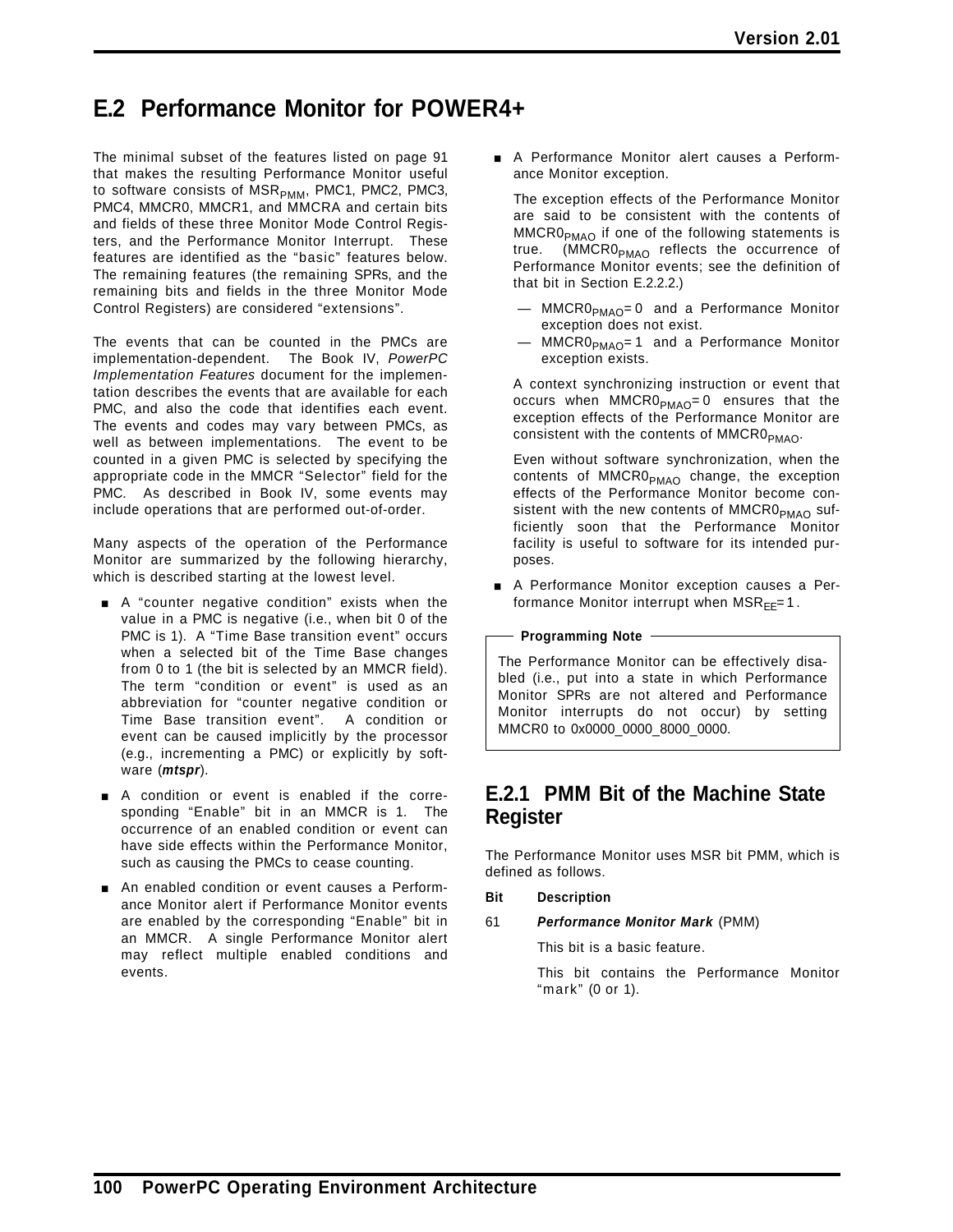## E.2 Performance Monitor for POWER4+

The minimal subset of the features listed on page 91 that makes the resulting Performance Monitor useful to software consists of $MSR_{PMM}$, PMC1, PMC2, PMC3, PMC4, MMCR0, MMCR1, and MMCRA and certain bits and fields of these three Monitor Mode Control Registers, and the Performance Monitor Interrupt. These features are identified as the “basic” features below. The remaining features (the remaining SPRs, and the remaining bits and fields in the three Monitor Mode Control Registers) are considered “extensions”.

The events that can be counted in the PMCs are implementation-dependent. The Book IV, *PowerPC Implementation Features* document for the implementation describes the events that are available for each PMC, and also the code that identifies each event. The events and codes may vary between PMCs, as well as between implementations. The event to be counted in a given PMC is selected by specifying the appropriate code in the MMCR “Selector” field for the PMC. As described in Book IV, some events may include operations that are performed out-of-order.

Many aspects of the operation of the Performance Monitor are summarized by the following hierarchy, which is described starting at the lowest level.

- A “counter negative condition” exists when the value in a PMC is negative (i.e., when bit 0 of the PMC is 1). A “Time Base transition event” occurs when a selected bit of the Time Base changes from 0 to 1 (the bit is selected by an MMCR field). The term “condition or event” is used as an abbreviation for “counter negative condition or Time Base transition event”. A condition or event can be caused implicitly by the processor (e.g., incrementing a PMC) or explicitly by software (***mtspr***).
- A condition or event is enabled if the corresponding “Enable” bit in an MMCR is 1. The occurrence of an enabled condition or event can have side effects within the Performance Monitor, such as causing the PMCs to cease counting.
- An enabled condition or event causes a Performance Monitor alert if Performance Monitor events are enabled by the corresponding “Enable” bit in an MMCR. A single Performance Monitor alert may reflect multiple enabled conditions and events.
- A Performance Monitor alert causes a Performance Monitor exception.

  The exception effects of the Performance Monitor are said to be consistent with the contents of $MMCR0_{PMAO}$ if one of the following statements is true. ($MMCR0_{PMAO}$ reflects the occurrence of Performance Monitor events; see the definition of that bit in Section E.2.2.2.)

  — $MMCR0_{PMAO}=0$ and a Performance Monitor exception does not exist.
  — $MMCR0_{PMAO}=1$ and a Performance Monitor exception exists.

  A context synchronizing instruction or event that occurs when $MMCR0_{PMAO}=0$ ensures that the exception effects of the Performance Monitor are consistent with the contents of $MMCR0_{PMAO}$.

  Even without software synchronization, when the contents of $MMCR0_{PMAO}$ change, the exception effects of the Performance Monitor become consistent with the new contents of $MMCR0_{PMAO}$ sufficiently soon that the Performance Monitor facility is useful to software for its intended purposes.
- A Performance Monitor exception causes a Performance Monitor interrupt when $MSR_{EE}=1$.

**Programming Note**

The Performance Monitor can be effectively disabled (i.e., put into a state in which Performance Monitor SPRs are not altered and Performance Monitor interrupts do not occur) by setting MMCR0 to 0x0000_0000_8000_0000.

### E.2.1 PMM Bit of the Machine State Register

The Performance Monitor uses MSR bit PMM, which is defined as follows.

**Bit Description**

61 ***Performance Monitor Mark*** (PMM)

This bit is a basic feature.

This bit contains the Performance Monitor “mark” (0 or 1).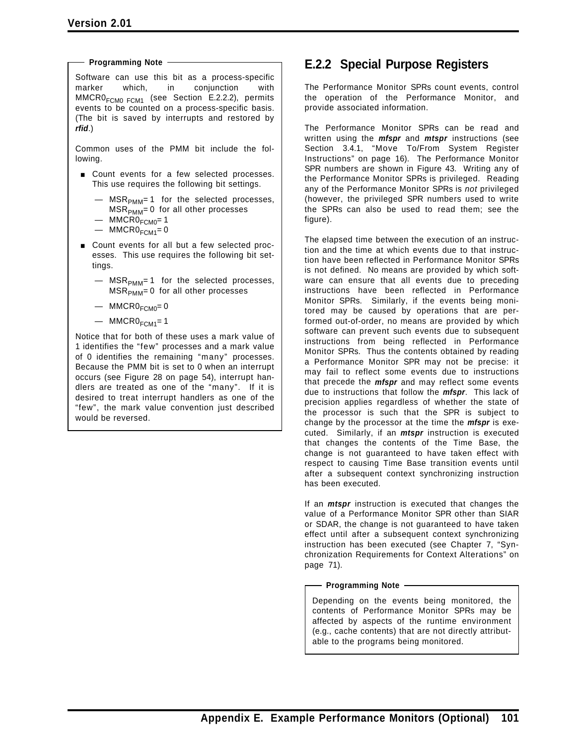**Programming Note**

Software can use this bit as a process-specific marker which, in conjunction with $MMCR0_{FCM0\ FCM1}$ (see Section E.2.2.2), permits events to be counted on a process-specific basis. (The bit is saved by interrupts and restored by ***rfid***.)

Common uses of the PMM bit include the following.

- Count events for a few selected processes. This use requires the following bit settings.
  - — $MSR_{PMM}$= 1 for the selected processes, $MSR_{PMM}$= 0 for all other processes
  - — $MMCR0_{FCM0}$= 1
  - — $MMCR0_{FCM1}$= 0
- Count events for all but a few selected processes. This use requires the following bit settings.
  - — $MSR_{PMM}$= 1 for the selected processes, $MSR_{PMM}$= 0 for all other processes
  - — $MMCR0_{FCM0}$= 0
  - — $MMCR0_{FCM1}$= 1

Notice that for both of these uses a mark value of 1 identifies the "few" processes and a mark value of 0 identifies the remaining "many" processes. Because the PMM bit is set to 0 when an interrupt occurs (see Figure 28 on page 54), interrupt handlers are treated as one of the "many". If it is desired to treat interrupt handlers as one of the "few", the mark value convention just described would be reversed.

## E.2.2 Special Purpose Registers

The Performance Monitor SPRs count events, control the operation of the Performance Monitor, and provide associated information.

The Performance Monitor SPRs can be read and written using the ***mfspr*** and ***mtspr*** instructions (see Section 3.4.1, "Move To/From System Register Instructions" on page 16). The Performance Monitor SPR numbers are shown in Figure 43. Writing any of the Performance Monitor SPRs is privileged. Reading any of the Performance Monitor SPRs is *not* privileged (however, the privileged SPR numbers used to write the SPRs can also be used to read them; see the figure).

The elapsed time between the execution of an instruction and the time at which events due to that instruction have been reflected in Performance Monitor SPRs is not defined. No means are provided by which software can ensure that all events due to preceding instructions have been reflected in Performance Monitor SPRs. Similarly, if the events being monitored may be caused by operations that are performed out-of-order, no means are provided by which software can prevent such events due to subsequent instructions from being reflected in Performance Monitor SPRs. Thus the contents obtained by reading a Performance Monitor SPR may not be precise: it may fail to reflect some events due to instructions that precede the ***mfspr*** and may reflect some events due to instructions that follow the ***mfspr***. This lack of precision applies regardless of whether the state of the processor is such that the SPR is subject to change by the processor at the time the ***mfspr*** is executed. Similarly, if an ***mtspr*** instruction is executed that changes the contents of the Time Base, the change is not guaranteed to have taken effect with respect to causing Time Base transition events until after a subsequent context synchronizing instruction has been executed.

If an ***mtspr*** instruction is executed that changes the value of a Performance Monitor SPR other than SIAR or SDAR, the change is not guaranteed to have taken effect until after a subsequent context synchronizing instruction has been executed (see Chapter 7, "Synchronization Requirements for Context Alterations" on page 71).

**Programming Note**

Depending on the events being monitored, the contents of Performance Monitor SPRs may be affected by aspects of the runtime environment (e.g., cache contents) that are not directly attributable to the programs being monitored.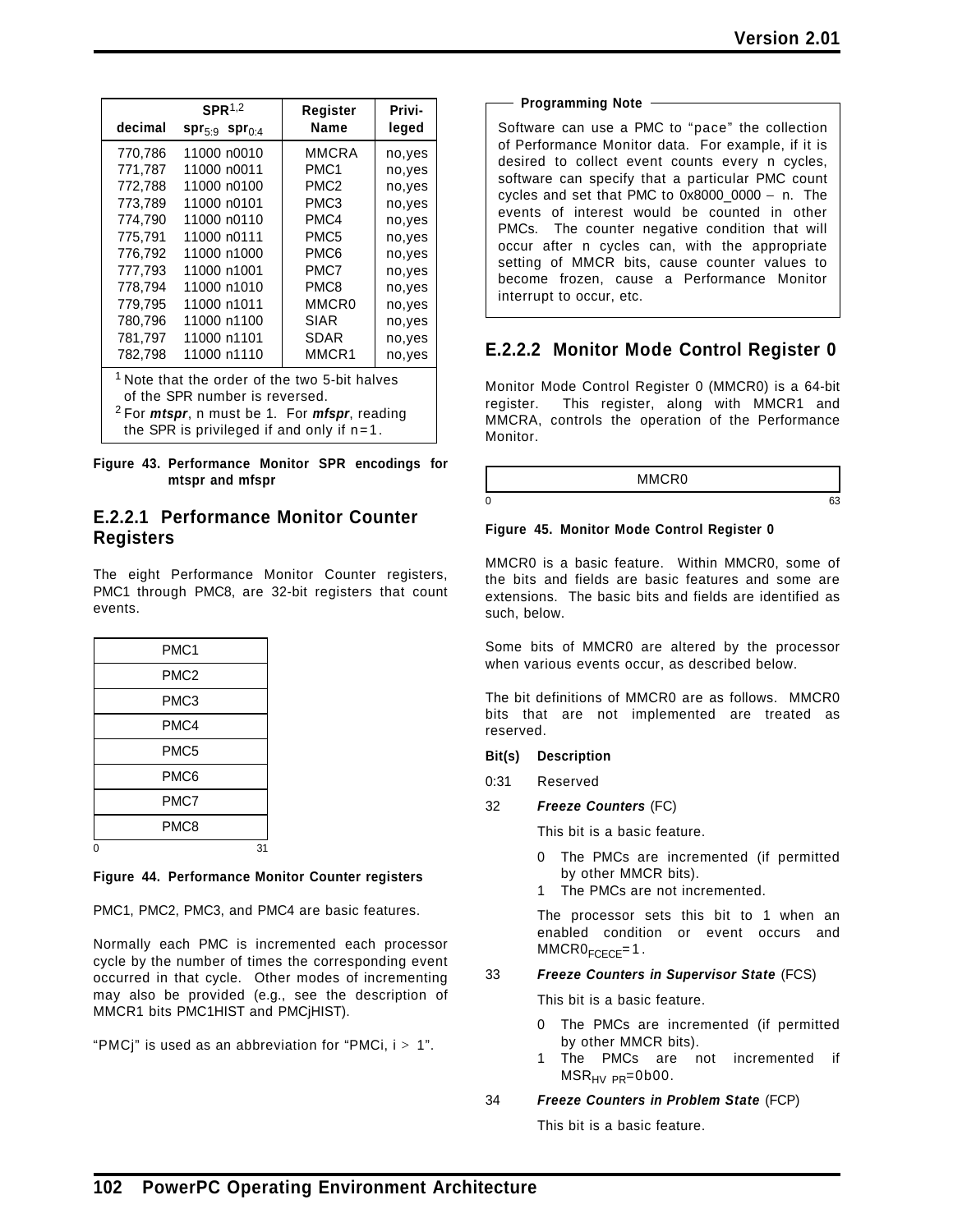| SPR[1,2] decimal | $spr_{5:9}$ $spr_{0:4}$ | Register Name | Privi-leged |
|---|---|---|---|
| 770,786 | 11000 n0010 | MMCRA | no,yes |
| 771,787 | 11000 n0011 | PMC1 | no,yes |
| 772,788 | 11000 n0100 | PMC2 | no,yes |
| 773,789 | 11000 n0101 | PMC3 | no,yes |
| 774,790 | 11000 n0110 | PMC4 | no,yes |
| 775,791 | 11000 n0111 | PMC5 | no,yes |
| 776,792 | 11000 n1000 | PMC6 | no,yes |
| 777,793 | 11000 n1001 | PMC7 | no,yes |
| 778,794 | 11000 n1010 | PMC8 | no,yes |
| 779,795 | 11000 n1011 | MMCR0 | no,yes |
| 780,796 | 11000 n1100 | SIAR | no,yes |
| 781,797 | 11000 n1101 | SDAR | no,yes |
| 782,798 | 11000 n1110 | MMCR1 | no,yes |

[1] Note that the order of the two 5-bit halves of the SPR number is reversed.
[2] For ***mtspr***, n must be 1. For ***mfspr***, reading the SPR is privileged if and only if n=1.

**Figure 43. Performance Monitor SPR encodings for mtspr and mfspr**

### E.2.2.1 Performance Monitor Counter Registers

The eight Performance Monitor Counter registers, PMC1 through PMC8, are 32-bit registers that count events.

| PMC1 |
|---|
| PMC2 |
| PMC3 |
| PMC4 |
| PMC5 |
| PMC6 |
| PMC7 |
| PMC8 |

0 31

**Figure 44. Performance Monitor Counter registers**

PMC1, PMC2, PMC3, and PMC4 are basic features.

Normally each PMC is incremented each processor cycle by the number of times the corresponding event occurred in that cycle. Other modes of incrementing may also be provided (e.g., see the description of MMCR1 bits PMC1HIST and PMCjHIST).

"PMCj" is used as an abbreviation for "PMCi, i > 1".

**Programming Note**

Software can use a PMC to "pace" the collection of Performance Monitor data. For example, if it is desired to collect event counts every n cycles, software can specify that a particular PMC count cycles and set that PMC to 0x8000_0000 – n. The events of interest would be counted in other PMCs. The counter negative condition that will occur after n cycles can, with the appropriate setting of MMCR bits, cause counter values to become frozen, cause a Performance Monitor interrupt to occur, etc.

### E.2.2.2 Monitor Mode Control Register 0

Monitor Mode Control Register 0 (MMCR0) is a 64-bit register. This register, along with MMCR1 and MMCRA, controls the operation of the Performance Monitor.

| MMCR0 |
|---|

0 63

**Figure 45. Monitor Mode Control Register 0**

MMCR0 is a basic feature. Within MMCR0, some of the bits and fields are basic features and some are extensions. The basic bits and fields are identified as such, below.

Some bits of MMCR0 are altered by the processor when various events occur, as described below.

The bit definitions of MMCR0 are as follows. MMCR0 bits that are not implemented are treated as reserved.

**Bit(s) Description**

0:31 Reserved

32 ***Freeze Counters*** (FC)

This bit is a basic feature.

0 The PMCs are incremented (if permitted by other MMCR bits).
1 The PMCs are not incremented.

The processor sets this bit to 1 when an enabled condition or event occurs and $MMCR0_{FCECE}=1$.

33 ***Freeze Counters in Supervisor State*** (FCS)

This bit is a basic feature.

0 The PMCs are incremented (if permitted by other MMCR bits).
1 The PMCs are not incremented if $MSR_{HV\ PR}$=0b00.

34 ***Freeze Counters in Problem State*** (FCP)

This bit is a basic feature.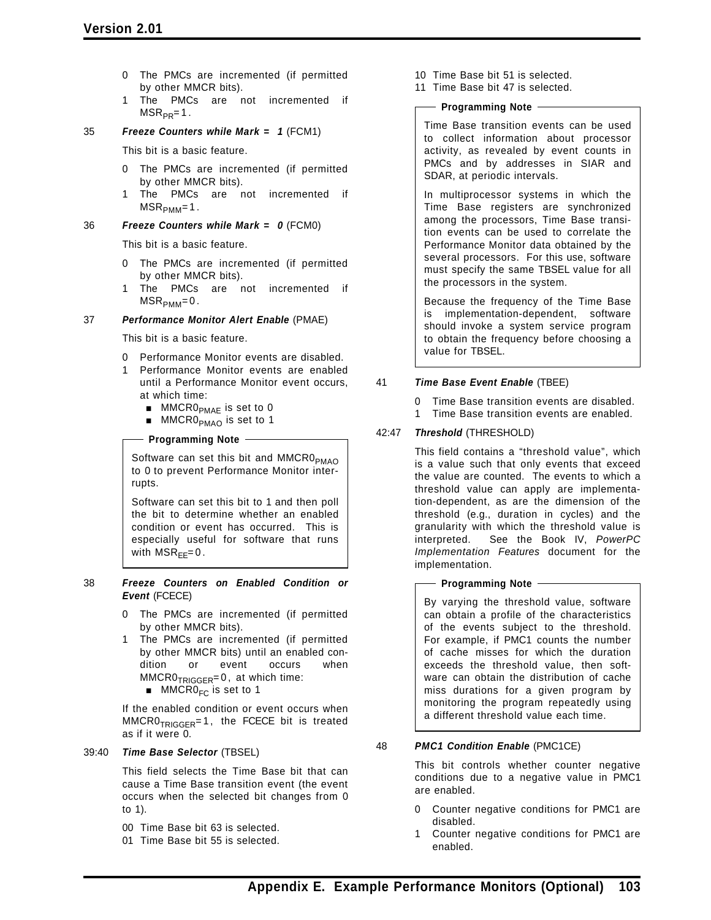0 The PMCs are incremented (if permitted by other MMCR bits).
1 The PMCs are not incremented if $MSR_{PR}=1$.

35 ***Freeze Counters while Mark = 1*** (FCM1)

This bit is a basic feature.

0 The PMCs are incremented (if permitted by other MMCR bits).
1 The PMCs are not incremented if $MSR_{PMM}=1$.

36 ***Freeze Counters while Mark = 0*** (FCM0)

This bit is a basic feature.

0 The PMCs are incremented (if permitted by other MMCR bits).
1 The PMCs are not incremented if $MSR_{PMM}=0$.

37 ***Performance Monitor Alert Enable*** (PMAE)

This bit is a basic feature.

0 Performance Monitor events are disabled.
1 Performance Monitor events are enabled until a Performance Monitor event occurs, at which time:
   - $MMCR0_{PMAE}$ is set to 0
   - $MMCR0_{PMAO}$ is set to 1

**Programming Note**

Software can set this bit and $MMCR0_{PMAO}$ to 0 to prevent Performance Monitor interrupts.

Software can set this bit to 1 and then poll the bit to determine whether an enabled condition or event has occurred. This is especially useful for software that runs with $MSR_{EE}=0$.

38 ***Freeze Counters on Enabled Condition or Event*** (FCECE)

0 The PMCs are incremented (if permitted by other MMCR bits).
1 The PMCs are incremented (if permitted by other MMCR bits) until an enabled condition or event occurs when $MMCR0_{TRIGGER}=0$, at which time:
   - $MMCR0_{FC}$ is set to 1

If the enabled condition or event occurs when $MMCR0_{TRIGGER}=1$, the FCECE bit is treated as if it were 0.

39:40 ***Time Base Selector*** (TBSEL)

This field selects the Time Base bit that can cause a Time Base transition event (the event occurs when the selected bit changes from 0 to 1).

00 Time Base bit 63 is selected.
01 Time Base bit 55 is selected.
10 Time Base bit 51 is selected.
11 Time Base bit 47 is selected.

**Programming Note**

Time Base transition events can be used to collect information about processor activity, as revealed by event counts in PMCs and by addresses in SIAR and SDAR, at periodic intervals.

In multiprocessor systems in which the Time Base registers are synchronized among the processors, Time Base transition events can be used to correlate the Performance Monitor data obtained by the several processors. For this use, software must specify the same TBSEL value for all the processors in the system.

Because the frequency of the Time Base is implementation-dependent, software should invoke a system service program to obtain the frequency before choosing a value for TBSEL.

41 ***Time Base Event Enable*** (TBEE)

0 Time Base transition events are disabled.
1 Time Base transition events are enabled.

42:47 ***Threshold*** (THRESHOLD)

This field contains a "threshold value", which is a value such that only events that exceed the value are counted. The events to which a threshold value can apply are implementation-dependent, as are the dimension of the threshold (e.g., duration in cycles) and the granularity with which the threshold value is interpreted. See the Book IV, *PowerPC Implementation Features* document for the implementation.

**Programming Note**

By varying the threshold value, software can obtain a profile of the characteristics of the events subject to the threshold. For example, if PMC1 counts the number of cache misses for which the duration exceeds the threshold value, then software can obtain the distribution of cache miss durations for a given program by monitoring the program repeatedly using a different threshold value each time.

48 ***PMC1 Condition Enable*** (PMC1CE)

This bit controls whether counter negative conditions due to a negative value in PMC1 are enabled.

0 Counter negative conditions for PMC1 are disabled.
1 Counter negative conditions for PMC1 are enabled.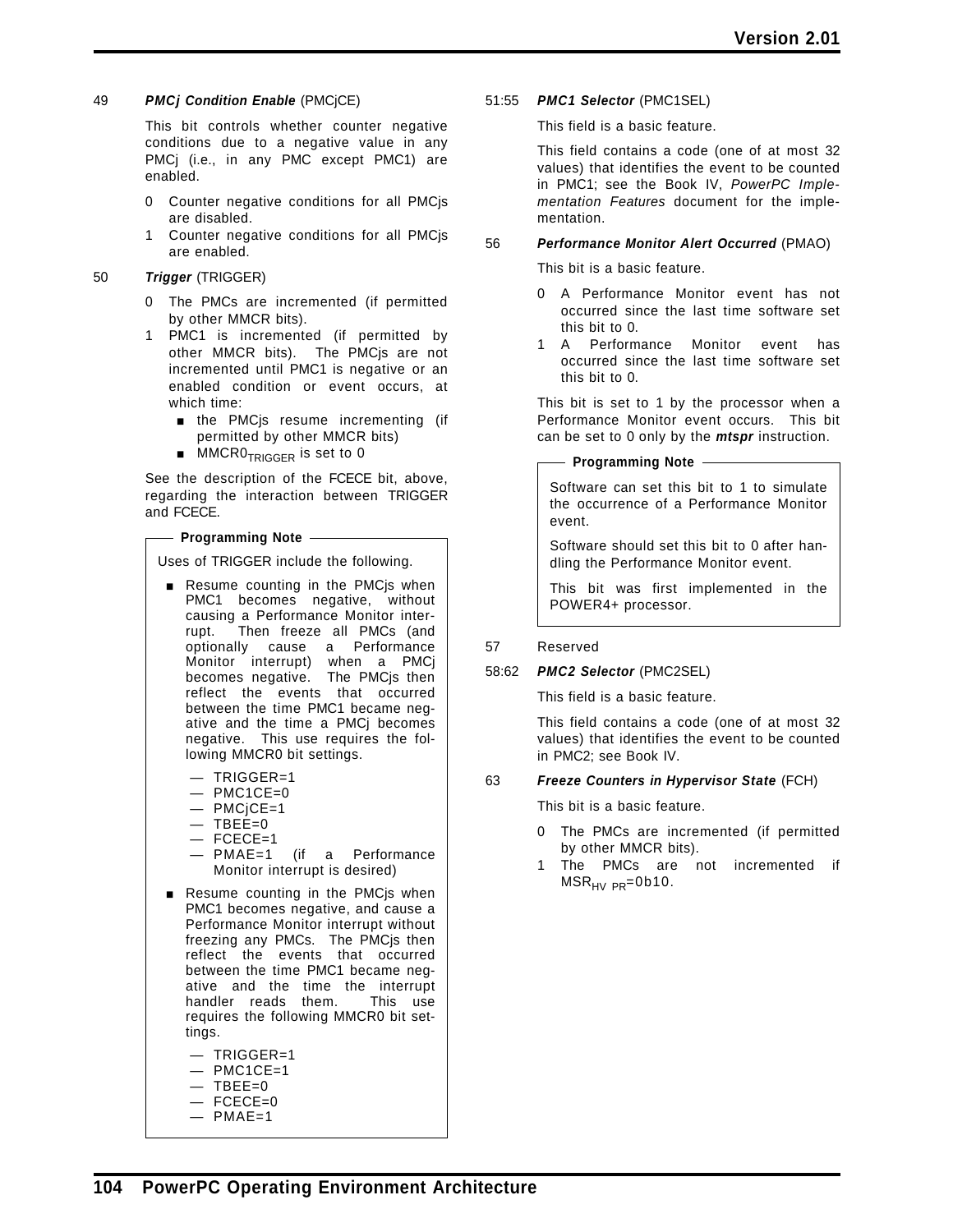49 ***PMCj Condition Enable*** (PMCjCE)

This bit controls whether counter negative conditions due to a negative value in any PMCj (i.e., in any PMC except PMC1) are enabled.

0 Counter negative conditions for all PMCjs are disabled.
1 Counter negative conditions for all PMCjs are enabled.

50 ***Trigger*** (TRIGGER)

0 The PMCs are incremented (if permitted by other MMCR bits).
1 PMC1 is incremented (if permitted by other MMCR bits). The PMCjs are not incremented until PMC1 is negative or an enabled condition or event occurs, at which time:
   - the PMCjs resume incrementing (if permitted by other MMCR bits)
   - $MMCR0_{TRIGGER}$ is set to 0

See the description of the FCECE bit, above, regarding the interaction between TRIGGER and FCECE.

> **Programming Note**
>
> Uses of TRIGGER include the following.
>
> - Resume counting in the PMCjs when PMC1 becomes negative, without causing a Performance Monitor interrupt. Then freeze all PMCs (and optionally cause a Performance Monitor interrupt) when a PMCj becomes negative. The PMCjs then reflect the events that occurred between the time PMC1 became negative and the time a PMCj becomes negative. This use requires the following MMCR0 bit settings.
>   - TRIGGER=1
>   - PMC1CE=0
>   - PMCjCE=1
>   - TBEE=0
>   - FCECE=1
>   - PMAE=1 (if a Performance Monitor interrupt is desired)
> - Resume counting in the PMCjs when PMC1 becomes negative, and cause a Performance Monitor interrupt without freezing any PMCs. The PMCjs then reflect the events that occurred between the time PMC1 became negative and the time the interrupt handler reads them. This use requires the following MMCR0 bit settings.
>   - TRIGGER=1
>   - PMC1CE=1
>   - TBEE=0
>   - FCECE=0
>   - PMAE=1

51:55 ***PMC1 Selector*** (PMC1SEL)

This field is a basic feature.

This field contains a code (one of at most 32 values) that identifies the event to be counted in PMC1; see the Book IV, *PowerPC Implementation Features* document for the implementation.

56 ***Performance Monitor Alert Occurred*** (PMAO)

This bit is a basic feature.

0 A Performance Monitor event has not occurred since the last time software set this bit to 0.
1 A Performance Monitor event has occurred since the last time software set this bit to 0.

This bit is set to 1 by the processor when a Performance Monitor event occurs. This bit can be set to 0 only by the ***mtspr*** instruction.

> **Programming Note**
>
> Software can set this bit to 1 to simulate the occurrence of a Performance Monitor event.
>
> Software should set this bit to 0 after handling the Performance Monitor event.
>
> This bit was first implemented in the POWER4+ processor.

57 Reserved

58:62 ***PMC2 Selector*** (PMC2SEL)

This field is a basic feature.

This field contains a code (one of at most 32 values) that identifies the event to be counted in PMC2; see Book IV.

63 ***Freeze Counters in Hypervisor State*** (FCH)

This bit is a basic feature.

0 The PMCs are incremented (if permitted by other MMCR bits).
1 The PMCs are not incremented if $MSR_{HV\ PR}$=0b10.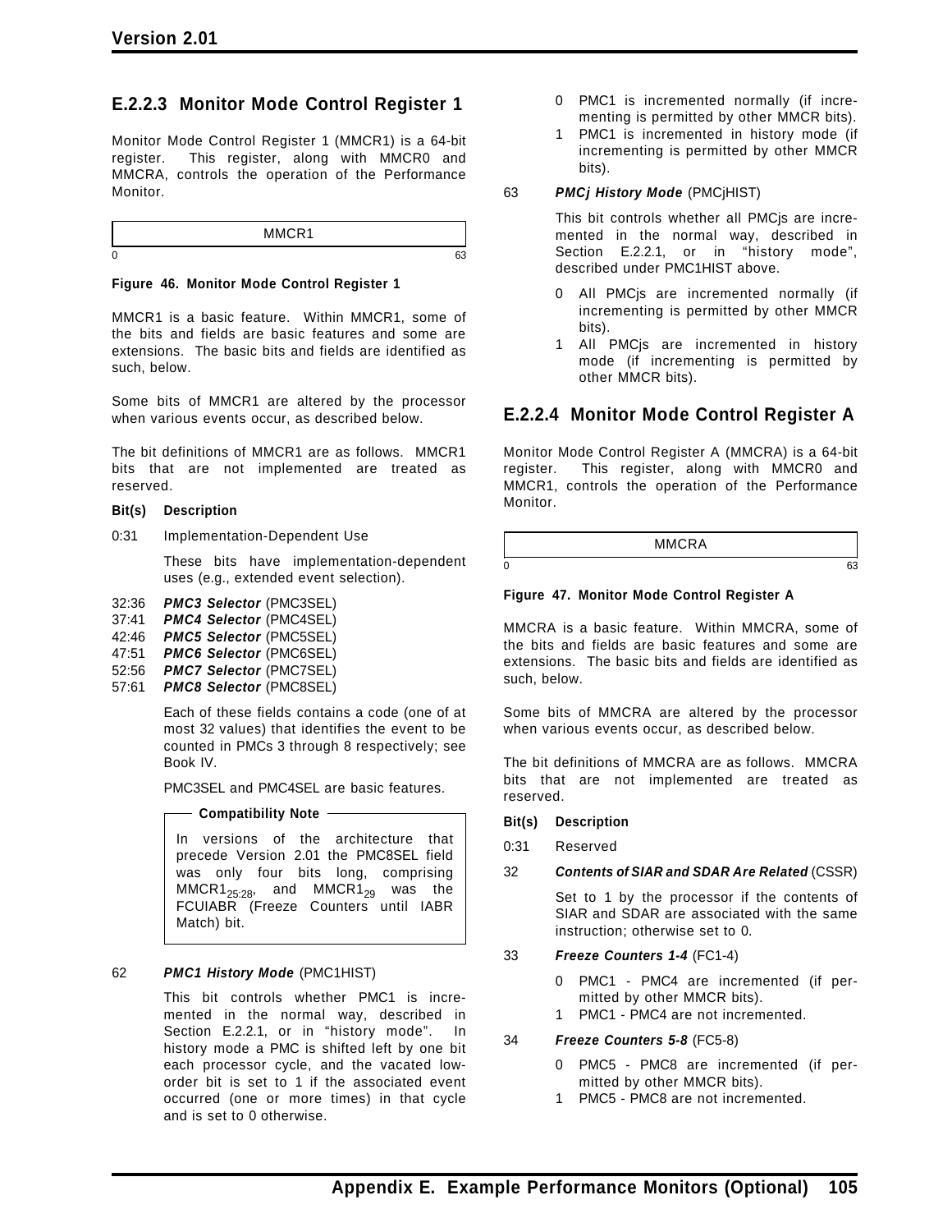### E.2.2.3 Monitor Mode Control Register 1

Monitor Mode Control Register 1 (MMCR1) is a 64-bit register. This register, along with MMCR0 and MMCRA, controls the operation of the Performance Monitor.

| MMCR1 |
|---|
| 0 — 63 |

**Figure 46. Monitor Mode Control Register 1**

MMCR1 is a basic feature. Within MMCR1, some of the bits and fields are basic features and some are extensions. The basic bits and fields are identified as such, below.

Some bits of MMCR1 are altered by the processor when various events occur, as described below.

The bit definitions of MMCR1 are as follows. MMCR1 bits that are not implemented are treated as reserved.

**Bit(s) Description**

0:31 Implementation-Dependent Use

These bits have implementation-dependent uses (e.g., extended event selection).

32:36 ***PMC3 Selector*** (PMC3SEL)
37:41 ***PMC4 Selector*** (PMC4SEL)
42:46 ***PMC5 Selector*** (PMC5SEL)
47:51 ***PMC6 Selector*** (PMC6SEL)
52:56 ***PMC7 Selector*** (PMC7SEL)
57:61 ***PMC8 Selector*** (PMC8SEL)

Each of these fields contains a code (one of at most 32 values) that identifies the event to be counted in PMCs 3 through 8 respectively; see Book IV.

PMC3SEL and PMC4SEL are basic features.

> **Compatibility Note**
>
> In versions of the architecture that precede Version 2.01 the PMC8SEL field was only four bits long, comprising $MMCR1_{25:28}$, and $MMCR1_{29}$ was the FCUIABR (Freeze Counters until IABR Match) bit.

62 ***PMC1 History Mode*** (PMC1HIST)

This bit controls whether PMC1 is incremented in the normal way, described in Section E.2.2.1, or in "history mode". In history mode a PMC is shifted left by one bit each processor cycle, and the vacated low-order bit is set to 1 if the associated event occurred (one or more times) in that cycle and is set to 0 otherwise.

- 0 PMC1 is incremented normally (if incrementing is permitted by other MMCR bits).
- 1 PMC1 is incremented in history mode (if incrementing is permitted by other MMCR bits).

63 ***PMCj History Mode*** (PMCjHIST)

This bit controls whether all PMCjs are incremented in the normal way, described in Section E.2.2.1, or in "history mode", described under PMC1HIST above.

- 0 All PMCjs are incremented normally (if incrementing is permitted by other MMCR bits).
- 1 All PMCjs are incremented in history mode (if incrementing is permitted by other MMCR bits).

### E.2.2.4 Monitor Mode Control Register A

Monitor Mode Control Register A (MMCRA) is a 64-bit register. This register, along with MMCR0 and MMCR1, controls the operation of the Performance Monitor.

| MMCRA |
|---|
| 0 — 63 |

**Figure 47. Monitor Mode Control Register A**

MMCRA is a basic feature. Within MMCRA, some of the bits and fields are basic features and some are extensions. The basic bits and fields are identified as such, below.

Some bits of MMCRA are altered by the processor when various events occur, as described below.

The bit definitions of MMCRA are as follows. MMCRA bits that are not implemented are treated as reserved.

**Bit(s) Description**

0:31 Reserved

32 ***Contents of SIAR and SDAR Are Related*** (CSSR)

Set to 1 by the processor if the contents of SIAR and SDAR are associated with the same instruction; otherwise set to 0.

33 ***Freeze Counters 1-4*** (FC1-4)

- 0 PMC1 - PMC4 are incremented (if permitted by other MMCR bits).
- 1 PMC1 - PMC4 are not incremented.

34 ***Freeze Counters 5-8*** (FC5-8)

- 0 PMC5 - PMC8 are incremented (if permitted by other MMCR bits).
- 1 PMC5 - PMC8 are not incremented.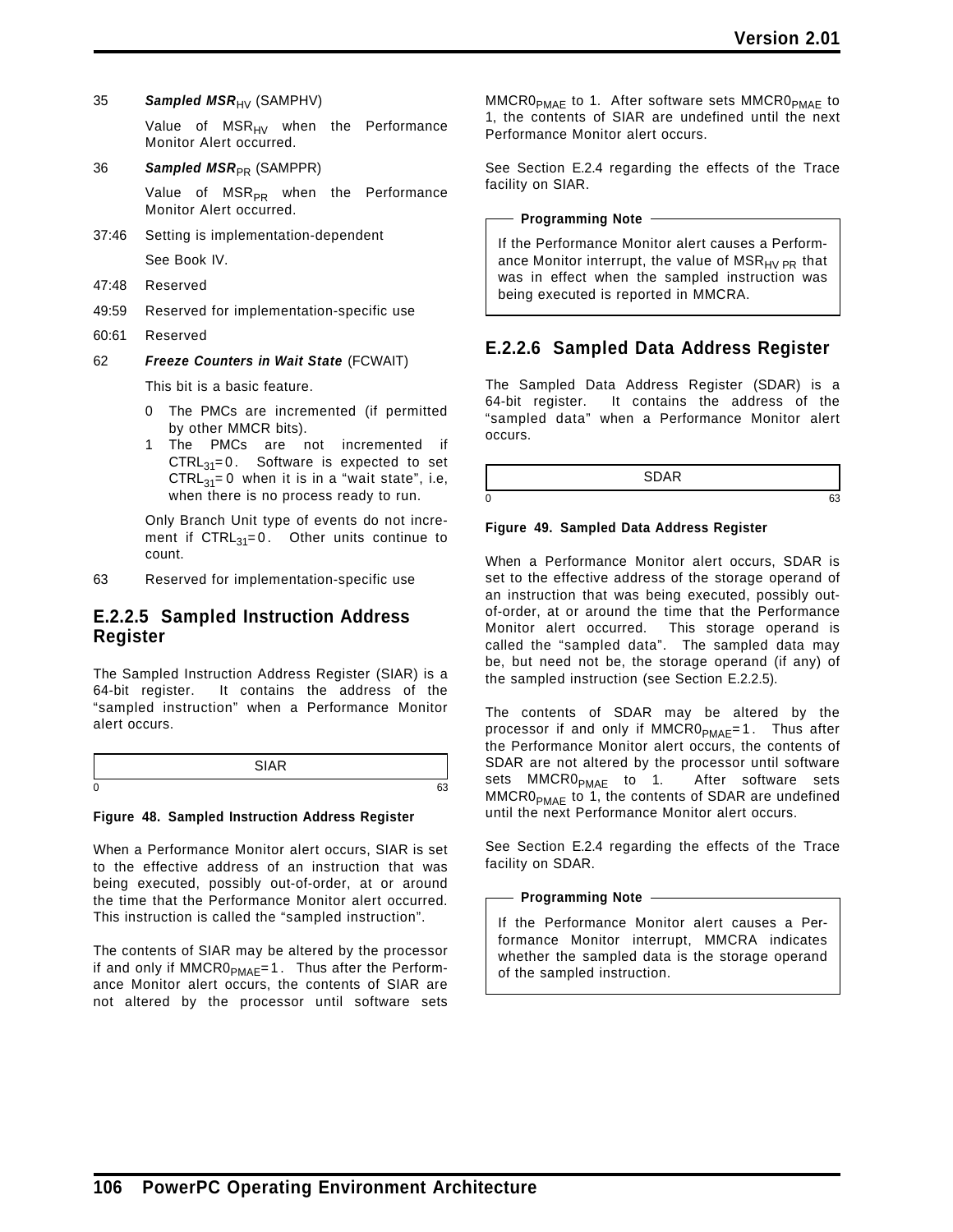35 ***Sampled MSR***$_{HV}$ (SAMPHV)

Value of $MSR_{HV}$ when the Performance Monitor Alert occurred.

36 ***Sampled MSR***$_{PR}$ (SAMPPR)

Value of $MSR_{PR}$ when the Performance Monitor Alert occurred.

37:46 Setting is implementation-dependent

See Book IV.

47:48 Reserved

49:59 Reserved for implementation-specific use

60:61 Reserved

62 ***Freeze Counters in Wait State*** (FCWAIT)

This bit is a basic feature.

- 0 The PMCs are incremented (if permitted by other MMCR bits).
- 1 The PMCs are not incremented if $CTRL_{31}=0$. Software is expected to set $CTRL_{31}=0$ when it is in a "wait state", i.e, when there is no process ready to run.

Only Branch Unit type of events do not increment if $CTRL_{31}=0$. Other units continue to count.

63 Reserved for implementation-specific use

### E.2.2.5 Sampled Instruction Address Register

The Sampled Instruction Address Register (SIAR) is a 64-bit register. It contains the address of the "sampled instruction" when a Performance Monitor alert occurs.

| SIAR |
|---|
| 0 ... 63 |

**Figure 48. Sampled Instruction Address Register**

When a Performance Monitor alert occurs, SIAR is set to the effective address of an instruction that was being executed, possibly out-of-order, at or around the time that the Performance Monitor alert occurred. This instruction is called the "sampled instruction".

The contents of SIAR may be altered by the processor if and only if $MMCR0_{PMAE}=1$. Thus after the Performance Monitor alert occurs, the contents of SIAR are not altered by the processor until software sets $MMCR0_{PMAE}$ to 1. After software sets $MMCR0_{PMAE}$ to 1, the contents of SIAR are undefined until the next Performance Monitor alert occurs.

See Section E.2.4 regarding the effects of the Trace facility on SIAR.

**Programming Note**

If the Performance Monitor alert causes a Performance Monitor interrupt, the value of $MSR_{HV\ PR}$ that was in effect when the sampled instruction was being executed is reported in MMCRA.

### E.2.2.6 Sampled Data Address Register

The Sampled Data Address Register (SDAR) is a 64-bit register. It contains the address of the "sampled data" when a Performance Monitor alert occurs.

| SDAR |
|---|
| 0 ... 63 |

**Figure 49. Sampled Data Address Register**

When a Performance Monitor alert occurs, SDAR is set to the effective address of the storage operand of an instruction that was being executed, possibly out-of-order, at or around the time that the Performance Monitor alert occurred. This storage operand is called the "sampled data". The sampled data may be, but need not be, the storage operand (if any) of the sampled instruction (see Section E.2.2.5).

The contents of SDAR may be altered by the processor if and only if $MMCR0_{PMAE}=1$. Thus after the Performance Monitor alert occurs, the contents of SDAR are not altered by the processor until software sets $MMCR0_{PMAE}$ to 1. After software sets $MMCR0_{PMAE}$ to 1, the contents of SDAR are undefined until the next Performance Monitor alert occurs.

See Section E.2.4 regarding the effects of the Trace facility on SDAR.

**Programming Note**

If the Performance Monitor alert causes a Performance Monitor interrupt, MMCRA indicates whether the sampled data is the storage operand of the sampled instruction.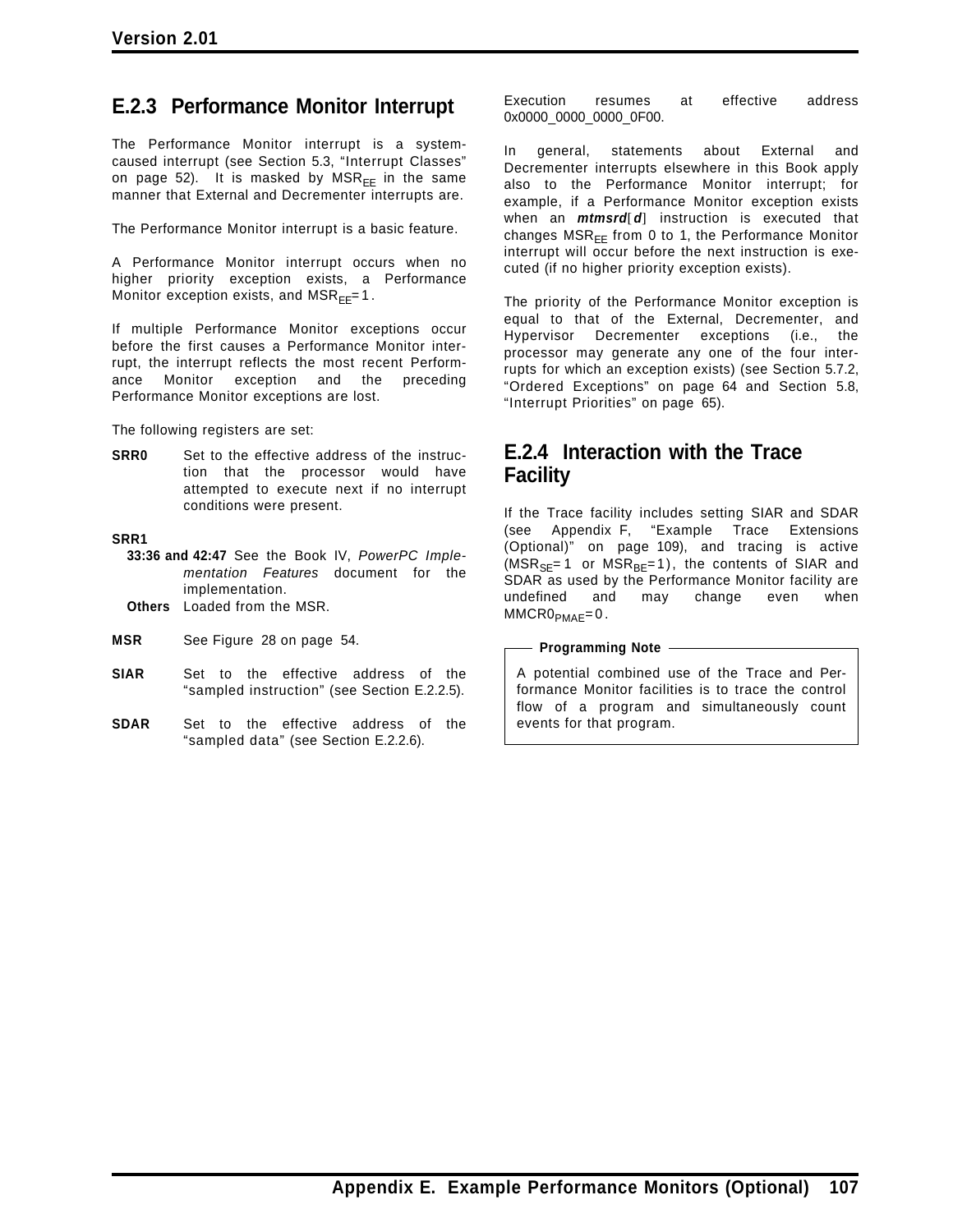### E.2.3 Performance Monitor Interrupt

The Performance Monitor interrupt is a system-caused interrupt (see Section 5.3, “Interrupt Classes” on page 52). It is masked by $MSR_{EE}$ in the same manner that External and Decrementer interrupts are.

The Performance Monitor interrupt is a basic feature.

A Performance Monitor interrupt occurs when no higher priority exception exists, a Performance Monitor exception exists, and $MSR_{EE}=1$.

If multiple Performance Monitor exceptions occur before the first causes a Performance Monitor interrupt, the interrupt reflects the most recent Performance Monitor exception and the preceding Performance Monitor exceptions are lost.

The following registers are set:

**SRR0** Set to the effective address of the instruction that the processor would have attempted to execute next if no interrupt conditions were present.

**SRR1**

- **33:36 and 42:47** See the Book IV, *PowerPC Implementation Features* document for the implementation.
- **Others** Loaded from the MSR.

**MSR** See Figure 28 on page 54.

**SIAR** Set to the effective address of the “sampled instruction” (see Section E.2.2.5).

**SDAR** Set to the effective address of the “sampled data” (see Section E.2.2.6).

Execution resumes at effective address 0x0000_0000_0000_0F00.

In general, statements about External and Decrementer interrupts elsewhere in this Book apply also to the Performance Monitor interrupt; for example, if a Performance Monitor exception exists when an ***mtmsrd***[***d***] instruction is executed that changes $MSR_{EE}$ from 0 to 1, the Performance Monitor interrupt will occur before the next instruction is executed (if no higher priority exception exists).

The priority of the Performance Monitor exception is equal to that of the External, Decrementer, and Hypervisor Decrementer exceptions (i.e., the processor may generate any one of the four interrupts for which an exception exists) (see Section 5.7.2, “Ordered Exceptions” on page 64 and Section 5.8, “Interrupt Priorities” on page 65).

### E.2.4 Interaction with the Trace Facility

If the Trace facility includes setting SIAR and SDAR (see Appendix F, “Example Trace Extensions (Optional)” on page 109), and tracing is active ($MSR_{SE}=1$ or $MSR_{BE}=1$), the contents of SIAR and SDAR as used by the Performance Monitor facility are undefined and may change even when $MMCR0_{PMAE}=0$.

**Programming Note**

A potential combined use of the Trace and Performance Monitor facilities is to trace the control flow of a program and simultaneously count events for that program.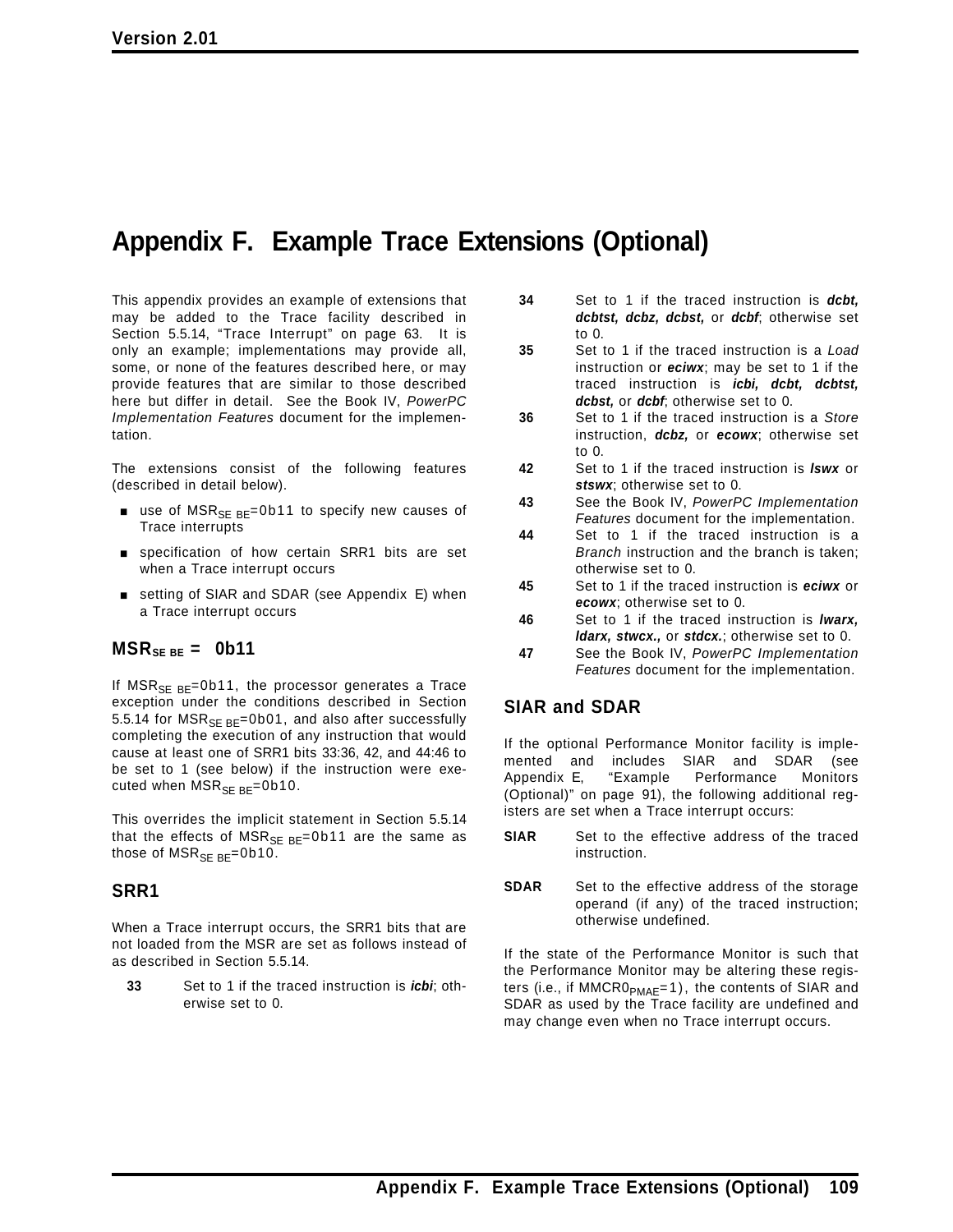// Appendix F. Example Trace Extensions (Optional)

This appendix provides an example of extensions that may be added to the Trace facility described in Section 5.5.14, "Trace Interrupt" on page 63. It is only an example; implementations may provide all, some, or none of the features described here, or may provide features that are similar to those described here but differ in detail. See the Book IV, *PowerPC Implementation Features* document for the implementation.

The extensions consist of the following features (described in detail below).

- use of $MSR_{SE\ BE}$=0b11 to specify new causes of Trace interrupts
- specification of how certain SRR1 bits are set when a Trace interrupt occurs
- setting of SIAR and SDAR (see Appendix E) when a Trace interrupt occurs

## $MSR_{SE\ BE}$ = 0b11

If $MSR_{SE\ BE}$=0b11, the processor generates a Trace exception under the conditions described in Section 5.5.14 for $MSR_{SE\ BE}$=0b01, and also after successfully completing the execution of any instruction that would cause at least one of SRR1 bits 33:36, 42, and 44:46 to be set to 1 (see below) if the instruction were executed when $MSR_{SE\ BE}$=0b10.

This overrides the implicit statement in Section 5.5.14 that the effects of $MSR_{SE\ BE}$=0b11 are the same as those of $MSR_{SE\ BE}$=0b10.

## SRR1

When a Trace interrupt occurs, the SRR1 bits that are not loaded from the MSR are set as follows instead of as described in Section 5.5.14.

**33** Set to 1 if the traced instruction is ***icbi***; otherwise set to 0.

**34** Set to 1 if the traced instruction is ***dcbt, dcbtst, dcbz, dcbst,*** or ***dcbf***; otherwise set to 0.

**35** Set to 1 if the traced instruction is a *Load* instruction or ***eciwx***; may be set to 1 if the traced instruction is ***icbi, dcbt, dcbtst, dcbst,*** or ***dcbf***; otherwise set to 0.

**36** Set to 1 if the traced instruction is a *Store* instruction, ***dcbz,*** or ***ecowx***; otherwise set to 0.

**42** Set to 1 if the traced instruction is ***lswx*** or ***stswx***; otherwise set to 0.

**43** See the Book IV, *PowerPC Implementation Features* document for the implementation.

**44** Set to 1 if the traced instruction is a *Branch* instruction and the branch is taken; otherwise set to 0.

**45** Set to 1 if the traced instruction is ***eciwx*** or ***ecowx***; otherwise set to 0.

**46** Set to 1 if the traced instruction is ***lwarx, ldarx, stwcx.,*** or ***stdcx.***; otherwise set to 0.

**47** See the Book IV, *PowerPC Implementation Features* document for the implementation.

## SIAR and SDAR

If the optional Performance Monitor facility is implemented and includes SIAR and SDAR (see Appendix E, "Example Performance Monitors (Optional)" on page 91), the following additional registers are set when a Trace interrupt occurs:

**SIAR** Set to the effective address of the traced instruction.

**SDAR** Set to the effective address of the storage operand (if any) of the traced instruction; otherwise undefined.

If the state of the Performance Monitor is such that the Performance Monitor may be altering these registers (i.e., if $MMCR0_{PMAE}$=1), the contents of SIAR and SDAR as used by the Trace facility are undefined and may change even when no Trace interrupt occurs.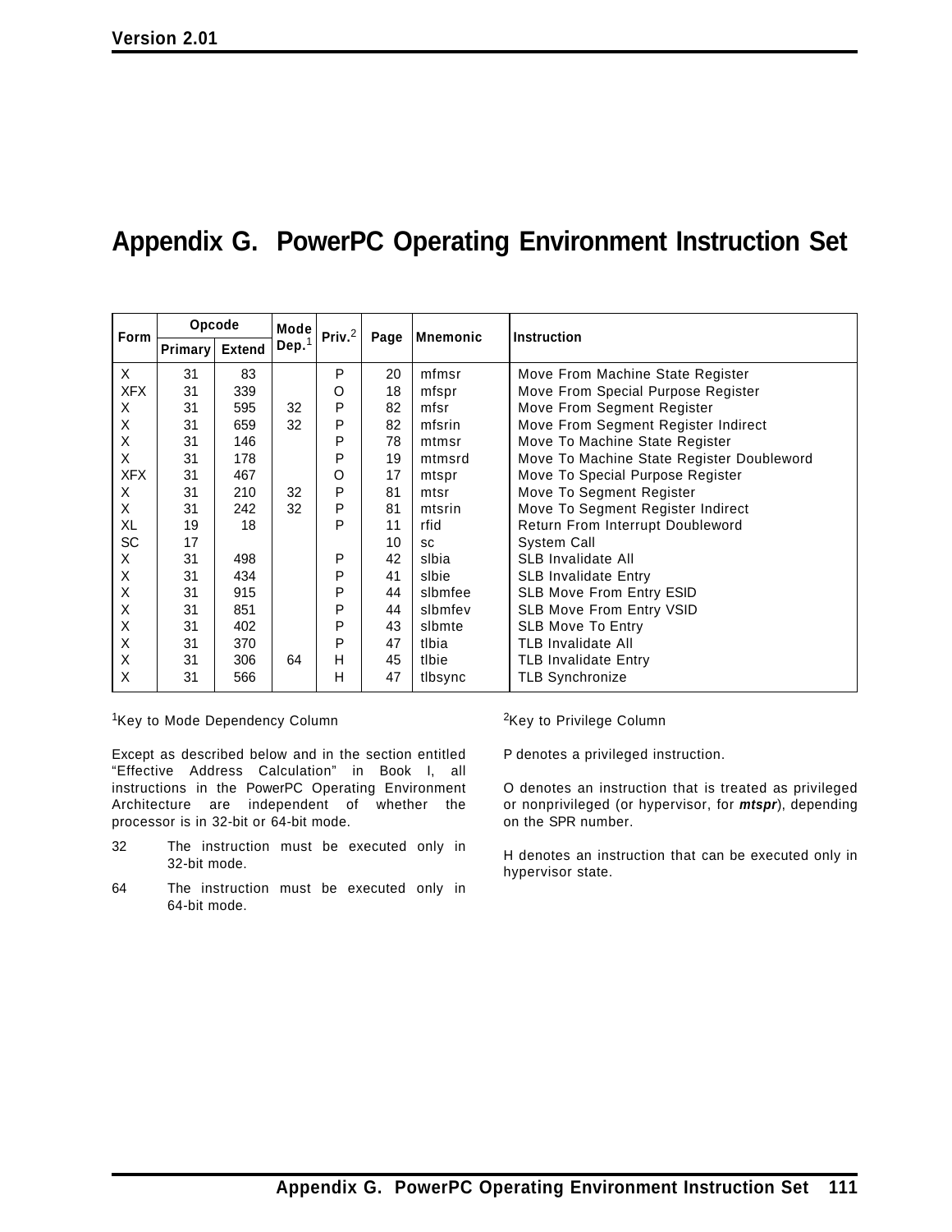# Appendix G. PowerPC Operating Environment Instruction Set

| Form | Opcode | | Mode Dep.[1] | Priv.[2] | Page | Mnemonic | Instruction |
|---|---|---|---|---|---|---|---|
| | Primary | Extend | | | | | |
| X | 31 | 83 | | P | 20 | mfmsr | Move From Machine State Register |
| XFX | 31 | 339 | | O | 18 | mfspr | Move From Special Purpose Register |
| X | 31 | 595 | 32 | P | 82 | mfsr | Move From Segment Register |
| X | 31 | 659 | 32 | P | 82 | mfsrin | Move From Segment Register Indirect |
| X | 31 | 146 | | P | 78 | mtmsr | Move To Machine State Register |
| X | 31 | 178 | | P | 19 | mtmsrd | Move To Machine State Register Doubleword |
| XFX | 31 | 467 | | O | 17 | mtspr | Move To Special Purpose Register |
| X | 31 | 210 | 32 | P | 81 | mtsr | Move To Segment Register |
| X | 31 | 242 | 32 | P | 81 | mtsrin | Move To Segment Register Indirect |
| XL | 19 | 18 | | P | 11 | rfid | Return From Interrupt Doubleword |
| SC | 17 | | | | 10 | sc | System Call |
| X | 31 | 498 | | P | 42 | slbia | SLB Invalidate All |
| X | 31 | 434 | | P | 41 | slbie | SLB Invalidate Entry |
| X | 31 | 915 | | P | 44 | slbmfee | SLB Move From Entry ESID |
| X | 31 | 851 | | P | 44 | slbmfev | SLB Move From Entry VSID |
| X | 31 | 402 | | P | 43 | slbmte | SLB Move To Entry |
| X | 31 | 370 | | P | 47 | tlbia | TLB Invalidate All |
| X | 31 | 306 | 64 | H | 45 | tlbie | TLB Invalidate Entry |
| X | 31 | 566 | | H | 47 | tlbsync | TLB Synchronize |

[1]Key to Mode Dependency Column

Except as described below and in the section entitled "Effective Address Calculation" in Book I, all instructions in the PowerPC Operating Environment Architecture are independent of whether the processor is in 32-bit or 64-bit mode.

32 The instruction must be executed only in 32-bit mode.

64 The instruction must be executed only in 64-bit mode.

[2]Key to Privilege Column

P denotes a privileged instruction.

O denotes an instruction that is treated as privileged or nonprivileged (or hypervisor, for ***mtspr***), depending on the SPR number.

H denotes an instruction that can be executed only in hypervisor state.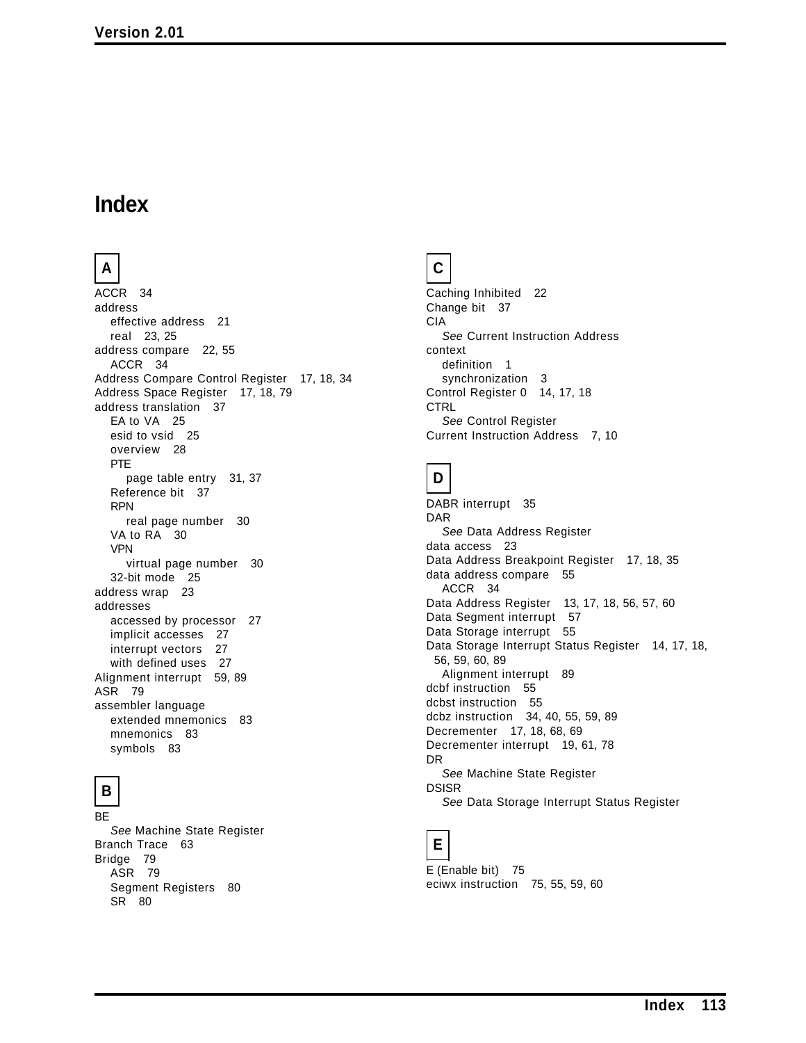# Index

## A

ACCR 34
address
- effective address 21
- real 23, 25

address compare 22, 55
- ACCR 34

Address Compare Control Register 17, 18, 34
Address Space Register 17, 18, 79
address translation 37
- EA to VA 25
- esid to vsid 25
- overview 28
- PTE
  - page table entry 31, 37
- Reference bit 37
- RPN
  - real page number 30
- VA to RA 30
- VPN
  - virtual page number 30
- 32-bit mode 25

address wrap 23
addresses
- accessed by processor 27
- implicit accesses 27
- interrupt vectors 27
- with defined uses 27

Alignment interrupt 59, 89
ASR 79
assembler language
- extended mnemonics 83
- mnemonics 83
- symbols 83

## B

BE
- *See* Machine State Register

Branch Trace 63
Bridge 79
- ASR 79
- Segment Registers 80
- SR 80

## C

Caching Inhibited 22
Change bit 37
CIA
- *See* Current Instruction Address

context
- definition 1
- synchronization 3

Control Register 0 14, 17, 18
CTRL
- *See* Control Register

Current Instruction Address 7, 10

## D

DABR interrupt 35
DAR
- *See* Data Address Register

data access 23
Data Address Breakpoint Register 17, 18, 35
data address compare 55
- ACCR 34

Data Address Register 13, 17, 18, 56, 57, 60
Data Segment interrupt 57
Data Storage interrupt 55
Data Storage Interrupt Status Register 14, 17, 18, 56, 59, 60, 89
- Alignment interrupt 89

dcbf instruction 55
dcbst instruction 55
dcbz instruction 34, 40, 55, 59, 89
Decrementer 17, 18, 68, 69
Decrementer interrupt 19, 61, 78
DR
- *See* Machine State Register

DSISR
- *See* Data Storage Interrupt Status Register

## E

E (Enable bit) 75
eciwx instruction 75, 55, 59, 60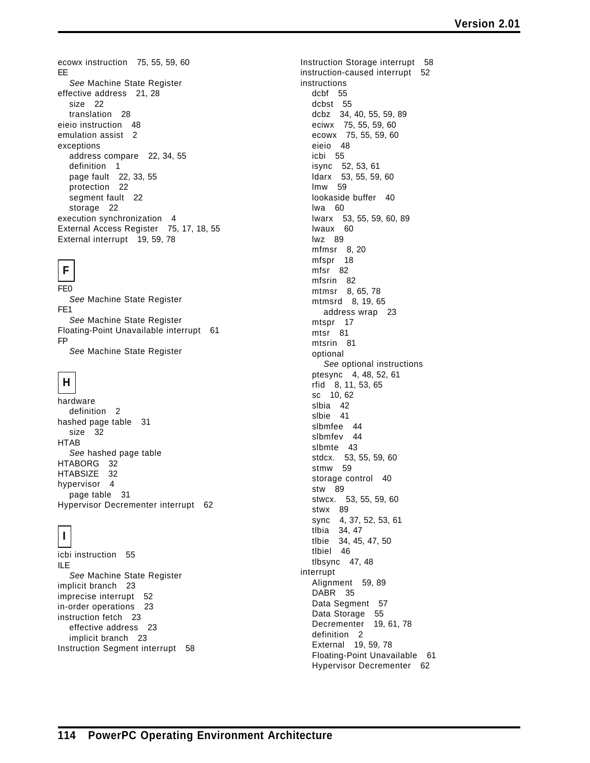ecowx instruction 75, 55, 59, 60
EE
  *See* Machine State Register
effective address 21, 28
  size 22
  translation 28
eieio instruction 48
emulation assist 2
exceptions
  address compare 22, 34, 55
  definition 1
  page fault 22, 33, 55
  protection 22
  segment fault 22
  storage 22
execution synchronization 4
External Access Register 75, 17, 18, 55
External interrupt 19, 59, 78

## F

FE0
  *See* Machine State Register
FE1
  *See* Machine State Register
Floating-Point Unavailable interrupt 61
FP
  *See* Machine State Register

## H

hardware
  definition 2
hashed page table 31
  size 32
HTAB
  *See* hashed page table
HTABORG 32
HTABSIZE 32
hypervisor 4
  page table 31
Hypervisor Decrementer interrupt 62

## I

icbi instruction 55
ILE
  *See* Machine State Register
implicit branch 23
imprecise interrupt 52
in-order operations 23
instruction fetch 23
  effective address 23
  implicit branch 23
Instruction Segment interrupt 58
Instruction Storage interrupt 58
instruction-caused interrupt 52
instructions
  dcbf 55
  dcbst 55
  dcbz 34, 40, 55, 59, 89
  eciwx 75, 55, 59, 60
  ecowx 75, 55, 59, 60
  eieio 48
  icbi 55
  isync 52, 53, 61
  ldarx 53, 55, 59, 60
  lmw 59
  lookaside buffer 40
  lwa 60
  lwarx 53, 55, 59, 60, 89
  lwaux 60
  lwz 89
  mfmsr 8, 20
  mfspr 18
  mfsr 82
  mfsrin 82
  mtmsr 8, 65, 78
  mtmsrd 8, 19, 65
    address wrap 23
  mtspr 17
  mtsr 81
  mtsrin 81
  optional
    *See* optional instructions
  ptesync 4, 48, 52, 61
  rfid 8, 11, 53, 65
  sc 10, 62
  slbia 42
  slbie 41
  slbmfee 44
  slbmfev 44
  slbmte 43
  stdcx. 53, 55, 59, 60
  stmw 59
  storage control 40
  stw 89
  stwcx. 53, 55, 59, 60
  stwx 89
  sync 4, 37, 52, 53, 61
  tlbia 34, 47
  tlbie 34, 45, 47, 50
  tlbiel 46
  tlbsync 47, 48
interrupt
  Alignment 59, 89
  DABR 35
  Data Segment 57
  Data Storage 55
  Decrementer 19, 61, 78
  definition 2
  External 19, 59, 78
  Floating-Point Unavailable 61
  Hypervisor Decrementer 62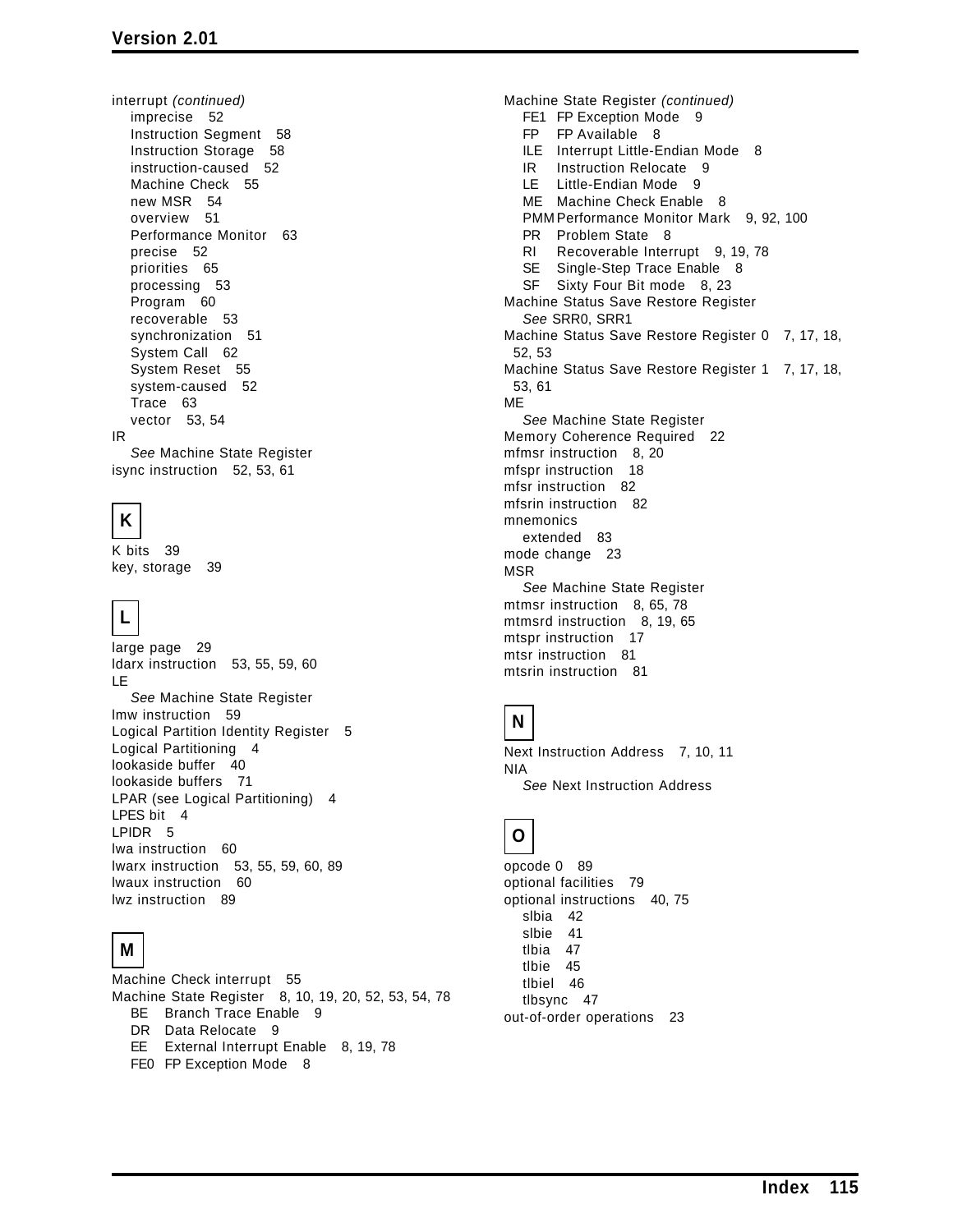interrupt *(continued)*
- imprecise 52
- Instruction Segment 58
- Instruction Storage 58
- instruction-caused 52
- Machine Check 55
- new MSR 54
- overview 51
- Performance Monitor 63
- precise 52
- priorities 65
- processing 53
- Program 60
- recoverable 53
- synchronization 51
- System Call 62
- System Reset 55
- system-caused 52
- Trace 63
- vector 53, 54

IR
- *See* Machine State Register

isync instruction 52, 53, 61

## K

K bits 39
key, storage 39

## L

large page 29
ldarx instruction 53, 55, 59, 60
LE
- *See* Machine State Register

lmw instruction 59
Logical Partition Identity Register 5
Logical Partitioning 4
lookaside buffer 40
lookaside buffers 71
LPAR (see Logical Partitioning) 4
LPES bit 4
LPIDR 5
lwa instruction 60
lwarx instruction 53, 55, 59, 60, 89
lwaux instruction 60
lwz instruction 89

## M

Machine Check interrupt 55
Machine State Register 8, 10, 19, 20, 52, 53, 54, 78
- BE Branch Trace Enable 9
- DR Data Relocate 9
- EE External Interrupt Enable 8, 19, 78
- FE0 FP Exception Mode 8

Machine State Register *(continued)*
- FE1 FP Exception Mode 9
- FP FP Available 8
- ILE Interrupt Little-Endian Mode 8
- IR Instruction Relocate 9
- LE Little-Endian Mode 9
- ME Machine Check Enable 8
- PMM Performance Monitor Mark 9, 92, 100
- PR Problem State 8
- RI Recoverable Interrupt 9, 19, 78
- SE Single-Step Trace Enable 8
- SF Sixty Four Bit mode 8, 23

Machine Status Save Restore Register
- *See* SRR0, SRR1

Machine Status Save Restore Register 0 7, 17, 18, 52, 53
Machine Status Save Restore Register 1 7, 17, 18, 53, 61
ME
- *See* Machine State Register

Memory Coherence Required 22
mfmsr instruction 8, 20
mfspr instruction 18
mfsr instruction 82
mfsrin instruction 82
mnemonics
- extended 83

mode change 23
MSR
- *See* Machine State Register

mtmsr instruction 8, 65, 78
mtmsrd instruction 8, 19, 65
mtspr instruction 17
mtsr instruction 81
mtsrin instruction 81

## N

Next Instruction Address 7, 10, 11
NIA
- *See* Next Instruction Address

## O

opcode 0 89
optional facilities 79
optional instructions 40, 75
- slbia 42
- slbie 41
- tlbia 47
- tlbie 45
- tlbiel 46
- tlbsync 47

out-of-order operations 23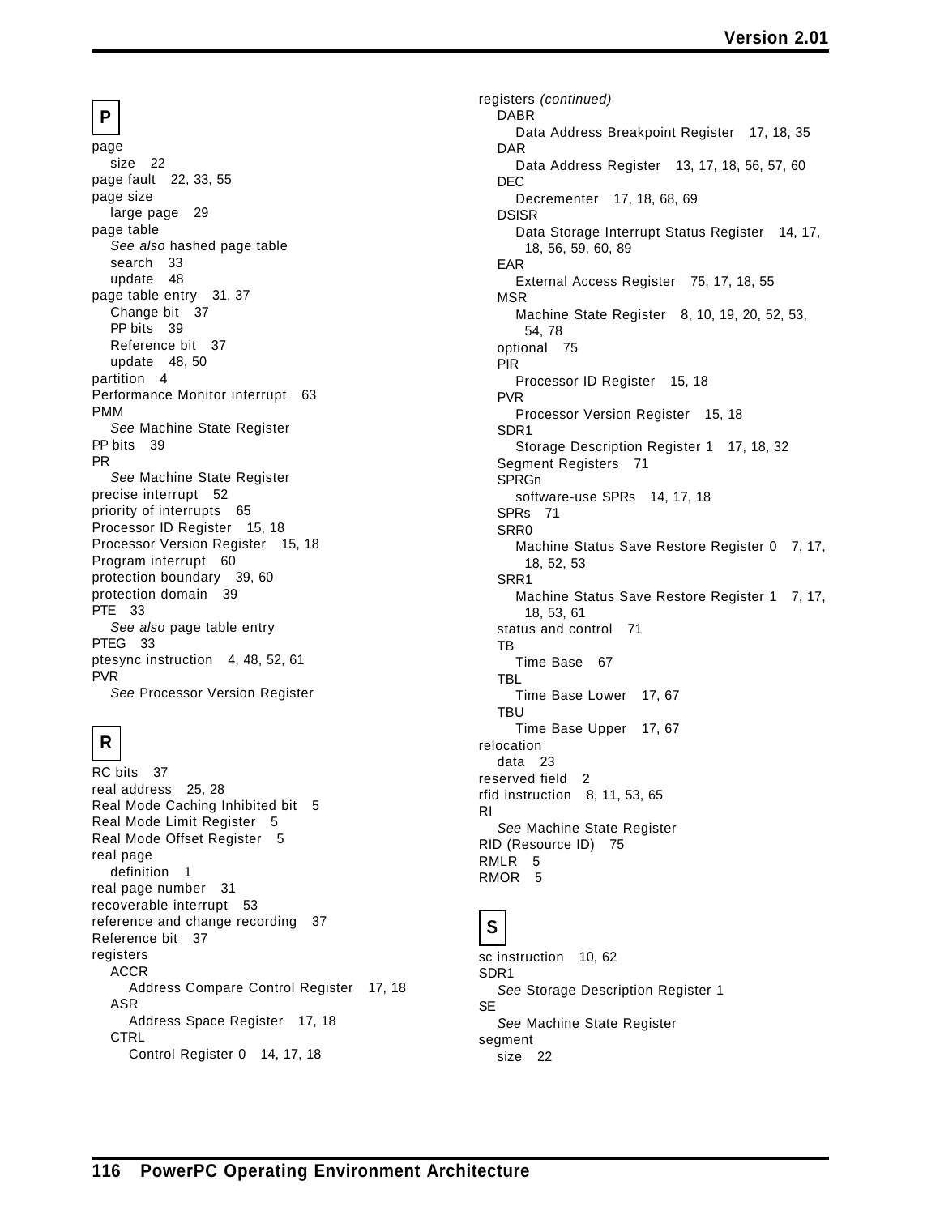## P

page
  size 22
page fault 22, 33, 55
page size
  large page 29
page table
  *See also* hashed page table
  search 33
  update 48
page table entry 31, 37
  Change bit 37
  PP bits 39
  Reference bit 37
  update 48, 50
partition 4
Performance Monitor interrupt 63
PMM
  *See* Machine State Register
PP bits 39
PR
  *See* Machine State Register
precise interrupt 52
priority of interrupts 65
Processor ID Register 15, 18
Processor Version Register 15, 18
Program interrupt 60
protection boundary 39, 60
protection domain 39
PTE 33
  *See also* page table entry
PTEG 33
ptesync instruction 4, 48, 52, 61
PVR
  *See* Processor Version Register

## R

RC bits 37
real address 25, 28
Real Mode Caching Inhibited bit 5
Real Mode Limit Register 5
Real Mode Offset Register 5
real page
  definition 1
real page number 31
recoverable interrupt 53
reference and change recording 37
Reference bit 37
registers
  ACCR
    Address Compare Control Register 17, 18
  ASR
    Address Space Register 17, 18
  CTRL
    Control Register 0 14, 17, 18

registers *(continued)*
  DABR
    Data Address Breakpoint Register 17, 18, 35
  DAR
    Data Address Register 13, 17, 18, 56, 57, 60
  DEC
    Decrementer 17, 18, 68, 69
  DSISR
    Data Storage Interrupt Status Register 14, 17, 18, 56, 59, 60, 89
  EAR
    External Access Register 75, 17, 18, 55
  MSR
    Machine State Register 8, 10, 19, 20, 52, 53, 54, 78
  optional 75
  PIR
    Processor ID Register 15, 18
  PVR
    Processor Version Register 15, 18
  SDR1
    Storage Description Register 1 17, 18, 32
  Segment Registers 71
  SPRGn
    software-use SPRs 14, 17, 18
  SPRs 71
  SRR0
    Machine Status Save Restore Register 0 7, 17, 18, 52, 53
  SRR1
    Machine Status Save Restore Register 1 7, 17, 18, 53, 61
  status and control 71
  TB
    Time Base 67
  TBL
    Time Base Lower 17, 67
  TBU
    Time Base Upper 17, 67
relocation
  data 23
reserved field 2
rfid instruction 8, 11, 53, 65
RI
  *See* Machine State Register
RID (Resource ID) 75
RMLR 5
RMOR 5

## S

sc instruction 10, 62
SDR1
  *See* Storage Description Register 1
SE
  *See* Machine State Register
segment
  size 22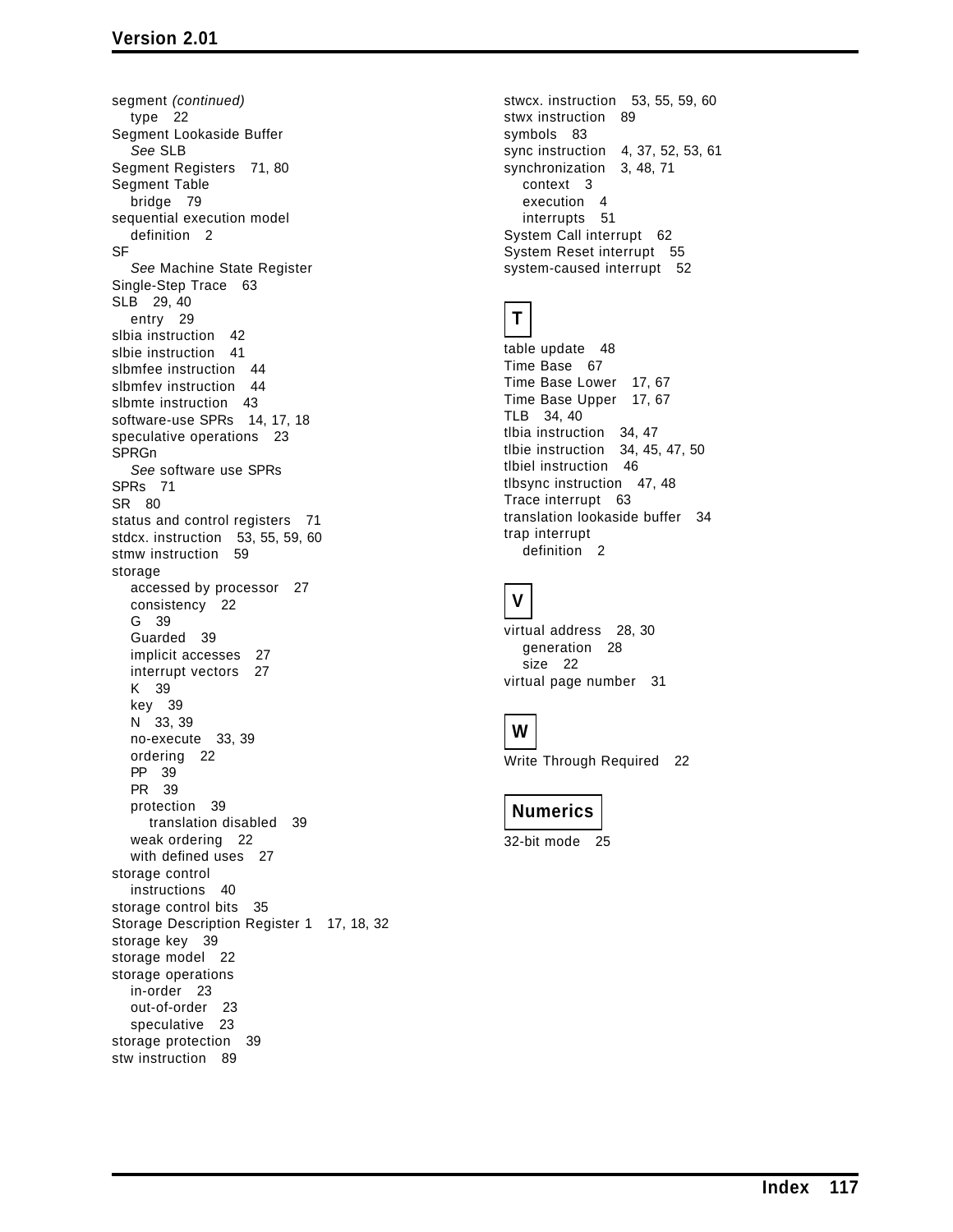segment *(continued)*
- type 22

Segment Lookaside Buffer
- *See* SLB

Segment Registers 71, 80
Segment Table
- bridge 79

sequential execution model
- definition 2

SF
- *See* Machine State Register

Single-Step Trace 63
SLB 29, 40
- entry 29

slbia instruction 42
slbie instruction 41
slbmfee instruction 44
slbmfev instruction 44
slbmte instruction 43
software-use SPRs 14, 17, 18
speculative operations 23
SPRGn
- *See* software use SPRs

SPRs 71
SR 80
status and control registers 71
stdcx. instruction 53, 55, 59, 60
stmw instruction 59
storage
- accessed by processor 27
- consistency 22
- G 39
- Guarded 39
- implicit accesses 27
- interrupt vectors 27
- K 39
- key 39
- N 33, 39
- no-execute 33, 39
- ordering 22
- PP 39
- PR 39
- protection 39
  - translation disabled 39
- weak ordering 22
- with defined uses 27

storage control
- instructions 40

storage control bits 35
Storage Description Register 1 17, 18, 32
storage key 39
storage model 22
storage operations
- in-order 23
- out-of-order 23
- speculative 23

storage protection 39
stw instruction 89
stwcx. instruction 53, 55, 59, 60
stwx instruction 89
symbols 83
sync instruction 4, 37, 52, 53, 61
synchronization 3, 48, 71
- context 3
- execution 4
- interrupts 51

System Call interrupt 62
System Reset interrupt 55
system-caused interrupt 52

## T

table update 48
Time Base 67
Time Base Lower 17, 67
Time Base Upper 17, 67
TLB 34, 40
tlbia instruction 34, 47
tlbie instruction 34, 45, 47, 50
tlbiel instruction 46
tlbsync instruction 47, 48
Trace interrupt 63
translation lookaside buffer 34
trap interrupt
- definition 2

## V

virtual address 28, 30
- generation 28
- size 22

virtual page number 31

## W

Write Through Required 22

## Numerics

32-bit mode 25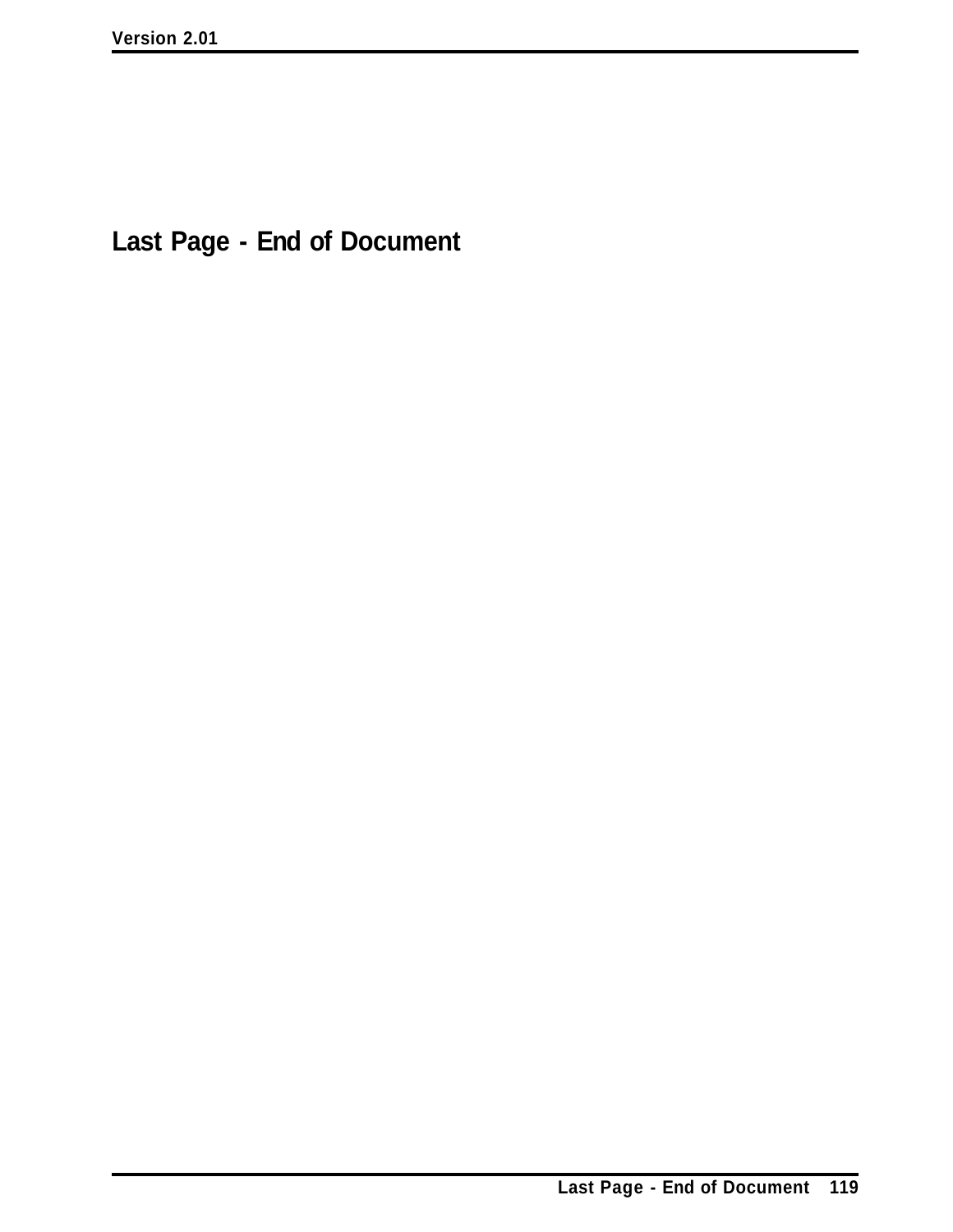# Last Page - End of Document